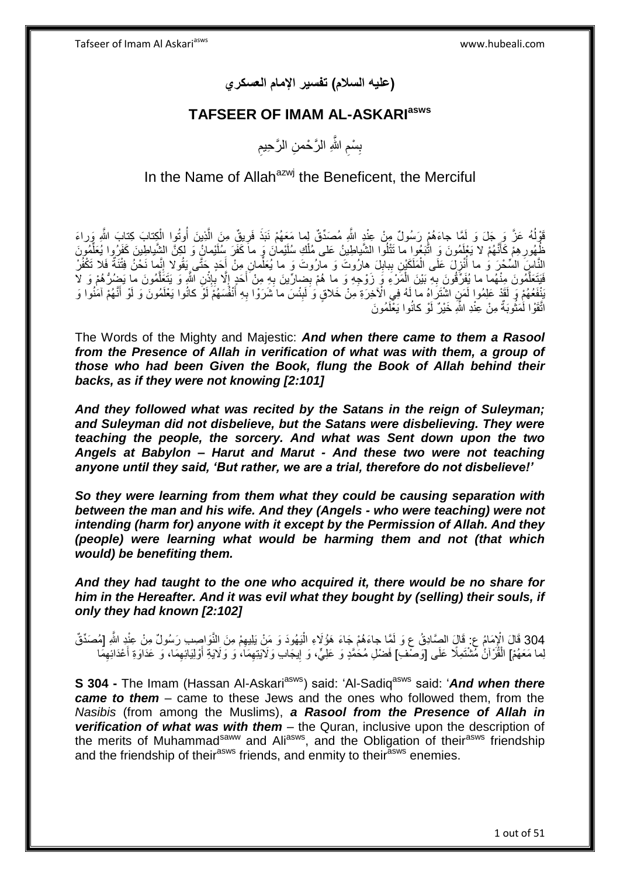# (عليه السلام) تفسير الإمام العسكري

## TAFSEER OF IMAM AL-ASKARI[asws]

بِسْمِ اللَّهِ الرَّحْمنِ الرَّحِيمِ

In the Name of Allah[azwj] the Beneficent, the Merciful

قَوْلُهُ عَزَّ وَ جَلَ وَ لَمَّا جاءَهُمْ رَسُولٌ مِنْ عِنْدِ اللَّهِ مُصَدِّقٌ لِما مَعَهُمْ نَبَذَ فَرِيقٌ مِنَ الَّذِينَ أُوتُوا الْكِتابَ كِتابَ اللَّهِ وَراءَ ظُهُورِهِمْ كَأَنَّهُمْ لا يَعْلَمُونَ وَ اتَّبَعُوا ما تَتْلُوا الشَّياطِينُ عَلى مُلْكِ سُلَيْمانَ وَ ما كَفَرَ سُلَيْمانُ وَ لكِنَّ الشَّياطِينَ كَفَرُوا يُعَلِّمُونَ النَّاسَ السِّحْرَ وَ ما أُنْزِلَ عَلَى الْمَلَكَيْنِ بِبابِلَ هارُوتَ وَ مارُوتَ وَ ما يُعَلِّمانِ مِنْ أَحَدٍ حَتَّى يَقُولا إِنَّما نَحْنُ فِتْنَةٌ فَلا تَكْفُرْ فَيَتَعَلَّمُونَ مِنْهُما ما يُفَرِّقُونَ بِهِ بَيْنَ الْمَرْءِ وَ زَوْجِهِ وَ ما هُمْ بِضارِّينَ بِهِ مِنْ أَحَدٍ إِلَّا بِإِذْنِ اللَّهِ وَ يَتَعَلَّمُونَ ما يَضُرُّهُمْ وَ لا يَنْفَعُهُمْ وَ لَقَدْ عَلِمُوا لَمَنِ اشْتَراهُ ما لَهُ فِي الْآخِرَةِ مِنْ خَلاقٍ وَ لَبِئْسَ ما شَرَوْا بِهِ أَنْفُسَهُمْ لَوْ كانُوا يَعْلَمُونَ وَ لَوْ أَنَّهُمْ آمَنُوا وَ اتَّقَوْا لَمَثُوبَةٌ مِنْ عِنْدِ اللَّهِ خَيْرٌ لَوْ كانُوا يَعْلَمُونَ

The Words of the Mighty and Majestic: ***And when there came to them a Rasool from the Presence of Allah in verification of what was with them, a group of those who had been Given the Book, flung the Book of Allah behind their backs, as if they were not knowing [2:101]***

***And they followed what was recited by the Satans in the reign of Suleyman; and Suleyman did not disbelieve, but the Satans were disbelieving. They were teaching the people, the sorcery. And what was Sent down upon the two Angels at Babylon – Harut and Marut - And these two were not teaching anyone until they said, 'But rather, we are a trial, therefore do not disbelieve!'***

***So they were learning from them what they could be causing separation with between the man and his wife. And they (Angels - who were teaching) were not intending (harm for) anyone with it except by the Permission of Allah. And they (people) were learning what would be harming them and not (that which would) be benefiting them.***

***And they had taught to the one who acquired it, there would be no share for him in the Hereafter. And it was evil what they bought by (selling) their souls, if only they had known [2:102]***

304 قَالَ الْإِمَامُ ع: قَالَ الصَّادِقُ ع وَ لَمَّا جاءَهُمْ جَاءَ هَؤُلَاءِ الْيَهُودَ وَ مَنْ يَلِيهِمْ مِنَ النَّوَاصِبِ رَسُولٌ مِنْ عِنْدِ اللَّهِ [مُصَدِّقٌ لِما مَعَهُمْ] الْقُرْآنُ مُشْتَمِلًا عَلَى [وَصْفِ] فَضْلِ مُحَمَّدٍ وَ عَلِيٍّ، وَ إِيجَابِ وَلَايَتِهِمَا، وَ وَلَايَةِ أَوْلِيَائِهِمَا، وَ عَدَاوَةِ أَعْدَائِهِمَا

**S 304 -** The Imam (Hassan Al-Askari[asws]) said: 'Al-Sadiq[asws] said: '***And when there came to them*** – came to these Jews and the ones who followed them, from the *Nasibis* (from among the Muslims), ***a Rasool from the Presence of Allah in verification of what was with them*** – the Quran, inclusive upon the description of the merits of Muhammad[saww] and Ali[asws], and the Obligation of their[asws] friendship and the friendship of their[asws] friends, and enmity to their[asws] enemies.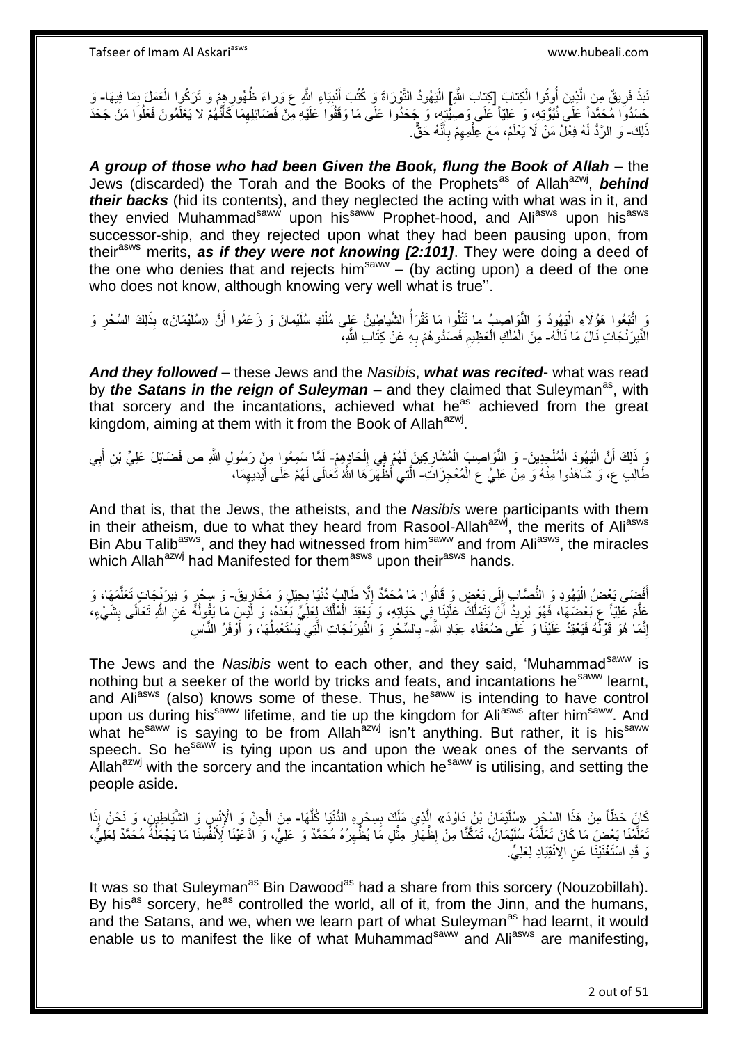نَبَذَ فَرِيقٌ مِنَ الَّذِينَ أُوتُوا الْكِتابَ [كِتابَ اللَّهِ] الْيَهُودُ التَّوْرَاةَ وَ كُتُبَ أَنْبِيَاءِ اللَّهِ ع وَرَاءَ ظُهُورِهِمْ وَ تَرَكُوا الْعَمَلَ بِمَا فِيهَا- وَ حَسَدُوا مُحَمَّداً عَلَى نُبُوَّتِهِ، وَ عَلِيّاً عَلَى وَصِيَّتِهِ، وَ جَحَدُوا عَلَى مَا وَقَفُوا عَلَيْهِ مِنْ فَضَائِلِهِمَا كَأَنَّهُمْ لا يَعْلَمُونَ فَعَلُوا مَنْ جَحَدَ ذَلِكَ- وَ الرَّدُّ لَهُ فِعْلُ مَنْ لَا يَعْلَمُ، مَعَ عِلْمِهِمْ بِأَنَّهُ حَقٌّ.

***A group of those who had been Given the Book, flung the Book of Allah*** – the Jews (discarded) the Torah and the Books of the Prophets[as] of Allah[azwj], ***behind their backs*** (hid its contents), and they neglected the acting with what was in it, and they envied Muhammad[saww] upon his[saww] Prophet-hood, and Ali[asws] upon his[asws] successor-ship, and they rejected upon what they had been pausing upon, from their[asws] merits, ***as if they were not knowing [2:101]***. They were doing a deed of the one who denies that and rejects him[saww] – (by acting upon) a deed of the one who does not know, although knowing very well what is true''.

وَ اتَّبَعُوا هَؤُلَاءِ الْيَهُودُ وَ النَّوَاصِبُ ما تَتْلُوا مَا تَقْرَأُ الشَّياطِينُ عَلى مُلْكِ سُلَيْمانَ وَ زَعَمُوا أَنَّ «سُلَيْمَانَ» بِذَلِكَ السِّحْرِ وَ النِّيرَنْجَاتِ نَالَ مَا نَالَهُ- مِنَ الْمُلْكِ الْعَظِيمِ فَصَدُّوهُمْ بِهِ عَنْ كِتَابِ اللَّهِ،

***And they followed*** – these Jews and the *Nasibis*, ***what was recited***- what was read by ***the Satans in the reign of Suleyman*** – and they claimed that Suleyman[as], with that sorcery and the incantations, achieved what he[as] achieved from the great kingdom, aiming at them with it from the Book of Allah[azwj].

وَ ذَلِكَ أَنَّ الْيَهُودَ الْمُلْحِدِينَ- وَ النَّوَاصِبَ الْمُشَارِكِينَ لَهُمْ فِي إِلْحَادِهِمْ- لَمَّا سَمِعُوا مِنْ رَسُولِ اللَّهِ ص فَضَائِلَ عَلِيِّ بْنِ أَبِي طَالِبٍ ع، وَ شَاهَدُوا مِنْهُ وَ مِنْ عَلِيٍّ ع الْمُعْجِزَاتِ- الَّتِي أَظْهَرَهَا اللَّهُ تَعَالَى لَهُمْ عَلَى أَيْدِيهِمَا،

And that is, that the Jews, the atheists, and the *Nasibis* were participants with them in their atheism, due to what they heard from Rasool-Allah[azwj], the merits of Ali[asws] Bin Abu Talib[asws], and they had witnessed from him[saww] and from Ali[asws], the miracles which Allah[azwj] had Manifested for them[asws] upon their[asws] hands.

أَفْضَى بَعْضُ الْيَهُودِ وَ النُّصَّابِ إِلَى بَعْضٍ وَ قَالُوا: مَا مُحَمَّدٌ إِلَّا طَالِبُ دُنْيَا بِحِيَلٍ وَ مَخَارِيقَ- وَ سِحْرٍ وَ نِيرَنْجَاتٍ تَعَلَّمَهَا، وَ عَلَّمَ عَلِيّاً ع بَعْضَهَا، فَهُوَ يُرِيدُ أَنْ يَتَمَلَّكَ عَلَيْنَا فِي حَيَاتِهِ، وَ يَعْقِدَ الْمُلْكَ لِعَلِيٍّ بَعْدَهُ، وَ لَيْسَ مَا يَقُولُهُ عَنِ اللَّهِ تَعَالَى بِشَيْءٍ، إِنَّمَا هُوَ قَوْلُهُ فَيَعْقِدُ عَلَيْنَا وَ عَلَى ضُعَفَاءِ عِبَادِ اللَّهِ- بِالسِّحْرِ وَ النِّيرَنْجَاتِ الَّتِي يَسْتَعْمِلُهَا، وَ أَوْفَرُ النَّاسِ

The Jews and the *Nasibis* went to each other, and they said, 'Muhammad[saww] is nothing but a seeker of the world by tricks and feats, and incantations he[saww] learnt, and Ali[asws] (also) knows some of these. Thus, he[saww] is intending to have control upon us during his[saww] lifetime, and tie up the kingdom for Ali[asws] after him[saww]. And what he[saww] is saying to be from Allah[azwj] isn't anything. But rather, it is his[saww] speech. So he[saww] is tying upon us and upon the weak ones of the servants of Allah[azwj] with the sorcery and the incantation which he[saww] is utilising, and setting the people aside.

كَانَ حَظّاً مِنْ هَذَا السِّحْرِ «سُلَيْمَانُ بْنُ دَاوُدَ» الَّذِي مَلَكَ بِسِحْرِهِ الدُّنْيَا كُلَّهَا- مِنَ الْجِنِّ وَ الْإِنْسِ وَ الشَّيَاطِينِ، وَ نَحْنُ إِذَا تَعَلَّمْنَا بَعْضَ مَا كَانَ تَعَلَّمَهُ سُلَيْمَانُ، تَمَكَّنَّا مِنْ إِظْهَارِ مِثْلِ مَا يُظْهِرُهُ مُحَمَّدٌ وَ عَلِيٌّ، وَ ادَّعَيْنَا لِأَنْفُسِنَا مَا يَجْعَلُهُ مُحَمَّدٌ لِعَلِيٍّ، وَ قَدِ اسْتَغْنَيْنَا عَنِ الِانْقِيَادِ لِعَلِيٍّ.

It was so that Suleyman[as] Bin Dawood[as] had a share from this sorcery (Nouzobillah). By his[as] sorcery, he[as] controlled the world, all of it, from the Jinn, and the humans, and the Satans, and we, when we learn part of what Suleyman[as] had learnt, it would enable us to manifest the like of what Muhammad[saww] and Ali[asws] are manifesting,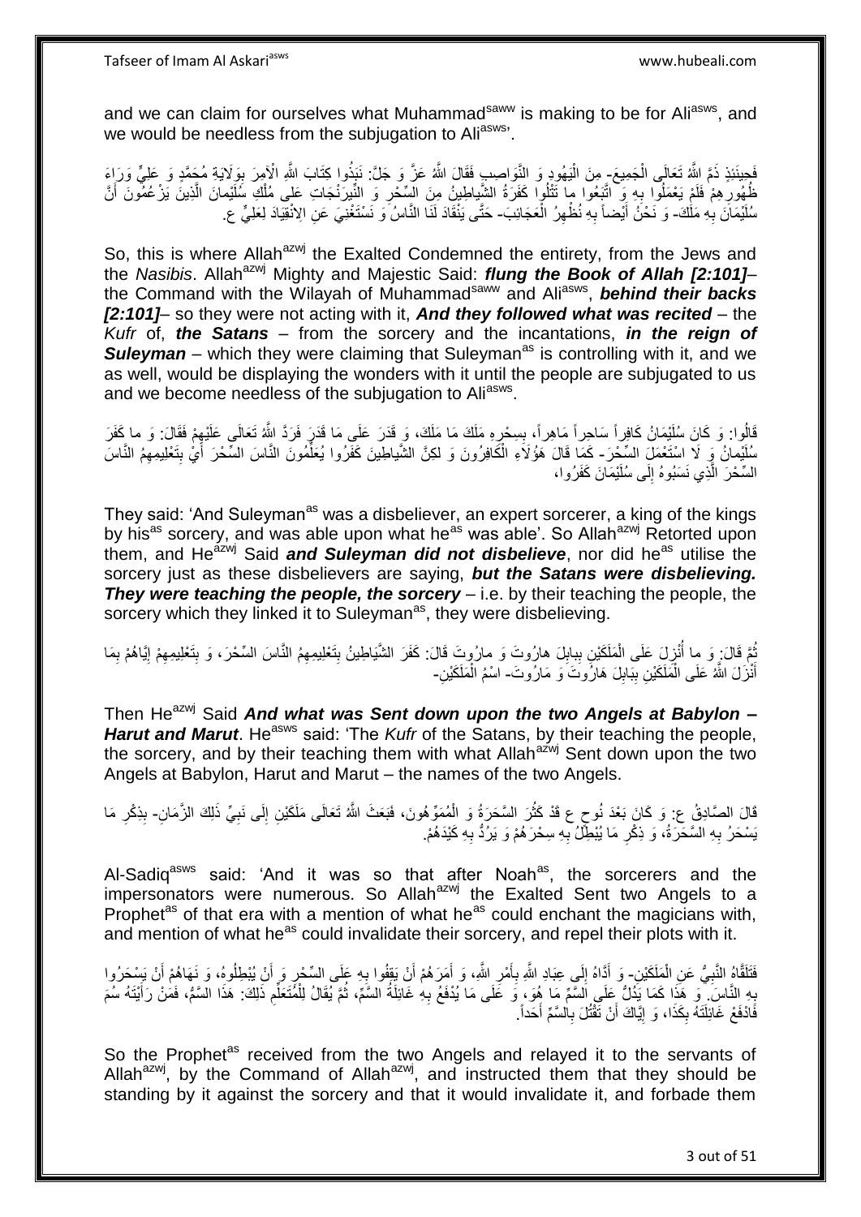and we can claim for ourselves what Muhammad[saww] is making to be for Ali[asws], and we would be needless from the subjugation to Ali[asws]'.

فَحِينَئِذٍ ذَمَّ اللَّهُ تَعَالَى الْجَمِيعَ- مِنَ الْيَهُودِ وَ النَّوَاصِبِ فَقَالَ اللَّهُ عَزَّ وَ جَلَّ: نَبَذُوا كِتابَ اللَّهِ الْآمِرَ بِوَلَايَةِ مُحَمَّدٍ وَ عَلِيٍّ وَراءَ ظُهُورِهِمْ فَلَمْ يَعْمَلُوا بِهِ وَ اتَّبَعُوا ما تَتْلُوا كَفَرَةُ الشَّياطِينُ مِنَ السِّحْرِ وَ النِّيرَنْجَاتِ عَلى مُلْكِ سُلَيْمانَ الَّذِينَ يَزْعُمُونَ أَنَّ سُلَيْمَانَ بِهِ مَلَكَ- وَ نَحْنُ أَيْضاً بِهِ نُظْهِرُ الْعَجَائِبَ- حَتَّى يَنْقَادَ لَنَا النَّاسُ وَ نَسْتَغْنِيَ عَنِ الِانْقِيَادِ لِعَلِيٍّ ع.

So, this is where Allah[azwj] the Exalted Condemned the entirety, from the Jews and the *Nasibis*. Allah[azwj] Mighty and Majestic Said: ***flung the Book of Allah [2:101]***– the Command with the Wilayah of Muhammad[saww] and Ali[asws], ***behind their backs [2:101]***– so they were not acting with it, ***And they followed what was recited*** – the *Kufr* of, ***the Satans*** – from the sorcery and the incantations, ***in the reign of Suleyman*** – which they were claiming that Suleyman[as] is controlling with it, and we as well, would be displaying the wonders with it until the people are subjugated to us and we become needless of the subjugation to Ali[asws].

قَالُوا: وَ كَانَ سُلَيْمَانُ كَافِراً سَاحِراً مَاهِراً، بِسِحْرِهِ مَلَكَ مَا مَلَكَ، وَ قَدَرَ عَلَى مَا قَدَرَ فَرَدَّ اللَّهُ تَعَالَى عَلَيْهِمْ فَقَالَ: وَ ما كَفَرَ سُلَيْمانُ وَ لَا اسْتَعْمَلَ السِّحْرَ- كَمَا قَالَ هَؤُلَاءِ الْكَافِرُونَ وَ لكِنَّ الشَّياطِينَ كَفَرُوا يُعَلِّمُونَ النَّاسَ السِّحْرَ أَيْ بِتَعْلِيمِهِمُ النَّاسَ السِّحْرَ الَّذِي نَسَبُوهُ إِلَى سُلَيْمَانَ كَفَرُوا،

They said: 'And Suleyman[as] was a disbeliever, an expert sorcerer, a king of the kings by his[as] sorcery, and was able upon what he[as] was able'. So Allah[azwj] Retorted upon them, and He[azwj] Said ***and Suleyman did not disbelieve***, nor did he[as] utilise the sorcery just as these disbelievers are saying, ***but the Satans were disbelieving. They were teaching the people, the sorcery*** – i.e. by their teaching the people, the sorcery which they linked it to Suleyman[as], they were disbelieving.

ثُمَّ قَالَ: وَ ما أُنْزِلَ عَلَى الْمَلَكَيْنِ بِبابِلَ هارُوتَ وَ مارُوتَ قَالَ: كَفَرَ الشَّيَاطِينُ بِتَعْلِيمِهِمُ النَّاسَ السِّحْرَ، وَ بِتَعْلِيمِهِمْ إِيَّاهُمْ بِمَا أَنْزَلَ اللَّهُ عَلَى الْمَلَكَيْنِ بِبَابِلَ هَارُوتَ وَ مَارُوتَ- اسْمُ الْمَلَكَيْنِ-

Then He[azwj] Said ***And what was Sent down upon the two Angels at Babylon – Harut and Marut***. He[asws] said: 'The *Kufr* of the Satans, by their teaching the people, the sorcery, and by their teaching them with what Allah[azwj] Sent down upon the two Angels at Babylon, Harut and Marut – the names of the two Angels.

قَالَ الصَّادِقُ ع: وَ كَانَ بَعْدَ نُوحٍ ع قَدْ كَثُرَ السَّحَرَةُ وَ الْمُمَوِّهُونَ، فَبَعَثَ اللَّهُ تَعَالَى مَلَكَيْنِ إِلَى نَبِيِّ ذَلِكَ الزَّمَانِ- بِذِكْرِ مَا يَسْحَرُ بِهِ السَّحَرَةُ، وَ ذِكْرِ مَا يُبْطِلُ بِهِ سِحْرَهُمْ وَ يَرُدُّ بِهِ كَيْدَهُمْ.

Al-Sadiq[asws] said: 'And it was so that after Noah[as], the sorcerers and the impersonators were numerous. So Allah[azwj] the Exalted Sent two Angels to a Prophet[as] of that era with a mention of what he[as] could enchant the magicians with, and mention of what he[as] could invalidate their sorcery, and repel their plots with it.

فَتَلَقَّاهُ النَّبِيُّ عَنِ الْمَلَكَيْنِ- وَ أَدَّاهُ إِلَى عِبَادِ اللَّهِ بِأَمْرِ اللَّهِ، وَ أَمَرَهُمْ أَنْ يَقِفُوا بِهِ عَلَى السِّحْرِ وَ أَنْ يُبْطِلُوهُ، وَ نَهَاهُمْ أَنْ يَسْحَرُوا بِهِ النَّاسَ. وَ هَذَا كَمَا يَدُلُّ عَلَى السَّمِّ مَا هُوَ، وَ عَلَى مَا يُدْفَعُ بِهِ غَائِلَةُ السَّمِّ، ثُمَّ يُقَالُ لِلْمُتَعَلِّمِ ذَلِكَ: هَذَا السَّمُّ، فَمَنْ رَأَيْتَهُ سُمَّ فَادْفَعْ غَائِلَتَهُ بِكَذَا، وَ إِيَّاكَ أَنْ تَقْتُلَ بِالسَّمِّ أَحَداً.

So the Prophet[as] received from the two Angels and relayed it to the servants of Allah[azwj], by the Command of Allah[azwj], and instructed them that they should be standing by it against the sorcery and that it would invalidate it, and forbade them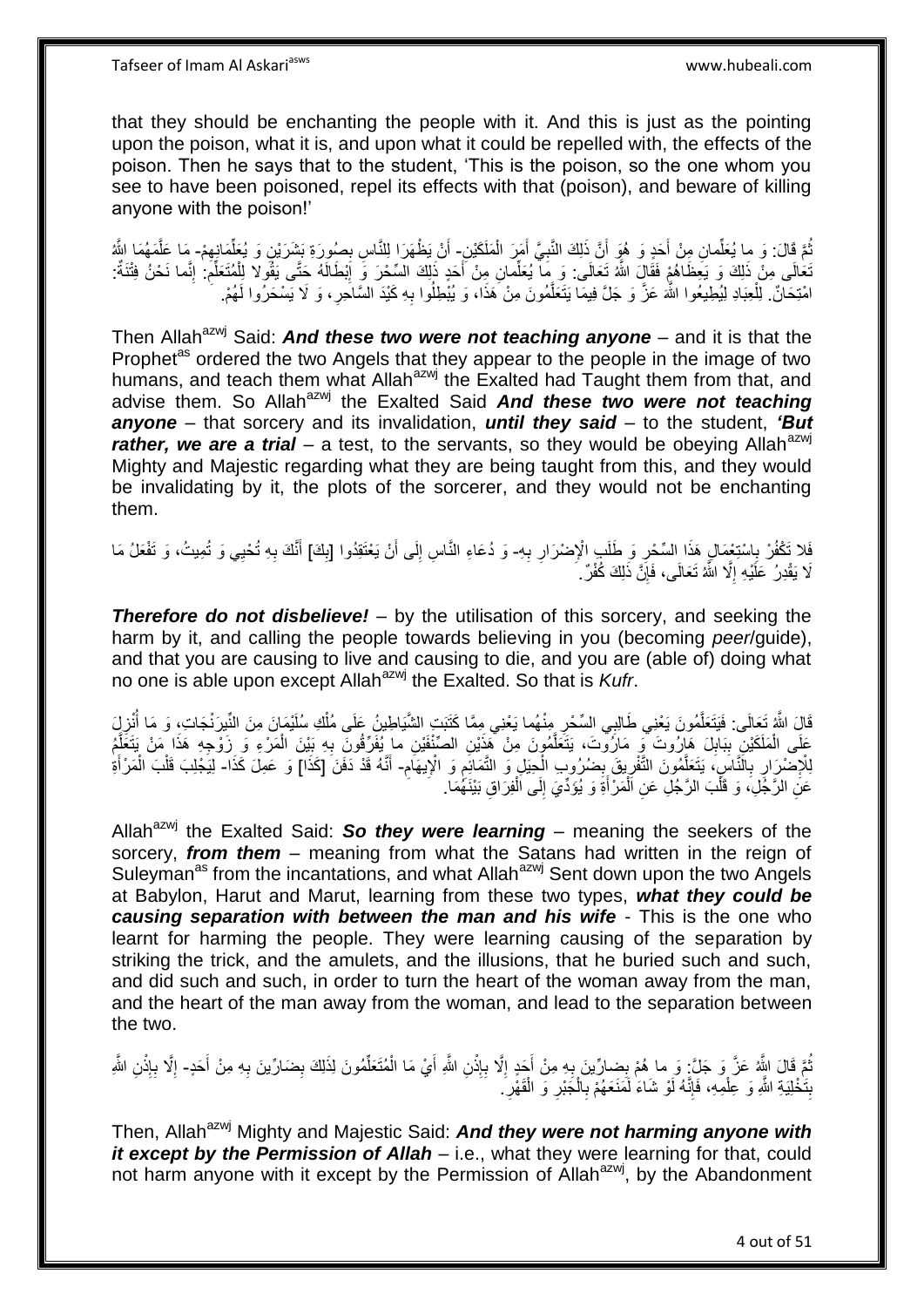that they should be enchanting the people with it. And this is just as the pointing upon the poison, what it is, and upon what it could be repelled with, the effects of the poison. Then he says that to the student, 'This is the poison, so the one whom you see to have been poisoned, repel its effects with that (poison), and beware of killing anyone with the poison!'

ثُمَّ قَالَ: وَ ما يُعَلِّمانِ مِنْ أَحَدٍ وَ هُوَ أَنَّ ذَلِكَ النَّبِيَّ أَمَرَ الْمَلَكَيْنِ- أَنْ يَظْهَرَا لِلنَّاسِ بِصُورَةِ بَشَرَيْنِ وَ يُعَلِّمَانِهِمْ- مَا عَلَّمَهُمَا اللَّهُ تَعَالَى مِنْ ذَلِكَ وَ يَعِظَاهُمْ فَقَالَ اللَّهُ تَعَالَى: وَ ما يُعَلِّمانِ مِنْ أَحَدٍ ذَلِكَ السِّحْرَ وَ إِبْطَالَهُ حَتَّى يَقُولا لِلْمُتَعَلِّمِ: إِنَّما نَحْنُ فِتْنَةٌ: امْتِحَانٌ لِلْعِبَادِ لِيُطِيعُوا اللَّهَ عَزَّ وَ جَلَّ فِيمَا يَتَعَلَّمُونَ مِنْ هَذَا، وَ يُبْطِلُوا بِهِ كَيْدَ السَّاحِرِ، وَ لَا يَسْحَرُوا لَهُمْ.

Then Allah[azwj] Said: ***And these two were not teaching anyone*** – and it is that the Prophet[as] ordered the two Angels that they appear to the people in the image of two humans, and teach them what Allah[azwj] the Exalted had Taught them from that, and advise them. So Allah[azwj] the Exalted Said ***And these two were not teaching anyone*** – that sorcery and its invalidation, ***until they said*** – to the student, ***'But rather, we are a trial*** – a test, to the servants, so they would be obeying Allah[azwj] Mighty and Majestic regarding what they are being taught from this, and they would be invalidating by it, the plots of the sorcerer, and they would not be enchanting them.

فَلا تَكْفُرْ بِاسْتِعْمَالِ هَذَا السِّحْرِ وَ طَلَبِ الْإِضْرَارِ بِهِ- وَ دُعَاءِ النَّاسِ إِلَى أَنْ يَعْتَقِدُوا [بِكَ] أَنَّكَ بِهِ تُحْيِي وَ تُمِيتُ، وَ تَفْعَلُ مَا لَا يَقْدِرُ عَلَيْهِ إِلَّا اللَّهُ تَعَالَى، فَإِنَّ ذَلِكَ كُفْرٌ.

***Therefore do not disbelieve!*** – by the utilisation of this sorcery, and seeking the harm by it, and calling the people towards believing in you (becoming *peer*/guide), and that you are causing to live and causing to die, and you are (able of) doing what no one is able upon except Allah[azwj] the Exalted. So that is *Kufr*.

قَالَ اللَّهُ تَعَالَى: فَيَتَعَلَّمُونَ يَعْنِي طَالِبِي السِّحْرِ مِنْهُما يَعْنِي مِمَّا كَتَبَتِ الشَّيَاطِينُ عَلَى مُلْكِ سُلَيْمَانَ مِنَ النِّيرَنْجَاتِ، وَ مَا أُنْزِلَ عَلَى الْمَلَكَيْنِ بِبَابِلَ هَارُوتَ وَ مَارُوتَ، يَتَعَلَّمُونَ مِنْ هَذَيْنِ الصِّنْفَيْنِ ما يُفَرِّقُونَ بِهِ بَيْنَ الْمَرْءِ وَ زَوْجِهِ هَذَا مَنْ يَتَعَلَّمُ لِلْإِضْرَارِ بِالنَّاسِ، يَتَعَلَّمُونَ التَّفْرِيقَ بِضُرُوبِ الْحِيَلِ وَ التَّمَائِمِ وَ الْإِيهَامِ- أَنَّهُ قَدْ دَفَنَ [كَذَا] وَ عَمِلَ كَذَا- لِيَجْلِبَ قَلْبَ الْمَرْأَةِ عَنِ الرَّجُلِ، وَ قَلْبَ الرَّجُلِ عَنِ الْمَرْأَةِ وَ يُؤَدِّيَ إِلَى الْفِرَاقِ بَيْنَهُمَا.

Allah[azwj] the Exalted Said: ***So they were learning*** – meaning the seekers of the sorcery, ***from them*** – meaning from what the Satans had written in the reign of Suleyman[as] from the incantations, and what Allah[azwj] Sent down upon the two Angels at Babylon, Harut and Marut, learning from these two types, ***what they could be causing separation with between the man and his wife*** - This is the one who learnt for harming the people. They were learning causing of the separation by striking the trick, and the amulets, and the illusions, that he buried such and such, and did such and such, in order to turn the heart of the woman away from the man, and the heart of the man away from the woman, and lead to the separation between the two.

ثُمَّ قَالَ اللَّهُ عَزَّ وَ جَلَّ: وَ ما هُمْ بِضارِّينَ بِهِ مِنْ أَحَدٍ إِلَّا بِإِذْنِ اللَّهِ أَيْ مَا الْمُتَعَلِّمُونَ لِذَلِكَ بِضَارِّينَ بِهِ مِنْ أَحَدٍ- إِلَّا بِإِذْنِ اللَّهِ بِتَخْلِيَةِ اللَّهِ وَ عِلْمِهِ، فَإِنَّهُ لَوْ شَاءَ لَمَنَعَهُمْ بِالْجَبْرِ وَ الْقَهْرِ.

Then, Allah[azwj] Mighty and Majestic Said: ***And they were not harming anyone with it except by the Permission of Allah*** – i.e., what they were learning for that, could not harm anyone with it except by the Permission of Allah[azwj], by the Abandonment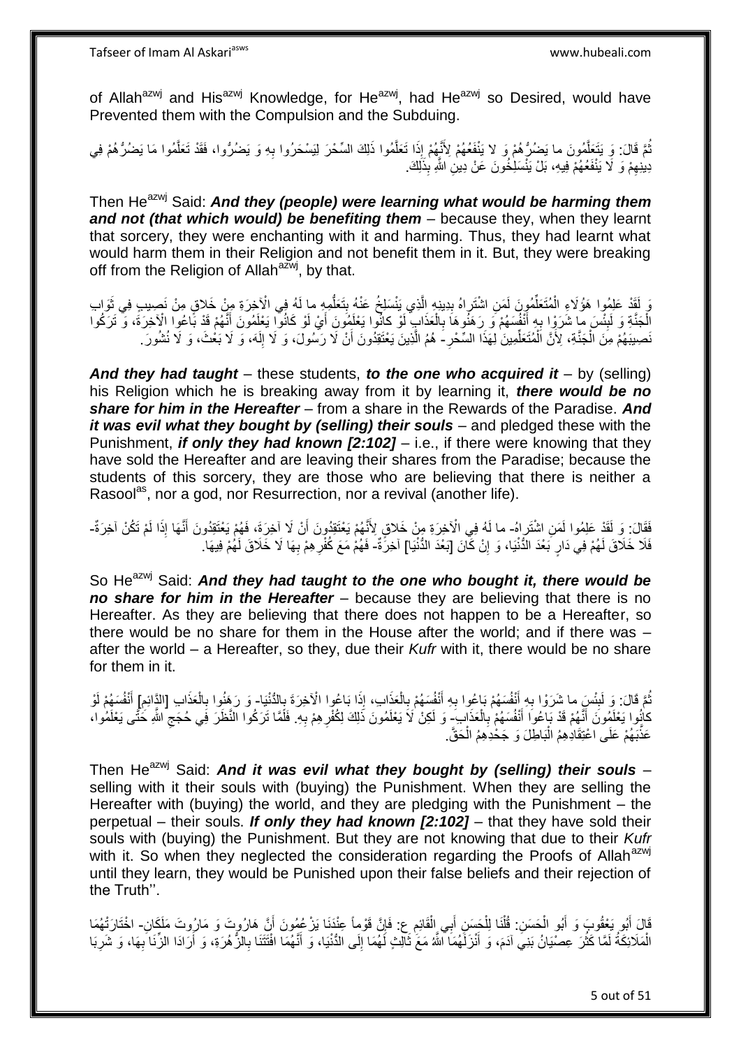of Allah[azwj] and His[azwj] Knowledge, for He[azwj], had He[azwj] so Desired, would have Prevented them with the Compulsion and the Subduing.

ثُمَّ قَالَ: وَ يَتَعَلَّمُونَ ما يَضُرُّهُمْ وَ لا يَنْفَعُهُمْ لِأَنَّهُمْ إِذَا تَعَلَّمُوا ذَلِكَ السِّحْرَ لِيَسْحَرُوا بِهِ وَ يَضُرُّوا، فَقَدْ تَعَلَّمُوا مَا يَضُرُّهُمْ فِي دِينِهِمْ وَ لَا يَنْفَعُهُمْ فِيهِ، بَلْ يَنْسَلِخُونَ عَنْ دِينِ اللَّهِ بِذَلِكَ.

Then He[azwj] Said: ***And they (people) were learning what would be harming them and not (that which would) be benefiting them*** – because they, when they learnt that sorcery, they were enchanting with it and harming. Thus, they had learnt what would harm them in their Religion and not benefit them in it. But, they were breaking off from the Religion of Allah[azwj], by that.

وَ لَقَدْ عَلِمُوا هَؤُلَاءِ الْمُتَعَلِّمُونَ لَمَنِ اشْتَراهُ بِدِينِهِ الَّذِي يَنْسَلِخُ عَنْهُ بِتَعَلُّمِهِ ما لَهُ فِي الْآخِرَةِ مِنْ خَلاقٍ مِنْ نَصِيبٍ فِي ثَوَابِ الْجَنَّةِ وَ لَبِئْسَ ما شَرَوْا بِهِ أَنْفُسَهُمْ وَ رَهَنُوهَا بِالْعَذَابِ لَوْ كانُوا يَعْلَمُونَ أَيْ لَوْ كَانُوا يَعْلَمُونَ أَنَّهُمْ قَدْ بَاعُوا الْآخِرَةَ، وَ تَرَكُوا نَصِيبَهُمْ مِنَ الْجَنَّةِ، لِأَنَّ الْمُتَعَلِّمِينَ لِهَذَا السِّحْرِ- هُمُ الَّذِينَ يَعْتَقِدُونَ أَنْ لَا رَسُولَ، وَ لَا إِلَهَ، وَ لَا بَعْثَ، وَ لَا نُشُورَ.

***And they had taught*** – these students, ***to the one who acquired it*** – by (selling) his Religion which he is breaking away from it by learning it, ***there would be no share for him in the Hereafter*** – from a share in the Rewards of the Paradise. ***And it was evil what they bought by (selling) their souls*** – and pledged these with the Punishment, ***if only they had known [2:102]*** – i.e., if there were knowing that they have sold the Hereafter and are leaving their shares from the Paradise; because the students of this sorcery, they are those who are believing that there is neither a Rasool[as], nor a god, nor Resurrection, nor a revival (another life).

فَقَالَ: وَ لَقَدْ عَلِمُوا لَمَنِ اشْتَراهُ- ما لَهُ فِي الْآخِرَةِ مِنْ خَلاقٍ لِأَنَّهُمْ يَعْتَقِدُونَ أَنْ لَا آخِرَةَ، فَهُمْ يَعْتَقِدُونَ أَنَّهَا إِذَا لَمْ تَكُنْ آخِرَةٌ- فَلَا خَلَاقَ لَهُمْ فِي دَارٍ بَعْدَ الدُّنْيَا، وَ إِنْ كَانَ [بَعْدَ الدُّنْيَا] آخِرَةٌ- فَهُمْ مَعَ كُفْرِهِمْ بِهَا لَا خَلَاقَ لَهُمْ فِيهَا.

So He[azwj] Said: ***And they had taught to the one who bought it, there would be no share for him in the Hereafter*** – because they are believing that there is no Hereafter. As they are believing that there does not happen to be a Hereafter, so there would be no share for them in the House after the world; and if there was – after the world – a Hereafter, so they, due their *Kufr* with it, there would be no share for them in it.

ثُمَّ قَالَ: وَ لَبِئْسَ ما شَرَوْا بِهِ أَنْفُسَهُمْ بَاعُوا بِهِ أَنْفُسَهُمْ بِالْعَذَابِ، إِذَا بَاعُوا الْآخِرَةَ بِالدُّنْيَا- وَ رَهَنُوا بِالْعَذَابِ [الدَّائِمِ] أَنْفُسَهُمْ لَوْ كانُوا يَعْلَمُونَ أَنَّهُمْ قَدْ بَاعُوا أَنْفُسَهُمْ بِالْعَذَابِ- وَ لَكِنْ لَا يَعْلَمُونَ ذَلِكَ لِكُفْرِهِمْ بِهِ. فَلَمَّا تَرَكُوا النَّظَرَ فِي حُجَجِ اللَّهِ حَتَّى يَعْلَمُوا، عَذَّبَهُمْ عَلَى اعْتِقَادِهِمُ الْبَاطِلَ وَ جَحْدِهِمُ الْحَقَّ.

Then He[azwj] Said: ***And it was evil what they bought by (selling) their souls*** – selling with it their souls with (buying) the Punishment. When they are selling the Hereafter with (buying) the world, and they are pledging with the Punishment – the perpetual – their souls. ***If only they had known [2:102]*** – that they have sold their souls with (buying) the Punishment. But they are not knowing that due to their *Kufr* with it. So when they neglected the consideration regarding the Proofs of Allah[azwj] until they learn, they would be Punished upon their false beliefs and their rejection of the Truth''.

قَالَ أَبُو يَعْقُوبَ وَ أَبُو الْحَسَنِ: قُلْنَا لِلْحَسَنِ أَبِي الْقَائِمِ ع: فَإِنَّ قَوْماً عِنْدَنَا يَزْعُمُونَ أَنَّ هَارُوتَ وَ مَارُوتَ مَلَكَانِ- اخْتَارَتْهُمَا الْمَلَائِكَةُ لَمَّا كَثُرَ عِصْيَانُ بَنِي آدَمَ، وَ أَنْزَلَهُمَا اللَّهُ مَعَ ثَالِثٍ لَهُمَا إِلَى الدُّنْيَا، وَ أَنَّهُمَا افْتَتَنَا بِالزُّهَرَةِ، وَ أَرَادَا الزِّنَا بِهَا، وَ شَرِبَا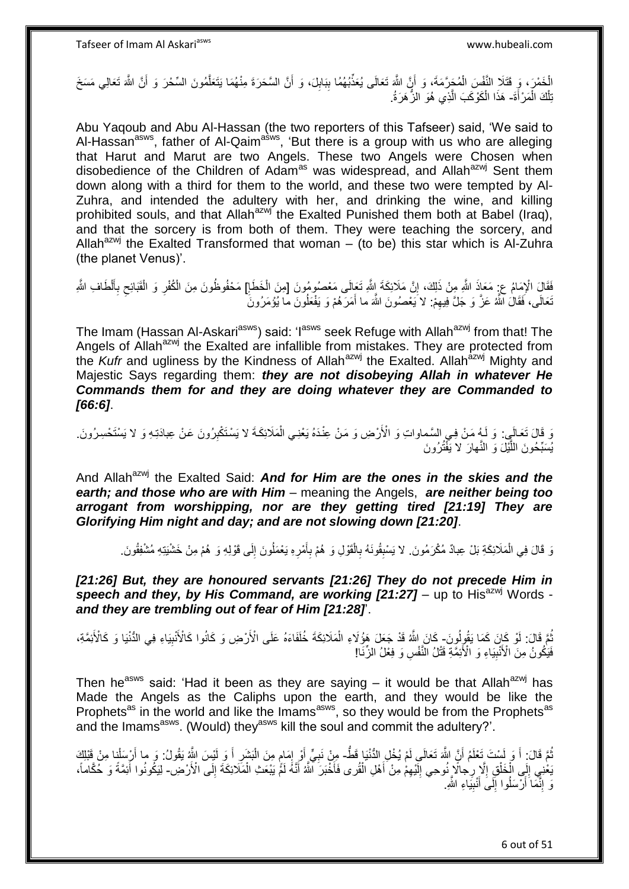الْخَمْرَ، وَ قَتَلَا النَّفْسَ الْمُحَرَّمَةَ، وَ أَنَّ اللَّهَ تَعَالَى يُعَذِّبُهُمَا بِبَابِلَ، وَ أَنَّ السَّحَرَةَ مِنْهُمَا يَتَعَلَّمُونَ السِّحْرَ وَ أَنَّ اللَّهَ تَعَالَى مَسَخَ تِلْكَ الْمَرْأَةَ- هَذَا الْكَوْكَبَ الَّذِي هُوَ الزُّهَرَةُ.

Abu Yaqoub and Abu Al-Hassan (the two reporters of this Tafseer) said, 'We said to Al-Hassan[asws], father of Al-Qaim[asws], 'But there is a group with us who are alleging that Harut and Marut are two Angels. These two Angels were Chosen when disobedience of the Children of Adam[as] was widespread, and Allah[azwj] Sent them down along with a third for them to the world, and these two were tempted by Al-Zuhra, and intended the adultery with her, and drinking the wine, and killing prohibited souls, and that Allah[azwj] the Exalted Punished them both at Babel (Iraq), and that the sorcery is from both of them. They were teaching the sorcery, and Allah[azwj] the Exalted Transformed that woman – (to be) this star which is Al-Zuhra (the planet Venus)'.

فَقَالَ الْإِمَامُ ع: مَعَاذَ اللَّهِ مِنْ ذَلِكَ، إِنَّ مَلَائِكَةَ اللَّهِ تَعَالَى مَعْصُومُونَ [مِنَ الْخَطَإِ] مَحْفُوظُونَ مِنَ الْكُفْرِ وَ الْقَبَائِحِ بِأَلْطَافِ اللَّهِ تَعَالَى، فَقَالَ اللَّهُ عَزَّ وَ جَلَّ فِيهِمْ: لا يَعْصُونَ اللَّهَ ما أَمَرَهُمْ وَ يَفْعَلُونَ ما يُؤْمَرُونَ

The Imam (Hassan Al-Askari[asws]) said: 'I[asws] seek Refuge with Allah[azwj] from that! The Angels of Allah[azwj] the Exalted are infallible from mistakes. They are protected from the *Kufr* and ugliness by the Kindness of Allah[azwj] the Exalted. Allah[azwj] Mighty and Majestic Says regarding them: ***they are not disobeying Allah in whatever He Commands them for and they are doing whatever they are Commanded to [66:6]***.

وَ قَالَ تَعَالَى: وَ لَهُ مَنْ فِي السَّماواتِ وَ الْأَرْضِ وَ مَنْ عِنْدَهُ يَعْنِي الْمَلَائِكَةَ لا يَسْتَكْبِرُونَ عَنْ عِبادَتِهِ وَ لا يَسْتَحْسِرُونَ. يُسَبِّحُونَ اللَّيْلَ وَ النَّهارَ لا يَفْتُرُونَ

And Allah[azwj] the Exalted Said: ***And for Him are the ones in the skies and the earth; and those who are with Him*** – meaning the Angels, ***are neither being too arrogant from worshipping, nor are they getting tired [21:19] They are Glorifying Him night and day; and are not slowing down [21:20]***.

وَ قَالَ فِي الْمَلَائِكَةِ بَلْ عِبادٌ مُكْرَمُونَ. لا يَسْبِقُونَهُ بِالْقَوْلِ وَ هُمْ بِأَمْرِهِ يَعْمَلُونَ إِلَى قَوْلِهِ وَ هُمْ مِنْ خَشْيَتِهِ مُشْفِقُونَ.

***[21:26] But, they are honoured servants [21:26] They do not precede Him in speech and they, by His Command, are working [21:27]*** – up to His[azwj] Words - ***and they are trembling out of fear of Him [21:28]***'.

ثُمَّ قَالَ: لَوْ كَانَ كَمَا يَقُولُونَ- كَانَ اللَّهُ قَدْ جَعَلَ هَؤُلَاءِ الْمَلَائِكَةَ خُلَفَاءَهُ عَلَى الْأَرْضِ وَ كَانُوا كَالْأَنْبِيَاءِ فِي الدُّنْيَا وَ كَالْأَئِمَّةِ، فَيَكُونُ مِنَ الْأَنْبِيَاءِ وَ الْأَئِمَّةِ قَتْلُ النَّفْسِ وَ فِعْلُ الزِّنَا!

Then he[asws] said: 'Had it been as they are saying – it would be that Allah[azwj] has Made the Angels as the Caliphs upon the earth, and they would be like the Prophets[as] in the world and like the Imams[asws], so they would be from the Prophets[as] and the Imams[asws]. (Would) they[asws] kill the soul and commit the adultery?'.

ثُمَّ قَالَ: أَ وَ لَسْتَ تَعْلَمُ أَنَّ اللَّهَ تَعَالَى لَمْ يُخْلِ الدُّنْيَا قَطُّ- مِنْ نَبِيٍّ أَوْ إِمَامٍ مِنَ الْبَشَرِ أَ وَ لَيْسَ اللَّهُ يَقُولُ: وَ ما أَرْسَلْنا مِنْ قَبْلِكَ يَعْنِي إِلَى الْخَلْقِ إِلَّا رِجالًا نُوحِي إِلَيْهِمْ مِنْ أَهْلِ الْقُرى فَأَخْبَرَ اللَّهُ أَنَّهُ لَمْ يَبْعَثِ الْمَلَائِكَةَ إِلَى الْأَرْضِ- لِيَكُونُوا أَئِمَّةً وَ حُكَّاماً، وَ إِنَّمَا أُرْسِلُوا إِلَى أَنْبِيَاءِ اللَّهِ.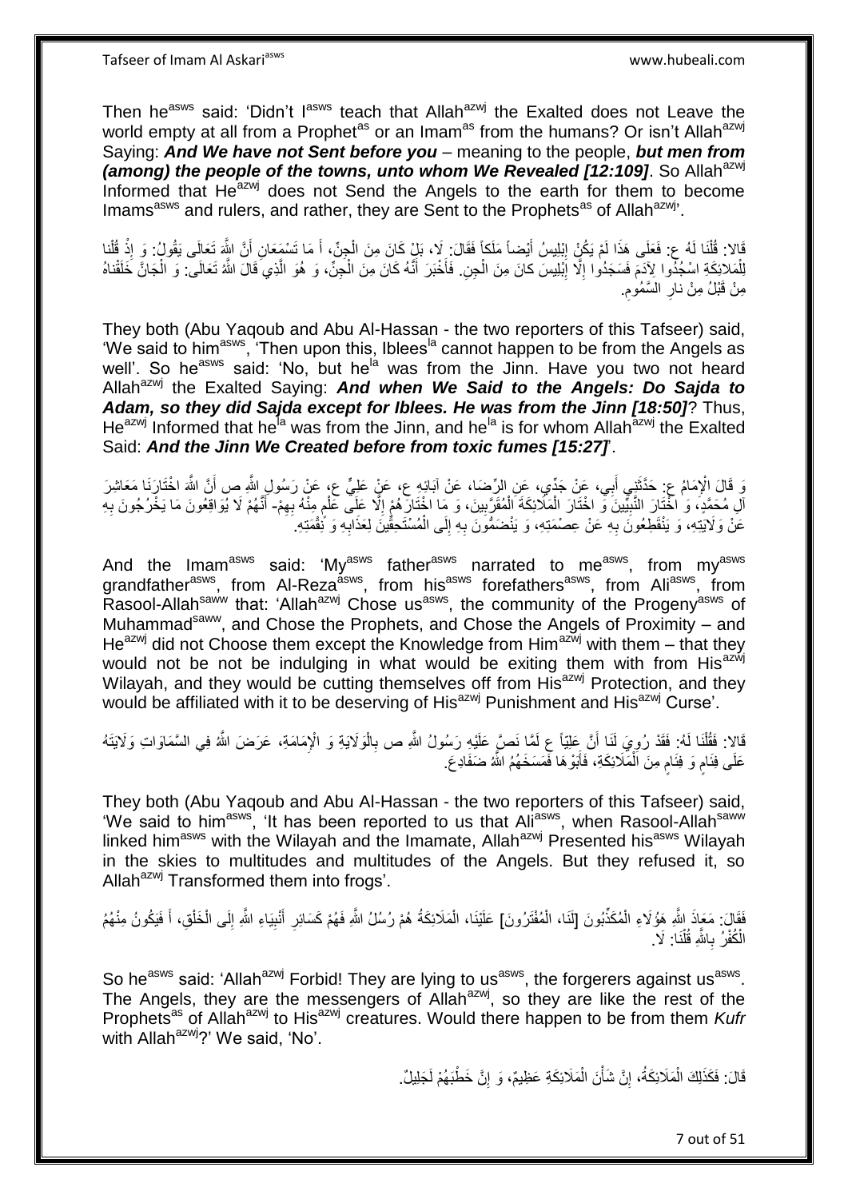Then he[asws] said: 'Didn't I[asws] teach that Allah[azwj] the Exalted does not Leave the world empty at all from a Prophet[as] or an Imam[as] from the humans? Or isn't Allah[azwj] Saying: ***And We have not Sent before you*** – meaning to the people, ***but men from (among) the people of the towns, unto whom We Revealed [12:109]***. So Allah[azwj] Informed that He[azwj] does not Send the Angels to the earth for them to become Imams[asws] and rulers, and rather, they are Sent to the Prophets[as] of Allah[azwj]'.

قَالا: قُلْنَا لَهُ ع: فَعَلَى هَذَا لَمْ يَكُنْ إِبْلِيسُ أَيْضاً مَلَكاً فَقَالَ: لَا، بَلْ كَانَ مِنَ الْجِنِّ، أَ مَا تَسْمَعَانِ أَنَّ اللَّهَ تَعَالَى يَقُولُ: وَ إِذْ قُلْنا لِلْمَلائِكَةِ اسْجُدُوا لِآدَمَ فَسَجَدُوا إِلَّا إِبْلِيسَ كانَ مِنَ الْجِنِ. فَأَخْبَرَ أَنَّهُ كَانَ مِنَ الْجِنِّ، وَ هُوَ الَّذِي قَالَ اللَّهُ تَعَالَى: وَ الْجَانَّ خَلَقْناهُ مِنْ قَبْلُ مِنْ نارِ السَّمُومِ.

They both (Abu Yaqoub and Abu Al-Hassan - the two reporters of this Tafseer) said, 'We said to him[asws], 'Then upon this, Iblees[la] cannot happen to be from the Angels as well'. So he[asws] said: 'No, but he[la] was from the Jinn. Have you two not heard Allah[azwj] the Exalted Saying: ***And when We Said to the Angels: Do Sajda to Adam, so they did Sajda except for Iblees. He was from the Jinn [18:50]***? Thus, He[azwj] Informed that he[la] was from the Jinn, and he[la] is for whom Allah[azwj] the Exalted Said: ***And the Jinn We Created before from toxic fumes [15:27]***'.

وَ قَالَ الْإِمَامُ ع: حَدَّثَنِي أَبِي، عَنْ جَدِّي، عَنِ الرِّضَا، عَنْ آبَائِهِ ع، عَنْ عَلِيٍّ ع، عَنْ رَسُولِ اللَّهِ ص أَنَّ اللَّهَ اخْتَارَنَا مَعَاشِرَ آلِ مُحَمَّدٍ، وَ اخْتَارَ النَّبِيِّينَ وَ اخْتَارَ الْمَلَائِكَةَ الْمُقَرَّبِينَ، وَ مَا اخْتَارَهُمْ إِلَّا عَلَى عِلْمٍ مِنْهُ بِهِمْ- أَنَّهُمْ لَا يُوَاقِعُونَ مَا يَخْرُجُونَ بِهِ عَنْ وَلَايَتِهِ، وَ يَنْقَطِعُونَ بِهِ عَنْ عِصْمَتِهِ، وَ يَنْضَمُّونَ بِهِ إِلَى الْمُسْتَحِقِّينَ لِعَذَابِهِ وَ نَقِمَتِهِ.

And the Imam[asws] said: 'My[asws] father[asws] narrated to me[asws], from my[asws] grandfather[asws], from Al-Reza[asws], from his[asws] forefathers[asws], from Ali[asws], from Rasool-Allah[saww] that: 'Allah[azwj] Chose us[asws], the community of the Progeny[asws] of Muhammad[saww], and Chose the Prophets, and Chose the Angels of Proximity – and He[azwj] did not Choose them except the Knowledge from Him[azwj] with them – that they would not be not be indulging in what would be exiting them with from His[azwj] Wilayah, and they would be cutting themselves off from His[azwj] Protection, and they would be affiliated with it to be deserving of His[azwj] Punishment and His[azwj] Curse'.

قَالا: فَقُلْنَا لَهُ: فَقَدْ رُوِيَ لَنَا أَنَّ عَلِيّاً ع لَمَّا نَصَّ عَلَيْهِ رَسُولُ اللَّهِ ص بِالْوَلَايَةِ وَ الْإِمَامَةِ، عَرَضَ اللَّهُ فِي السَّمَاوَاتِ وَلَايَتَهُ عَلَى فِئَامٍ وَ فِئَامٍ مِنَ الْمَلَائِكَةِ، فَأَبَوْهَا فَمَسَخَهُمُ اللَّهُ ضَفَادِعَ.

They both (Abu Yaqoub and Abu Al-Hassan - the two reporters of this Tafseer) said, 'We said to him[asws], 'It has been reported to us that Ali[asws], when Rasool-Allah[saww] linked him[asws] with the Wilayah and the Imamate, Allah[azwj] Presented his[asws] Wilayah in the skies to multitudes and multitudes of the Angels. But they refused it, so Allah[azwj] Transformed them into frogs'.

فَقَالَ: مَعَاذَ اللَّهِ هَؤُلَاءِ الْمُكَذِّبُونَ [لَنَا، الْمُفْتَرُونَ] عَلَيْنَا، الْمَلَائِكَةُ هُمْ رُسُلُ اللَّهِ فَهُمْ كَسَائِرِ أَنْبِيَاءِ اللَّهِ إِلَى الْخَلْقِ، أَ فَيَكُونُ مِنْهُمُ الْكُفْرُ بِاللَّهِ قُلْنَا: لَا.

So he[asws] said: 'Allah[azwj] Forbid! They are lying to us[asws], the forgerers against us[asws]. The Angels, they are the messengers of Allah[azwj], so they are like the rest of the Prophets[as] of Allah[azwj] to His[azwj] creatures. Would there happen to be from them *Kufr* with Allah[azwj]?' We said, 'No'.

قَالَ: فَكَذَلِكَ الْمَلَائِكَةُ، إِنَّ شَأْنَ الْمَلَائِكَةِ عَظِيمٌ، وَ إِنَّ خَطْبَهُمْ لَجَلِيلٌ.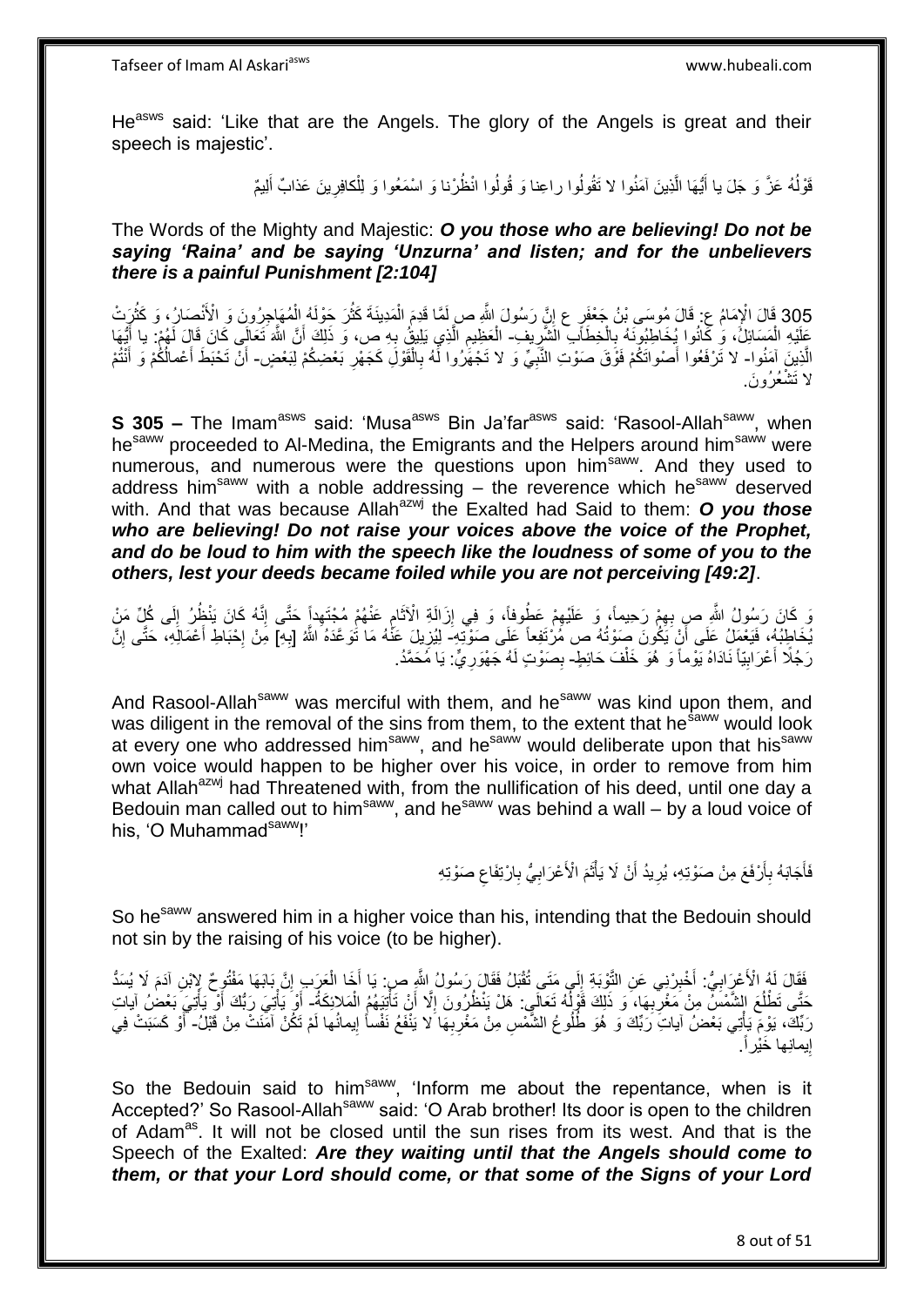He[asws] said: 'Like that are the Angels. The glory of the Angels is great and their speech is majestic'.

قَوْلُهُ عَزَّ وَ جَلَ يا أَيُّهَا الَّذِينَ آمَنُوا لا تَقُولُوا راعِنا وَ قُولُوا انْظُرْنا وَ اسْمَعُوا وَ لِلْكافِرِينَ عَذابٌ أَلِيمٌ

The Words of the Mighty and Majestic: ***O you those who are believing! Do not be saying 'Raina' and be saying 'Unzurna' and listen; and for the unbelievers there is a painful Punishment [2:104]***

305 قَالَ الْإِمَامُ ع: قَالَ مُوسَى بْنُ جَعْفَرٍ ع إِنَّ رَسُولَ اللَّهِ ص لَمَّا قَدِمَ الْمَدِينَةَ كَثُرَ حَوْلَهُ الْمُهَاجِرُونَ وَ الْأَنْصَارُ، وَ كَثُرَتْ عَلَيْهِ الْمَسَائِلُ، وَ كَانُوا يُخَاطِبُونَهُ بِالْخِطَابِ الشَّرِيفِ- الْعَظِيمِ الَّذِي يَلِيقُ بِهِ ص، وَ ذَلِكَ أَنَّ اللَّهَ تَعَالَى كَانَ قَالَ لَهُمْ: يا أَيُّهَا الَّذِينَ آمَنُوا- لا تَرْفَعُوا أَصْواتَكُمْ فَوْقَ صَوْتِ النَّبِيِّ وَ لا تَجْهَرُوا لَهُ بِالْقَوْلِ كَجَهْرِ بَعْضِكُمْ لِبَعْضٍ- أَنْ تَحْبَطَ أَعْمالُكُمْ وَ أَنْتُمْ لا تَشْعُرُونَ.

**S 305 –** The Imam[asws] said: 'Musa[asws] Bin Ja'far[asws] said: 'Rasool-Allah[saww], when he[saww] proceeded to Al-Medina, the Emigrants and the Helpers around him[saww] were numerous, and numerous were the questions upon him[saww]. And they used to address him[saww] with a noble addressing – the reverence which he[saww] deserved with. And that was because Allah[azwj] the Exalted had Said to them: ***O you those who are believing! Do not raise your voices above the voice of the Prophet, and do be loud to him with the speech like the loudness of some of you to the others, lest your deeds became foiled while you are not perceiving [49:2]***.

وَ كَانَ رَسُولُ اللَّهِ ص بِهِمْ رَحِيماً، وَ عَلَيْهِمْ عَطُوفاً، وَ فِي إِزَالَةِ الْآثَامِ عَنْهُمْ مُجْتَهِداً حَتَّى إِنَّهُ كَانَ يَنْظُرُ إِلَى كُلِّ مَنْ يُخَاطِبُهُ، فَيَعْمَلُ عَلَى أَنْ يَكُونَ صَوْتُهُ ص مُرْتَفِعاً عَلَى صَوْتِهِ- لِيُزِيلَ عَنْهُ مَا تَوَعَّدَهُ اللَّهُ [بِهِ] مِنْ إِحْبَاطِ أَعْمَالِهِ، حَتَّى إِنَّ رَجُلًا أَعْرَابِيّاً نَادَاهُ يَوْماً وَ هُوَ خَلْفَ حَائِطٍ- بِصَوْتٍ لَهُ جَهْوَرِيٍّ: يَا مُحَمَّدُ.

And Rasool-Allah[saww] was merciful with them, and he[saww] was kind upon them, and was diligent in the removal of the sins from them, to the extent that he[saww] would look at every one who addressed him[saww], and he[saww] would deliberate upon that his[saww] own voice would happen to be higher over his voice, in order to remove from him what Allah[azwj] had Threatened with, from the nullification of his deed, until one day a Bedouin man called out to him[saww], and he[saww] was behind a wall – by a loud voice of his, 'O Muhammad[saww]!'

فَأَجَابَهُ بِأَرْفَعَ مِنْ صَوْتِهِ، يُرِيدُ أَنْ لَا يَأْثَمَ الْأَعْرَابِيُّ بِارْتِفَاعِ صَوْتِهِ

So he[saww] answered him in a higher voice than his, intending that the Bedouin should not sin by the raising of his voice (to be higher).

فَقَالَ لَهُ الْأَعْرَابِيُّ: أَخْبِرْنِي عَنِ التَّوْبَةِ إِلَى مَتَى تُقْبَلُ فَقَالَ رَسُولُ اللَّهِ ص: يَا أَخَا الْعَرَبِ إِنَّ بَابَهَا مَفْتُوحٌ لِابْنِ آدَمَ لَا يُسَدُّ حَتَّى تَطْلُعَ الشَّمْسُ مِنْ مَغْرِبِهَا، وَ ذَلِكَ قَوْلُهُ تَعَالَى: هَلْ يَنْظُرُونَ إِلَّا أَنْ تَأْتِيَهُمُ الْمَلائِكَةُ- أَوْ يَأْتِيَ رَبُّكَ أَوْ يَأْتِيَ بَعْضُ آياتِ رَبِّكَ، يَوْمَ يَأْتِي بَعْضُ آياتِ رَبِّكَ وَ هُوَ طُلُوعُ الشَّمْسِ مِنْ مَغْرِبِهَا لا يَنْفَعُ نَفْساً إِيمانُها لَمْ تَكُنْ آمَنَتْ مِنْ قَبْلُ- أَوْ كَسَبَتْ فِي إِيمانِها خَيْراً.

So the Bedouin said to him[saww], 'Inform me about the repentance, when is it Accepted?' So Rasool-Allah[saww] said: 'O Arab brother! Its door is open to the children of Adam[as]. It will not be closed until the sun rises from its west. And that is the Speech of the Exalted: ***Are they waiting until that the Angels should come to them, or that your Lord should come, or that some of the Signs of your Lord***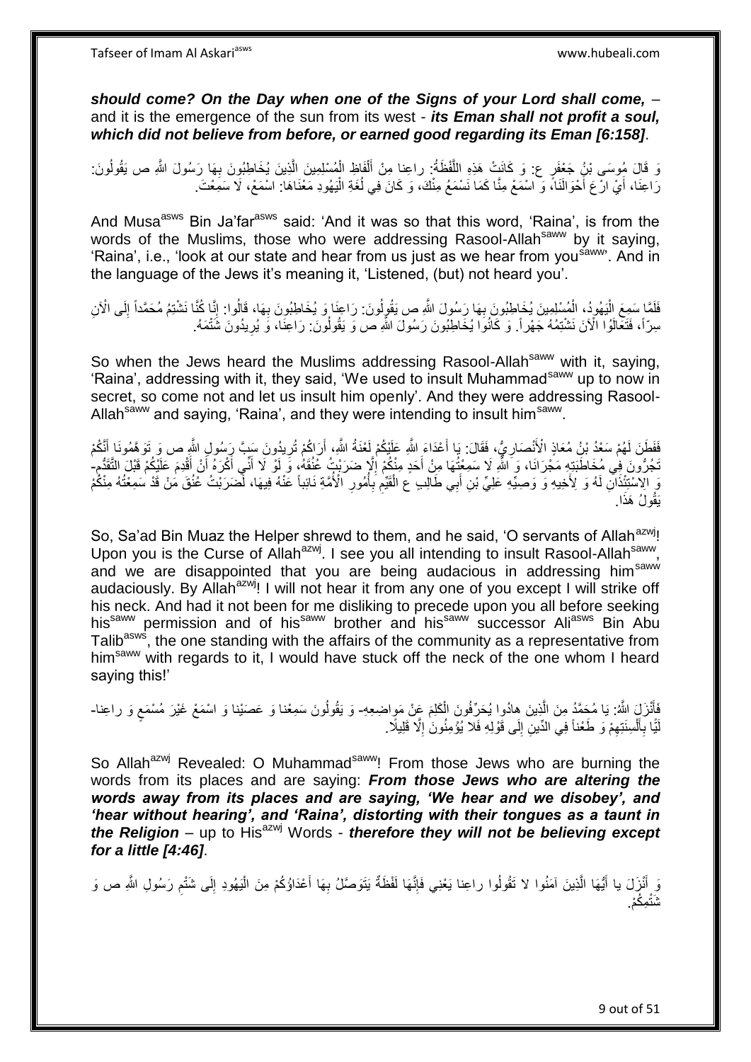***should come? On the Day when one of the Signs of your Lord shall come,*** – and it is the emergence of the sun from its west - ***its Eman shall not profit a soul, which did not believe from before, or earned good regarding its Eman [6:158]***.

وَ قَالَ مُوسَى بْنُ جَعْفَرٍ ع: وَ كَانَتْ هَذِهِ اللَّفْظَةُ: راعِنا مِنْ أَلْفَاظِ الْمُسْلِمِينَ الَّذِينَ يُخَاطِبُونَ بِهَا رَسُولَ اللَّهِ ص يَقُولُونَ: رَاعِنَا، أَيْ ارْعَ أَحْوَالَنَا، وَ اسْمَعْ مِنَّا كَمَا نَسْمَعُ مِنْكَ، وَ كَانَ فِي لُغَةِ الْيَهُودِ مَعْنَاهَا: اسْمَعْ، لَا سَمِعْتَ.

And Musa[asws] Bin Ja'far[asws] said: 'And it was so that this word, 'Raina', is from the words of the Muslims, those who were addressing Rasool-Allah[saww] by it saying, 'Raina', i.e., 'look at our state and hear from us just as we hear from you[saww]'. And in the language of the Jews it's meaning it, 'Listened, (but) not heard you'.

فَلَمَّا سَمِعَ الْيَهُودُ، الْمُسْلِمِينَ يُخَاطِبُونَ بِهَا رَسُولَ اللَّهِ ص يَقُولُونَ: رَاعِنَا وَ يُخَاطِبُونَ بِهَا، قَالُوا: إِنَّا كُنَّا نَشْتِمُ مُحَمَّداً إِلَى الْآنِ سِرّاً، فَتَعَالَوْا الْآنَ نَشْتِمُهُ جَهْراً. وَ كَانُوا يُخَاطِبُونَ رَسُولَ اللَّهِ ص وَ يَقُولُونَ: رَاعِنَا، وَ يُرِيدُونَ شَتْمَهُ.

So when the Jews heard the Muslims addressing Rasool-Allah[saww] with it, saying, 'Raina', addressing with it, they said, 'We used to insult Muhammad[saww] up to now in secret, so come not and let us insult him openly'. And they were addressing Rasool-Allah[saww] and saying, 'Raina', and they were intending to insult him[saww].

فَفَطَنَ لَهُمْ سَعْدُ بْنُ مُعَاذٍ الْأَنْصَارِيُّ، فَقَالَ: يَا أَعْدَاءَ اللَّهِ عَلَيْكُمْ لَعْنَةُ اللَّهِ، أَرَاكُمْ تُرِيدُونَ سَبَّ رَسُولِ اللَّهِ ص وَ تَوَهَّمُونَا أَنَّكُمْ تَجْرُونَ فِي مُخَاطَبَتِهِ مَجْرَانَا، وَ اللَّهِ لَا سَمِعْتُهَا مِنْ أَحَدٍ مِنْكُمْ إِلَّا ضَرَبْتُ عُنُقَهُ، وَ لَوْ لَا أَنِّي أَكْرَهُ أَنْ أَقْدِمَ عَلَيْكُمْ قَبْلَ التَّقَدُّمِ- وَ الِاسْتِئْذَانِ لَهُ وَ لِأَخِيهِ وَ وَصِيِّهِ عَلِيِّ بْنِ أَبِي طَالِبٍ ع الْقَيِّمِ بِأُمُورِ الْأُمَّةِ نَائِباً عَنْهُ فِيهَا، لَضَرَبْتُ عُنُقَ مَنْ قَدْ سَمِعْتُهُ مِنْكُمْ يَقُولُ هَذَا.

So, Sa'ad Bin Muaz the Helper shrewd to them, and he said, 'O servants of Allah[azwj]! Upon you is the Curse of Allah[azwj]. I see you all intending to insult Rasool-Allah[saww], and we are disappointed that you are being audacious in addressing him[saww] audaciously. By Allah[azwj]! I will not hear it from any one of you except I will strike off his neck. And had it not been for me disliking to precede upon you all before seeking his[saww] permission and of his[saww] brother and his[saww] successor Ali[asws] Bin Abu Talib[asws], the one standing with the affairs of the community as a representative from him[saww] with regards to it, I would have stuck off the neck of the one whom I heard saying this!'

فَأَنْزَلَ اللَّهُ: يَا مُحَمَّدُ مِنَ الَّذِينَ هادُوا يُحَرِّفُونَ الْكَلِمَ عَنْ مَواضِعِهِ- وَ يَقُولُونَ سَمِعْنا وَ عَصَيْنا وَ اسْمَعْ غَيْرَ مُسْمَعٍ وَ راعِنا- لَيًّا بِأَلْسِنَتِهِمْ وَ طَعْناً فِي الدِّينِ إِلَى قَوْلِهِ فَلا يُؤْمِنُونَ إِلَّا قَلِيلًا.

So Allah[azwj] Revealed: O Muhammad[saww]! From those Jews who are burning the words from its places and are saying: ***From those Jews who are altering the words away from its places and are saying, 'We hear and we disobey', and 'hear without hearing', and 'Raina', distorting with their tongues as a taunt in the Religion*** – up to His[azwj] Words - ***therefore they will not be believing except for a little [4:46]***.

وَ أَنْزَلَ يا أَيُّهَا الَّذِينَ آمَنُوا لا تَقُولُوا راعِنا يَعْنِي فَإِنَّهَا لَفْظَةٌ يَتَوَصَّلُ بِهَا أَعْدَاؤُكُمْ مِنَ الْيَهُودِ إِلَى شَتْمِ رَسُولِ اللَّهِ ص وَ شَتْمِكُمْ.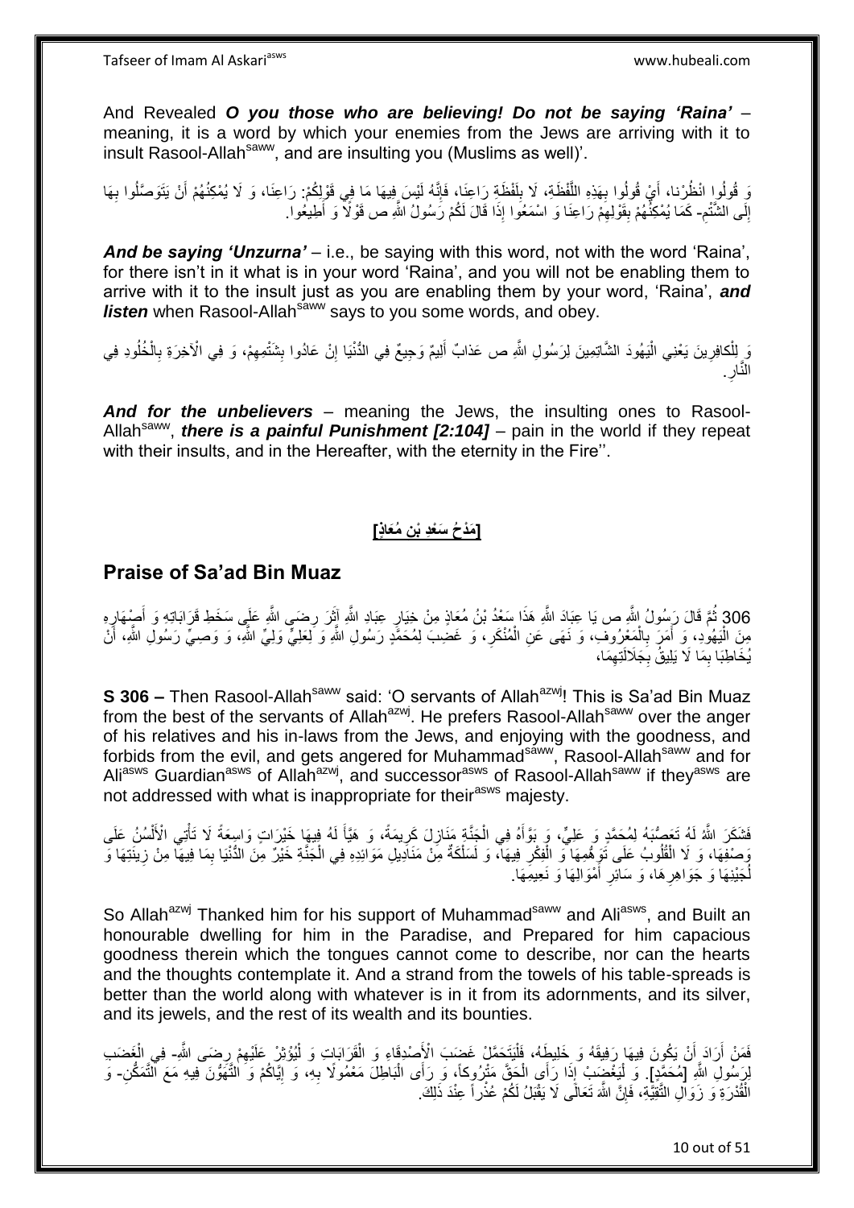And Revealed ***O you those who are believing! Do not be saying 'Raina'*** – meaning, it is a word by which your enemies from the Jews are arriving with it to insult Rasool-Allah[saww], and are insulting you (Muslims as well)'.

وَ قُولُوا انْظُرْنا، أَيْ قُولُوا بِهَذِهِ اللَّفْظَةِ، لَا بِلَفْظَةِ رَاعِنَا، فَإِنَّهُ لَيْسَ فِيهَا مَا فِي قَوْلِكُمْ: رَاعِنَا، وَ لَا يُمْكِنُهُمْ أَنْ يَتَوَصَّلُوا بِهَا إِلَى الشَّتْمِ- كَمَا يُمْكِنُهُمْ بِقَوْلِهِمْ رَاعِنَا وَ اسْمَعُوا إِذَا قَالَ لَكُمْ رَسُولُ اللَّهِ ص قَوْلًا وَ أَطِيعُوا.

***And be saying 'Unzurna'*** – i.e., be saying with this word, not with the word 'Raina', for there isn't in it what is in your word 'Raina', and you will not be enabling them to arrive with it to the insult just as you are enabling them by your word, 'Raina', ***and listen*** when Rasool-Allah[saww] says to you some words, and obey.

وَ لِلْكافِرِينَ يَعْنِي الْيَهُودَ الشَّاتِمِينَ لِرَسُولِ اللَّهِ ص عَذابٌ أَلِيمٌ وَجِيعٌ فِي الدُّنْيَا إِنْ عَادُوا بِشَتْمِهِمْ، وَ فِي الْآخِرَةِ بِالْخُلُودِ فِي النَّارِ.

***And for the unbelievers*** – meaning the Jews, the insulting ones to Rasool-Allah[saww], ***there is a painful Punishment [2:104]*** – pain in the world if they repeat with their insults, and in the Hereafter, with the eternity in the Fire''.

**[مَدْحُ سَعْدِ بْنِ مُعَاذٍ]**

## Praise of Sa'ad Bin Muaz

306 ثُمَّ قَالَ رَسُولُ اللَّهِ ص يَا عِبَادَ اللَّهِ هَذَا سَعْدُ بْنُ مُعَاذٍ مِنْ خِيَارِ عِبَادِ اللَّهِ آثَرَ رِضَى اللَّهِ عَلَى سَخَطِ قَرَابَاتِهِ وَ أَصْهَارِهِ مِنَ الْيَهُودِ، وَ أَمَرَ بِالْمَعْرُوفِ، وَ نَهَى عَنِ الْمُنْكَرِ، وَ غَضِبَ لِمُحَمَّدٍ رَسُولِ اللَّهِ وَ لِعَلِيٍّ وَلِيِّ اللَّهِ، وَ وَصِيِّ رَسُولِ اللَّهِ، أَنْ يُخَاطِبَا بِمَا لَا يَلِيقُ بِجَلَالَتِهِمَا،

**S 306 –** Then Rasool-Allah[saww] said: 'O servants of Allah[azwj]! This is Sa'ad Bin Muaz from the best of the servants of Allah[azwj]. He prefers Rasool-Allah[saww] over the anger of his relatives and his in-laws from the Jews, and enjoying with the goodness, and forbids from the evil, and gets angered for Muhammad[saww], Rasool-Allah[saww] and for Ali[asws] Guardian[asws] of Allah[azwj], and successor[asws] of Rasool-Allah[saww] if they[asws] are not addressed with what is inappropriate for their[asws] majesty.

فَشَكَرَ اللَّهُ لَهُ تَعَصُّبَهُ لِمُحَمَّدٍ وَ عَلِيٍّ، وَ بَوَّأَهُ فِي الْجَنَّةِ مَنَازِلَ كَرِيمَةً، وَ هَيَّأَ لَهُ فِيهَا خَيْرَاتٍ وَاسِعَةً لَا تَأْتِي الْأَلْسُنُ عَلَى وَصْفِهَا، وَ لَا الْقُلُوبُ عَلَى تَوَهُّمِهَا وَ الْفِكْرِ فِيهَا، وَ لَسَلَّكَةٌ مِنْ مَنَادِيلِ مَوَائِدِهِ فِي الْجَنَّةِ خَيْرٌ مِنَ الدُّنْيَا بِمَا فِيهَا مِنْ زِينَتِهَا وَ لُجَيْنِهَا وَ جَوَاهِرِهَا، وَ سَائِرِ أَمْوَالِهَا وَ نَعِيمِهَا.

So Allah[azwj] Thanked him for his support of Muhammad[saww] and Ali[asws], and Built an honourable dwelling for him in the Paradise, and Prepared for him capacious goodness therein which the tongues cannot come to describe, nor can the hearts and the thoughts contemplate it. And a strand from the towels of his table-spreads is better than the world along with whatever is in it from its adornments, and its silver, and its jewels, and the rest of its wealth and its bounties.

فَمَنْ أَرَادَ أَنْ يَكُونَ فِيهَا رَفِيقَهُ وَ خَلِيطَهُ، فَلْيَتَحَمَّلْ غَضَبَ الْأَصْدِقَاءِ وَ الْقَرَابَاتِ وَ لْيُؤْثِرْ عَلَيْهِمْ رِضَى اللَّهِ- فِي الْغَضَبِ لِرَسُولِ اللَّهِ [مُحَمَّدٍ]. وَ لْيَغْضَبْ إِذَا رَأَى الْحَقَّ مَتْرُوكاً، وَ رَأَى الْبَاطِلَ مَعْمُولًا بِهِ، وَ إِيَّاكُمْ وَ التَّهَوُّنَ فِيهِ مَعَ التَّمَكُّنِ- وَ الْقُدْرَةِ وَ زَوَالِ التَّقِيَّةِ، فَإِنَّ اللَّهَ تَعَالَى لَا يَقْبَلُ لَكُمْ عُذْراً عِنْدَ ذَلِكَ.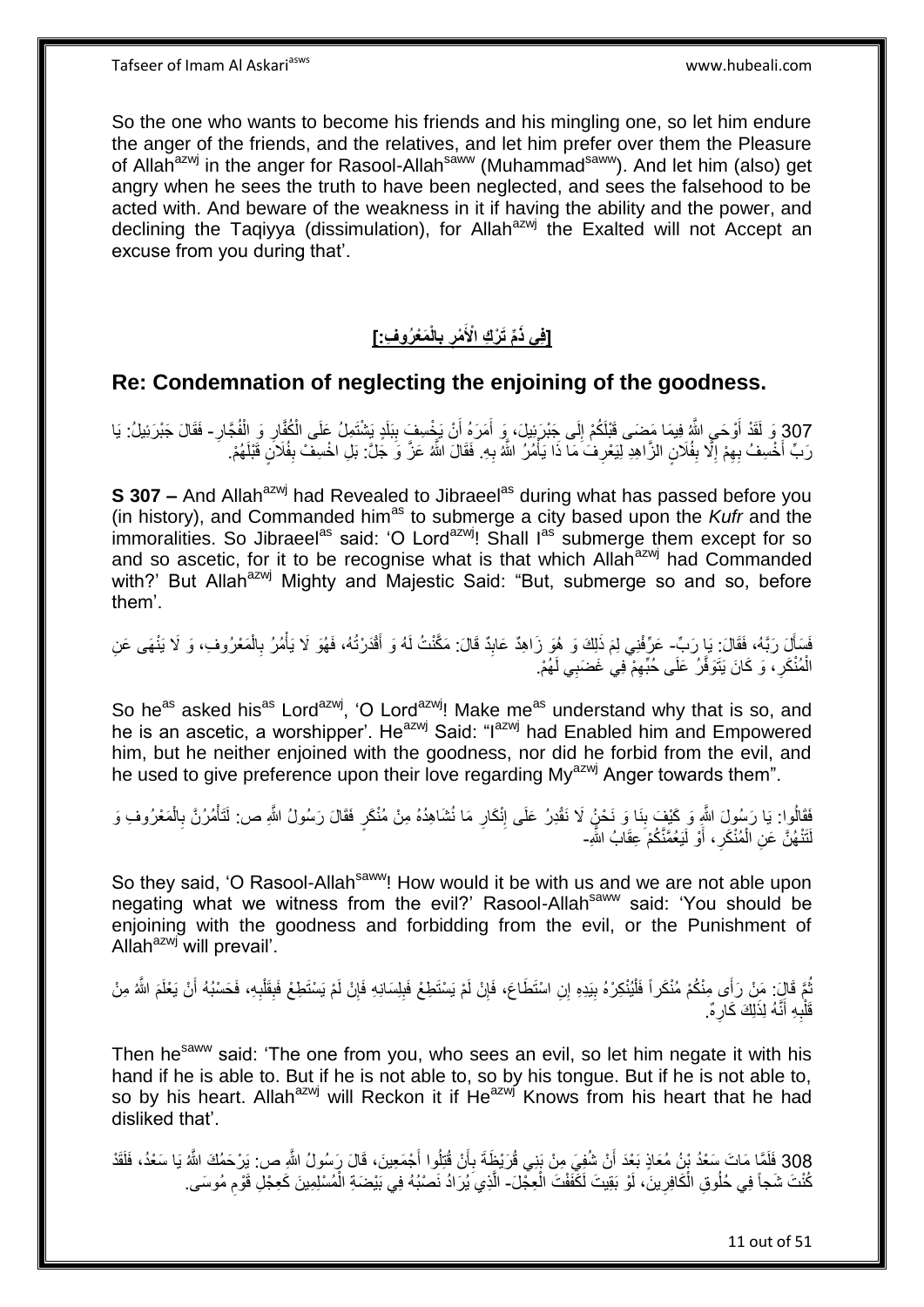So the one who wants to become his friends and his mingling one, so let him endure the anger of the friends, and the relatives, and let him prefer over them the Pleasure of Allah[azwj] in the anger for Rasool-Allah[saww] (Muhammad[saww]). And let him (also) get angry when he sees the truth to have been neglected, and sees the falsehood to be acted with. And beware of the weakness in it if having the ability and the power, and declining the Taqiyya (dissimulation), for Allah[azwj] the Exalted will not Accept an excuse from you during that'.

## [فِي ذَمِّ تَرْكِ الْأَمْرِ بِالْمَعْرُوفِ:]

## Re: Condemnation of neglecting the enjoining of the goodness.

307 وَ لَقَدْ أَوْحَى اللَّهُ فِيمَا مَضَى قَبْلَكُمْ إِلَى جَبْرَئِيلَ، وَ أَمَرَهُ أَنْ يَخْسِفَ بِبَلَدٍ يَشْتَمِلُ عَلَى الْكُفَّارِ وَ الْفُجَّارِ- فَقَالَ جَبْرَئِيلُ: يَا رَبِّ أَخْسِفُ بِهِمْ إِلَّا بِفُلَانٍ الزَّاهِدِ لِيَعْرِفَ مَا ذَا يَأْمُرُ اللَّهُ بِهِ. فَقَالَ اللَّهُ عَزَّ وَ جَلَّ: بَلِ اخْسِفْ بِفُلَانٍ قَبْلَهُمْ.

**S 307 –** And Allah[azwj] had Revealed to Jibraeel[as] during what has passed before you (in history), and Commanded him[as] to submerge a city based upon the *Kufr* and the immoralities. So Jibraeel[as] said: 'O Lord[azwj]! Shall I[as] submerge them except for so and so ascetic, for it to be recognise what is that which Allah[azwj] had Commanded with?' But Allah[azwj] Mighty and Majestic Said: "But, submerge so and so, before them'.

فَسَأَلَ رَبَّهُ، فَقَالَ: يَا رَبِّ- عَرِّفْنِي لِمَ ذَلِكَ وَ هُوَ زَاهِدٌ عَابِدٌ قَالَ: مَكَّنْتُ لَهُ وَ أَقْدَرْتُهُ، فَهُوَ لَا يَأْمُرُ بِالْمَعْرُوفِ، وَ لَا يَنْهَى عَنِ الْمُنْكَرِ، وَ كَانَ يَتَوَفَّرُ عَلَى حُبِّهِمْ فِي غَضَبِي لَهُمْ.

So he[as] asked his[as] Lord[azwj], 'O Lord[azwj]! Make me[as] understand why that is so, and he is an ascetic, a worshipper'. He[azwj] Said: "I[azwj] had Enabled him and Empowered him, but he neither enjoined with the goodness, nor did he forbid from the evil, and he used to give preference upon their love regarding My[azwj] Anger towards them".

فَقَالُوا: يَا رَسُولَ اللَّهِ وَ كَيْفَ بِنَا وَ نَحْنُ لَا نَقْدِرُ عَلَى إِنْكَارِ مَا نُشَاهِدُهُ مِنْ مُنْكَرٍ فَقَالَ رَسُولُ اللَّهِ ص: لَتَأْمُرُنَّ بِالْمَعْرُوفِ وَ لَتَنْهُنَّ عَنِ الْمُنْكَرِ، أَوْ لَيَعُمَّنَّكُمْ عِقَابُ اللَّهِ-

So they said, 'O Rasool-Allah[saww]! How would it be with us and we are not able upon negating what we witness from the evil?' Rasool-Allah[saww] said: 'You should be enjoining with the goodness and forbidding from the evil, or the Punishment of Allah[azwj] will prevail'.

ثُمَّ قَالَ: مَنْ رَأَى مِنْكُمْ مُنْكَراً فَلْيُنْكِرْهُ بِيَدِهِ إِنِ اسْتَطَاعَ، فَإِنْ لَمْ يَسْتَطِعْ فَبِلِسَانِهِ فَإِنْ لَمْ يَسْتَطِعْ فَبِقَلْبِهِ، فَحَسْبُهُ أَنْ يَعْلَمَ اللَّهُ مِنْ قَلْبِهِ أَنَّهُ لِذَلِكَ كَارِهٌ.

Then he[saww] said: 'The one from you, who sees an evil, so let him negate it with his hand if he is able to. But if he is not able to, so by his tongue. But if he is not able to, so by his heart. Allah[azwj] will Reckon it if He[azwj] Knows from his heart that he had disliked that'.

308 فَلَمَّا مَاتَ سَعْدُ بْنُ مُعَاذٍ بَعْدَ أَنْ شُفِيَ مِنْ بَنِي قُرَيْظَةَ بِأَنْ قُتِلُوا أَجْمَعِينَ، قَالَ رَسُولُ اللَّهِ ص: يَرْحَمُكَ اللَّهُ يَا سَعْدُ، فَلَقَدْ كُنْتَ شَجاً فِي حُلُوقِ الْكَافِرِينَ، لَوْ بَقِيتَ لَكَفَفْتَ الْعِجْلَ- الَّذِي يُرَادُ نَصْبُهُ فِي بَيْضَةِ الْمُسْلِمِينَ كَعِجْلِ قَوْمِ مُوسَى.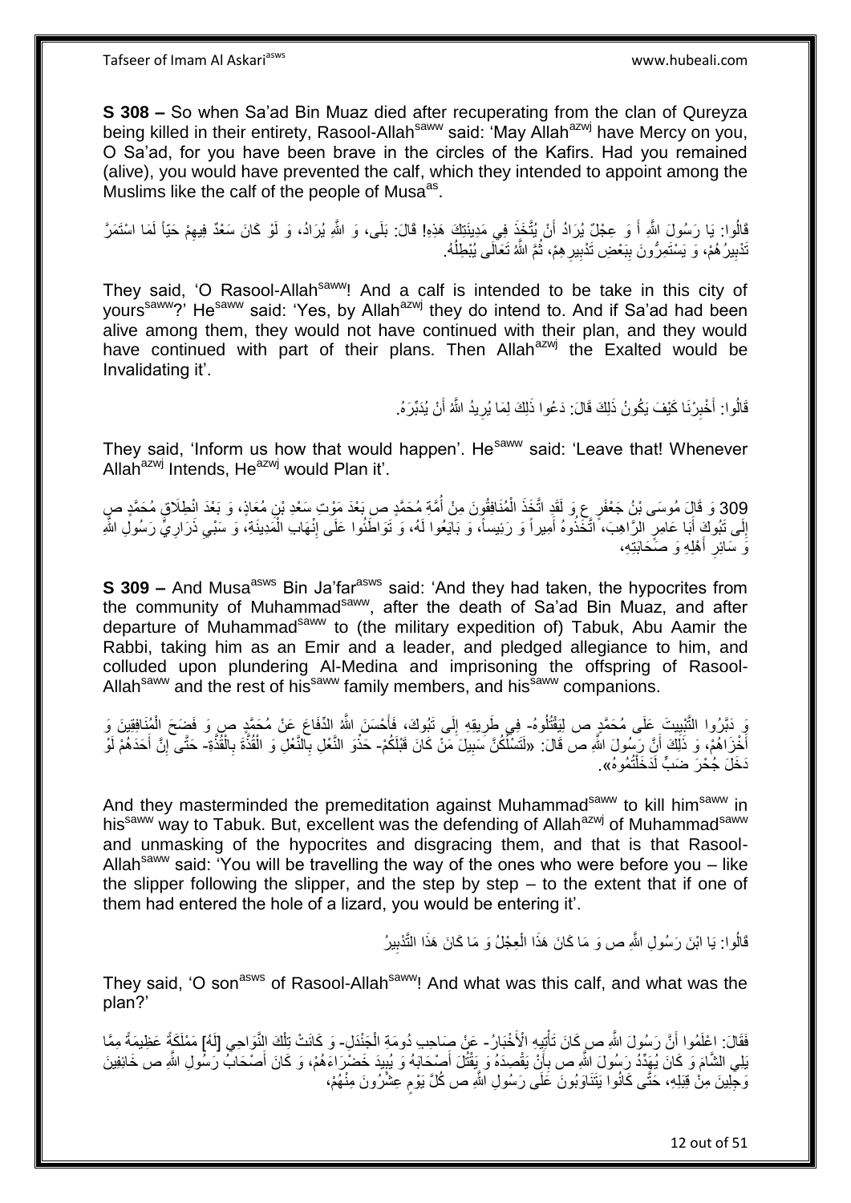**S 308 –** So when Sa'ad Bin Muaz died after recuperating from the clan of Qureyza being killed in their entirety, Rasool-Allah[saww] said: 'May Allah[azwj] have Mercy on you, O Sa'ad, for you have been brave in the circles of the Kafirs. Had you remained (alive), you would have prevented the calf, which they intended to appoint among the Muslims like the calf of the people of Musa[as].

قَالُوا: يَا رَسُولَ اللَّهِ أَ وَ عِجْلٌ يُرَادُ أَنْ يُتَّخَذَ فِي مَدِينَتِكَ هَذِهِ! قَالَ: بَلَى، وَ اللَّهِ يُرَادُ، وَ لَوْ كَانَ سَعْدٌ فِيهِمْ حَيّاً لَمَا اسْتَمَرَّ تَدْبِيرُهُمْ، وَ يَسْتَمِرُّونَ بِبَعْضِ تَدْبِيرِهِمْ، ثُمَّ اللَّهُ تَعَالَى يُبْطِلُهُ.

They said, 'O Rasool-Allah[saww]! And a calf is intended to be take in this city of yours[saww]?' He[saww] said: 'Yes, by Allah[azwj] they do intend to. And if Sa'ad had been alive among them, they would not have continued with their plan, and they would have continued with part of their plans. Then Allah[azwj] the Exalted would be Invalidating it'.

قَالُوا: أَخْبِرْنَا كَيْفَ يَكُونُ ذَلِكَ قَالَ: دَعُوا ذَلِكَ لِمَا يُرِيدُ اللَّهُ أَنْ يُدَبِّرَهُ.

They said, 'Inform us how that would happen'. He[saww] said: 'Leave that! Whenever Allah[azwj] Intends, He[azwj] would Plan it'.

309 وَ قَالَ مُوسَى بْنُ جَعْفَرٍ ع وَ لَقَدِ اتَّخَذَ الْمُنَافِقُونَ مِنْ أُمَّةِ مُحَمَّدٍ ص بَعْدَ مَوْتِ سَعْدِ بْنِ مُعَاذٍ، وَ بَعْدَ انْطِلَاقِ مُحَمَّدٍ ص إِلَى تَبُوكَ أَبَا عَامِرٍ الرَّاهِبَ، اتَّخَذُوهُ أَمِيراً وَ رَئِيساً، وَ بَايَعُوا لَهُ، وَ تَوَاطَئُوا عَلَى إِنْهَابِ الْمَدِينَةِ، وَ سَبْيِ ذَرَارِيِّ رَسُولِ اللَّهِ وَ سَائِرِ أَهْلِهِ وَ صَحَابَتِهِ،

**S 309 –** And Musa[asws] Bin Ja'far[asws] said: 'And they had taken, the hypocrites from the community of Muhammad[saww], after the death of Sa'ad Bin Muaz, and after departure of Muhammad[saww] to (the military expedition of) Tabuk, Abu Aamir the Rabbi, taking him as an Emir and a leader, and pledged allegiance to him, and colluded upon plundering Al-Medina and imprisoning the offspring of Rasool-Allah[saww] and the rest of his[saww] family members, and his[saww] companions.

وَ دَبَّرُوا التَّبْيِيتَ عَلَى مُحَمَّدٍ ص لِيَقْتُلُوهُ- فِي طَرِيقِهِ إِلَى تَبُوكَ، فَأَحْسَنَ اللَّهُ الدِّفَاعَ عَنْ مُحَمَّدٍ ص وَ فَضَحَ الْمُنَافِقِينَ وَ أَخْزَاهُمْ، وَ ذَلِكَ أَنَّ رَسُولَ اللَّهِ ص قَالَ: «لَتَسْلُكُنَّ سَبِيلَ مَنْ كَانَ قَبْلَكُمْ- حَذْوَ النَّعْلِ بِالنَّعْلِ وَ الْقُذَّةِ بِالْقُذَّةِ- حَتَّى إِنَّ أَحَدَهُمْ لَوْ دَخَلَ جُحْرَ ضَبٍّ لَدَخَلْتُمُوهُ».

And they masterminded the premeditation against Muhammad[saww] to kill him[saww] in his[saww] way to Tabuk. But, excellent was the defending of Allah[azwj] of Muhammad[saww] and unmasking of the hypocrites and disgracing them, and that is that Rasool-Allah[saww] said: 'You will be travelling the way of the ones who were before you – like the slipper following the slipper, and the step by step – to the extent that if one of them had entered the hole of a lizard, you would be entering it'.

قَالُوا: يَا ابْنَ رَسُولِ اللَّهِ ص وَ مَا كَانَ هَذَا الْعِجْلُ وَ مَا كَانَ هَذَا التَّدْبِيرُ

They said, 'O son[asws] of Rasool-Allah[saww]! And what was this calf, and what was the plan?'

فَقَالَ: اعْلَمُوا أَنَّ رَسُولَ اللَّهِ ص كَانَ تَأْتِيهِ الْأَخْبَارُ- عَنْ صَاحِبِ دُومَةِ الْجَنْدَلِ- وَ كَانَتْ تِلْكَ النَّوَاحِي [لَهُ] مَمْلَكَةً عَظِيمَةً مِمَّا يَلِي الشَّامَ وَ كَانَ يُهَدِّدُ رَسُولَ اللَّهِ ص بِأَنْ يَقْصِدَهُ وَ يَقْتُلَ أَصْحَابَهُ وَ يُبِيدَ خَضْرَاءَهُمْ، وَ كَانَ أَصْحَابُ رَسُولِ اللَّهِ ص خَائِفِينَ وَجِلِينَ مِنْ قِبَلِهِ، حَتَّى كَانُوا يَتَنَاوَبُونَ عَلَى رَسُولِ اللَّهِ ص كُلَّ يَوْمٍ عِشْرُونَ مِنْهُمْ،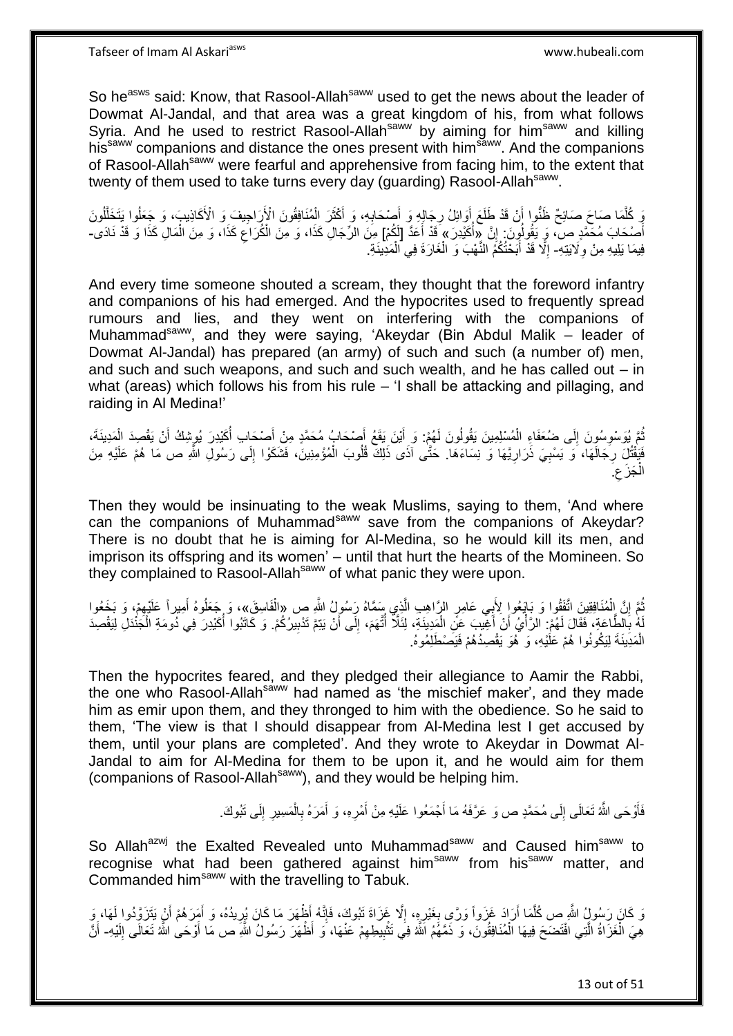So he[asws] said: Know, that Rasool-Allah[saww] used to get the news about the leader of Dowmat Al-Jandal, and that area was a great kingdom of his, from what follows Syria. And he used to restrict Rasool-Allah[saww] by aiming for him[saww] and killing his[saww] companions and distance the ones present with him[saww]. And the companions of Rasool-Allah[saww] were fearful and apprehensive from facing him, to the extent that twenty of them used to take turns every day (guarding) Rasool-Allah[saww].

وَ كُلَّمَا صَاحَ صَائِحٌ ظَنُّوا أَنْ قَدْ طَلَعَ أَوَائِلُ رِجَالِهِ وَ أَصْحَابِهِ، وَ أَكْثَرَ الْمُنَافِقُونَ الْأَرَاجِيفَ وَ الْأَكَاذِيبَ، وَ جَعَلُوا يَتَخَلَّلُونَ أَصْحَابَ مُحَمَّدٍ ص، وَ يَقُولُونَ: إِنَّ «أُكَيْدِرَ» قَدْ أَعَدَّ [لَكُمْ] مِنَ الرِّجَالِ كَذَا، وَ مِنَ الْكُرَاعِ كَذَا، وَ مِنَ الْمَالِ كَذَا وَ قَدْ نَادَى- فِيمَا يَلِيهِ مِنْ وِلَايَتِهِ- إِلَّا قَدْ أَبَحْتُكُمُ النَّهْبَ وَ الْغَارَةَ فِي الْمَدِينَةِ.

And every time someone shouted a scream, they thought that the foreword infantry and companions of his had emerged. And the hypocrites used to frequently spread rumours and lies, and they went on interfering with the companions of Muhammad[saww], and they were saying, 'Akeydar (Bin Abdul Malik – leader of Dowmat Al-Jandal) has prepared (an army) of such and such (a number of) men, and such and such weapons, and such and such wealth, and he has called out – in what (areas) which follows his from his rule – 'I shall be attacking and pillaging, and raiding in Al Medina!'

ثُمَّ يُوَسْوِسُونَ إِلَى ضُعَفَاءِ الْمُسْلِمِينَ يَقُولُونَ لَهُمْ: وَ أَيْنَ يَقَعُ أَصْحَابُ مُحَمَّدٍ مِنْ أَصْحَابِ أُكَيْدِرَ يُوشِكُ أَنْ يَقْصِدَ الْمَدِينَةَ، فَيَقْتُلَ رِجَالَهَا، وَ يَسْبِيَ ذَرَارِيَّهَا وَ نِسَاءَهَا. حَتَّى آذَى ذَلِكَ قُلُوبَ الْمُؤْمِنِينَ، فَشَكَوْا إِلَى رَسُولِ اللَّهِ ص مَا هُمْ عَلَيْهِ مِنَ الْجَزَعِ.

Then they would be insinuating to the weak Muslims, saying to them, 'And where can the companions of Muhammad[saww] save from the companions of Akeydar? There is no doubt that he is aiming for Al-Medina, so he would kill its men, and imprison its offspring and its women' – until that hurt the hearts of the Momineen. So they complained to Rasool-Allah[saww] of what panic they were upon.

ثُمَّ إِنَّ الْمُنَافِقِينَ اتَّفَقُوا وَ بَايَعُوا لِأَبِي عَامِرٍ الرَّاهِبِ الَّذِي سَمَّاهُ رَسُولُ اللَّهِ ص «الْفَاسِقَ»، وَ جَعَلُوهُ أَمِيراً عَلَيْهِمْ، وَ بَخَعُوا لَهُ بِالطَّاعَةِ، فَقَالَ لَهُمْ: الرَّأْيُ أَنْ أَغِيبَ عَنِ الْمَدِينَةِ، لِئَلَّا أُتَّهَمَ، إِلَى أَنْ يَتِمَّ تَدْبِيرُكُمْ. وَ كَاتَبُوا أُكَيْدِرَ فِي دُومَةِ الْجَنْدَلِ لِيَقْصِدَ الْمَدِينَةَ لِيَكُونُوا هُمْ عَلَيْهِ، وَ هُوَ يَقْصِدُهُمْ فَيَصْطَلِمُوهُ.

Then the hypocrites feared, and they pledged their allegiance to Aamir the Rabbi, the one who Rasool-Allah[saww] had named as 'the mischief maker', and they made him as emir upon them, and they thronged to him with the obedience. So he said to them, 'The view is that I should disappear from Al-Medina lest I get accused by them, until your plans are completed'. And they wrote to Akeydar in Dowmat Al-Jandal to aim for Al-Medina for them to be upon it, and he would aim for them (companions of Rasool-Allah[saww]), and they would be helping him.

فَأَوْحَى اللَّهُ تَعَالَى إِلَى مُحَمَّدٍ ص وَ عَرَّفَهُ مَا أَجْمَعُوا عَلَيْهِ مِنْ أَمْرِهِ، وَ أَمَرَهُ بِالْمَسِيرِ إِلَى تَبُوكَ.

So Allah[azwj] the Exalted Revealed unto Muhammad[saww] and Caused him[saww] to recognise what had been gathered against him[saww] from his[saww] matter, and Commanded him[saww] with the travelling to Tabuk.

وَ كَانَ رَسُولُ اللَّهِ ص كُلَّمَا أَرَادَ غَزْواً وَرَّى بِغَيْرِهِ، إِلَّا غَزَاةَ تَبُوكَ، فَإِنَّهُ أَظْهَرَ مَا كَانَ يُرِيدُهُ، وَ أَمَرَهُمْ أَنْ يَتَزَوَّدُوا لَهَا، وَ هِيَ الْغَزَاةُ الَّتِي افْتَضَحَ فِيهَا الْمُنَافِقُونَ، وَ ذَمَّهُمُ اللَّهُ فِي تَثْبِيطِهِمْ عَنْهَا، وَ أَظْهَرَ رَسُولُ اللَّهِ ص مَا أَوْحَى اللَّهُ تَعَالَى إِلَيْهِ- أَنَّ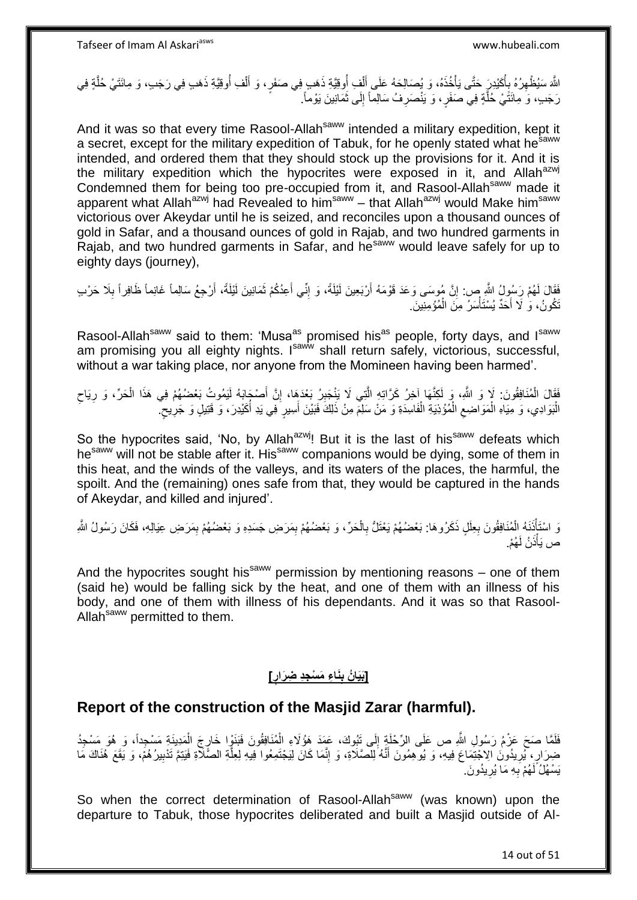اللَّهَ سَيُظْهِرُهُ بِأُكَيْدِرَ حَتَّى يَأْخُذَهُ، وَ يُصَالِحَهُ عَلَى أَلْفِ أُوقِيَّةٍ ذَهَبٍ فِي صَفَرٍ، وَ أَلْفِ أُوقِيَّةٍ ذَهَبٍ فِي رَجَبٍ، وَ مِائَتَيْ حُلَّةٍ فِي رَجَبٍ، وَ مِائَتَيْ حُلَّةٍ فِي صَفَرٍ، وَ يَنْصَرِفُ سَالِماً إِلَى ثَمَانِينَ يَوْماً.

And it was so that every time Rasool-Allah[saww] intended a military expedition, kept it a secret, except for the military expedition of Tabuk, for he openly stated what he[saww] intended, and ordered them that they should stock up the provisions for it. And it is the military expedition which the hypocrites were exposed in it, and Allah[azwj] Condemned them for being too pre-occupied from it, and Rasool-Allah[saww] made it apparent what Allah[azwj] had Revealed to him[saww] – that Allah[azwj] would Make him[saww] victorious over Akeydar until he is seized, and reconciles upon a thousand ounces of gold in Safar, and a thousand ounces of gold in Rajab, and two hundred garments in Rajab, and two hundred garments in Safar, and he[saww] would leave safely for up to eighty days (journey),

فَقَالَ لَهُمْ رَسُولُ اللَّهِ ص: إِنَّ مُوسَى وَعَدَ قَوْمَهُ أَرْبَعِينَ لَيْلَةً، وَ إِنِّي أَعِدُكُمْ ثَمَانِينَ لَيْلَةً، أَرْجِعُ سَالِماً غَانِماً ظَافِراً بِلَا حَرْبٍ تَكُونُ، وَ لَا أَحَدٌ يُسْتَأْسَرُ مِنَ الْمُؤْمِنِينَ.

Rasool-Allah[saww] said to them: 'Musa[as] promised his[as] people, forty days, and I[saww] am promising you all eighty nights. I[saww] shall return safely, victorious, successful, without a war taking place, nor anyone from the Momineen having been harmed'.

فَقَالَ الْمُنَافِقُونَ: لَا وَ اللَّهِ، وَ لَكِنَّهَا آخِرُ كَرَّاتِهِ الَّتِي لَا يَنْجَبِرُ بَعْدَهَا، إِنَّ أَصْحَابَهُ لَيَمُوتُ بَعْضُهُمْ فِي هَذَا الْحَرِّ، وَ رِيَاحِ الْبَوَادِي، وَ مِيَاهِ الْمَوَاضِعِ الْمُؤْذِيَةِ الْفَاسِدَةِ وَ مَنْ سَلِمَ مِنْ ذَلِكَ فَبَيْنَ أَسِيرٍ فِي يَدِ أُكَيْدِرَ، وَ قَتِيلٍ وَ جَرِيحٍ.

So the hypocrites said, 'No, by Allah[azwj]! But it is the last of his[saww] defeats which he[saww] will not be stable after it. His[saww] companions would be dying, some of them in this heat, and the winds of the valleys, and its waters of the places, the harmful, the spoilt. And the (remaining) ones safe from that, they would be captured in the hands of Akeydar, and killed and injured'.

وَ اسْتَأْذَنَهُ الْمُنَافِقُونَ بِعِلَلٍ ذَكَرُوهَا: بَعْضُهُمْ يَعْتَلُّ بِالْحَرِّ، وَ بَعْضُهُمْ بِمَرَضِ جَسَدِهِ وَ بَعْضُهُمْ بِمَرَضِ عِيَالِهِ، فَكَانَ رَسُولُ اللَّهِ ص يَأْذَنُ لَهُمْ.

And the hypocrites sought his[saww] permission by mentioning reasons – one of them (said he) would be falling sick by the heat, and one of them with an illness of his body, and one of them with illness of his dependants. And it was so that Rasool-Allah[saww] permitted to them.

## [بَيَانُ بِنَاءِ مَسْجِدِ ضِرَارٍ]

## Report of the construction of the Masjid Zarar (harmful).

فَلَمَّا صَحَّ عَزْمُ رَسُولِ اللَّهِ ص عَلَى الرِّحْلَةِ إِلَى تَبُوكَ، عَمَدَ هَؤُلَاءِ الْمُنَافِقُونَ فَبَنَوْا خَارِجَ الْمَدِينَةِ مَسْجِداً، وَ هُوَ مَسْجِدُ ضِرَارٍ، يُرِيدُونَ الِاجْتِمَاعَ فِيهِ، وَ يُوهِمُونَ أَنَّهُ لِلصَّلَاةِ، وَ إِنَّمَا كَانَ لِيَجْتَمِعُوا فِيهِ لِعِلَّةِ الصَّلَاةِ فَيَتِمَّ تَدْبِيرُهُمْ، وَ يَقَعَ هُنَاكَ مَا يَسْهُلُ لَهُمْ بِهِ مَا يُرِيدُونَ.

So when the correct determination of Rasool-Allah[saww] (was known) upon the departure to Tabuk, those hypocrites deliberated and built a Masjid outside of Al-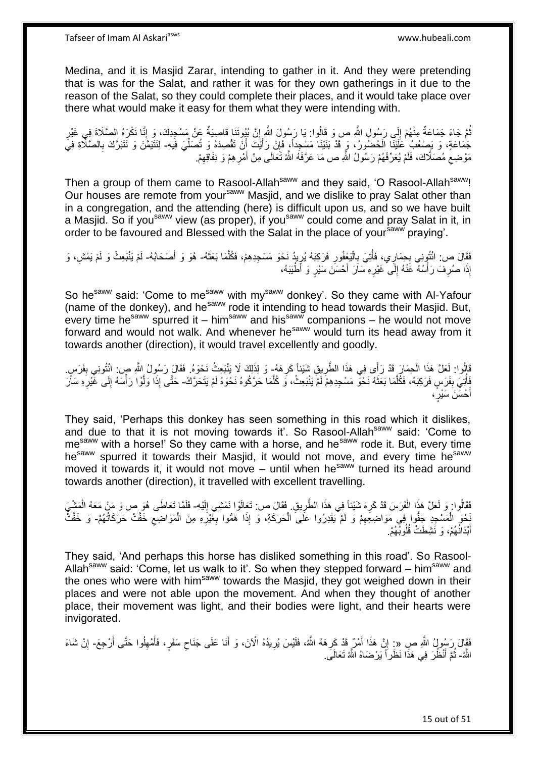Medina, and it is Masjid Zarar, intending to gather in it. And they were pretending that is was for the Salat, and rather it was for they own gatherings in it due to the reason of the Salat, so they could complete their places, and it would take place over there what would make it easy for them what they were intending with.

ثُمَّ جَاءَ جَمَاعَةٌ مِنْهُمْ إِلَى رَسُولِ اللَّهِ ص وَ قَالُوا: يَا رَسُولَ اللَّهِ إِنَّ بُيُوتَنَا قَاصِيَةٌ عَنْ مَسْجِدِكَ، وَ إِنَّا نَكْرَهُ الصَّلَاةَ فِي غَيْرِ جَمَاعَةٍ، وَ يَصْعُبُ عَلَيْنَا الْحُضُورُ، وَ قَدْ بَنَيْنَا مَسْجِداً، فَإِنْ رَأَيْتَ أَنْ تَقْصِدَهُ وَ تُصَلِّيَ فِيهِ- لِنَتَيَمَّنَ وَ نَتَبَرَّكَ بِالصَّلَاةِ فِي مَوْضِعِ مُصَلَّاكَ، فَلَمْ يُعَرِّفْهُمْ رَسُولُ اللَّهِ ص مَا عَرَّفَهُ اللَّهُ تَعَالَى مِنْ أَمْرِهِمْ وَ نِفَاقِهِمْ.

Then a group of them came to Rasool-Allah[saww] and they said, 'O Rasool-Allah[saww]! Our houses are remote from your[saww] Masjid, and we dislike to pray Salat other than in a congregation, and the attending (here) is difficult upon us, and so we have built a Masjid. So if you[saww] view (as proper), if you[saww] could come and pray Salat in it, in order to be favoured and Blessed with the Salat in the place of your[saww] praying'.

فَقَالَ ص: ائْتُونِي بِحِمَارِي، فَأُتِيَ بِالْيَعْفُورِ فَرَكِبَهُ يُرِيدُ نَحْوَ مَسْجِدِهِمْ، فَكُلَّمَا بَعَثَهُ- هُوَ وَ أَصْحَابُهُ- لَمْ يَنْبَعِثْ وَ لَمْ يَمْشِ، وَ إِذَا صُرِفَ رَأْسُهُ عَنْهُ إِلَى غَيْرِهِ سَارَ أَحْسَنَ سَيْرٍ وَ أَطْيَبَهُ،

So he[saww] said: 'Come to me[saww] with my[saww] donkey'. So they came with Al-Yafour (name of the donkey), and he[saww] rode it intending to head towards their Masjid. But, every time he[saww] spurred it – him[saww] and his[saww] companions – he would not move forward and would not walk. And whenever he[saww] would turn its head away from it towards another (direction), it would travel excellently and goodly.

قَالُوا: لَعَلَّ هَذَا الْحِمَارَ قَدْ رَأَى فِي هَذَا الطَّرِيقِ شَيْئاً كَرِهَهُ- وَ لِذَلِكَ لَا يَنْبَعِثُ نَحْوَهُ. فَقَالَ رَسُولُ اللَّهِ ص: ائْتُونِي بِفَرَسٍ. فَأُتِيَ بِفَرَسٍ فَرَكِبَهُ، فَكُلَّمَا بَعَثَهُ نَحْوَ مَسْجِدِهِمْ لَمْ يَنْبَعِثْ، وَ كُلَّمَا حَرَّكُوهُ نَحْوَهُ لَمْ يَتَحَرَّكْ- حَتَّى إِذَا وَلَّوْا رَأْسَهُ إِلَى غَيْرِهِ سَارَ أَحْسَنَ سَيْرٍ،

They said, 'Perhaps this donkey has seen something in this road which it dislikes, and due to that it is not moving towards it'. So Rasool-Allah[saww] said: 'Come to me[saww] with a horse!' So they came with a horse, and he[saww] rode it. But, every time he[saww] spurred it towards their Masjid, it would not move, and every time he[saww] moved it towards it, it would not move – until when he[saww] turned its head around towards another (direction), it travelled with excellent travelling.

فَقَالُوا: وَ لَعَلَّ هَذَا الْفَرَسَ قَدْ كَرِهَ شَيْئاً فِي هَذَا الطَّرِيقِ. فَقَالَ ص: تَعَالَوْا نَمْشِي إِلَيْهِ- فَلَمَّا تَعَاطَى هُوَ ص وَ مَنْ مَعَهُ الْمَشْيَ نَحْوَ الْمَسْجِدِ جَفُّوا فِي مَوَاضِعِهِمْ وَ لَمْ يَقْدِرُوا عَلَى الْحَرَكَةِ، وَ إِذَا هَمُّوا بِغَيْرِهِ مِنَ الْمَوَاضِعِ خَفَّتْ حَرَكَاتُهُمْ- وَ خَفَّتْ أَبْدَانُهُمْ، وَ نَشِطَتْ قُلُوبُهُمْ.

They said, 'And perhaps this horse has disliked something in this road'. So Rasool-Allah[saww] said: 'Come, let us walk to it'. So when they stepped forward – him[saww] and the ones who were with him[saww] towards the Masjid, they got weighed down in their places and were not able upon the movement. And when they thought of another place, their movement was light, and their bodies were light, and their hearts were invigorated.

فَقَالَ رَسُولُ اللَّهِ ص «: إِنَّ هَذَا أَمْرٌ قَدْ كَرِهَهُ اللَّهُ، فَلَيْسَ يُرِيدُهُ الْآنَ، وَ أَنَا عَلَى جَنَاحِ سَفَرٍ، فَأَمْهِلُوا حَتَّى أَرْجِعَ- إِنْ شَاءَ اللَّهُ- ثُمَّ أَنْظُرَ فِي هَذَا نَظَراً يَرْضَاهُ اللَّهُ تَعَالَى.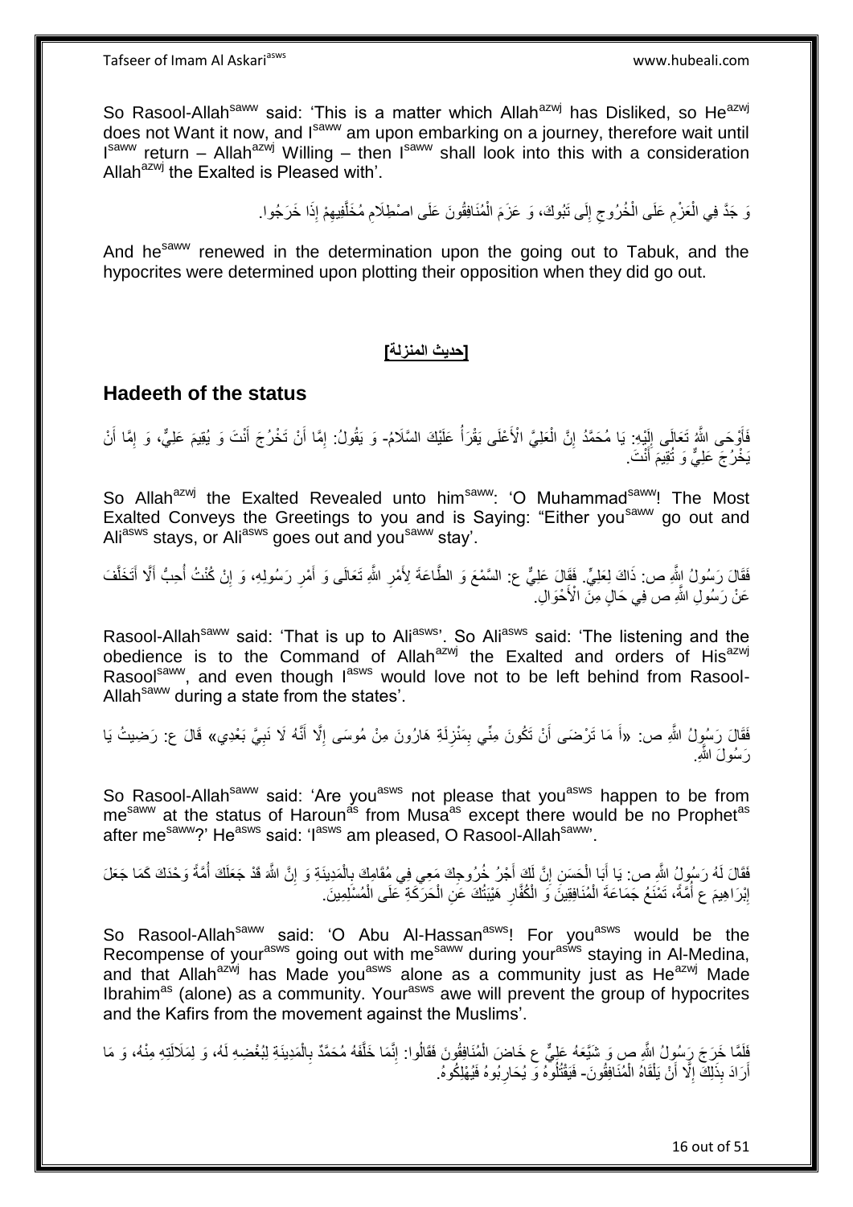So Rasool-Allah[saww] said: 'This is a matter which Allah[azwj] has Disliked, so He[azwj] does not Want it now, and I[saww] am upon embarking on a journey, therefore wait until I[saww] return – Allah[azwj] Willing – then I[saww] shall look into this with a consideration Allah[azwj] the Exalted is Pleased with'.

وَ جَدَّ فِي الْعَزْمِ عَلَى الْخُرُوجِ إِلَى تَبُوكَ، وَ عَزَمَ الْمُنَافِقُونَ عَلَى اصْطِلَامِ مُخَلَّفِيهِمْ إِذَا خَرَجُوا.

And he[saww] renewed in the determination upon the going out to Tabuk, and the hypocrites were determined upon plotting their opposition when they did go out.

**[حديث المنزلة]**

## Hadeeth of the status

فَأَوْحَى اللَّهُ تَعَالَى إِلَيْهِ: يَا مُحَمَّدُ إِنَّ الْعَلِيَّ الْأَعْلَى يَقْرَأُ عَلَيْكَ السَّلَامَ- وَ يَقُولُ: إِمَّا أَنْ تَخْرُجَ أَنْتَ وَ يُقِيمَ عَلِيٌّ، وَ إِمَّا أَنْ يَخْرُجَ عَلِيٌّ وَ تُقِيمَ أَنْتَ.

So Allah[azwj] the Exalted Revealed unto him[saww]: 'O Muhammad[saww]! The Most Exalted Conveys the Greetings to you and is Saying: "Either you[saww] go out and Ali[asws] stays, or Ali[asws] goes out and you[saww] stay'.

فَقَالَ رَسُولُ اللَّهِ ص: ذَاكَ لِعَلِيٍّ. فَقَالَ عَلِيٌّ ع: السَّمْعَ وَ الطَّاعَةَ لِأَمْرِ اللَّهِ تَعَالَى وَ أَمْرِ رَسُولِهِ، وَ إِنْ كُنْتُ أُحِبُّ أَلَّا أَتَخَلَّفَ عَنْ رَسُولِ اللَّهِ ص فِي حَالٍ مِنَ الْأَحْوَالِ.

Rasool-Allah[saww] said: 'That is up to Ali[asws]'. So Ali[asws] said: 'The listening and the obedience is to the Command of Allah[azwj] the Exalted and orders of His[azwj] Rasool[saww], and even though I[asws] would love not to be left behind from Rasool-Allah[saww] during a state from the states'.

فَقَالَ رَسُولُ اللَّهِ ص: «أَ مَا تَرْضَى أَنْ تَكُونَ مِنِّي بِمَنْزِلَةِ هَارُونَ مِنْ مُوسَى إِلَّا أَنَّهُ لَا نَبِيَّ بَعْدِي» قَالَ ع: رَضِيتُ يَا رَسُولَ اللَّهِ.

So Rasool-Allah[saww] said: 'Are you[asws] not please that you[asws] happen to be from me[saww] at the status of Haroun[as] from Musa[as] except there would be no Prophet[as] after me[saww]?' He[asws] said: 'I[asws] am pleased, O Rasool-Allah[saww]'.

فَقَالَ لَهُ رَسُولُ اللَّهِ ص: يَا أَبَا الْحَسَنِ إِنَّ لَكَ أَجْرَ خُرُوجِكَ مَعِي فِي مُقَامِكَ بِالْمَدِينَةِ وَ إِنَّ اللَّهَ قَدْ جَعَلَكَ أُمَّةً وَحْدَكَ كَمَا جَعَلَ إِبْرَاهِيمَ ع أُمَّةً، تَمْنَعُ جَمَاعَةَ الْمُنَافِقِينَ وَ الْكُفَّارِ هَيْبَتُكَ عَنِ الْحَرَكَةِ عَلَى الْمُسْلِمِينَ.

So Rasool-Allah[saww] said: 'O Abu Al-Hassan[asws]! For you[asws] would be the Recompense of your[asws] going out with me[saww] during your[asws] staying in Al-Medina, and that Allah[azwj] has Made you[asws] alone as a community just as He[azwj] Made Ibrahim[as] (alone) as a community. Your[asws] awe will prevent the group of hypocrites and the Kafirs from the movement against the Muslims'.

فَلَمَّا خَرَجَ رَسُولُ اللَّهِ ص وَ شَيَّعَهُ عَلِيٌّ ع خَاضَ الْمُنَافِقُونَ فَقَالُوا: إِنَّمَا خَلَّفَهُ مُحَمَّدٌ بِالْمَدِينَةِ لِبُغْضِهِ لَهُ، وَ لِمَلَالَتِهِ مِنْهُ، وَ مَا أَرَادَ بِذَلِكَ إِلَّا أَنْ يَلْقَاهُ الْمُنَافِقُونَ- فَيَقْتُلُوهُ وَ يُحَارِبُوهُ فَيُهْلِكُوهُ.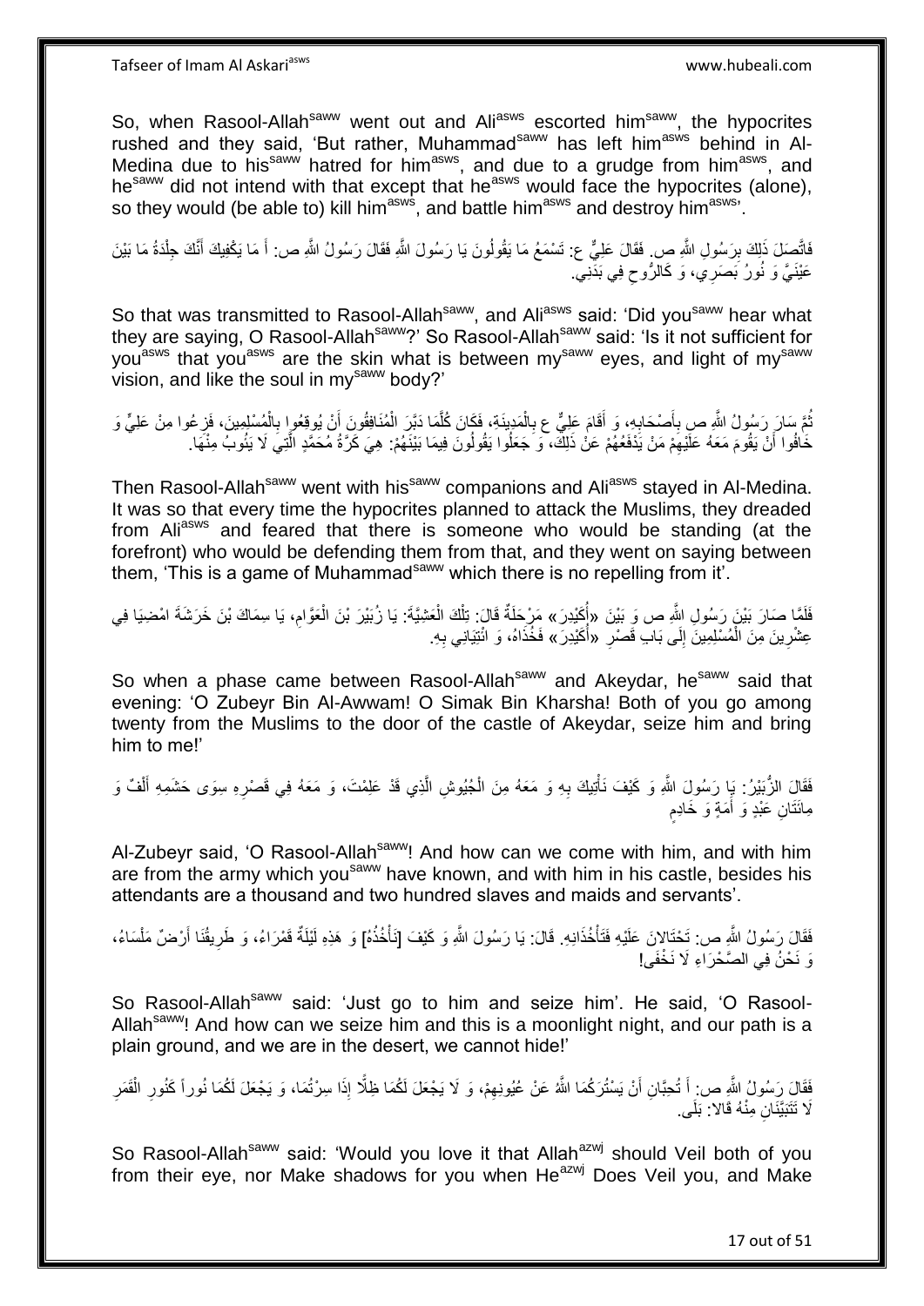So, when Rasool-Allah[saww] went out and Ali[asws] escorted him[saww], the hypocrites rushed and they said, 'But rather, Muhammad[saww] has left him[asws] behind in Al-Medina due to his[saww] hatred for him[asws], and due to a grudge from him[asws], and he[saww] did not intend with that except that he[asws] would face the hypocrites (alone), so they would (be able to) kill him[asws], and battle him[asws] and destroy him[asws]'.

فَاتَّصَلَ ذَلِكَ بِرَسُولِ اللَّهِ ص. فَقَالَ عَلِيٌّ ع: تَسْمَعُ مَا يَقُولُونَ يَا رَسُولَ اللَّهِ فَقَالَ رَسُولُ اللَّهِ ص: أَ مَا يَكْفِيكَ أَنَّكَ جِلْدَةُ مَا بَيْنَ عَيْنَيَّ وَ نُورُ بَصَرِي، وَ كَالرُّوحِ فِي بَدَنِي.

So that was transmitted to Rasool-Allah[saww], and Ali[asws] said: 'Did you[saww] hear what they are saying, O Rasool-Allah[saww]?' So Rasool-Allah[saww] said: 'Is it not sufficient for you[asws] that you[asws] are the skin what is between my[saww] eyes, and light of my[saww] vision, and like the soul in my[saww] body?'

ثُمَّ سَارَ رَسُولُ اللَّهِ ص بِأَصْحَابِهِ، وَ أَقَامَ عَلِيٌّ ع بِالْمَدِينَةِ، فَكَانَ كُلَّمَا دَبَّرَ الْمُنَافِقُونَ أَنْ يُوقِعُوا بِالْمُسْلِمِينَ، فَزِعُوا مِنْ عَلِيٍّ وَ خَافُوا أَنْ يَقُومَ مَعَهُ عَلَيْهِمْ مَنْ يَدْفَعُهُمْ عَنْ ذَلِكَ، وَ جَعَلُوا يَقُولُونَ فِيمَا بَيْنَهُمْ: هِيَ كَرَّةُ مُحَمَّدٍ الَّتِي لَا يَئُوبُ مِنْهَا.

Then Rasool-Allah[saww] went with his[saww] companions and Ali[asws] stayed in Al-Medina. It was so that every time the hypocrites planned to attack the Muslims, they dreaded from Ali[asws] and feared that there is someone who would be standing (at the forefront) who would be defending them from that, and they went on saying between them, 'This is a game of Muhammad[saww] which there is no repelling from it'.

فَلَمَّا صَارَ بَيْنَ رَسُولِ اللَّهِ ص وَ بَيْنَ «أُكَيْدِرَ» مَرْحَلَةٌ قَالَ: تِلْكَ الْعَشِيَّةَ: يَا زُبَيْرَ بْنَ الْعَوَّامِ، يَا سِمَاكَ بْنَ خَرَشَةَ امْضِيَا فِي عِشْرِينَ مِنَ الْمُسْلِمِينَ إِلَى بَابِ قَصْرِ «أُكَيْدِرَ» فَخُذَاهُ، وَ ائْتِيَانِي بِهِ.

So when a phase came between Rasool-Allah[saww] and Akeydar, he[saww] said that evening: 'O Zubeyr Bin Al-Awwam! O Simak Bin Kharsha! Both of you go among twenty from the Muslims to the door of the castle of Akeydar, seize him and bring him to me!'

فَقَالَ الزُّبَيْرُ: يَا رَسُولَ اللَّهِ وَ كَيْفَ نَأْتِيكَ بِهِ وَ مَعَهُ مِنَ الْجُيُوشِ الَّذِي قَدْ عَلِمْتَ، وَ مَعَهُ فِي قَصْرِهِ سِوَى حَشَمِهِ أَلْفٌ وَ مِائَتَانِ عَبْدٍ وَ أَمَةٍ وَ خَادِمٍ

Al-Zubeyr said, 'O Rasool-Allah[saww]! And how can we come with him, and with him are from the army which you[saww] have known, and with him in his castle, besides his attendants are a thousand and two hundred slaves and maids and servants'.

فَقَالَ رَسُولُ اللَّهِ ص: تَحْتَالانِ عَلَيْهِ فَتَأْخُذَانِهِ. قَالَ: يَا رَسُولَ اللَّهِ وَ كَيْفَ [نَأْخُذُهُ] وَ هَذِهِ لَيْلَةٌ قَمْرَاءُ، وَ طَرِيقُنَا أَرْضٌ مَلْسَاءُ، وَ نَحْنُ فِي الصَّحْرَاءِ لَا نَخْفَى!

So Rasool-Allah[saww] said: 'Just go to him and seize him'. He said, 'O Rasool-Allah[saww]! And how can we seize him and this is a moonlight night, and our path is a plain ground, and we are in the desert, we cannot hide!'

فَقَالَ رَسُولُ اللَّهِ ص: أَ تُحِبَّانِ أَنْ يَسْتُرَكُمَا اللَّهُ عَنْ عُيُونِهِمْ، وَ لَا يَجْعَلَ لَكُمَا ظِلًّا إِذَا سِرْتُمَا، وَ يَجْعَلَ لَكُمَا نُوراً كَنُورِ الْقَمَرِ لَا تَتَبَيَّنَانِ مِنْهُ قَالا: بَلَى.

So Rasool-Allah[saww] said: 'Would you love it that Allah[azwj] should Veil both of you from their eye, nor Make shadows for you when He[azwj] Does Veil you, and Make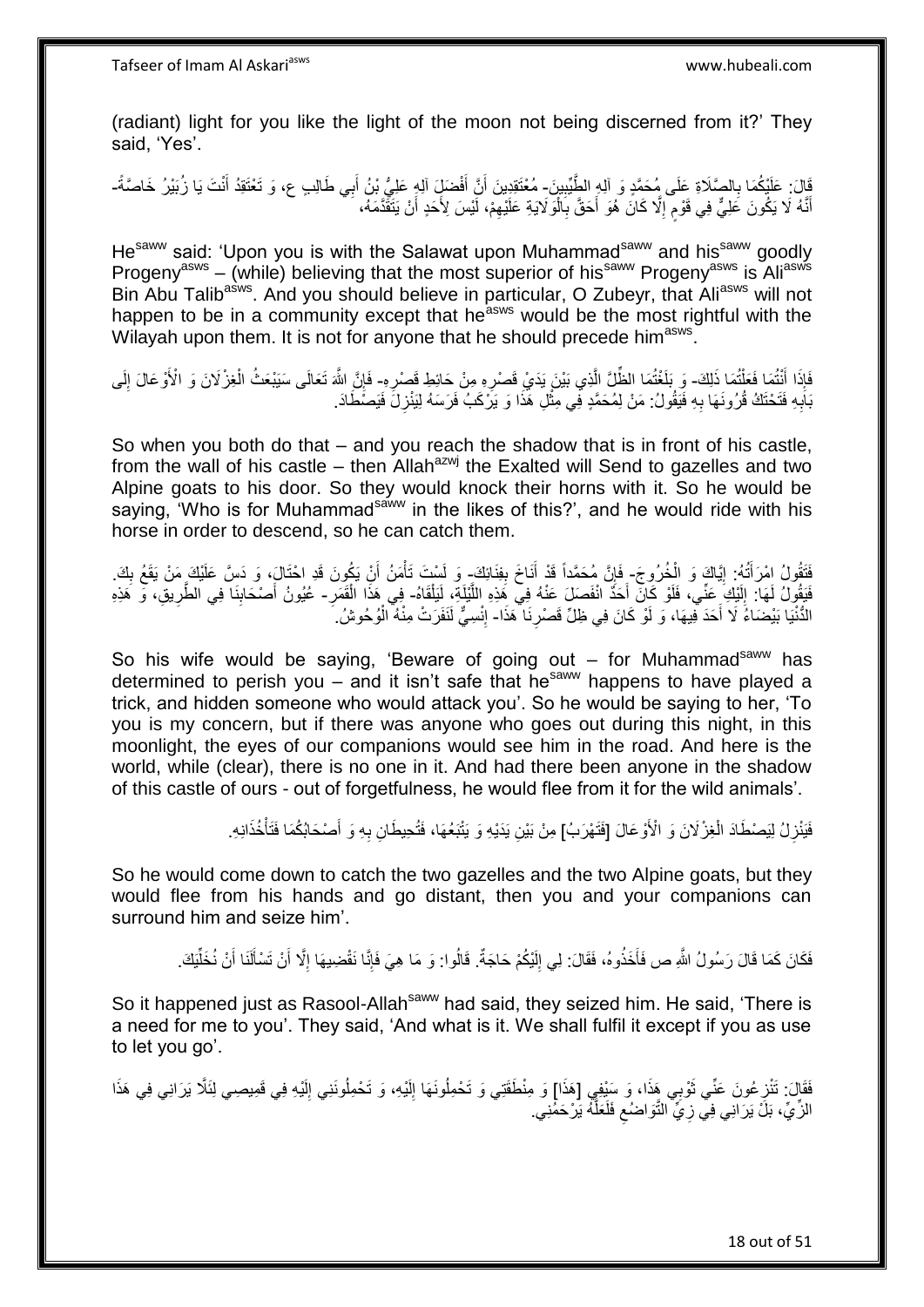(radiant) light for you like the light of the moon not being discerned from it?' They said, 'Yes'.

قَالَ: عَلَيْكُمَا بِالصَّلَاةِ عَلَى مُحَمَّدٍ وَ آلِهِ الطَّيِّبِينَ- مُعْتَقِدِينَ أَنَّ أَفْضَلَ آلِهِ عَلِيُّ بْنُ أَبِي طَالِبٍ ع، وَ تَعْتَقِدُ أَنْتَ يَا زُبَيْرُ خَاصَّةً- أَنَّهُ لَا يَكُونُ عَلِيٌّ فِي قَوْمٍ إِلَّا كَانَ هُوَ أَحَقَّ بِالْوَلَايَةِ عَلَيْهِمْ، لَيْسَ لِأَحَدٍ أَنْ يَتَقَدَّمَهُ،

He[saww] said: 'Upon you is with the Salawat upon Muhammad[saww] and his[saww] goodly Progeny[asws] – (while) believing that the most superior of his[saww] Progeny[asws] is Ali[asws] Bin Abu Talib[asws]. And you should believe in particular, O Zubeyr, that Ali[asws] will not happen to be in a community except that he[asws] would be the most rightful with the Wilayah upon them. It is not for anyone that he should precede him[asws].

فَإِذَا أَنْتُمَا فَعَلْتُمَا ذَلِكَ- وَ بَلَغْتُمَا الظِّلَّ الَّذِي بَيْنَ يَدَيْ قَصْرِهِ مِنْ حَائِطِ قَصْرِهِ- فَإِنَّ اللَّهَ تَعَالَى سَيَبْعَثُ الْغِزْلَانَ وَ الْأَوْعَالَ إِلَى بَابِهِ فَتَحْتَكُّ قُرُونَهَا بِهِ فَيَقُولُ: مَنْ لِمُحَمَّدٍ فِي مِثْلِ هَذَا وَ يَرْكَبُ فَرَسَهُ لِيَنْزِلَ فَيَصْطَادَ.

So when you both do that – and you reach the shadow that is in front of his castle, from the wall of his castle – then Allah[azwj] the Exalted will Send to gazelles and two Alpine goats to his door. So they would knock their horns with it. So he would be saying, 'Who is for Muhammad[saww] in the likes of this?', and he would ride with his horse in order to descend, so he can catch them.

فَتَقُولُ امْرَأَتُهُ: إِيَّاكَ وَ الْخُرُوجَ- فَإِنَّ مُحَمَّداً قَدْ أَنَاخَ بِفِنَائِكَ- وَ لَسْتَ تَأْمَنُ أَنْ يَكُونَ قَدِ احْتَالَ، وَ دَسَّ عَلَيْكَ مَنْ يَقَعُ بِكَ. فَيَقُولُ لَهَا: إِلَيْكِ عَنِّي، فَلَوْ كَانَ أَحَدٌ انْفَصَلَ عَنْهُ فِي هَذِهِ اللَّيْلَةِ، لَيَلْقَاهُ- فِي هَذَا الْقَمَرِ- عُيُونُ أَصْحَابِنَا فِي الطَّرِيقِ، وَ هَذِهِ الدُّنْيَا بَيْضَاءُ لَا أَحَدَ فِيهَا، وَ لَوْ كَانَ فِي ظِلِّ قَصْرِنَا هَذَا- إِنْسِيٌّ لَنَفَرَتْ مِنْهُ الْوُحُوشُ.

So his wife would be saying, 'Beware of going out – for Muhammad[saww] has determined to perish you – and it isn't safe that he[saww] happens to have played a trick, and hidden someone who would attack you'. So he would be saying to her, 'To you is my concern, but if there was anyone who goes out during this night, in this moonlight, the eyes of our companions would see him in the road. And here is the world, while (clear), there is no one in it. And had there been anyone in the shadow of this castle of ours - out of forgetfulness, he would flee from it for the wild animals'.

فَيَنْزِلُ لِيَصْطَادَ الْغِزْلَانَ وَ الْأَوْعَالَ [فَتَهْرَبُ] مِنْ بَيْنِ يَدَيْهِ وَ يَتْبَعُهَا، فَتُحِيطَانِ بِهِ وَ أَصْحَابُكُمَا فَتَأْخُذَانِهِ.

So he would come down to catch the two gazelles and the two Alpine goats, but they would flee from his hands and go distant, then you and your companions can surround him and seize him'.

فَكَانَ كَمَا قَالَ رَسُولُ اللَّهِ ص فَأَخَذُوهُ، فَقَالَ: لِي إِلَيْكُمْ حَاجَةٌ. قَالُوا: وَ مَا هِيَ فَإِنَّا نَقْضِيهَا إِلَّا أَنْ تَسْأَلَنَا أَنْ نُخَلِّيَكَ.

So it happened just as Rasool-Allah[saww] had said, they seized him. He said, 'There is a need for me to you'. They said, 'And what is it. We shall fulfil it except if you as use to let you go'.

فَقَالَ: تَنْزِعُونَ عَنِّي ثَوْبِي هَذَا، وَ سَيْفِي [هَذَا] وَ مِنْطَقَتِي وَ تَحْمِلُونَهَا إِلَيْهِ، وَ تَحْمِلُونَنِي إِلَيْهِ فِي قَمِيصِي لِئَلَّا يَرَانِي فِي هَذَا الزِّيِّ، بَلْ يَرَانِي فِي زِيِّ التَّوَاضُعِ فَلَعَلَّهُ يَرْحَمُنِي.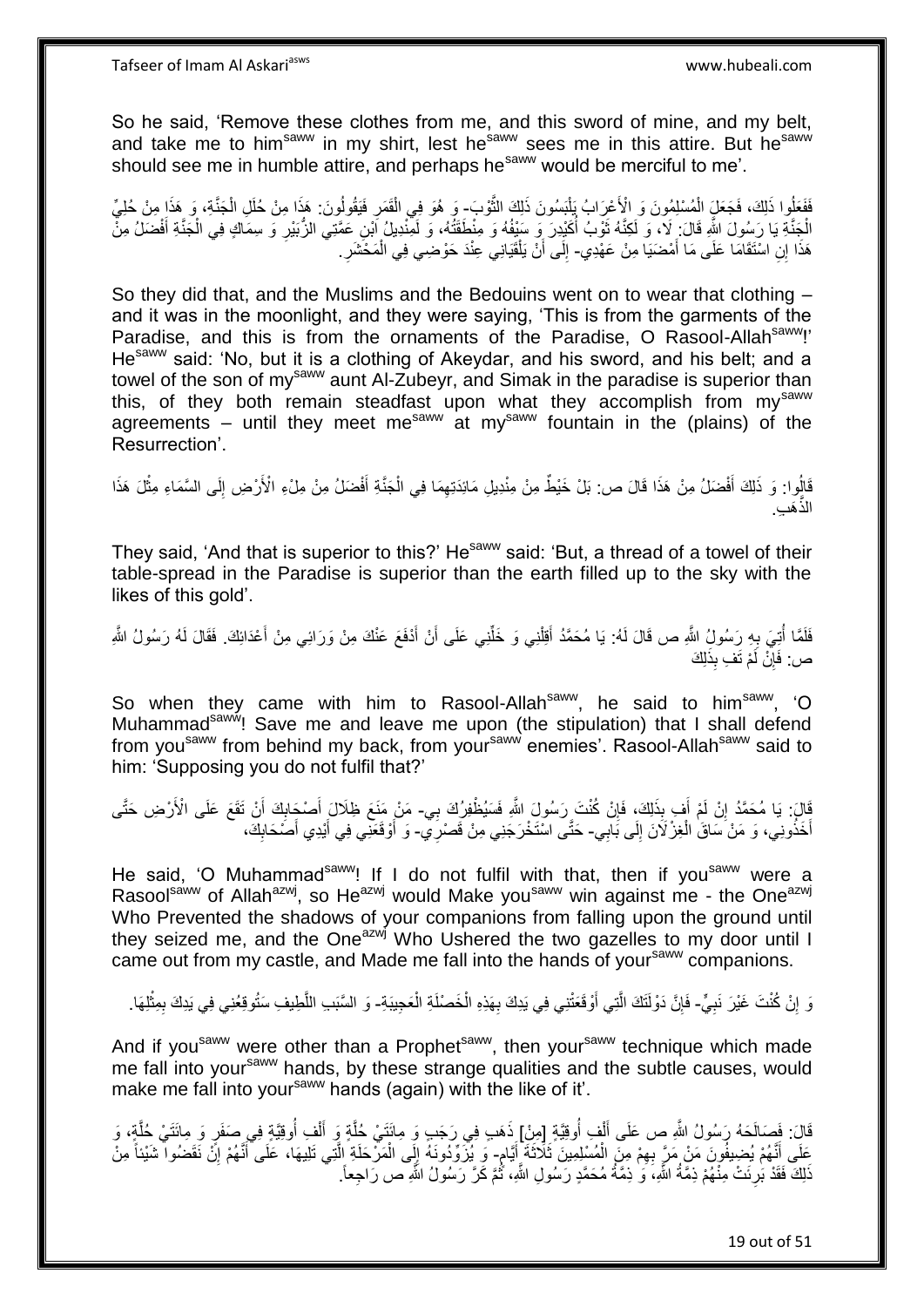So he said, 'Remove these clothes from me, and this sword of mine, and my belt, and take me to him[saww] in my shirt, lest he[saww] sees me in this attire. But he[saww] should see me in humble attire, and perhaps he[saww] would be merciful to me'.

فَفَعَلُوا ذَلِكَ، فَجَعَلَ الْمُسْلِمُونَ وَ الْأَعْرَابُ يَلْبَسُونَ ذَلِكَ الثَّوْبَ- وَ هُوَ فِي الْقَمَرِ فَيَقُولُونَ: هَذَا مِنْ حُلَلِ الْجَنَّةِ، وَ هَذَا مِنْ حُلِيِّ الْجَنَّةِ يَا رَسُولَ اللَّهِ قَالَ: لَا، وَ لَكِنَّهُ ثَوْبُ أُكَيْدِرَ وَ سَيْفُهُ وَ مِنْطَقَتُهُ، وَ لَمِنْدِيلُ ابْنِ عَمَّتِي الزُّبَيْرِ وَ سِمَاكٍ فِي الْجَنَّةِ أَفْضَلُ مِنْ هَذَا إِنِ اسْتَقَامَا عَلَى مَا أَمْضَيَا مِنْ عَهْدِي- إِلَى أَنْ يَلْقَيَانِي عِنْدَ حَوْضِي فِي الْمَحْشَرِ.

So they did that, and the Muslims and the Bedouins went on to wear that clothing – and it was in the moonlight, and they were saying, 'This is from the garments of the Paradise, and this is from the ornaments of the Paradise, O Rasool-Allah[saww]!' He[saww] said: 'No, but it is a clothing of Akeydar, and his sword, and his belt; and a towel of the son of my[saww] aunt Al-Zubeyr, and Simak in the paradise is superior than this, of they both remain steadfast upon what they accomplish from my[saww] agreements – until they meet me[saww] at my[saww] fountain in the (plains) of the Resurrection'.

قَالُوا: وَ ذَلِكَ أَفْضَلُ مِنْ هَذَا قَالَ ص: بَلْ خَيْطٌ مِنْ مِنْدِيلِ مَائِدَتِهِمَا فِي الْجَنَّةِ أَفْضَلُ مِنْ مِلْءِ الْأَرْضِ إِلَى السَّمَاءِ مِثْلَ هَذَا الذَّهَبِ.

They said, 'And that is superior to this?' He[saww] said: 'But, a thread of a towel of their table-spread in the Paradise is superior than the earth filled up to the sky with the likes of this gold'.

فَلَمَّا أُتِيَ بِهِ رَسُولُ اللَّهِ ص قَالَ لَهُ: يَا مُحَمَّدُ أَقِلْنِي وَ خَلِّنِي عَلَى أَنْ أَدْفَعَ عَنْكَ مِنْ وَرَائِي مِنْ أَعْدَائِكَ. فَقَالَ لَهُ رَسُولُ اللَّهِ ص: فَإِنْ لَمْ تَفِ بِذَلِكَ

So when they came with him to Rasool-Allah[saww], he said to him[saww], 'O Muhammad[saww]! Save me and leave me upon (the stipulation) that I shall defend from you[saww] from behind my back, from your[saww] enemies'. Rasool-Allah[saww] said to him: 'Supposing you do not fulfil that?'

قَالَ: يَا مُحَمَّدُ إِنْ لَمْ أَفِ بِذَلِكَ، فَإِنْ كُنْتَ رَسُولَ اللَّهِ فَسَيُظْفِرُكَ بِي- مَنْ مَنَعَ ظِلَالَ أَصْحَابِكَ أَنْ تَقَعَ عَلَى الْأَرْضِ حَتَّى أَخَذُونِي، وَ مَنْ سَاقَ الْغِزْلَانَ إِلَى بَابِي- حَتَّى اسْتَخْرَجَنِي مِنْ قَصْرِي- وَ أَوْقَعَنِي فِي أَيْدِي أَصْحَابِكَ،

He said, 'O Muhammad[saww]! If I do not fulfil with that, then if you[saww] were a Rasool[saww] of Allah[azwj], so He[azwj] would Make you[saww] win against me - the One[azwj] Who Prevented the shadows of your companions from falling upon the ground until they seized me, and the One[azwj] Who Ushered the two gazelles to my door until I came out from my castle, and Made me fall into the hands of your[saww] companions.

وَ إِنْ كُنْتَ غَيْرَ نَبِيٍّ- فَإِنَّ دَوْلَتَكَ الَّتِي أَوْقَعَتْنِي فِي يَدِكَ بِهَذِهِ الْخَصْلَةِ الْعَجِيبَةِ- وَ السَّبَبِ اللَّطِيفِ سَتُوقِعُنِي فِي يَدِكَ بِمِثْلِهَا.

And if you[saww] were other than a Prophet[saww], then your[saww] technique which made me fall into your[saww] hands, by these strange qualities and the subtle causes, would make me fall into your[saww] hands (again) with the like of it'.

قَالَ: فَصَالَحَهُ رَسُولُ اللَّهِ ص عَلَى أَلْفِ أُوقِيَّةٍ [مِنْ] ذَهَبٍ فِي رَجَبٍ وَ مِائَتَيْ حُلَّةٍ وَ أَلْفِ أُوقِيَّةٍ فِي صَفَرٍ وَ مِائَتَيْ حُلَّةٍ، وَ عَلَى أَنَّهُمْ يُضِيفُونَ مَنْ مَرَّ بِهِمْ مِنَ الْمُسْلِمِينَ ثَلَاثَةَ أَيَّامٍ- وَ يُزَوِّدُونَهُ إِلَى الْمَرْحَلَةِ الَّتِي تَلِيهَا، عَلَى أَنَّهُمْ إِنْ نَقَضُوا شَيْئاً مِنْ ذَلِكَ فَقَدْ بَرِئَتْ مِنْهُمْ ذِمَّةُ اللَّهِ، وَ ذِمَّةُ مُحَمَّدٍ رَسُولِ اللَّهِ، ثُمَّ كَرَّ رَسُولُ اللَّهِ ص رَاجِعاً.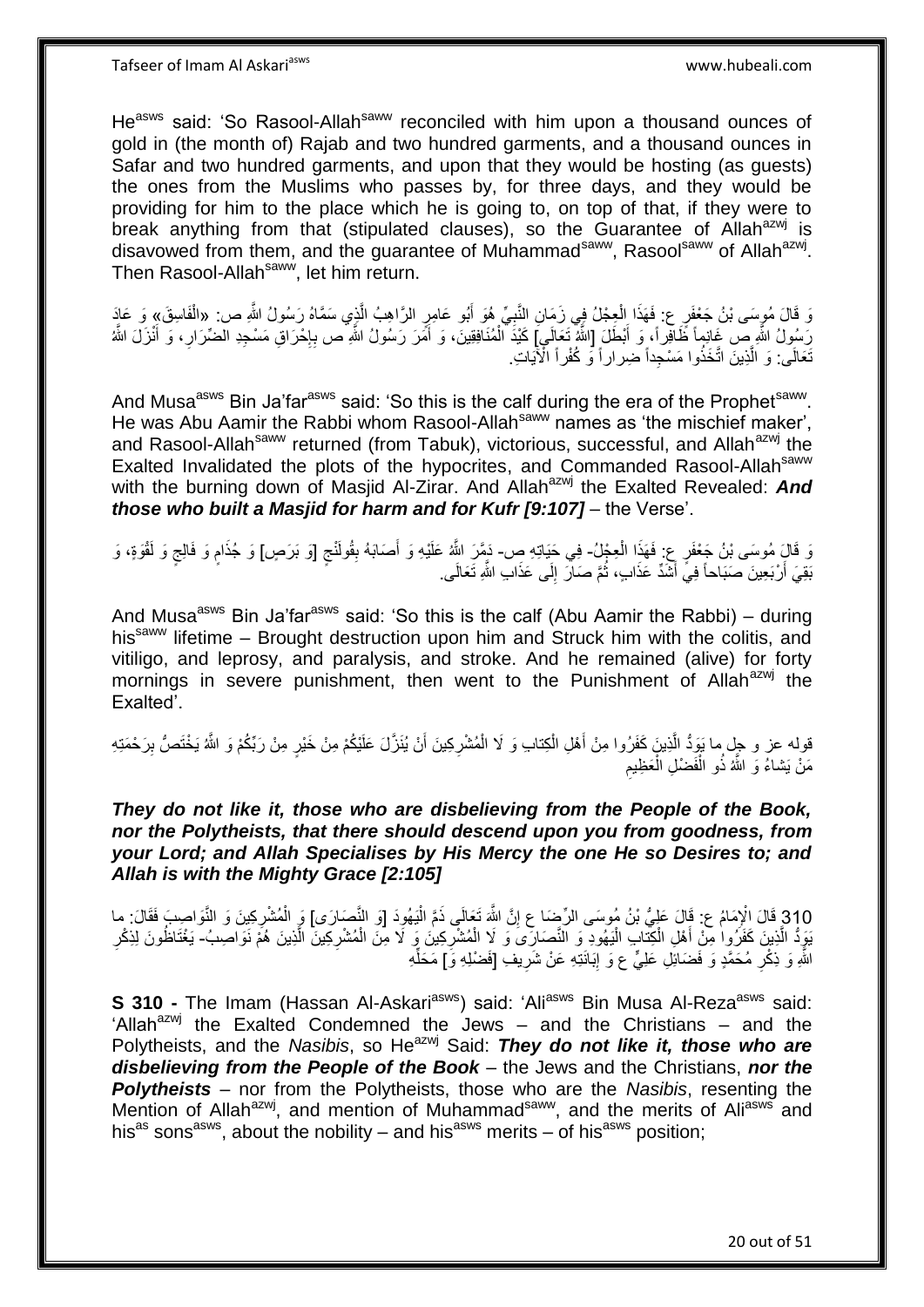He[asws] said: 'So Rasool-Allah[saww] reconciled with him upon a thousand ounces of gold in (the month of) Rajab and two hundred garments, and a thousand ounces in Safar and two hundred garments, and upon that they would be hosting (as guests) the ones from the Muslims who passes by, for three days, and they would be providing for him to the place which he is going to, on top of that, if they were to break anything from that (stipulated clauses), so the Guarantee of Allah[azwj] is disavowed from them, and the guarantee of Muhammad[saww], Rasool[saww] of Allah[azwj]. Then Rasool-Allah[saww], let him return.

وَ قَالَ مُوسَى بْنُ جَعْفَرٍ ع: فَهَذَا الْعِجْلُ فِي زَمَانِ النَّبِيِّ هُوَ أَبُو عَامِرٍ الرَّاهِبُ الَّذِي سَمَّاهُ رَسُولُ اللَّهِ ص: «الْفَاسِقَ» وَ عَادَ رَسُولُ اللَّهِ ص غَانِماً ظَافِراً، وَ أَبْطَلَ [اللَّهُ تَعَالَى] كَيْدَ الْمُنَافِقِينَ، وَ أَمَرَ رَسُولُ اللَّهِ ص بِإِحْرَاقِ مَسْجِدِ الضِّرَارِ، وَ أَنْزَلَ اللَّهُ تَعَالَى: وَ الَّذِينَ اتَّخَذُوا مَسْجِداً ضِراراً وَ كُفْراً الْآيَاتِ.

And Musa[asws] Bin Ja'far[asws] said: 'So this is the calf during the era of the Prophet[saww]. He was Abu Aamir the Rabbi whom Rasool-Allah[saww] names as 'the mischief maker', and Rasool-Allah[saww] returned (from Tabuk), victorious, successful, and Allah[azwj] the Exalted Invalidated the plots of the hypocrites, and Commanded Rasool-Allah[saww] with the burning down of Masjid Al-Zirar. And Allah[azwj] the Exalted Revealed: ***And those who built a Masjid for harm and for Kufr [9:107]*** – the Verse'.

وَ قَالَ مُوسَى بْنُ جَعْفَرٍ ع: فَهَذَا الْعِجْلُ- فِي حَيَاتِهِ ص- دَمَّرَ اللَّهُ عَلَيْهِ وَ أَصَابَهُ بِقُولَنْجٍ [وَ بَرَصٍ] وَ جُذَامٍ وَ فَالِجٍ وَ لَقْوَةٍ، وَ بَقِيَ أَرْبَعِينَ صَبَاحاً فِي أَشَدِّ عَذَابٍ، ثُمَّ صَارَ إِلَى عَذَابِ اللَّهِ تَعَالَى.

And Musa[asws] Bin Ja'far[asws] said: 'So this is the calf (Abu Aamir the Rabbi) – during his[saww] lifetime – Brought destruction upon him and Struck him with the colitis, and vitiligo, and leprosy, and paralysis, and stroke. And he remained (alive) for forty mornings in severe punishment, then went to the Punishment of Allah[azwj] the Exalted'.

قوله عز و جل ما يَوَدُّ الَّذِينَ كَفَرُوا مِنْ أَهْلِ الْكِتابِ وَ لَا الْمُشْرِكِينَ أَنْ يُنَزَّلَ عَلَيْكُمْ مِنْ خَيْرٍ مِنْ رَبِّكُمْ وَ اللَّهُ يَخْتَصُّ بِرَحْمَتِهِ مَنْ يَشاءُ وَ اللَّهُ ذُو الْفَضْلِ الْعَظِيمِ

***They do not like it, those who are disbelieving from the People of the Book, nor the Polytheists, that there should descend upon you from goodness, from your Lord; and Allah Specialises by His Mercy the one He so Desires to; and Allah is with the Mighty Grace [2:105]***

310 قَالَ الْإِمَامُ ع: قَالَ عَلِيُّ بْنُ مُوسَى الرِّضَا ع إِنَّ اللَّهَ تَعَالَى ذَمَّ الْيَهُودَ [وَ النَّصَارَى] وَ الْمُشْرِكِينَ وَ النَّوَاصِبَ فَقَالَ: ما يَوَدُّ الَّذِينَ كَفَرُوا مِنْ أَهْلِ الْكِتابِ الْيَهُودِ وَ النَّصَارَى وَ لَا مِنَ الْمُشْرِكِينَ وَ لَا مِنَ الْمُشْرِكِينَ الَّذِينَ هُمْ نَوَاصِبُ- يَغْتَاظُونَ لِذِكْرِ اللَّهِ وَ ذِكْرِ مُحَمَّدٍ وَ فَضَائِلِ عَلِيٍّ ع وَ إِبَانَتِهِ عَنْ شَرِيفِ [فَضْلِهِ وَ] مَحَلِّهِ

**S 310 -** The Imam (Hassan Al-Askari[asws]) said: 'Ali[asws] Bin Musa Al-Reza[asws] said: 'Allah[azwj] the Exalted Condemned the Jews – and the Christians – and the Polytheists, and the *Nasibis*, so He[azwj] Said: ***They do not like it, those who are disbelieving from the People of the Book*** – the Jews and the Christians, ***nor the Polytheists*** – nor from the Polytheists, those who are the *Nasibis*, resenting the Mention of Allah[azwj], and mention of Muhammad[saww], and the merits of Ali[asws] and his[as] sons[asws], about the nobility – and his[asws] merits – of his[asws] position;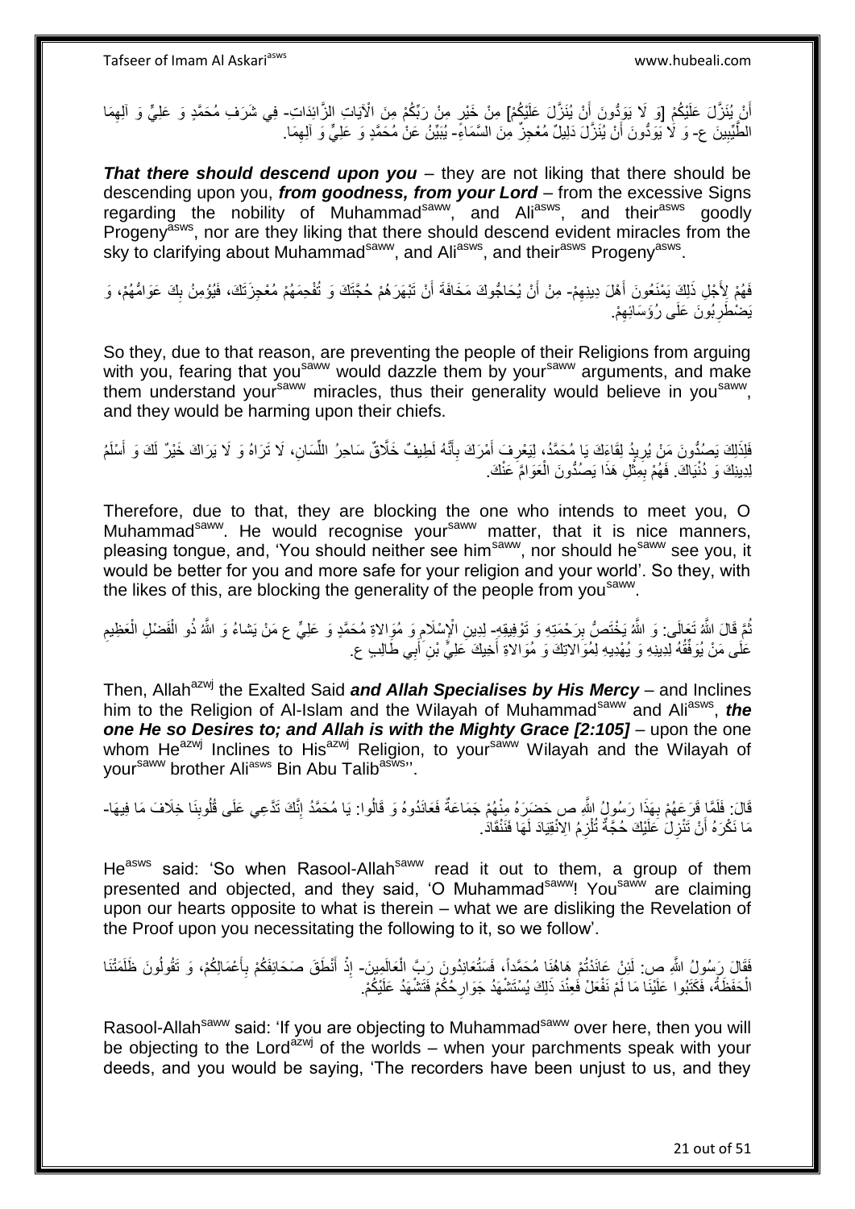أَنْ يُنَزَّلَ عَلَيْكُمْ [وَ لَا يَوَدُّونَ أَنْ يُنَزَّلَ عَلَيْكُمْ] مِنْ خَيْرٍ مِنْ رَبِّكُمْ مِنَ الْآيَاتِ الزَّائِدَاتِ- فِي شَرَفِ مُحَمَّدٍ وَ عَلِيٍّ وَ آلِهِمَا الطَّيِّبِينَ ع- وَ لَا يَوَدُّونَ أَنْ يُنَزِّلَ دَلِيلٌ مُعْجِزٌ مِنَ السَّمَاءِ- يُبَيِّنُ عَنْ مُحَمَّدٍ وَ عَلِيٍّ وَ آلِهِمَا.

***That there should descend upon you*** – they are not liking that there should be descending upon you, ***from goodness, from your Lord*** – from the excessive Signs regarding the nobility of Muhammad[saww], and Ali[asws], and their[asws] goodly Progeny[asws], nor are they liking that there should descend evident miracles from the sky to clarifying about Muhammad[saww], and Ali[asws], and their[asws] Progeny[asws].

فَهُمْ لِأَجْلِ ذَلِكَ يَمْنَعُونَ أَهْلَ دِينِهِمْ- مِنْ أَنْ يُحَاجُّوكَ مَخَافَةَ أَنْ تَبْهَرَهُمْ حُجَّتَكَ وَ تُفْحِمَهُمْ مُعْجِزَتَكَ، فَيُؤْمِنُ بِكَ عَوَامُّهُمْ، وَ يَضْطَرِبُونَ عَلَى رُؤَسَائِهِمْ.

So they, due to that reason, are preventing the people of their Religions from arguing with you, fearing that you[saww] would dazzle them by your[saww] arguments, and make them understand your[saww] miracles, thus their generality would believe in you[saww], and they would be harming upon their chiefs.

فَلِذَلِكَ يَصُدُّونَ مَنْ يُرِيدُ لِقَاءَكَ يَا مُحَمَّدُ، لِيَعْرِفَ أَمْرَكَ بِأَنَّهُ لَطِيفٌ خَلَّاقٌ سَاحِرُ اللِّسَانِ، لَا تَرَاهُ وَ لَا يَرَاكَ خَيْرٌ لَكَ وَ أَسْلَمُ لِدِينِكَ وَ دُنْيَاكَ. فَهُمْ بِمِثْلِ هَذَا يَصُدُّونَ الْعَوَامَّ عَنْكَ.

Therefore, due to that, they are blocking the one who intends to meet you, O Muhammad[saww]. He would recognise your[saww] matter, that it is nice manners, pleasing tongue, and, 'You should neither see him[saww], nor should he[saww] see you, it would be better for you and more safe for your religion and your world'. So they, with the likes of this, are blocking the generality of the people from you[saww].

ثُمَّ قَالَ اللَّهُ تَعَالَى: وَ اللَّهُ يَخْتَصُّ بِرَحْمَتِهِ وَ تَوْفِيقِهِ- لِدِينِ الْإِسْلَامِ وَ مُوَالاةِ مُحَمَّدٍ وَ عَلِيٍّ ع مَنْ يَشاءُ وَ اللَّهُ ذُو الْفَضْلِ الْعَظِيمِ عَلَى مَنْ يُوَفِّقُهُ لِدِينِهِ وَ يُهْدِيهِ لِمُوَالاتِكَ وَ مُوَالاةِ أَخِيكَ عَلِيِّ بْنِ أَبِي طَالِبٍ ع.

Then, Allah[azwj] the Exalted Said ***and Allah Specialises by His Mercy*** – and Inclines him to the Religion of Al-Islam and the Wilayah of Muhammad[saww] and Ali[asws], ***the one He so Desires to; and Allah is with the Mighty Grace [2:105]*** – upon the one whom He[azwj] Inclines to His[azwj] Religion, to your[saww] Wilayah and the Wilayah of your[saww] brother Ali[asws] Bin Abu Talib[asws]''.

قَالَ: فَلَمَّا قَرَعَهُمْ بِهَذَا رَسُولُ اللَّهِ ص حَضَرَهُ مِنْهُمْ جَمَاعَةٌ فَعَانَدُوهُ وَ قَالُوا: يَا مُحَمَّدُ إِنَّكَ تَدَّعِي عَلَى قُلُوبِنَا خِلَافَ مَا فِيهَا- مَا نَكْرَهُ أَنْ تَنْزِلَ عَلَيْكَ حُجَّةٌ تُلْزِمُ الِانْقِيَادَ لَهَا فَنَنْقَادَ.

He[asws] said: 'So when Rasool-Allah[saww] read it out to them, a group of them presented and objected, and they said, 'O Muhammad[saww]! You[saww] are claiming upon our hearts opposite to what is therein – what we are disliking the Revelation of the Proof upon you necessitating the following to it, so we follow'.

فَقَالَ رَسُولُ اللَّهِ ص: لَئِنْ عَانَدْتُمْ هَاهُنَا مُحَمَّداً، فَسَتُعَانِدُونَ رَبَّ الْعَالَمِينَ- إِذْ أَنْطَقَ صَحَائِفَكُمْ بِأَعْمَالِكُمْ، وَ تَقُولُونَ ظَلَمَتْنَا الْحَفَظَةُ، فَكَتَبُوا عَلَيْنَا مَا لَمْ نَفْعَلْ فَعِنْدَ ذَلِكَ يُسْتَشْهَدُ جَوَارِحُكُمْ فَتَشْهَدُ عَلَيْكُمْ.

Rasool-Allah[saww] said: 'If you are objecting to Muhammad[saww] over here, then you will be objecting to the Lord[azwj] of the worlds – when your parchments speak with your deeds, and you would be saying, 'The recorders have been unjust to us, and they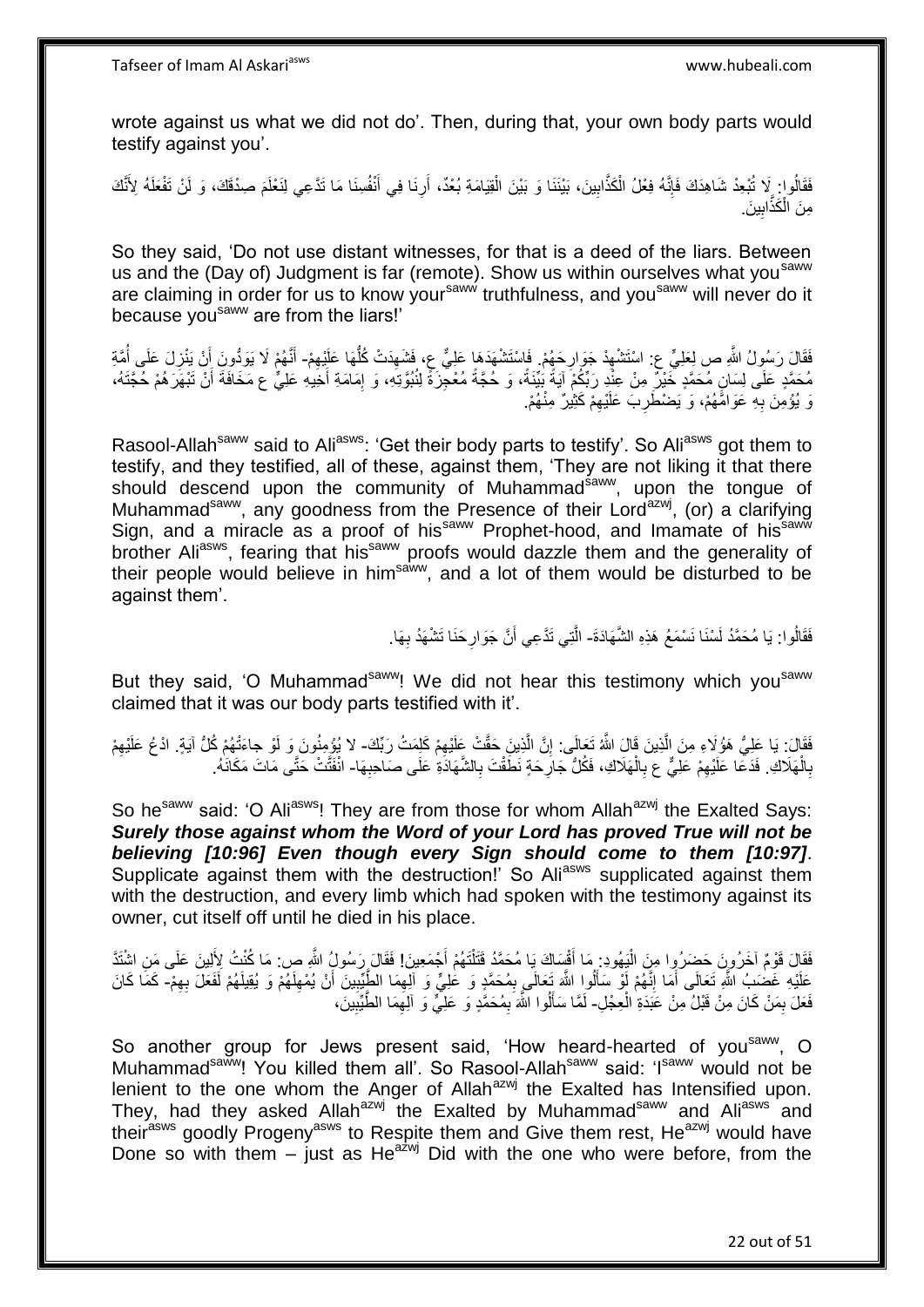wrote against us what we did not do'. Then, during that, your own body parts would testify against you'.

فَقَالُوا: لَا تُبْعِدْ شَاهِدَكَ فَإِنَّهُ فِعْلُ الْكَذَّابِينَ، بَيْنَنَا وَ بَيْنَ الْقِيَامَةِ بُعْدٌ، أَرِنَا فِي أَنْفُسِنَا مَا تَدَّعِي لِنَعْلَمَ صِدْقَكَ، وَ لَنْ تَفْعَلَهُ لِأَنَّكَ مِنَ الْكَذَّابِينَ.

So they said, 'Do not use distant witnesses, for that is a deed of the liars. Between us and the (Day of) Judgment is far (remote). Show us within ourselves what you[saww] are claiming in order for us to know your[saww] truthfulness, and you[saww] will never do it because you[saww] are from the liars!'

فَقَالَ رَسُولُ اللَّهِ ص لِعَلِيٍّ ع: اسْتَشْهِدْ جَوَارِحَهُمْ. فَاسْتَشْهَدَهَا عَلِيٌّ ع، فَشَهِدَتْ كُلُّهَا عَلَيْهِمْ- أَنَّهُمْ لَا يَوَدُّونَ أَنْ يَنْزِلَ عَلَى أُمَّةِ مُحَمَّدٍ عَلَى لِسَانِ مُحَمَّدٍ خَيْرٌ مِنْ عِنْدِ رَبِّكُمْ آيَةٌ بَيِّنَةٌ، وَ حُجَّةٌ مُعْجِزَةٌ لِنُبُوَّتِهِ، وَ إِمَامَةِ أَخِيهِ عَلِيٍّ ع مَخَافَةَ أَنْ تَبْهَرَهُمْ حُجَّتُهُ، وَ يُؤْمِنَ بِهِ عَوَامُّهُمْ، وَ يَضْطَرِبَ عَلَيْهِمْ كَثِيرٌ مِنْهُمْ.

Rasool-Allah[saww] said to Ali[asws]: 'Get their body parts to testify'. So Ali[asws] got them to testify, and they testified, all of these, against them, 'They are not liking it that there should descend upon the community of Muhammad[saww], upon the tongue of Muhammad[saww], any goodness from the Presence of their Lord[azwj], (or) a clarifying Sign, and a miracle as a proof of his[saww] Prophet-hood, and Imamate of his[saww] brother Ali[asws], fearing that his[saww] proofs would dazzle them and the generality of their people would believe in him[saww], and a lot of them would be disturbed to be against them'.

فَقَالُوا: يَا مُحَمَّدُ لَسْنَا نَسْمَعُ هَذِهِ الشَّهَادَةَ- الَّتِي تَدَّعِي أَنَّ جَوَارِحَنَا تَشْهَدُ بِهَا.

But they said, 'O Muhammad[saww]! We did not hear this testimony which you[saww] claimed that it was our body parts testified with it'.

فَقَالَ: يَا عَلِيُّ هَؤُلَاءِ مِنَ الَّذِينَ قَالَ اللَّهُ تَعَالَى: إِنَّ الَّذِينَ حَقَّتْ عَلَيْهِمْ كَلِمَتُ رَبِّكَ- لا يُؤْمِنُونَ وَ لَوْ جاءَتْهُمْ كُلُّ آيَةٍ. ادْعُ عَلَيْهِمْ بِالْهَلَاكِ. فَدَعَا عَلَيْهِمْ عَلِيٌّ ع بِالْهَلَاكِ، فَكُلُّ جَارِحَةٍ نَطَقَتْ بِالشَّهَادَةِ عَلَى صَاحِبِهَا- انْفَتَّتْ حَتَّى مَاتَ مَكَانَهُ.

So he[saww] said: 'O Ali[asws]! They are from those for whom Allah[azwj] the Exalted Says: ***Surely those against whom the Word of your Lord has proved True will not be believing [10:96] Even though every Sign should come to them [10:97]***. Supplicate against them with the destruction!' So Ali[asws] supplicated against them with the destruction, and every limb which had spoken with the testimony against its owner, cut itself off until he died in his place.

فَقَالَ قَوْمٌ آخَرُونَ حَضَرُوا مِنَ الْيَهُودِ: مَا أَقْسَاكَ يَا مُحَمَّدُ قَتَلْتَهُمْ أَجْمَعِينَ! فَقَالَ رَسُولُ اللَّهِ ص: مَا كُنْتُ لِأَلِينَ عَلَى مَنِ اشْتَدَّ عَلَيْهِ غَضَبُ اللَّهِ تَعَالَى أَمَا إِنَّهُمْ لَوْ سَأَلُوا اللَّهَ تَعَالَى بِمُحَمَّدٍ وَ عَلِيٍّ وَ آلِهِمَا الطَّيِّبِينَ أَنْ يُمْهِلَهُمْ وَ يُقِيلَهُمْ لَفَعَلَ بِهِمْ- كَمَا كَانَ فَعَلَ بِمَنْ كَانَ مِنْ قَبْلُ مِنْ عَبَدَةِ الْعِجْلِ- لَمَّا سَأَلُوا اللَّهَ بِمُحَمَّدٍ وَ عَلِيٍّ وَ آلِهِمَا الطَّيِّبِينَ،

So another group for Jews present said, 'How heard-hearted of you[saww], O Muhammad[saww]! You killed them all'. So Rasool-Allah[saww] said: 'I[saww] would not be lenient to the one whom the Anger of Allah[azwj] the Exalted has Intensified upon. They, had they asked Allah[azwj] the Exalted by Muhammad[saww] and Ali[asws] and their[asws] goodly Progeny[asws] to Respite them and Give them rest, He[azwj] would have Done so with them – just as He[azwj] Did with the one who were before, from the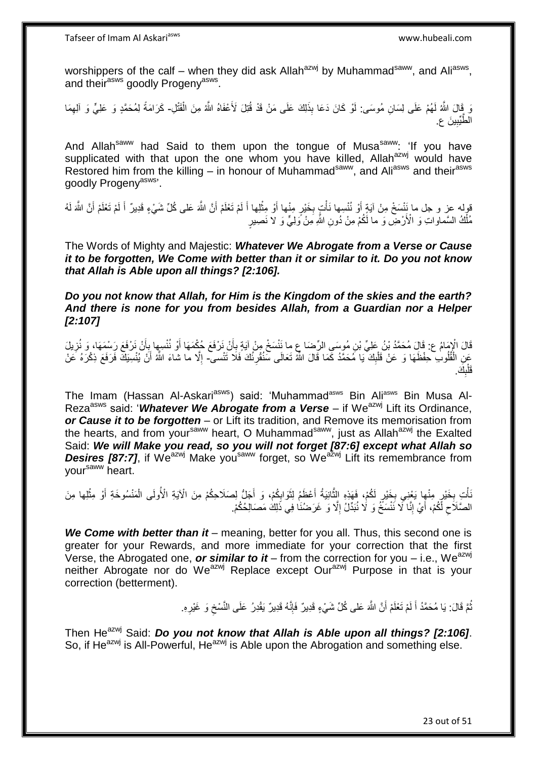worshippers of the calf – when they did ask Allah[azwj] by Muhammad[saww], and Ali[asws], and their[asws] goodly Progeny[asws].

وَ قَالَ اللَّهُ لَهُمْ عَلَى لِسَانِ مُوسَى: لَوْ كَانَ دَعَا بِذَلِكَ عَلَى مَنْ قَدْ قُتِلَ لَأَعْفَاهُ اللَّهُ مِنَ الْقَتْلِ- كَرَامَةً لِمُحَمَّدٍ وَ عَلِيٍّ وَ آلِهِمَا الطَّيِّبِينَ ع.

And Allah[saww] had Said to them upon the tongue of Musa[saww]: 'If you have supplicated with that upon the one whom you have killed, Allah[azwj] would have Restored him from the killing – in honour of Muhammad[saww], and Ali[asws] and their[asws] goodly Progeny[asws]'.

قوله عز و جل ما نَنْسَخْ مِنْ آيَةٍ أَوْ نُنْسِها نَأْتِ بِخَيْرٍ مِنْها أَوْ مِثْلِها أَ لَمْ تَعْلَمْ أَنَّ اللَّهَ عَلى كُلِّ شَيْءٍ قَدِيرٌ أَ لَمْ تَعْلَمْ أَنَّ اللَّهَ لَهُ مُلْكُ السَّماواتِ وَ الْأَرْضِ وَ ما لَكُمْ مِنْ دُونِ اللَّهِ مِنْ وَلِيٍّ وَ لا نَصِيرٍ

The Words of Mighty and Majestic: ***Whatever We Abrogate from a Verse or Cause it to be forgotten, We Come with better than it or similar to it. Do you not know that Allah is Able upon all things? [2:106].***

***Do you not know that Allah, for Him is the Kingdom of the skies and the earth? And there is none for you from besides Allah, from a Guardian nor a Helper [2:107]***

قَالَ الْإِمَامُ ع: قَالَ مُحَمَّدُ بْنُ عَلِيِّ بْنِ مُوسَى الرِّضَا ع ما نَنْسَخْ مِنْ آيَةٍ بِأَنْ نَرْفَعَ حُكْمَهَا أَوْ نُنْسِها بِأَنْ نَرْفَعَ رَسْمَهَا، وَ نُزِيلَ عَنِ الْقُلُوبِ حِفْظَهَا وَ عَنْ قَلْبِكَ يَا مُحَمَّدُ كَمَا قَالَ اللَّهُ تَعَالَى سَنُقْرِئُكَ فَلا تَنْسى- إِلَّا ما شاءَ اللَّهُ أَنْ يُنْسِيَكَ فَرَفَعَ ذِكْرَهُ عَنْ قَلْبِكَ.

The Imam (Hassan Al-Askari[asws]) said: 'Muhammad[asws] Bin Ali[asws] Bin Musa Al-Reza[asws] said: '***Whatever We Abrogate from a Verse*** – if We[azwj] Lift its Ordinance, ***or Cause it to be forgotten*** – or Lift its tradition, and Remove its memorisation from the hearts, and from your[saww] heart, O Muhammad[saww], just as Allah[azwj] the Exalted Said: ***We will Make you read, so you will not forget [87:6] except what Allah so Desires [87:7]***, if We[azwj] Make you[saww] forget, so We[azwj] Lift its remembrance from your[saww] heart.

نَأْتِ بِخَيْرٍ مِنْها يَعْنِي بِخَيْرٍ لَكُمْ، فَهَذِهِ الثَّانِيَةُ أَعْظَمُ لِثَوَابِكُمْ، وَ أَجَلُّ لِصَلَاحِكُمْ مِنَ الْآيَةِ الْأُولَى الْمَنْسُوخَةِ أَوْ مِثْلِها مِنَ الصَّلَاحِ لَكُمْ، أَيْ إِنَّا لَا نَنْسَخُ وَ لَا نُبَدِّلُ إِلَّا وَ غَرَضُنَا فِي ذَلِكَ مَصَالِحُكُمْ.

***We Come with better than it*** – meaning, better for you all. Thus, this second one is greater for your Rewards, and more immediate for your correction that the first Verse, the Abrogated one, ***or similar to it*** – from the correction for you – i.e., We[azwj] neither Abrogate nor do We[azwj] Replace except Our[azwj] Purpose in that is your correction (betterment).

ثُمَّ قَالَ: يَا مُحَمَّدُ أَ لَمْ تَعْلَمْ أَنَّ اللَّهَ عَلى كُلِّ شَيْءٍ قَدِيرٌ فَإِنَّهُ قَدِيرٌ يَقْدِرُ عَلَى النَّسْخِ وَ غَيْرِهِ.

Then He[azwj] Said: ***Do you not know that Allah is Able upon all things? [2:106]***. So, if He[azwj] is All-Powerful, He[azwj] is Able upon the Abrogation and something else.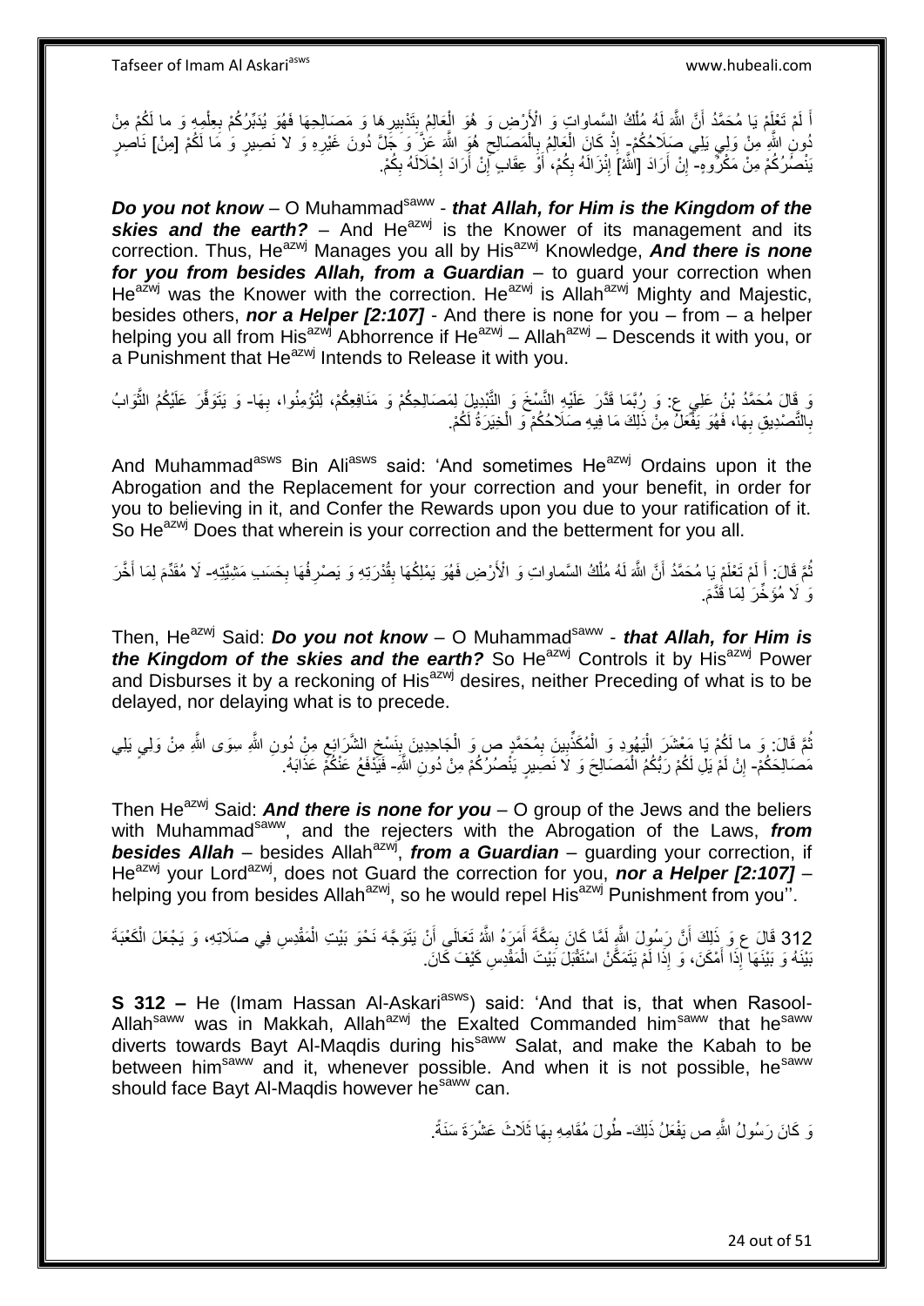أَ لَمْ تَعْلَمْ يَا مُحَمَّدُ أَنَّ اللَّهَ لَهُ مُلْكُ السَّماواتِ وَ الْأَرْضِ وَ هُوَ الْعَالِمُ بِتَدْبِيرِهَا وَ مَصَالِحِهَا فَهُوَ يُدَبِّرُكُمْ بِعِلْمِهِ وَ ما لَكُمْ مِنْ دُونِ اللَّهِ مِنْ وَلِيٍ يَلِي صَلَاحَكُمْ- إِذْ كَانَ الْعَالِمُ بِالْمَصَالِحِ هُوَ اللَّهَ عَزَّ وَ جَلَّ دُونَ غَيْرِهِ وَ لا نَصِيرٍ وَ مَا لَكُمْ [مِنْ] نَاصِرٍ يَنْصُرُكُمْ مِنْ مَكْرُوهٍ- إِنْ أَرَادَ [اللَّهُ] إِنْزَالَهُ بِكُمْ، أَوْ عِقَابٍ إِنْ أَرَادَ إِحْلَالَهُ بِكُمْ.

***Do you not know*** – O Muhammad[saww] - ***that Allah, for Him is the Kingdom of the skies and the earth?*** – And He[azwj] is the Knower of its management and its correction. Thus, He[azwj] Manages you all by His[azwj] Knowledge, ***And there is none for you from besides Allah, from a Guardian*** – to guard your correction when He[azwj] was the Knower with the correction. He[azwj] is Allah[azwj] Mighty and Majestic, besides others, ***nor a Helper [2:107]*** - And there is none for you – from – a helper helping you all from His[azwj] Abhorrence if He[azwj] – Allah[azwj] – Descends it with you, or a Punishment that He[azwj] Intends to Release it with you.

وَ قَالَ مُحَمَّدُ بْنُ عَلِيٍ ع: وَ رُبَّمَا قَدَّرَ عَلَيْهِ النَّسْخَ وَ التَّبْدِيلَ لِمَصَالِحِكُمْ وَ مَنَافِعِكُمْ، لِتُؤْمِنُوا، بِهَا- وَ يَتَوَفَّرَ عَلَيْكُمُ الثَّوَابُ بِالتَّصْدِيقِ بِهَا، فَهُوَ يَفْعَلُ مِنْ ذَلِكَ مَا فِيهِ صَلَاحُكُمْ وَ الْخِيَرَةُ لَكُمْ.

And Muhammad[asws] Bin Ali[asws] said: 'And sometimes He[azwj] Ordains upon it the Abrogation and the Replacement for your correction and your benefit, in order for you to believing in it, and Confer the Rewards upon you due to your ratification of it. So He[azwj] Does that wherein is your correction and the betterment for you all.

ثُمَّ قَالَ: أَ لَمْ تَعْلَمْ يَا مُحَمَّدُ أَنَّ اللَّهَ لَهُ مُلْكُ السَّماواتِ وَ الْأَرْضِ فَهُوَ يَمْلِكُهَا بِقُدْرَتِهِ وَ يَصْرِفُهَا بِحَسَبِ مَشِيَّتِهِ- لَا مُقَدِّمَ لِمَا أَخَّرَ وَ لَا مُؤَخِّرَ لِمَا قَدَّمَ.

Then, He[azwj] Said: ***Do you not know*** – O Muhammad[saww] - ***that Allah, for Him is the Kingdom of the skies and the earth?*** So He[azwj] Controls it by His[azwj] Power and Disburses it by a reckoning of His[azwj] desires, neither Preceding of what is to be delayed, nor delaying what is to precede.

ثُمَّ قَالَ: وَ ما لَكُمْ يَا مَعْشَرَ الْيَهُودِ وَ الْمُكَذِّبِينَ بِمُحَمَّدٍ ص وَ الْجَاحِدِينَ بِنَسْخِ الشَّرَائِعِ مِنْ دُونِ اللَّهِ سِوَى اللَّهِ مِنْ وَلِيٍ يَلِي مَصَالِحَكُمْ- إِنْ لَمْ يَلِ لَكُمْ رَبُّكُمُ الْمَصَالِحَ وَ لا نَصِيرٍ يَنْصُرُكُمْ مِنْ دُونِ اللَّهِ- فَيَدْفَعُ عَنْكُمْ عَذَابَهُ.

Then He[azwj] Said: ***And there is none for you*** – O group of the Jews and the beliers with Muhammad[saww], and the rejecters with the Abrogation of the Laws, ***from besides Allah*** – besides Allah[azwj], ***from a Guardian*** – guarding your correction, if He[azwj] your Lord[azwj], does not Guard the correction for you, ***nor a Helper [2:107]*** – helping you from besides Allah[azwj], so he would repel His[azwj] Punishment from you''.

312 قَالَ ع وَ ذَلِكَ أَنَّ رَسُولَ اللَّهِ لَمَّا كَانَ بِمَكَّةَ أَمَرَهُ اللَّهُ تَعَالَى أَنْ يَتَوَجَّهَ نَحْوَ بَيْتِ الْمَقْدِسِ فِي صَلَاتِهِ، وَ يَجْعَلَ الْكَعْبَةَ بَيْنَهُ وَ بَيْنَهَا إِذَا أَمْكَنَ، وَ إِذَا لَمْ يَتَمَكَّنْ اسْتَقْبَلَ بَيْتَ الْمَقْدِسِ كَيْفَ كَانَ.

**S 312 –** He (Imam Hassan Al-Askari[asws]) said: 'And that is, that when Rasool-Allah[saww] was in Makkah, Allah[azwj] the Exalted Commanded him[saww] that he[saww] diverts towards Bayt Al-Maqdis during his[saww] Salat, and make the Kabah to be between him[saww] and it, whenever possible. And when it is not possible, he[saww] should face Bayt Al-Maqdis however he[saww] can.

وَ كَانَ رَسُولُ اللَّهِ ص يَفْعَلُ ذَلِكَ- طُولَ مُقَامِهِ بِهَا ثَلَاثَ عَشْرَةَ سَنَةً.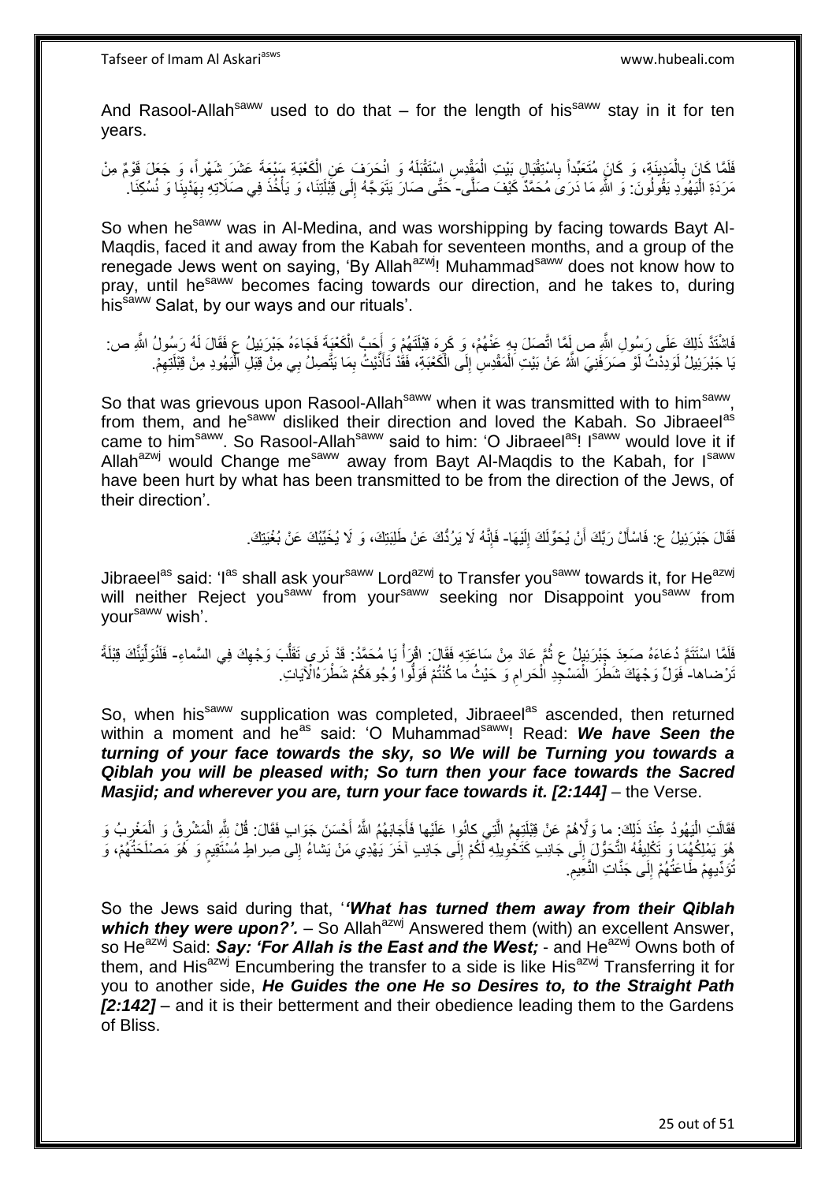And Rasool-Allah[saww] used to do that – for the length of his[saww] stay in it for ten years.

فَلَمَّا كَانَ بِالْمَدِينَةِ، وَ كَانَ مُتَعَبِّداً بِاسْتِقْبَالِ بَيْتِ الْمَقْدِسِ اسْتَقْبَلَهُ وَ انْحَرَفَ عَنِ الْكَعْبَةِ سَبْعَةَ عَشَرَ شَهْراً، وَ جَعَلَ قَوْمٌ مِنْ مَرَدَةِ الْيَهُودِ يَقُولُونَ: وَ اللَّهِ مَا دَرَى مُحَمَّدٌ كَيْفَ صَلَّى- حَتَّى صَارَ يَتَوَجَّهُ إِلَى قِبْلَتِنَا، وَ يَأْخُذُ فِي صَلَاتِهِ بِهَدْيِنَا وَ نُسُكِنَا.

So when he[saww] was in Al-Medina, and was worshipping by facing towards Bayt Al-Maqdis, faced it and away from the Kabah for seventeen months, and a group of the renegade Jews went on saying, 'By Allah[azwj]! Muhammad[saww] does not know how to pray, until he[saww] becomes facing towards our direction, and he takes to, during his[saww] Salat, by our ways and our rituals'.

فَاشْتَدَّ ذَلِكَ عَلَى رَسُولِ اللَّهِ ص لَمَّا اتَّصَلَ بِهِ عَنْهُمْ، وَ كَرِهَ قِبْلَتَهُمْ وَ أَحَبَّ الْكَعْبَةَ فَجَاءَهُ جَبْرَئِيلُ ع فَقَالَ لَهُ رَسُولُ اللَّهِ ص: يَا جَبْرَئِيلُ لَوَدِدْتُ لَوْ صَرَفَنِيَ اللَّهُ عَنْ بَيْتِ الْمَقْدِسِ إِلَى الْكَعْبَةِ، فَقَدْ تَأَذَّيْتُ بِمَا يَتَّصِلُ بِي مِنْ قِبَلِ الْيَهُودِ مِنْ قِبْلَتِهِمْ.

So that was grievous upon Rasool-Allah[saww] when it was transmitted with to him[saww], from them, and he[saww] disliked their direction and loved the Kabah. So Jibraeel[as] came to him[saww]. So Rasool-Allah[saww] said to him: 'O Jibraeel[as]! I[saww] would love it if Allah[azwj] would Change me[saww] away from Bayt Al-Maqdis to the Kabah, for I[saww] have been hurt by what has been transmitted to be from the direction of the Jews, of their direction'.

فَقَالَ جَبْرَئِيلُ ع: فَاسْأَلْ رَبَّكَ أَنْ يُحَوِّلَكَ إِلَيْهَا- فَإِنَّهُ لَا يَرُدُّكَ عَنْ طَلِبَتِكَ، وَ لَا يُخَيِّبُكَ عَنْ بُغْيَتِكَ.

Jibraeel[as] said: 'I[as] shall ask your[saww] Lord[azwj] to Transfer you[saww] towards it, for He[azwj] will neither Reject you[saww] from your[saww] seeking nor Disappoint you[saww] from your[saww] wish'.

فَلَمَّا اسْتَتَمَّ دُعَاءَهُ صَعِدَ جَبْرَئِيلُ ع ثُمَّ عَادَ مِنْ سَاعَتِهِ فَقَالَ: اقْرَأْ يَا مُحَمَّدُ: قَدْ نَرى تَقَلُّبَ وَجْهِكَ فِي السَّماءِ- فَلَنُوَلِّيَنَّكَ قِبْلَةً تَرْضاها- فَوَلِّ وَجْهَكَ شَطْرَ الْمَسْجِدِ الْحَرامِ وَ حَيْثُ ما كُنْتُمْ فَوَلُّوا وُجُوهَكُمْ شَطْرَهُ الْآيَاتِ.

So, when his[saww] supplication was completed, Jibraeel[as] ascended, then returned within a moment and he[as] said: 'O Muhammad[saww]! Read: ***We have Seen the turning of your face towards the sky, so We will be Turning you towards a Qiblah you will be pleased with; So turn then your face towards the Sacred Masjid; and wherever you are, turn your face towards it. [2:144]*** – the Verse.

فَقَالَتِ الْيَهُودُ عِنْدَ ذَلِكَ: ما وَلَّاهُمْ عَنْ قِبْلَتِهِمُ الَّتِي كانُوا عَلَيْها فَأَجَابَهُمُ اللَّهُ أَحْسَنَ جَوَابٍ فَقَالَ: قُلْ لِلَّهِ الْمَشْرِقُ وَ الْمَغْرِبُ وَ هُوَ يَمْلِكُهُمَا وَ تَكْلِيفُهُ التَّحَوُّلَ إِلَى جَانِبٍ كَتَحْوِيلِهِ لَكُمْ إِلَى جَانِبٍ آخَرَ يَهْدِي مَنْ يَشاءُ إِلى صِراطٍ مُسْتَقِيمٍ وَ هُوَ مَصْلَحَتُهُمْ، وَ تُؤَدِّيهِمْ طَاعَتُهُمْ إِلَى جَنَّاتِ النَّعِيمِ.

So the Jews said during that, '***'What has turned them away from their Qiblah which they were upon?'.*** – So Allah[azwj] Answered them (with) an excellent Answer, so He[azwj] Said: ***Say: 'For Allah is the East and the West;*** - and He[azwj] Owns both of them, and His[azwj] Encumbering the transfer to a side is like His[azwj] Transferring it for you to another side, ***He Guides the one He so Desires to, to the Straight Path [2:142]*** – and it is their betterment and their obedience leading them to the Gardens of Bliss.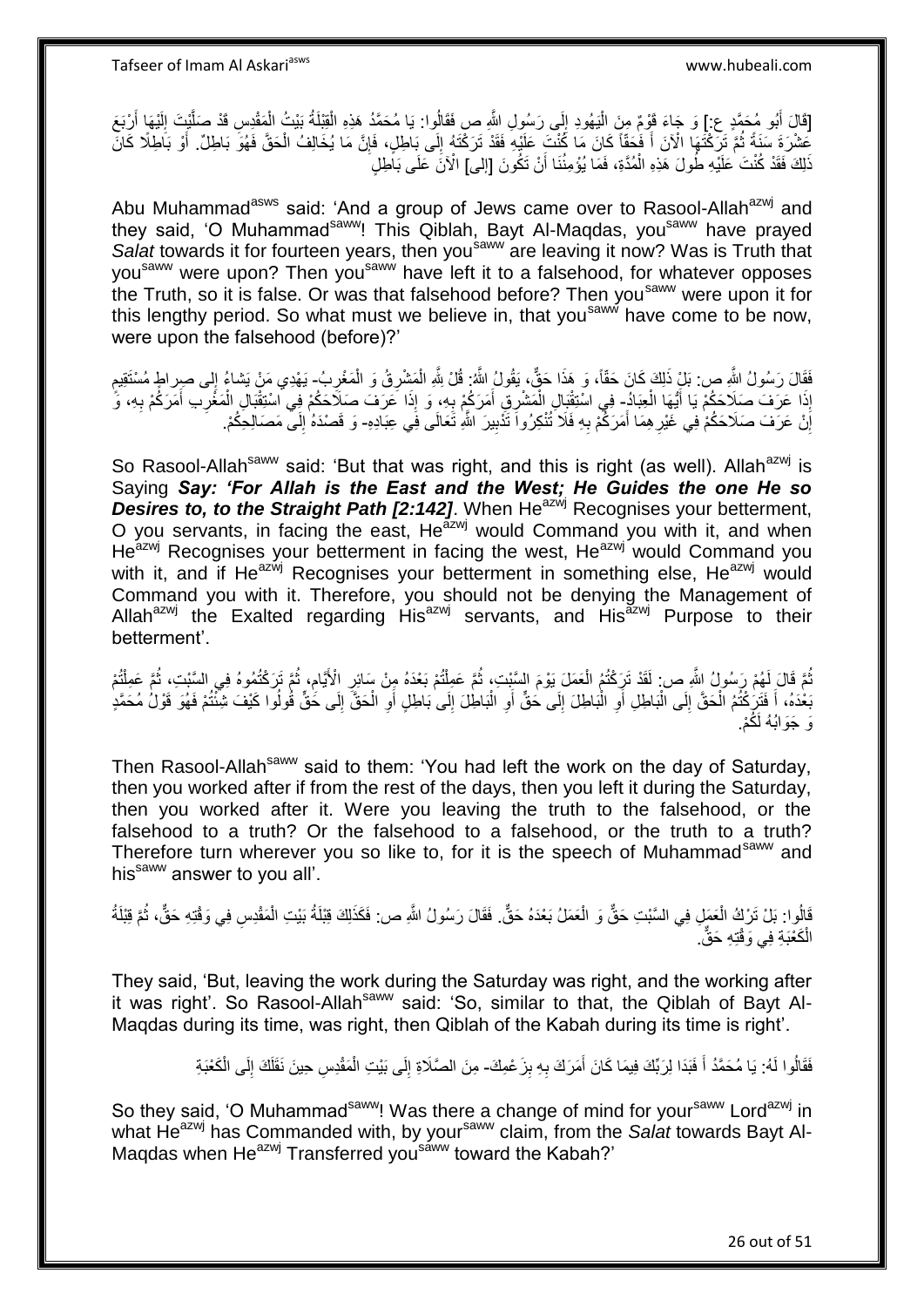[قَالَ أَبُو مُحَمَّدٍ ع:] وَ جَاءَ قَوْمٌ مِنَ الْيَهُودِ إِلَى رَسُولِ اللَّهِ ص فَقَالُوا: يَا مُحَمَّدُ هَذِهِ الْقِبْلَةُ بَيْتُ الْمَقْدِسِ قَدْ صَلَّيْتَ إِلَيْهَا أَرْبَعَ عَشْرَةَ سَنَةً ثُمَّ تَرَكْتَهَا الْآنَ أَ فَحَقّاً كَانَ مَا كُنْتَ عَلَيْهِ فَقَدْ تَرَكْتَهُ إِلَى بَاطِلٍ، فَإِنَّ مَا يُخَالِفُ الْحَقَّ فَهُوَ بَاطِلٌ. أَوْ بَاطِلًا كَانَ ذَلِكَ فَقَدْ كُنْتَ عَلَيْهِ طُولَ هَذِهِ الْمُدَّةِ، فَمَا يُؤْمِنُنَا أَنْ تَكُونَ [إِلَى] الْآنَ عَلَى بَاطِلٍ

Abu Muhammad[asws] said: 'And a group of Jews came over to Rasool-Allah[azwj] and they said, 'O Muhammad[saww]! This Qiblah, Bayt Al-Maqdas, you[saww] have prayed *Salat* towards it for fourteen years, then you[saww] are leaving it now? Was is Truth that you[saww] were upon? Then you[saww] have left it to a falsehood, for whatever opposes the Truth, so it is false. Or was that falsehood before? Then you[saww] were upon it for this lengthy period. So what must we believe in, that you[saww] have come to be now, were upon the falsehood (before)?'

فَقَالَ رَسُولُ اللَّهِ ص: بَلْ ذَلِكَ كَانَ حَقّاً، وَ هَذَا حَقٌّ، يَقُولُ اللَّهُ: قُلْ لِلَّهِ الْمَشْرِقُ وَ الْمَغْرِبُ- يَهْدِي مَنْ يَشاءُ إِلى صِراطٍ مُسْتَقِيمٍ إِذَا عَرَفَ صَلَاحَكُمْ يَا أَيُّهَا الْعِبَادُ- فِي اسْتِقْبَالِ الْمَشْرِقِ أَمَرَكُمْ بِهِ، وَ إِذَا عَرَفَ صَلَاحَكُمْ فِي اسْتِقْبَالِ الْمَغْرِبِ أَمَرَكُمْ بِهِ، وَ إِنْ عَرَفَ صَلَاحَكُمْ فِي غَيْرِهِمَا أَمَرَكُمْ بِهِ فَلَا تُنْكِرُوا تَدْبِيرَ اللَّهِ تَعَالَى فِي عِبَادِهِ- وَ قَصْدَهُ إِلَى مَصَالِحِكُمْ.

So Rasool-Allah[saww] said: 'But that was right, and this is right (as well). Allah[azwj] is Saying ***Say: 'For Allah is the East and the West; He Guides the one He so Desires to, to the Straight Path [2:142]***. When He[azwj] Recognises your betterment, O you servants, in facing the east, He[azwj] would Command you with it, and when He[azwj] Recognises your betterment in facing the west, He[azwj] would Command you with it, and if He[azwj] Recognises your betterment in something else, He[azwj] would Command you with it. Therefore, you should not be denying the Management of Allah[azwj] the Exalted regarding His[azwj] servants, and His[azwj] Purpose to their betterment'.

ثُمَّ قَالَ لَهُمْ رَسُولُ اللَّهِ ص: لَقَدْ تَرَكْتُمُ الْعَمَلَ يَوْمَ السَّبْتِ، ثُمَّ عَمِلْتُمْ بَعْدَهُ مِنْ سَائِرِ الْأَيَّامِ، ثُمَّ تَرَكْتُمُوهُ فِي السَّبْتِ، ثُمَّ عَمِلْتُمْ بَعْدَهُ، أَ فَتَرَكْتُمُ الْحَقَّ إِلَى الْبَاطِلِ أَوِ الْبَاطِلَ إِلَى حَقٍّ أَوِ الْبَاطِلَ إِلَى بَاطِلٍ أَوِ الْحَقَّ إِلَى حَقٍّ قُولُوا كَيْفَ شِئْتُمْ فَهُوَ قَوْلُ مُحَمَّدٍ وَ جَوَابُهُ لَكُمْ.

Then Rasool-Allah[saww] said to them: 'You had left the work on the day of Saturday, then you worked after if from the rest of the days, then you left it during the Saturday, then you worked after it. Were you leaving the truth to the falsehood, or the falsehood to a truth? Or the falsehood to a falsehood, or the truth to a truth? Therefore turn wherever you so like to, for it is the speech of Muhammad[saww] and his[saww] answer to you all'.

قَالُوا: بَلْ تَرْكُ الْعَمَلِ فِي السَّبْتِ حَقٌّ وَ الْعَمَلُ بَعْدَهُ حَقٌّ. فَقَالَ رَسُولُ اللَّهِ ص: فَكَذَلِكَ قِبْلَةُ بَيْتِ الْمَقْدِسِ فِي وَقْتِهِ حَقٌّ، ثُمَّ قِبْلَةُ الْكَعْبَةِ فِي وَقْتِهِ حَقٌّ.

They said, 'But, leaving the work during the Saturday was right, and the working after it was right'. So Rasool-Allah[saww] said: 'So, similar to that, the Qiblah of Bayt Al-Maqdas during its time, was right, then Qiblah of the Kabah during its time is right'.

فَقَالُوا لَهُ: يَا مُحَمَّدُ أَ فَبَدَا لِرَبِّكَ فِيمَا كَانَ أَمَرَكَ بِهِ بِزَعْمِكَ- مِنَ الصَّلَاةِ إِلَى بَيْتِ الْمَقْدِسِ حِينَ نَقَلَكَ إِلَى الْكَعْبَةِ

So they said, 'O Muhammad[saww]! Was there a change of mind for your[saww] Lord[azwj] in what He[azwj] has Commanded with, by your[saww] claim, from the *Salat* towards Bayt Al-Maqdas when He[azwj] Transferred you[saww] toward the Kabah?'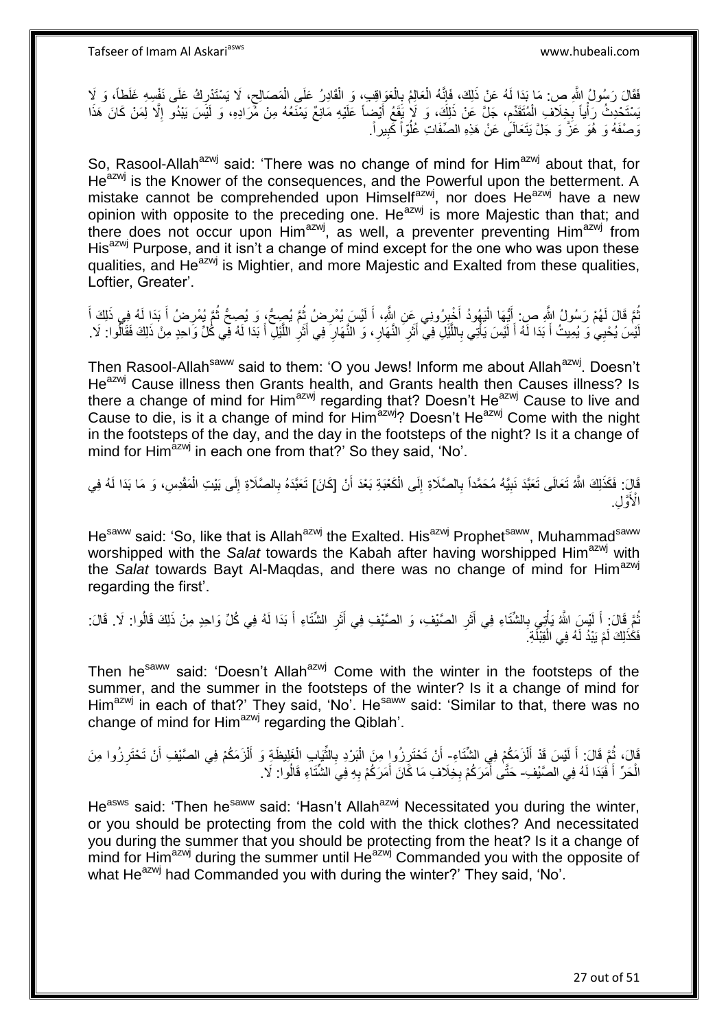فَقَالَ رَسُولُ اللَّهِ ص: مَا بَدَا لَهُ عَنْ ذَلِكَ، فَإِنَّهُ الْعَالِمُ بِالْعَوَاقِبِ، وَ الْقَادِرُ عَلَى الْمَصَالِحِ، لَا يَسْتَدْرِكُ عَلَى نَفْسِهِ غَلَطاً، وَ لَا يَسْتَحْدِثُ رَأْياً بِخِلَافِ الْمُتَقَدِّمِ، جَلَّ عَنْ ذَلِكَ، وَ لَا يَقَعُ أَيْضاً عَلَيْهِ مَانِعٌ يَمْنَعُهُ مِنْ مُرَادِهِ، وَ لَيْسَ يَبْدُو إِلَّا لِمَنْ كَانَ هَذَا وَصْفَهُ وَ هُوَ عَزَّ وَ جَلَّ يَتَعَالَى عَنْ هَذِهِ الصِّفَاتِ عُلُوّاً كَبِيراً.

So, Rasool-Allah[azwj] said: 'There was no change of mind for Him[azwj] about that, for He[azwj] is the Knower of the consequences, and the Powerful upon the betterment. A mistake cannot be comprehended upon Himself[azwj], nor does He[azwj] have a new opinion with opposite to the preceding one. He[azwj] is more Majestic than that; and there does not occur upon Him[azwj], as well, a preventer preventing Him[azwj] from His[azwj] Purpose, and it isn't a change of mind except for the one who was upon these qualities, and He[azwj] is Mightier, and more Majestic and Exalted from these qualities, Loftier, Greater'.

ثُمَّ قَالَ لَهُمْ رَسُولُ اللَّهِ ص: أَيُّهَا الْيَهُودُ أَخْبِرُونِي عَنِ اللَّهِ، أَ لَيْسَ يُمْرِضُ ثُمَّ يُصِحُّ، وَ يُصِحُّ ثُمَّ يُمْرِضُ أَ بَدَا لَهُ فِي ذَلِكَ أَ لَيْسَ يُحْيِي وَ يُمِيتُ أَ بَدَا لَهُ أَ لَيْسَ يَأْتِي بِاللَّيْلِ فِي أَثَرِ النَّهَارِ، وَ النَّهَارِ فِي أَثَرِ اللَّيْلِ أَ بَدَا لَهُ فِي كُلِّ وَاحِدٍ مِنْ ذَلِكَ فَقَالُوا: لَا.

Then Rasool-Allah[saww] said to them: 'O you Jews! Inform me about Allah[azwj]. Doesn't He[azwj] Cause illness then Grants health, and Grants health then Causes illness? Is there a change of mind for Him[azwj] regarding that? Doesn't He[azwj] Cause to live and Cause to die, is it a change of mind for Him[azwj]? Doesn't He[azwj] Come with the night in the footsteps of the day, and the day in the footsteps of the night? Is it a change of mind for Him[azwj] in each one from that?' So they said, 'No'.

قَالَ: فَكَذَلِكَ اللَّهُ تَعَالَى تَعَبَّدَ نَبِيَّهُ مُحَمَّداً بِالصَّلَاةِ إِلَى الْكَعْبَةِ بَعْدَ أَنْ [كَانَ] تَعَبَّدَهُ بِالصَّلَاةِ إِلَى بَيْتِ الْمَقْدِسِ، وَ مَا بَدَا لَهُ فِي الْأَوَّلِ.

He[saww] said: 'So, like that is Allah[azwj] the Exalted. His[azwj] Prophet[saww], Muhammad[saww] worshipped with the *Salat* towards the Kabah after having worshipped Him[azwj] with the *Salat* towards Bayt Al-Maqdas, and there was no change of mind for Him[azwj] regarding the first'.

ثُمَّ قَالَ: أَ لَيْسَ اللَّهُ يَأْتِي بِالشِّتَاءِ فِي أَثَرِ الصَّيْفِ، وَ الصَّيْفِ فِي أَثَرِ الشِّتَاءِ أَ بَدَا لَهُ فِي كُلِّ وَاحِدٍ مِنْ ذَلِكَ قَالُوا: لَا. قَالَ: فَكَذَلِكَ لَمْ يَبْدُ لَهُ فِي الْقِبْلَةِ.

Then he[saww] said: 'Doesn't Allah[azwj] Come with the winter in the footsteps of the summer, and the summer in the footsteps of the winter? Is it a change of mind for Him[azwj] in each of that?' They said, 'No'. He[saww] said: 'Similar to that, there was no change of mind for Him[azwj] regarding the Qiblah'.

قَالَ، ثُمَّ قَالَ: أَ لَيْسَ قَدْ أَلْزَمَكُمْ فِي الشِّتَاءِ- أَنْ تَحْتَرِزُوا مِنَ الْبَرْدِ بِالثِّيَابِ الْغَلِيظَةِ وَ أَلْزَمَكُمْ فِي الصَّيْفِ أَنْ تَحْتَرِزُوا مِنَ الْحَرِّ أَ فَبَدَا لَهُ فِي الصَّيْفِ- حَتَّى أَمَرَكُمْ بِخِلَافِ مَا كَانَ أَمَرَكُمْ بِهِ فِي الشِّتَاءِ قَالُوا: لَا.

He[asws] said: 'Then he[saww] said: 'Hasn't Allah[azwj] Necessitated you during the winter, or you should be protecting from the cold with the thick clothes? And necessitated you during the summer that you should be protecting from the heat? Is it a change of mind for Him[azwj] during the summer until He[azwj] Commanded you with the opposite of what He[azwj] had Commanded you with during the winter?' They said, 'No'.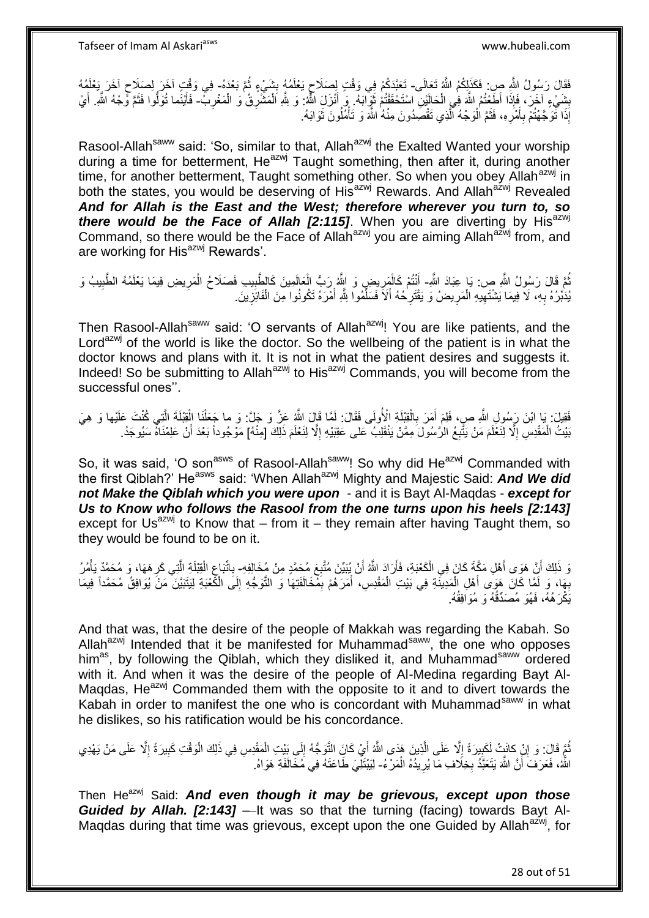فَقَالَ رَسُولُ اللَّهِ ص: فَكَذَلِكُمُ اللَّهُ تَعَالَى- تَعَبَّدَكُمْ فِي وَقْتٍ لِصَلَاحٍ يَعْلَمُهُ بِشَيْءٍ ثُمَّ بَعْدَهُ- فِي وَقْتٍ آخَرَ لِصَلَاحٍ آخَرَ يَعْلَمُهُ بِشَيْءٍ آخَرَ، فَإِذَا أَطَعْتُمُ اللَّهَ فِي الْحَالَيْنِ اسْتَحْقَقْتُمْ ثَوَابَهُ. وَ أَنْزَلَ اللَّهُ: وَ لِلَّهِ الْمَشْرِقُ وَ الْمَغْرِبُ- فَأَيْنَما تُوَلُّوا فَثَمَّ وَجْهُ اللَّهِ. أَيْ إِذَا تَوَجَّهْتُمْ بِأَمْرِهِ، فَثَمَّ الْوَجْهُ الَّذِي تَقْصِدُونَ مِنْهُ اللَّهَ وَ تَأْمُلُونَ ثَوَابَهُ.

Rasool-Allah[saww] said: 'So, similar to that, Allah[azwj] the Exalted Wanted your worship during a time for betterment, He[azwj] Taught something, then after it, during another time, for another betterment, Taught something other. So when you obey Allah[azwj] in both the states, you would be deserving of His[azwj] Rewards. And Allah[azwj] Revealed ***And for Allah is the East and the West; therefore wherever you turn to, so there would be the Face of Allah [2:115]***. When you are diverting by His[azwj] Command, so there would be the Face of Allah[azwj] you are aiming Allah[azwj] from, and are working for His[azwj] Rewards'.

ثُمَّ قَالَ رَسُولُ اللَّهِ ص: يَا عِبَادَ اللَّهِ- أَنْتُمْ كَالْمَرِيضِ وَ اللَّهُ رَبُّ الْعَالَمِينَ كَالطَّبِيبِ فَصَلَاحُ الْمَرِيضِ فِيمَا يَعْلَمُهُ الطَّبِيبُ وَ يُدَبِّرُهُ بِهِ، لَا فِيمَا يَشْتَهِيهِ الْمَرِيضُ وَ يَقْتَرِحُهُ أَلَا فَسَلِّمُوا لِلَّهِ أَمْرَهُ تَكُونُوا مِنَ الْفَائِزِينَ.

Then Rasool-Allah[saww] said: 'O servants of Allah[azwj]! You are like patients, and the Lord[azwj] of the world is like the doctor. So the wellbeing of the patient is in what the doctor knows and plans with it. It is not in what the patient desires and suggests it. Indeed! So be submitting to Allah[azwj] to His[azwj] Commands, you will become from the successful ones''.

فَقِيلَ: يَا ابْنَ رَسُولِ اللَّهِ ص، فَلِمَ أَمَرَ بِالْقِبْلَةِ الْأُولَى فَقَالَ: لَمَّا قَالَ اللَّهُ عَزَّ وَ جَلَّ: وَ ما جَعَلْنَا الْقِبْلَةَ الَّتِي كُنْتَ عَلَيْها وَ هِيَ بَيْتُ الْمَقْدِسِ إِلَّا لِنَعْلَمَ مَنْ يَتَّبِعُ الرَّسُولَ مِمَّنْ يَنْقَلِبُ عَلى عَقِبَيْهِ إِلَّا لِنَعْلَمَ ذَلِكَ [مِنْهُ] مَوْجُوداً بَعْدَ أَنْ عَلِمْنَاهُ سَيُوجَدُ.

So, it was said, 'O son[asws] of Rasool-Allah[saww]! So why did He[azwj] Commanded with the first Qiblah?' He[asws] said: 'When Allah[azwj] Mighty and Majestic Said: ***And We did not Make the Qiblah which you were upon*** - and it is Bayt Al-Maqdas - ***except for Us to Know who follows the Rasool from the one turns upon his heels [2:143]*** except for Us[azwj] to Know that – from it – they remain after having Taught them, so they would be found to be on it.

وَ ذَلِكَ أَنَّ هَوَى أَهْلِ مَكَّةَ كَانَ فِي الْكَعْبَةِ، فَأَرَادَ اللَّهُ أَنْ يُبَيِّنَ مُتَّبِعَ مُحَمَّدٍ مِنْ مُخَالِفِهِ- بِاتِّبَاعِ الْقِبْلَةِ الَّتِي كَرِهَهَا، وَ مُحَمَّدٌ يَأْمُرُ بِهَا، وَ لَمَّا كَانَ هَوَى أَهْلِ الْمَدِينَةِ فِي بَيْتِ الْمَقْدِسِ، أَمَرَهُمْ بِمُخَالَفَتِهَا وَ التَّوَجُّهِ إِلَى الْكَعْبَةِ لِيَتَبَيَّنَ مَنْ يُوَافِقُ مُحَمَّداً فِيمَا يَكْرَهُهُ، فَهُوَ مُصَدِّقُهُ وَ مُوَافِقُهُ.

And that was, that the desire of the people of Makkah was regarding the Kabah. So Allah[azwj] Intended that it be manifested for Muhammad[saww], the one who opposes him[as], by following the Qiblah, which they disliked it, and Muhammad[saww] ordered with it. And when it was the desire of the people of Al-Medina regarding Bayt Al-Maqdas, He[azwj] Commanded them with the opposite to it and to divert towards the Kabah in order to manifest the one who is concordant with Muhammad[saww] in what he dislikes, so his ratification would be his concordance.

ثُمَّ قَالَ: وَ إِنْ كانَتْ لَكَبِيرَةً إِلَّا عَلَى الَّذِينَ هَدَى اللَّهُ أَيْ كَانَ التَّوَجُّهُ إِلَى بَيْتِ الْمَقْدِسِ فِي ذَلِكَ الْوَقْتِ كَبِيرَةً إِلَّا عَلَى مَنْ يَهْدِي اللَّهُ، فَعَرَفَ أَنَّ اللَّهَ يَتَعَبَّدُ بِخِلَافِ مَا يُرِيدُهُ الْمَرْءُ- لِيَبْتَلِيَ طَاعَتَهُ فِي مُخَالَفَةِ هَوَاهُ.

Then He[azwj] Said: ***And even though it may be grievous, except upon those Guided by Allah. [2:143]*** –-It was so that the turning (facing) towards Bayt Al-Maqdas during that time was grievous, except upon the one Guided by Allah[azwj], for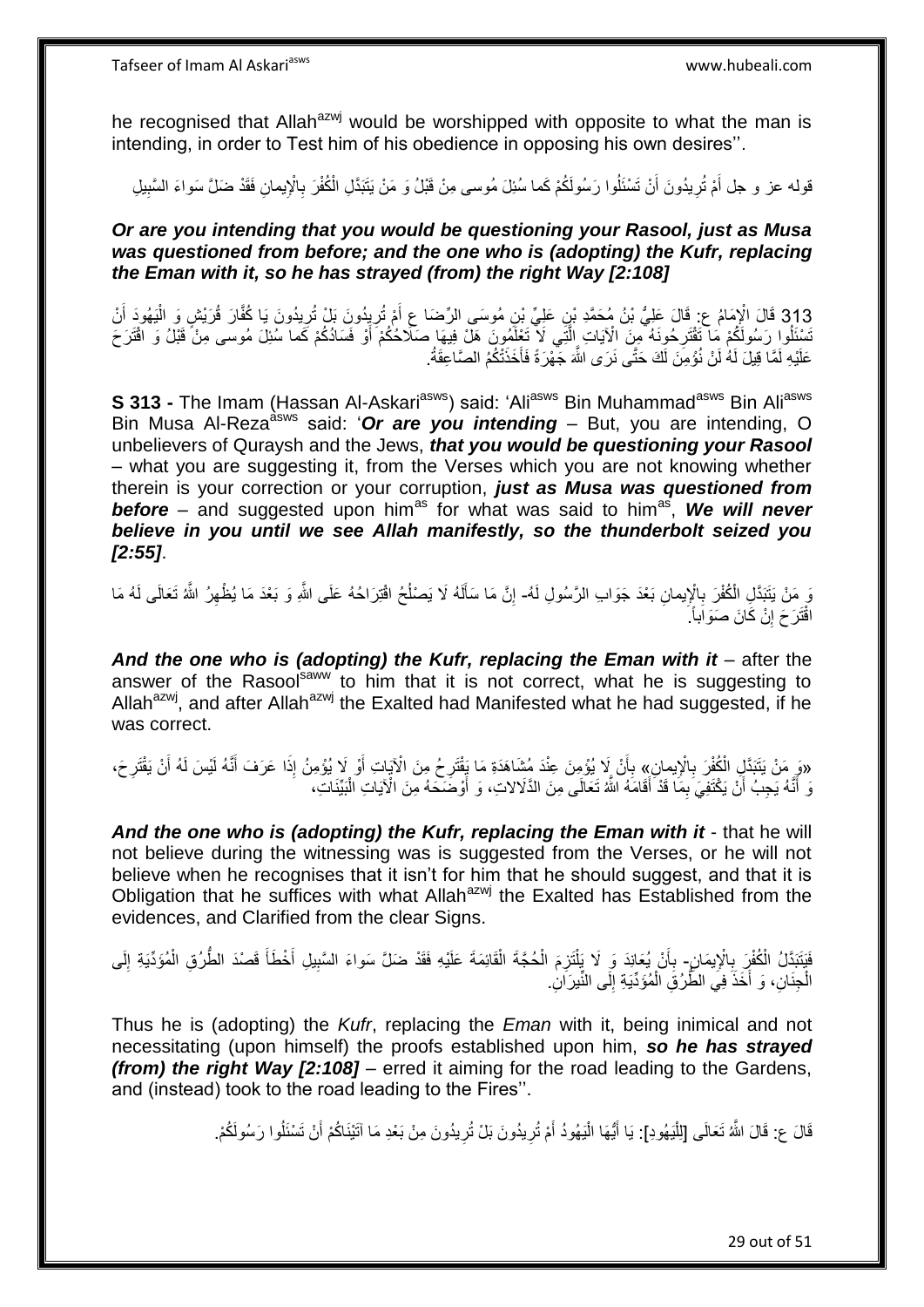he recognised that Allah[azwj] would be worshipped with opposite to what the man is intending, in order to Test him of his obedience in opposing his own desires''.

قوله عز و جل أَمْ تُرِيدُونَ أَنْ تَسْئَلُوا رَسُولَكُمْ كَما سُئِلَ مُوسى مِنْ قَبْلُ وَ مَنْ يَتَبَدَّلِ الْكُفْرَ بِالْإِيمانِ فَقَدْ ضَلَّ سَواءَ السَّبِيلِ

***Or are you intending that you would be questioning your Rasool, just as Musa was questioned from before; and the one who is (adopting) the Kufr, replacing the Eman with it, so he has strayed (from) the right Way [2:108]***

313 قَالَ الْإِمَامُ ع: قَالَ عَلِيُّ بْنُ مُحَمَّدِ بْنِ عَلِيِّ بْنِ مُوسَى الرِّضَا ع أَمْ تُرِيدُونَ بَلْ تُرِيدُونَ يَا كُفَّارَ قُرَيْشٍ وَ الْيَهُودَ أَنْ تَسْئَلُوا رَسُولَكُمْ مَا تَقْتَرِحُونَهُ مِنَ الْآيَاتِ الَّتِي لَا تَعْلَمُونَ هَلْ فِيهَا صَلَاحُكُمْ أَوْ فَسَادُكُمْ كَما سُئِلَ مُوسى مِنْ قَبْلُ وَ اقْتُرِحَ عَلَيْهِ لَمَّا قِيلَ لَهُ لَنْ نُؤْمِنَ لَكَ حَتَّى نَرَى اللَّهَ جَهْرَةً فَأَخَذَتْكُمُ الصَّاعِقَةُ.

**S 313 -** The Imam (Hassan Al-Askari[asws]) said: 'Ali[asws] Bin Muhammad[asws] Bin Ali[asws] Bin Musa Al-Reza[asws] said: '*Or are you intending* – But, you are intending, O unbelievers of Quraysh and the Jews, *that you would be questioning your Rasool* – what you are suggesting it, from the Verses which you are not knowing whether therein is your correction or your corruption, *just as Musa was questioned from before* – and suggested upon him[as] for what was said to him[as], *We will never believe in you until we see Allah manifestly, so the thunderbolt seized you [2:55]*.

وَ مَنْ يَتَبَدَّلِ الْكُفْرَ بِالْإِيمانِ بَعْدَ جَوَابِ الرَّسُولِ لَهُ- إِنَّ مَا سَأَلَهُ لَا يَصْلُحُ اقْتِرَاحُهُ عَلَى اللَّهِ وَ بَعْدَ مَا يُظْهِرُ اللَّهُ تَعَالَى لَهُ مَا اقْتَرَحَ إِنْ كَانَ صَوَاباً.

***And the one who is (adopting) the Kufr, replacing the Eman with it*** – after the answer of the Rasool[saww] to him that it is not correct, what he is suggesting to Allah[azwj], and after Allah[azwj] the Exalted had Manifested what he had suggested, if he was correct.

«وَ مَنْ يَتَبَدَّلِ الْكُفْرَ بِالْإِيمانِ» بِأَنْ لَا يُؤْمِنَ عِنْدَ مُشَاهَدَةِ مَا يَقْتَرِحُ مِنَ الْآيَاتِ أَوْ لَا يُؤْمِنُ إِذَا عَرَفَ أَنَّهُ لَيْسَ لَهُ أَنْ يَقْتَرِحَ، وَ أَنَّهُ يَجِبُ أَنْ يَكْتَفِيَ بِمَا قَدْ أَقَامَهُ اللَّهُ تَعَالَى مِنَ الدَّلَالاتِ، وَ أَوْضَحَهُ مِنَ الْآيَاتِ الْبَيِّنَاتِ،

***And the one who is (adopting) the Kufr, replacing the Eman with it*** - that he will not believe during the witnessing was is suggested from the Verses, or he will not believe when he recognises that it isn't for him that he should suggest, and that it is Obligation that he suffices with what Allah[azwj] the Exalted has Established from the evidences, and Clarified from the clear Signs.

فَيَتَبَدَّلُ الْكُفْرَ بِالْإِيمَانِ- بِأَنْ يُعَانِدَ وَ لَا يَلْتَزِمَ الْحُجَّةَ الْقَائِمَةَ عَلَيْهِ فَقَدْ ضَلَّ سَواءَ السَّبِيلِ أَخْطَأَ قَصْدَ الطُّرُقِ الْمُؤَدِّيَةِ إِلَى الْجِنَانِ، وَ أَخَذَ فِي الطُّرُقِ الْمُؤَدِّيَةِ إِلَى النِّيرَانِ.

Thus he is (adopting) the *Kufr*, replacing the *Eman* with it, being inimical and not necessitating (upon himself) the proofs established upon him, ***so he has strayed (from) the right Way [2:108]*** – erred it aiming for the road leading to the Gardens, and (instead) took to the road leading to the Fires''.

قَالَ ع: قَالَ اللَّهُ تَعَالَى [لِلْيَهُودِ]: يَا أَيُّهَا الْيَهُودُ أَمْ تُرِيدُونَ بَلْ تُرِيدُونَ مِنْ بَعْدِ مَا آتَيْنَاكُمْ أَنْ تَسْئَلُوا رَسُولَكُمْ.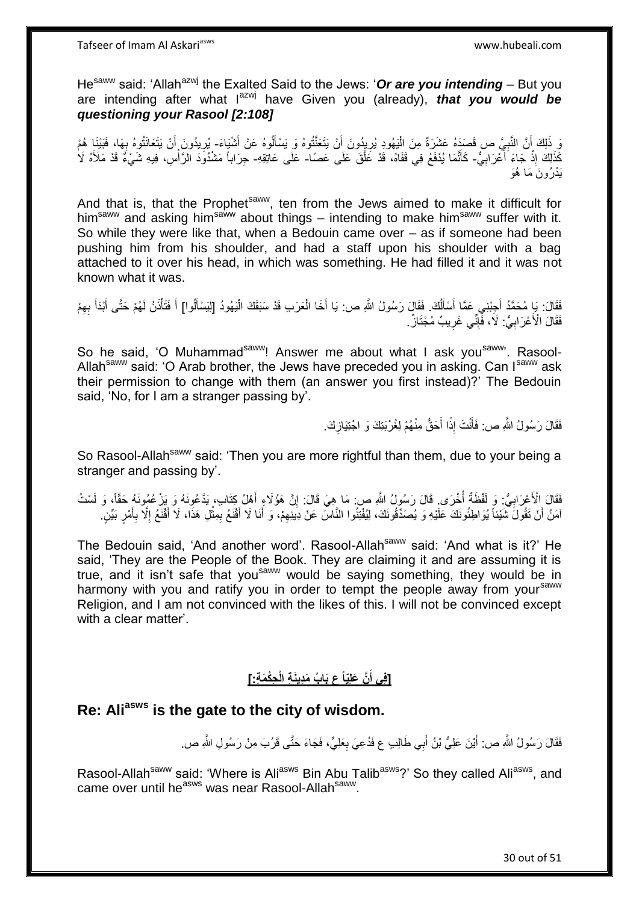He[saww] said: 'Allah[azwj] the Exalted Said to the Jews: '***Or are you intending*** – But you are intending after what I[azwj] have Given you (already), ***that you would be questioning your Rasool [2:108]***

وَ ذَلِكَ أَنَّ النَّبِيَّ ص قَصَدَهُ عَشَرَةٌ مِنَ الْيَهُودِ يُرِيدُونَ أَنْ يَتَعَنَّتُوهُ وَ يَسْأَلُوهُ عَنْ أَشْيَاءَ- يُرِيدُونَ أَنْ يَتَعَانَتُوهُ بِهَا، فَبَيْنَا هُمْ كَذَلِكَ إِذْ جَاءَ أَعْرَابِيٌّ- كَأَنَّمَا يُدْفَعُ فِي قَفَاهُ، قَدْ عَلَّقَ عَلَى عَصًا- عَلَى عَاتِقِهِ- جِرَاباً مَشْدُودَ الرَّأْسِ، فِيهِ شَيْءٌ قَدْ مَلَأَهُ لَا يَدْرُونَ مَا هُوَ

And that is, that the Prophet[saww], ten from the Jews aimed to make it difficult for him[saww] and asking him[saww] about things – intending to make him[saww] suffer with it. So while they were like that, when a Bedouin came over – as if someone had been pushing him from his shoulder, and had a staff upon his shoulder with a bag attached to it over his head, in which was something. He had filled it and it was not known what it was.

فَقَالَ: يَا مُحَمَّدُ أَجِبْنِي عَمَّا أَسْأَلُكَ. فَقَالَ رَسُولُ اللَّهِ ص: يَا أَخَا الْعَرَبِ قَدْ سَبَقَكَ الْيَهُودُ [لِيَسْأَلُوا] أَ فَتَأْذَنُ لَهُمْ حَتَّى أَبْدَأَ بِهِمْ فَقَالَ الْأَعْرَابِيُّ: لَا، فَإِنِّي غَرِيبٌ مُجْتَازٌ.

So he said, 'O Muhammad[saww]! Answer me about what I ask you[saww]'. Rasool-Allah[saww] said: 'O Arab brother, the Jews have preceded you in asking. Can I[saww] ask their permission to change with them (an answer you first instead)?' The Bedouin said, 'No, for I am a stranger passing by'.

فَقَالَ رَسُولُ اللَّهِ ص: فَأَنْتَ إِذًا أَحَقُّ مِنْهُمْ لِغُرْبَتِكَ وَ اجْتِيَازِكَ.

So Rasool-Allah[saww] said: 'Then you are more rightful than them, due to your being a stranger and passing by'.

فَقَالَ الْأَعْرَابِيُّ: وَ لَفْظَةٌ أُخْرَى. قَالَ رَسُولُ اللَّهِ ص: مَا هِيَ قَالَ: إِنَّ هَؤُلَاءِ أَهْلُ كِتَابٍ، يَدَّعُونَهُ وَ يَزْعُمُونَهُ حَقّاً، وَ لَسْتُ آمَنُ أَنْ تَقُولَ شَيْئاً يُوَاطِئُونَكَ عَلَيْهِ وَ يُصَدِّقُونَكَ، لِيُفْتِنُوا النَّاسَ عَنْ دِينِهِمْ، وَ أَنَا لَا أَقْنَعُ بِمِثْلِ هَذَا، لَا أَقْنَعُ إِلَّا بِأَمْرٍ بَيِّنٍ.

The Bedouin said, 'And another word'. Rasool-Allah[saww] said: 'And what is it?' He said, 'They are the People of the Book. They are claiming it and are assuming it is true, and it isn't safe that you[saww] would be saying something, they would be in harmony with you and ratify you in order to tempt the people away from your[saww] Religion, and I am not convinced with the likes of this. I will not be convinced except with a clear matter'.

## [فِي أَنَّ عَلِيّاً ع بَابُ مَدِينَةِ الْحِكْمَةِ:]

## Re: Ali[asws] is the gate to the city of wisdom.

فَقَالَ رَسُولُ اللَّهِ ص: أَيْنَ عَلِيُّ بْنُ أَبِي طَالِبٍ ع فَدُعِيَ بِعَلِيٍّ، فَجَاءَ حَتَّى قَرُبَ مِنْ رَسُولِ اللَّهِ ص.

Rasool-Allah[saww] said: 'Where is Ali[asws] Bin Abu Talib[asws]?' So they called Ali[asws], and came over until he[asws] was near Rasool-Allah[saww].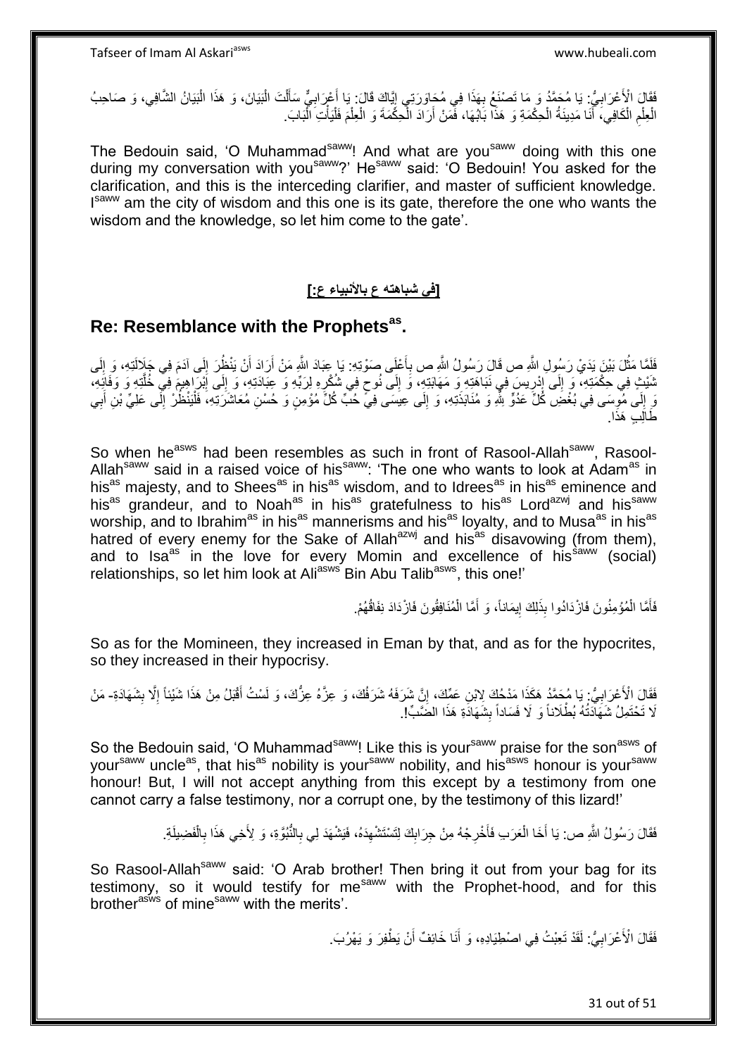فَقَالَ الْأَعْرَابِيُّ: يَا مُحَمَّدُ وَ مَا تَصْنَعُ بِهَذَا فِي مُحَاوَرَتِي إِيَّاكَ قَالَ: يَا أَعْرَابِيُّ سَأَلْتَ الْبَيَانَ، وَ هَذَا الْبَيَانُ الشَّافِي، وَ صَاحِبُ الْعِلْمِ الْكَافِي، أَنَا مَدِينَةُ الْحِكْمَةِ وَ هَذَا بَابُهَا، فَمَنْ أَرَادَ الْحِكْمَةَ وَ الْعِلْمَ فَلْيَأْتِ الْبَابَ.

The Bedouin said, 'O Muhammad[saww]! And what are you[saww] doing with this one during my conversation with you[saww]?' He[saww] said: 'O Bedouin! You asked for the clarification, and this is the interceding clarifier, and master of sufficient knowledge. I[saww] am the city of wisdom and this one is its gate, therefore the one who wants the wisdom and the knowledge, so let him come to the gate'.

## [في شباهته ع بالأنبياء ع:]

## Re: Resemblance with the Prophets[as].

فَلَمَّا مَثُلَ بَيْنَ يَدَيْ رَسُولِ اللَّهِ ص قَالَ رَسُولُ اللَّهِ ص بِأَعْلَى صَوْتِهِ: يَا عِبَادَ اللَّهِ مَنْ أَرَادَ أَنْ يَنْظُرَ إِلَى آدَمَ فِي جَلَالَتِهِ، وَ إِلَى شَيْثٍ فِي حِكْمَتِهِ، وَ إِلَى إِدْرِيسَ فِي نَبَاهَتِهِ وَ مَهَابَتِهِ، وَ إِلَى نُوحٍ فِي شُكْرِهِ لِرَبِّهِ وَ عِبَادَتِهِ، وَ إِلَى إِبْرَاهِيمَ فِي خُلَّتِهِ وَ وَفَائِهِ، وَ إِلَى مُوسَى فِي بُغْضِ كُلِّ عَدُوٍّ لِلَّهِ وَ مُنَابَذَتِهِ، وَ إِلَى عِيسَى فِي حُبِّ كُلِّ مُؤْمِنٍ وَ حُسْنِ مُعَاشَرَتِهِ، فَلْيَنْظُرْ إِلَى عَلِيِّ بْنِ أَبِي طَالِبٍ هَذَا.

So when he[asws] had been resembles as such in front of Rasool-Allah[saww], Rasool-Allah[saww] said in a raised voice of his[saww]: 'The one who wants to look at Adam[as] in his[as] majesty, and to Shees[as] in his[as] wisdom, and to Idrees[as] in his[as] eminence and his[as] grandeur, and to Noah[as] in his[as] gratefulness to his[as] Lord[azwj] and his[saww] worship, and to Ibrahim[as] in his[as] mannerisms and his[as] loyalty, and to Musa[as] in his[as] hatred of every enemy for the Sake of Allah[azwj] and his[as] disavowing (from them), and to Isa[as] in the love for every Momin and excellence of his[saww] (social) relationships, so let him look at Ali[asws] Bin Abu Talib[asws], this one!'

فَأَمَّا الْمُؤْمِنُونَ فَازْدَادُوا بِذَلِكَ إِيمَاناً، وَ أَمَّا الْمُنَافِقُونَ فَازْدَادَ نِفَاقُهُمْ.

So as for the Momineen, they increased in Eman by that, and as for the hypocrites, so they increased in their hypocrisy.

فَقَالَ الْأَعْرَابِيُّ: يَا مُحَمَّدُ هَكَذَا مَدْحُكَ لِابْنِ عَمِّكَ، إِنَّ شَرَفَهُ شَرَفُكَ، وَ عِزَّهُ عِزُّكَ، وَ لَسْتُ أَقْبَلُ مِنْ هَذَا شَيْئاً إِلَّا بِشَهَادَةِ- مَنْ لَا تَحْتَمِلُ شَهَادَتُهُ بُطْلَاناً وَ لَا فَسَاداً بِشَهَادَةِ هَذَا الضَّبِّ!.

So the Bedouin said, 'O Muhammad[saww]! Like this is your[saww] praise for the son[asws] of your[saww] uncle[as], that his[as] nobility is your[saww] nobility, and his[asws] honour is your[saww] honour! But, I will not accept anything from this except by a testimony from one cannot carry a false testimony, nor a corrupt one, by the testimony of this lizard!'

فَقَالَ رَسُولُ اللَّهِ ص: يَا أَخَا الْعَرَبِ فَأَخْرِجْهُ مِنْ جِرَابِكَ لِتَسْتَشْهِدَهُ، فَيَشْهَدَ لِي بِالنُّبُوَّةِ، وَ لِأَخِي هَذَا بِالْفَضِيلَةِ.

So Rasool-Allah[saww] said: 'O Arab brother! Then bring it out from your bag for its testimony, so it would testify for me[saww] with the Prophet-hood, and for this brother[asws] of mine[saww] with the merits'.

فَقَالَ الْأَعْرَابِيُّ: لَقَدْ تَعِبْتُ فِي اصْطِيَادِهِ، وَ أَنَا خَائِفٌ أَنْ يَطْفِرَ وَ يَهْرُبَ.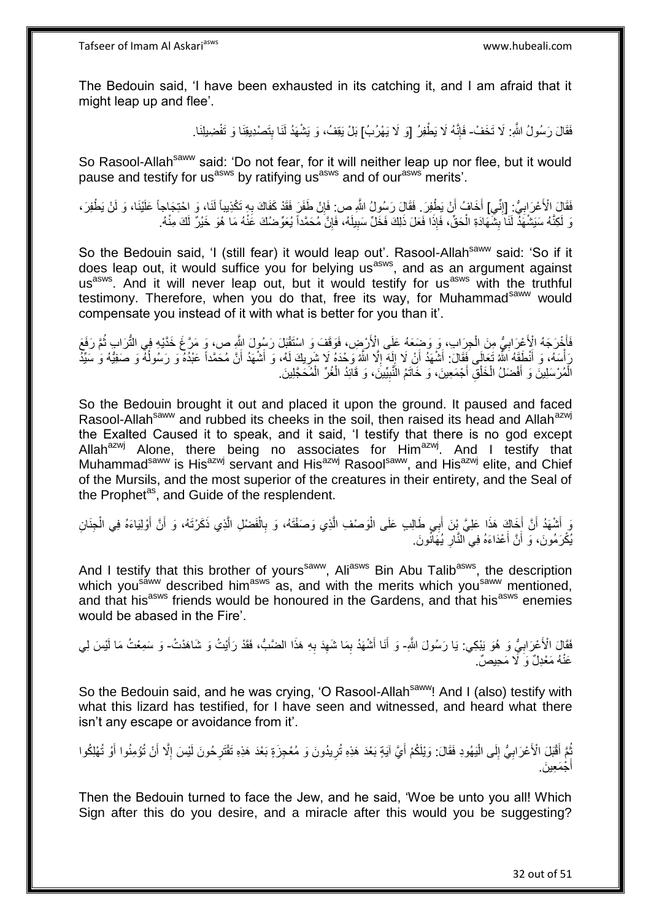The Bedouin said, 'I have been exhausted in its catching it, and I am afraid that it might leap up and flee'.

فَقَالَ رَسُولُ اللَّهِ: لَا تَخَفْ- فَإِنَّهُ لَا يَطْفِرُ [وَ لَا يَهْرُبُ] بَلْ يَقِفُ، وَ يَشْهَدُ لَنَا بِتَصْدِيقِنَا وَ تَفْضِيلِنَا.

So Rasool-Allah[saww] said: 'Do not fear, for it will neither leap up nor flee, but it would pause and testify for us[asws] by ratifying us[asws] and of our[asws] merits'.

فَقَالَ الْأَعْرَابِيُّ: [إِنِّي] أَخَافُ أَنْ يَطْفِرَ. فَقَالَ رَسُولُ اللَّهِ ص: فَإِنْ طَفَرَ فَقَدْ كَفَاكَ بِهِ تَكْذِيباً لَنَا، وَ احْتِجَاجاً عَلَيْنَا، وَ لَنْ يَطْفِرَ، وَ لَكِنَّهُ سَيَشْهَدُ لَنَا بِشَهَادَةِ الْحَقِّ، فَإِذَا فَعَلَ ذَلِكَ فَخَلِّ سَبِيلَهُ، فَإِنَّ مُحَمَّداً يُعَوِّضُكَ عَنْهُ مَا هُوَ خَيْرٌ لَكَ مِنْهُ.

So the Bedouin said, 'I (still fear) it would leap out'. Rasool-Allah[saww] said: 'So if it does leap out, it would suffice you for belying us[asws], and as an argument against us[asws]. And it will never leap out, but it would testify for us[asws] with the truthful testimony. Therefore, when you do that, free its way, for Muhammad[saww] would compensate you instead of it with what is better for you than it'.

فَأَخْرَجَهُ الْأَعْرَابِيُّ مِنَ الْجِرَابِ، وَ وَضَعَهُ عَلَى الْأَرْضِ، فَوَقَفَ وَ اسْتَقْبَلَ رَسُولَ اللَّهِ ص، وَ مَرَّغَ خَدَّيْهِ فِي التُّرَابِ ثُمَّ رَفَعَ رَأْسَهُ، وَ أَنْطَقَهُ اللَّهُ تَعَالَى فَقَالَ: أَشْهَدُ أَنْ لَا إِلَهَ إِلَّا اللَّهُ وَحْدَهُ لَا شَرِيكَ لَهُ، وَ أَشْهَدُ أَنَّ مُحَمَّداً عَبْدُهُ وَ رَسُولُهُ وَ صَفِيُّهُ وَ سَيِّدُ الْمُرْسَلِينَ وَ أَفْضَلُ الْخَلْقِ أَجْمَعِينَ، وَ خَاتَمُ النَّبِيِّينَ، وَ قَائِدُ الْغُرِّ الْمُحَجَّلِينَ.

So the Bedouin brought it out and placed it upon the ground. It paused and faced Rasool-Allah[saww] and rubbed its cheeks in the soil, then raised its head and Allah[azwj] the Exalted Caused it to speak, and it said, 'I testify that there is no god except Allah[azwj] Alone, there being no associates for Him[azwj]. And I testify that Muhammad[saww] is His[azwj] servant and His[azwj] Rasool[saww], and His[azwj] elite, and Chief of the Mursils, and the most superior of the creatures in their entirety, and the Seal of the Prophet[as], and Guide of the resplendent.

وَ أَشْهَدُ أَنَّ أَخَاكَ هَذَا عَلِيَّ بْنَ أَبِي طَالِبٍ عَلَى الْوَصْفِ الَّذِي وَصَفْتَهُ، وَ بِالْفَضْلِ الَّذِي ذَكَرْتَهُ، وَ أَنَّ أَوْلِيَاءَهُ فِي الْجِنَانِ يُكْرَمُونَ، وَ أَنَّ أَعْدَاءَهُ فِي النَّارِ يُهَانُونَ.

And I testify that this brother of yours[saww], Ali[asws] Bin Abu Talib[asws], the description which you[saww] described him[asws] as, and with the merits which you[saww] mentioned, and that his[asws] friends would be honoured in the Gardens, and that his[asws] enemies would be abased in the Fire'.

فَقَالَ الْأَعْرَابِيُّ وَ هُوَ يَبْكِي: يَا رَسُولَ اللَّهِ- وَ أَنَا أَشْهَدُ بِمَا شَهِدَ بِهِ هَذَا الضَّبُّ، فَقَدْ رَأَيْتُ وَ شَاهَدْتُ- وَ سَمِعْتُ مَا لَيْسَ لِي عَنْهُ مَعْدِلٌ وَ لَا مَحِيصٌ.

So the Bedouin said, and he was crying, 'O Rasool-Allah[saww]! And I (also) testify with what this lizard has testified, for I have seen and witnessed, and heard what there isn't any escape or avoidance from it'.

ثُمَّ أَقْبَلَ الْأَعْرَابِيُّ إِلَى الْيَهُودِ فَقَالَ: وَيْلَكُمْ أَيَّ آيَةٍ بَعْدَ هَذِهِ تُرِيدُونَ وَ مُعْجِزَةٍ بَعْدَ هَذِهِ تَقْتَرِحُونَ لَيْسَ إِلَّا أَنْ تُؤْمِنُوا أَوْ تُهْلَكُوا أَجْمَعِينَ.

Then the Bedouin turned to face the Jew, and he said, 'Woe be unto you all! Which Sign after this do you desire, and a miracle after this would you be suggesting?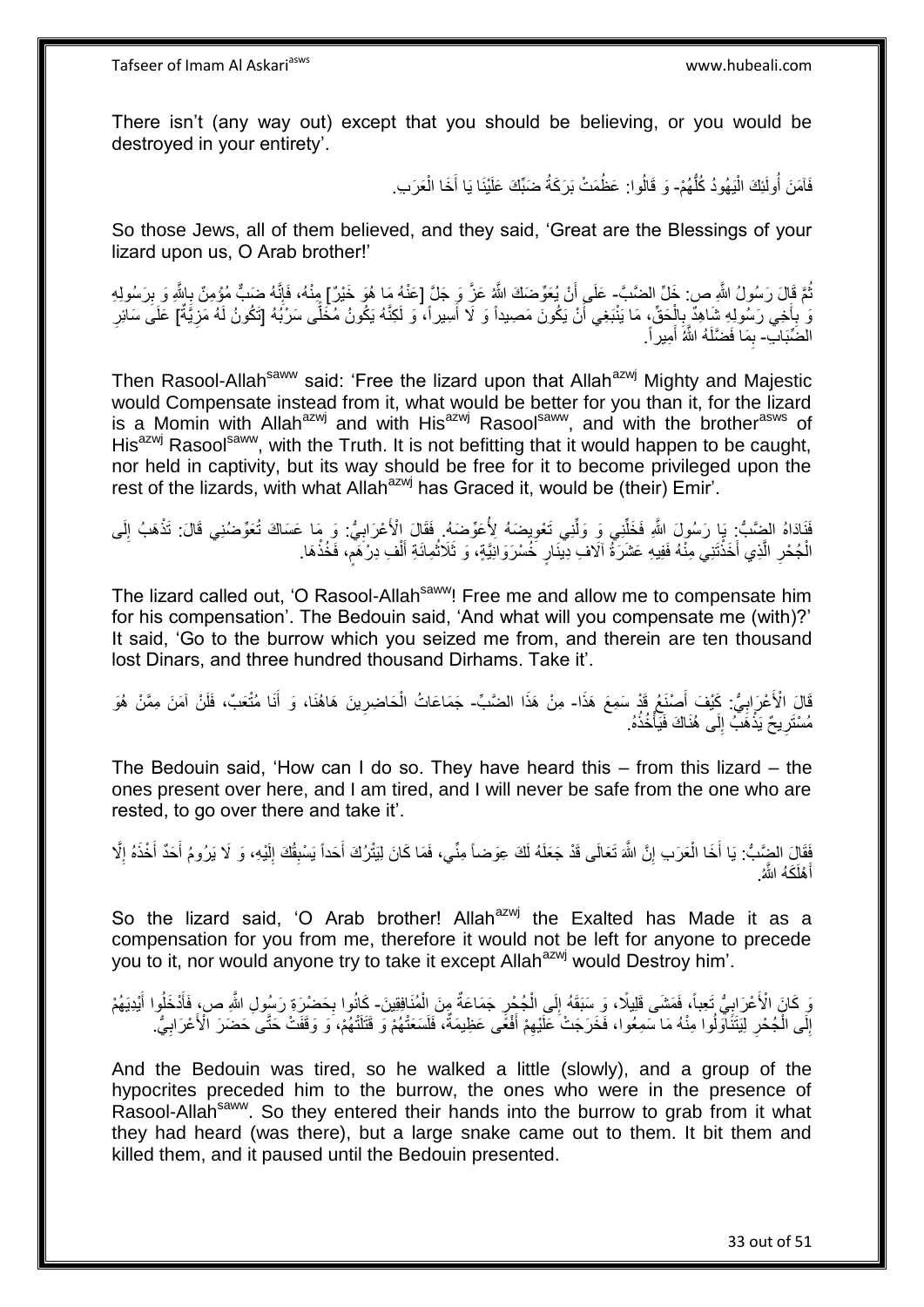There isn't (any way out) except that you should be believing, or you would be destroyed in your entirety'.

فَآمَنَ أُولَئِكَ الْيَهُودُ كُلُّهُمْ- وَ قَالُوا: عَظُمَتْ بَرَكَةُ ضَبِّكَ عَلَيْنَا يَا أَخَا الْعَرَبِ.

So those Jews, all of them believed, and they said, 'Great are the Blessings of your lizard upon us, O Arab brother!'

ثُمَّ قَالَ رَسُولُ اللَّهِ ص: خَلِّ الضَّبَّ- عَلَى أَنْ يُعَوِّضَكَ اللَّهُ عَزَّ وَ جَلَّ [عَنْهُ مَا هُوَ خَيْرٌ] مِنْهُ، فَإِنَّهُ ضَبٌّ مُؤْمِنٌ بِاللَّهِ وَ بِرَسُولِهِ وَ بِأَخِي رَسُولِهِ شَاهِدٌ بِالْحَقِّ، مَا يَنْبَغِي أَنْ يَكُونَ مَصِيداً وَ لَا أَسِيراً، وَ لَكِنَّهُ يَكُونُ مُخَلًّى سَرْبُهُ [تَكُونُ لَهُ مَزِيَّةٌ] عَلَى سَائِرِ الضِّبَابِ- بِمَا فَضَّلَهُ اللَّهُ أَمِيراً.

Then Rasool-Allah[saww] said: 'Free the lizard upon that Allah[azwj] Mighty and Majestic would Compensate instead from it, what would be better for you than it, for the lizard is a Momin with Allah[azwj] and with His[azwj] Rasool[saww], and with the brother[asws] of His[azwj] Rasool[saww], with the Truth. It is not befitting that it would happen to be caught, nor held in captivity, but its way should be free for it to become privileged upon the rest of the lizards, with what Allah[azwj] has Graced it, would be (their) Emir'.

فَنَادَاهُ الضَّبُّ: يَا رَسُولَ اللَّهِ فَخَلِّنِي وَ وَلِّنِي تَعْوِيضَهُ لِأُعَوِّضَهُ. فَقَالَ الْأَعْرَابِيُّ: وَ مَا عَسَاكَ تُعَوِّضُنِي قَالَ: تَذْهَبُ إِلَى الْجُحْرِ الَّذِي أَخَذْتَنِي مِنْهُ فَفِيهِ عَشَرَةُ آلَافِ دِينَارٍ خُسْرَوَانِيَّةٍ، وَ ثَلَاثُمِائَةِ أَلْفِ دِرْهَمٍ، فَخُذْهَا.

The lizard called out, 'O Rasool-Allah[saww]! Free me and allow me to compensate him for his compensation'. The Bedouin said, 'And what will you compensate me (with)?' It said, 'Go to the burrow which you seized me from, and therein are ten thousand lost Dinars, and three hundred thousand Dirhams. Take it'.

قَالَ الْأَعْرَابِيُّ: كَيْفَ أَصْنَعُ قَدْ سَمِعَ هَذَا- مِنْ هَذَا الضَّبِّ- جَمَاعَاتُ الْحَاضِرِينَ هَاهُنَا، وَ أَنَا مُتْعَبٌ، فَلَنْ آمَنَ مِمَّنْ هُوَ مُسْتَرِيحٌ يَذْهَبُ إِلَى هُنَاكَ فَيَأْخُذُهُ.

The Bedouin said, 'How can I do so. They have heard this – from this lizard – the ones present over here, and I am tired, and I will never be safe from the one who are rested, to go over there and take it'.

فَقَالَ الضَّبُّ: يَا أَخَا الْعَرَبِ إِنَّ اللَّهَ تَعَالَى قَدْ جَعَلَهُ لَكَ عِوَضاً مِنِّي، فَمَا كَانَ لِيَتْرُكَ أَحَداً يَسْبِقُكَ إِلَيْهِ، وَ لَا يَرُومُ أَحَدٌ أَخْذَهُ إِلَّا أَهْلَكَهُ اللَّهُ.

So the lizard said, 'O Arab brother! Allah[azwj] the Exalted has Made it as a compensation for you from me, therefore it would not be left for anyone to precede you to it, nor would anyone try to take it except Allah[azwj] would Destroy him'.

وَ كَانَ الْأَعْرَابِيُّ تَعِباً، فَمَشَى قَلِيلًا، وَ سَبَقَهُ إِلَى الْجُحْرِ جَمَاعَةٌ مِنَ الْمُنَافِقِينَ- كَانُوا بِحَضْرَةِ رَسُولِ اللَّهِ ص، فَأَدْخَلُوا أَيْدِيَهُمْ إِلَى الْجُحْرِ لِيَتَنَاوَلُوا مِنْهُ مَا سَمِعُوا، فَخَرَجَتْ عَلَيْهِمْ أَفْعَى عَظِيمَةٌ، فَلَسَعَتْهُمْ وَ قَتَلَتْهُمْ، وَ وَقَفَتْ حَتَّى حَضَرَ الْأَعْرَابِيُّ.

And the Bedouin was tired, so he walked a little (slowly), and a group of the hypocrites preceded him to the burrow, the ones who were in the presence of Rasool-Allah[saww]. So they entered their hands into the burrow to grab from it what they had heard (was there), but a large snake came out to them. It bit them and killed them, and it paused until the Bedouin presented.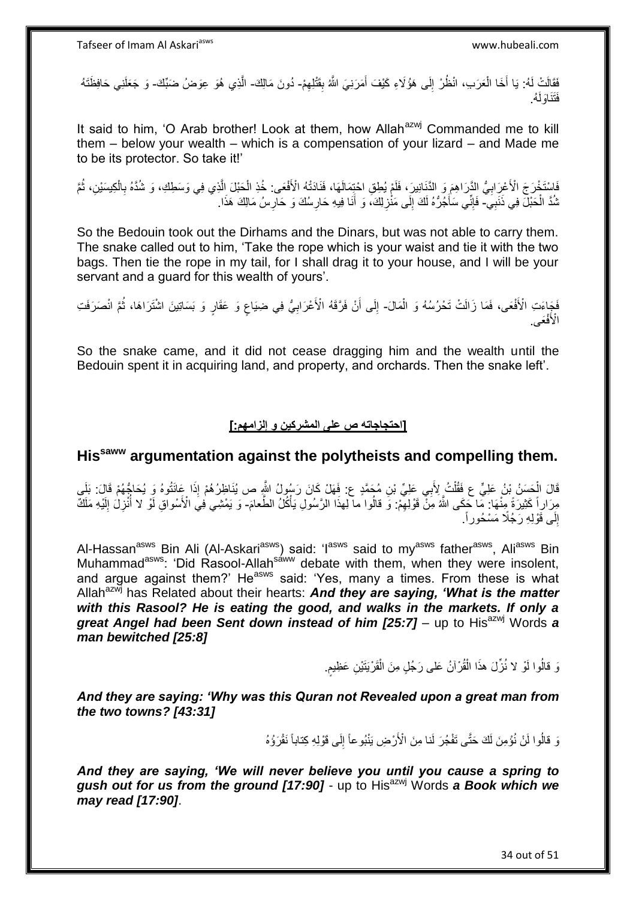فَقَالَتْ لَهُ: يَا أَخَا الْعَرَبِ، انْظُرْ إِلَى هَؤُلَاءِ كَيْفَ أَمَرَنِيَ اللَّهُ بِقَتْلِهِمْ- دُونَ مَالِكَ- الَّذِي هُوَ عِوَضُ ضَبِّكَ- وَ جَعَلَنِي حَافِظَتَهُ فَتَنَاوَلْهُ.

It said to him, 'O Arab brother! Look at them, how Allah[azwj] Commanded me to kill them – below your wealth – which is a compensation of your lizard – and Made me to be its protector. So take it!'

فَاسْتَخْرَجَ الْأَعْرَابِيُّ الدَّرَاهِمَ وَ الدَّنَانِيرَ، فَلَمْ يُطِقِ احْتِمَالَهَا، فَنَادَتْهُ الْأَفْعَى: خُذِ الْحَبْلَ الَّذِي فِي وَسَطِكَ، وَ شُدَّهُ بِالْكِيسَيْنِ، ثُمَّ شُدَّ الْحَبْلَ فِي ذَنَبِي- فَإِنِّي سَأَجُرُّهُ لَكَ إِلَى مَنْزِلِكَ، وَ أَنَا فِيهِ حَارِسُكَ وَ حَارِسُ مَالِكَ هَذَا.

So the Bedouin took out the Dirhams and the Dinars, but was not able to carry them. The snake called out to him, 'Take the rope which is your waist and tie it with the two bags. Then tie the rope in my tail, for I shall drag it to your house, and I will be your servant and a guard for this wealth of yours'.

فَجَاءَتِ الْأَفْعَى، فَمَا زَالَتْ تَحْرُسُهُ وَ الْمَالَ- إِلَى أَنْ فَرَّقَهُ الْأَعْرَابِيُّ فِي ضِيَاعٍ وَ عَقَارٍ وَ بَسَاتِينَ اشْتَرَاهَا، ثُمَّ انْصَرَفَتِ الْأَفْعَى.

So the snake came, and it did not cease dragging him and the wealth until the Bedouin spent it in acquiring land, and property, and orchards. Then the snake left'.

## [احتجاجاته ص على المشركين و إلزامهم:]

## His[saww] argumentation against the polytheists and compelling them.

قَالَ الْحَسَنُ بْنُ عَلِيٍّ ع فَقُلْتُ لِأَبِي عَلِيِّ بْنِ مُحَمَّدٍ ع: فَهَلْ كَانَ رَسُولُ اللَّهِ ص يُنَاظِرُهُمْ إِذَا عَانَتُوهُ وَ يُحَاجُّهُمْ قَالَ: بَلَى مِرَاراً كَثِيرَةً مِنْهَا: مَا حَكَى اللَّهُ مِنْ قَوْلِهِمْ: وَ قالُوا ما لِهذَا الرَّسُولِ يَأْكُلُ الطَّعامَ- وَ يَمْشِي فِي الْأَسْواقِ لَوْ لا أُنْزِلَ إِلَيْهِ مَلَكٌ إِلَى قَوْلِهِ رَجُلًا مَسْحُوراً.

Al-Hassan[asws] Bin Ali (Al-Askari[asws]) said: 'I[asws] said to my[asws] father[asws], Ali[asws] Bin Muhammad[asws]: 'Did Rasool-Allah[saww] debate with them, when they were insolent, and argue against them?' He[asws] said: 'Yes, many a times. From these is what Allah[azwj] has Related about their hearts: ***And they are saying, 'What is the matter with this Rasool? He is eating the good, and walks in the markets. If only a great Angel had been Sent down instead of him [25:7]*** – up to His[azwj] Words ***a man bewitched [25:8]***

وَ قالُوا لَوْ لا نُزِّلَ هذَا الْقُرْآنُ عَلى رَجُلٍ مِنَ الْقَرْيَتَيْنِ عَظِيمٍ.

***And they are saying: 'Why was this Quran not Revealed upon a great man from the two towns? [43:31]***

وَ قالُوا لَنْ نُؤْمِنَ لَكَ حَتَّى تَفْجُرَ لَنا مِنَ الْأَرْضِ يَنْبُوعاً إِلَى قَوْلِهِ كِتاباً نَقْرَؤُهُ

***And they are saying, 'We will never believe you until you cause a spring to gush out for us from the ground [17:90]*** - up to His[azwj] Words ***a Book which we may read [17:90]***.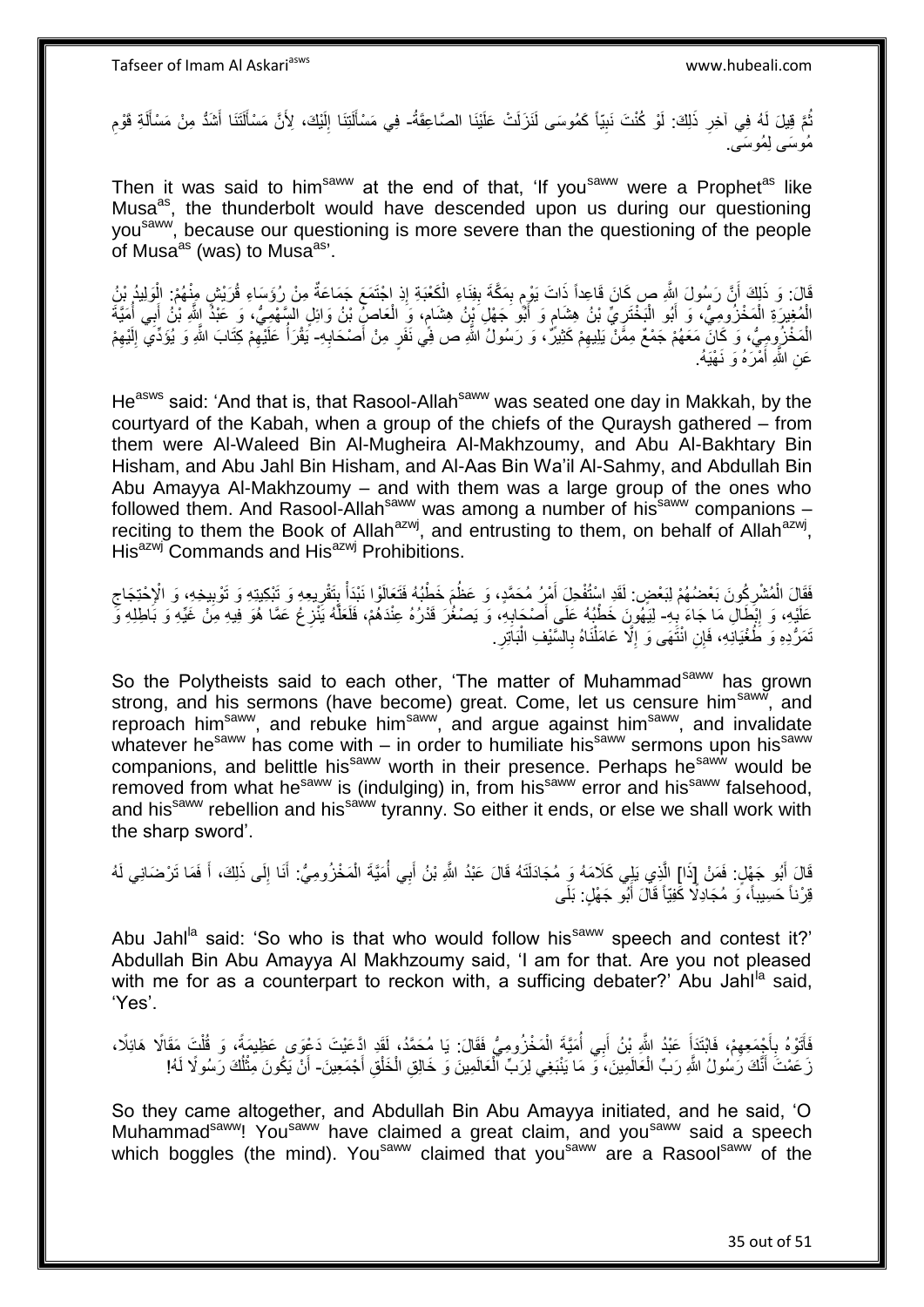ثُمَّ قِيلَ لَهُ فِي آخِرِ ذَلِكَ: لَوْ كُنْتَ نَبِيّاً كَمُوسَى لَنَزَلَتْ عَلَيْنَا الصَّاعِقَةُ- فِي مَسْأَلَتِنَا إِلَيْكَ، لِأَنَّ مَسْأَلَتَنَا أَشَدُّ مِنْ مَسْأَلَةِ قَوْمِ مُوسَى لِمُوسَى.

Then it was said to him[saww] at the end of that, 'If you[saww] were a Prophet[as] like Musa[as], the thunderbolt would have descended upon us during our questioning you[saww], because our questioning is more severe than the questioning of the people of Musa[as] (was) to Musa[as]'.

قَالَ: وَ ذَلِكَ أَنَّ رَسُولَ اللَّهِ ص كَانَ قَاعِداً ذَاتَ يَوْمٍ بِمَكَّةَ بِفِنَاءِ الْكَعْبَةِ إِذِ اجْتَمَعَ جَمَاعَةٌ مِنْ رُؤَسَاءِ قُرَيْشٍ مِنْهُمْ: الْوَلِيدُ بْنُ الْمُغِيرَةِ الْمَخْزُومِيُّ، وَ أَبُو الْبَخْتَرِيِّ بْنُ هِشَامٍ وَ أَبُو جَهْلِ بْنُ هِشَامٍ، وَ الْعَاصُ بْنُ وَائِلٍ السَّهْمِيُّ، وَ عَبْدُ اللَّهِ بْنُ أَبِي أُمَيَّةَ الْمَخْزُومِيُّ، وَ كَانَ مَعَهُمْ جَمْعٌ مِمَّنْ يَلِيهِمْ كَثِيرٌ، وَ رَسُولُ اللَّهِ ص فِي نَفَرٍ مِنْ أَصْحَابِهِ- يَقْرَأُ عَلَيْهِمْ كِتَابَ اللَّهِ وَ يُؤَدِّي إِلَيْهِمْ عَنِ اللَّهِ أَمْرَهُ وَ نَهْيَهُ.

He[asws] said: 'And that is, that Rasool-Allah[saww] was seated one day in Makkah, by the courtyard of the Kabah, when a group of the chiefs of the Quraysh gathered – from them were Al-Waleed Bin Al-Mugheira Al-Makhzoumy, and Abu Al-Bakhtary Bin Hisham, and Abu Jahl Bin Hisham, and Al-Aas Bin Wa'il Al-Sahmy, and Abdullah Bin Abu Amayya Al-Makhzoumy – and with them was a large group of the ones who followed them. And Rasool-Allah[saww] was among a number of his[saww] companions – reciting to them the Book of Allah[azwj], and entrusting to them, on behalf of Allah[azwj], His[azwj] Commands and His[azwj] Prohibitions.

فَقَالَ الْمُشْرِكُونَ بَعْضُهُمْ لِبَعْضٍ: لَقَدِ اسْتُفْحِلَ أَمْرُ مُحَمَّدٍ، وَ عَظُمَ خَطْبُهُ فَتَعَالَوْا نَبْدَأْ بِتَقْرِيعِهِ وَ تَبْكِيتِهِ وَ تَوْبِيخِهِ، وَ الِاحْتِجَاجِ عَلَيْهِ، وَ إِبْطَالِ مَا جَاءَ بِهِ- لِيَهُونَ خَطْبُهُ عَلَى أَصْحَابِهِ، وَ يَصْغُرَ قَدْرُهُ عِنْدَهُمْ، فَلَعَلَّهُ يَنْزِعُ عَمَّا هُوَ فِيهِ مِنْ غَيِّهِ وَ بَاطِلِهِ وَ تَمَرُّدِهِ وَ طُغْيَانِهِ، فَإِنِ انْتَهَى وَ إِلَّا عَامَلْنَاهُ بِالسَّيْفِ الْبَاتِرِ.

So the Polytheists said to each other, 'The matter of Muhammad[saww] has grown strong, and his sermons (have become) great. Come, let us censure him[saww], and reproach him[saww], and rebuke him[saww], and argue against him[saww], and invalidate whatever he[saww] has come with – in order to humiliate his[saww] sermons upon his[saww] companions, and belittle his[saww] worth in their presence. Perhaps he[saww] would be removed from what he[saww] is (indulging) in, from his[saww] error and his[saww] falsehood, and his[saww] rebellion and his[saww] tyranny. So either it ends, or else we shall work with the sharp sword'.

قَالَ أَبُو جَهْلٍ: فَمَنْ [ذَا] الَّذِي يَلِي كَلَامَهُ وَ مُجَادَلَتَهُ قَالَ عَبْدُ اللَّهِ بْنُ أَبِي أُمَيَّةَ الْمَخْزُومِيُّ: أَنَا إِلَى ذَلِكَ، أَ فَمَا تَرْضَانِي لَهُ قِرْناً حَسِيباً، وَ مُجَادِلًا كَفِيّاً قَالَ أَبُو جَهْلٍ: بَلَى

Abu Jahl[la] said: 'So who is that who would follow his[saww] speech and contest it?' Abdullah Bin Abu Amayya Al Makhzoumy said, 'I am for that. Are you not pleased with me for as a counterpart to reckon with, a sufficing debater?' Abu Jahl[la] said, 'Yes'.

فَأَتَوْهُ بِأَجْمَعِهِمْ، فَابْتَدَأَ عَبْدُ اللَّهِ بْنُ أَبِي أُمَيَّةَ الْمَخْزُومِيُّ فَقَالَ: يَا مُحَمَّدُ، لَقَدِ ادَّعَيْتَ دَعْوَى عَظِيمَةً، وَ قُلْتَ مَقَالًا هَائِلًا، زَعَمْتَ أَنَّكَ رَسُولُ اللَّهِ رَبِّ الْعَالَمِينَ، وَ مَا يَنْبَغِي لِرَبِّ الْعَالَمِينَ وَ خَالِقِ الْخَلْقِ أَجْمَعِينَ- أَنْ يَكُونَ مِثْلُكَ رَسُولًا لَهُ!

So they came altogether, and Abdullah Bin Abu Amayya initiated, and he said, 'O Muhammad[saww]! You[saww] have claimed a great claim, and you[saww] said a speech which boggles (the mind). You[saww] claimed that you[saww] are a Rasool[saww] of the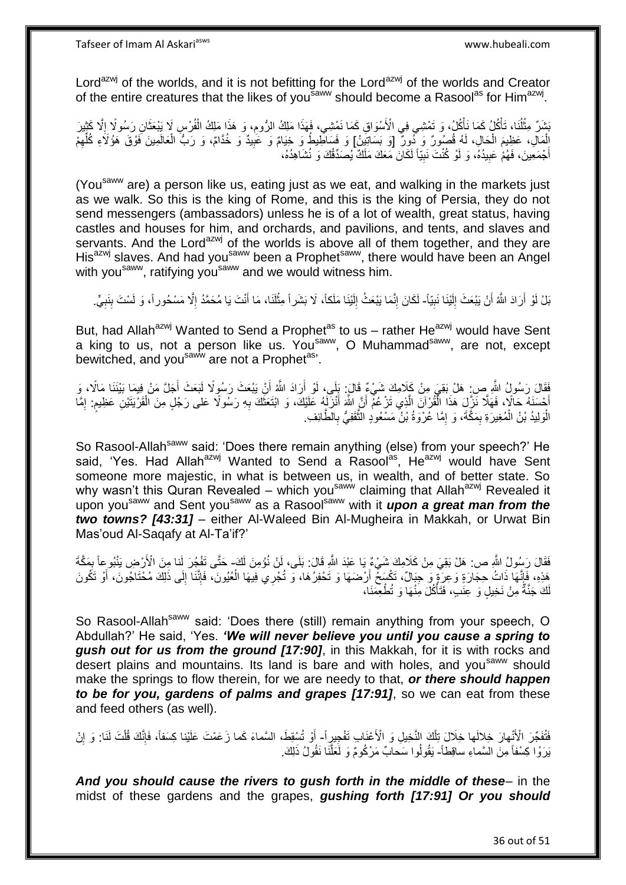Lord[azwj] of the worlds, and it is not befitting for the Lord[azwj] of the worlds and Creator of the entire creatures that the likes of you[saww] should become a Rasool[as] for Him[azwj].

بَشَرٌ مِثْلُنَا، تَأْكُلُ كَمَا نَأْكُلُ، وَ تَمْشِي فِي الْأَسْوَاقِ كَمَا نَمْشِي، فَهَذَا مَلِكُ الرُّومِ، وَ هَذَا مَلِكُ الْفُرْسِ لَا يَبْعَثَانِ رَسُولًا إِلَّا كَثِيرَ الْمَالِ، عَظِيمَ الْحَالِ، لَهُ قُصُورٌ وَ دُورٌ [وَ بَسَاتِينُ] وَ فَسَاطِيطُ وَ خِيَامٌ وَ عَبِيدٌ وَ خُدَّامٌ، وَ رَبُّ الْعَالَمِينَ فَوْقَ هَؤُلَاءِ كُلِّهِمْ أَجْمَعِينَ، فَهُمْ عَبِيدُهُ، وَ لَوْ كُنْتَ نَبِيّاً لَكَانَ مَعَكَ مَلَكٌ يُصَدِّقُكَ وَ نُشَاهِدُهُ،

(You[saww] are) a person like us, eating just as we eat, and walking in the markets just as we walk. So this is the king of Rome, and this is the king of Persia, they do not send messengers (ambassadors) unless he is of a lot of wealth, great status, having castles and houses for him, and orchards, and pavilions, and tents, and slaves and servants. And the Lord[azwj] of the worlds is above all of them together, and they are His[azwj] slaves. And had you[saww] been a Prophet[saww], there would have been an Angel with you[saww], ratifying you[saww] and we would witness him.

بَلْ لَوْ أَرَادَ اللَّهُ أَنْ يَبْعَثَ إِلَيْنَا نَبِيّاً- لَكَانَ إِنَّمَا يَبْعَثُ إِلَيْنَا مَلَكاً، لَا بَشَراً مِثْلَنَا، مَا أَنْتَ يَا مُحَمَّدُ إِلَّا مَسْحُوراً، وَ لَسْتَ بِنَبِيٍّ.

But, had Allah[azwj] Wanted to Send a Prophet[as] to us – rather He[azwj] would have Sent a king to us, not a person like us. You[saww], O Muhammad[saww], are not, except bewitched, and you[saww] are not a Prophet[as]'.

فَقَالَ رَسُولُ اللَّهِ ص: هَلْ بَقِيَ مِنْ كَلَامِكَ شَيْءٌ قَالَ: بَلَى، لَوْ أَرَادَ اللَّهُ أَنْ يَبْعَثَ رَسُولًا لَبَعَثَ أَجَلَّ مَنْ فِيمَا بَيْنَنَا مَالًا، وَ أَحْسَنَهُ حَالًا، فَهَلَّا نُزِّلَ هَذَا الْقُرْآنُ الَّذِي تَزْعُمُ أَنَّ اللَّهَ أَنْزَلَهُ عَلَيْكَ، وَ ابْتَعَثَكَ بِهِ رَسُولًا على رَجُلٍ مِنَ الْقَرْيَتَيْنِ عَظِيمٍ: إِمَّا الْوَلِيدُ بْنُ الْمُغِيرَةِ بِمَكَّةَ، وَ إِمَّا عُرْوَةُ بْنُ مَسْعُودٍ الثَّقَفِيُّ بِالطَّائِفِ.

So Rasool-Allah[saww] said: 'Does there remain anything (else) from your speech?' He said, 'Yes. Had Allah[azwj] Wanted to Send a Rasool[as], He[azwj] would have Sent someone more majestic, in what is between us, in wealth, and of better state. So why wasn't this Quran Revealed – which you[saww] claiming that Allah[azwj] Revealed it upon you[saww] and Sent you[saww] as a Rasool[saww] with it ***upon a great man from the two towns? [43:31]*** – either Al-Waleed Bin Al-Mugheira in Makkah, or Urwat Bin Mas'oud Al-Saqafy at Al-Ta'if?'

فَقَالَ رَسُولُ اللَّهِ ص: هَلْ بَقِيَ مِنْ كَلَامِكَ شَيْءٌ يَا عَبْدَ اللَّهِ قَالَ: بَلَى، لَنْ نُؤْمِنَ لَكَ- حَتَّى تَفْجُرَ لَنا مِنَ الْأَرْضِ يَنْبُوعاً بِمَكَّةَ هَذِهِ، فَإِنَّهَا ذَاتُ حِجَارَةٍ وَعِرَةٍ وَ جِبَالٍ، تَكْسَحُ أَرْضَهَا، وَ تَحْفِرُهَا، وَ تُجْرِي فِيهَا الْعُيُونَ، فَإِنَّنَا إِلَى ذَلِكَ مُحْتَاجُونَ، أَوْ تَكُونَ لَكَ جَنَّةٌ مِنْ نَخِيلٍ وَ عِنَبٍ، فَتَأْكُلَ مِنْهَا وَ تُطْعِمَنَا،

So Rasool-Allah[saww] said: 'Does there (still) remain anything from your speech, O Abdullah?' He said, 'Yes. ***'We will never believe you until you cause a spring to gush out for us from the ground [17:90]***, in this Makkah, for it is with rocks and desert plains and mountains. Its land is bare and with holes, and you[saww] should make the springs to flow therein, for we are needy to that, ***or there should happen to be for you, gardens of palms and grapes [17:91]***, so we can eat from these and feed others (as well).

فَتُفَجِّرَ الْأَنْهارَ خِلالَها خِلَالَ تِلْكَ النَّخِيلِ وَ الْأَعْنَابِ تَفْجِيراً- أَوْ تُسْقِطَ السَّماءَ كَما زَعَمْتَ عَلَيْنا كِسَفاً، فَإِنَّكَ قُلْتَ لَنَا: وَ إِنْ يَرَوْا كِسْفاً مِنَ السَّماءِ ساقِطاً- يَقُولُوا سَحابٌ مَرْكُومٌ وَ لَعَلَّنَا نَقُولُ ذَلِكَ.

***And you should cause the rivers to gush forth in the middle of these***– in the midst of these gardens and the grapes, ***gushing forth [17:91] Or you should***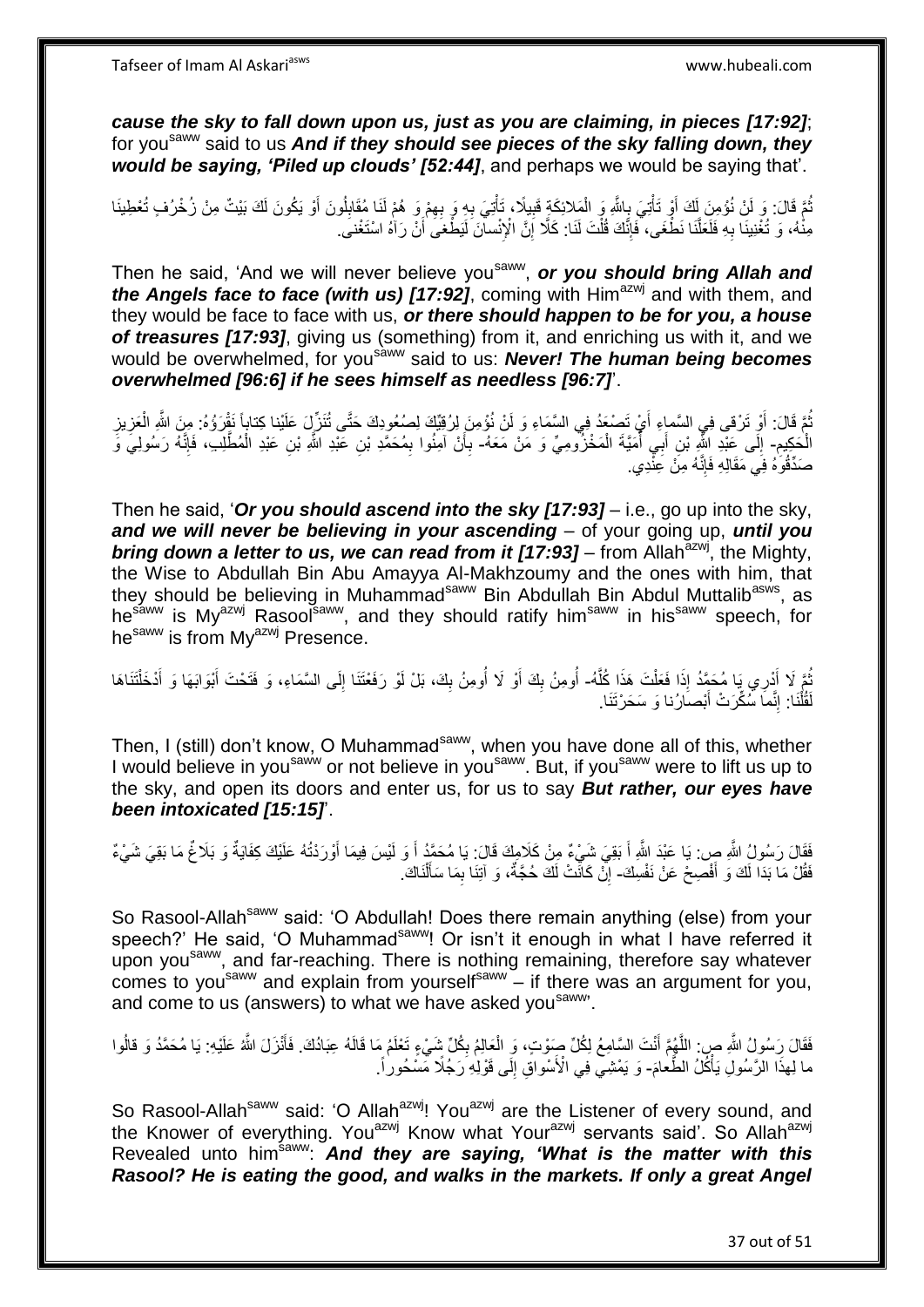***cause the sky to fall down upon us, just as you are claiming, in pieces [17:92]***; for you[saww] said to us ***And if they should see pieces of the sky falling down, they would be saying, 'Piled up clouds' [52:44]***, and perhaps we would be saying that'.

ثُمَّ قَالَ: وَ لَنْ نُؤْمِنَ لَكَ أَوْ تَأْتِيَ بِاللَّهِ وَ الْمَلائِكَةِ قَبِيلًا، تَأْتِيَ بِهِ وَ بِهِمْ وَ هُمْ لَنَا مُقَابِلُونَ أَوْ يَكُونَ لَكَ بَيْتٌ مِنْ زُخْرُفٍ تُعْطِينَا مِنْهُ، وَ تُغْنِينَا بِهِ فَلَعَلَّنَا نَطْغَى، فَإِنَّكَ قُلْتَ لَنَا: كَلَّا إِنَّ الْإِنْسانَ لَيَطْغى أَنْ رَآهُ اسْتَغْنى‏.

Then he said, 'And we will never believe you[saww], ***or you should bring Allah and the Angels face to face (with us) [17:92]***, coming with Him[azwj] and with them, and they would be face to face with us, ***or there should happen to be for you, a house of treasures [17:93]***, giving us (something) from it, and enriching us with it, and we would be overwhelmed, for you[saww] said to us: ***Never! The human being becomes overwhelmed [96:6] if he sees himself as needless [96:7]***'.

ثُمَّ قَالَ: أَوْ تَرْقى‏ فِي السَّماءِ أَيْ تَصْعَدُ فِي السَّمَاءِ وَ لَنْ نُؤْمِنَ لِرُقِيِّكَ لِصُعُودِكَ حَتَّى تُنَزِّلَ عَلَيْنا كِتاباً نَقْرَؤُهُ: مِنَ اللَّهِ الْعَزِيزِ الْحَكِيمِ- إِلَى عَبْدِ اللَّهِ بْنِ أَبِي أُمَيَّةَ الْمَخْزُومِيِّ وَ مَنْ مَعَهُ- بِأَنْ آمِنُوا بِمُحَمَّدِ بْنِ عَبْدِ اللَّهِ بْنِ عَبْدِ الْمُطَّلِبِ، فَإِنَّهُ رَسُولِي وَ صَدِّقُوهُ فِي مَقَالِهِ فَإِنَّهُ مِنْ عِنْدِي.

Then he said, '***Or you should ascend into the sky [17:93]*** – i.e., go up into the sky, ***and we will never be believing in your ascending*** – of your going up, ***until you bring down a letter to us, we can read from it [17:93]*** – from Allah[azwj], the Mighty, the Wise to Abdullah Bin Abu Amayya Al-Makhzoumy and the ones with him, that they should be believing in Muhammad[saww] Bin Abdullah Bin Abdul Muttalib[asws], as he[saww] is My[azwj] Rasool[saww], and they should ratify him[saww] in his[saww] speech, for he[saww] is from My[azwj] Presence.

ثُمَّ لَا أَدْرِي يَا مُحَمَّدُ إِذَا فَعَلْتَ هَذَا كُلَّهُ- أُومِنُ بِكَ أَوْ لَا أُومِنُ بِكَ، بَلْ لَوْ رَفَعْتَنَا إِلَى السَّمَاءِ، وَ فَتَحْتَ أَبْوَابَهَا وَ أَدْخَلْتَنَاهَا لَقُلْنَا: إِنَّما سُكِّرَتْ أَبْصارُنا وَ سَحَرْتَنَا.

Then, I (still) don't know, O Muhammad[saww], when you have done all of this, whether I would believe in you[saww] or not believe in you[saww]. But, if you[saww] were to lift us up to the sky, and open its doors and enter us, for us to say ***But rather, our eyes have been intoxicated [15:15]***'.

فَقَالَ رَسُولُ اللَّهِ ص: يَا عَبْدَ اللَّهِ أَ بَقِيَ شَيْ‏ءٌ مِنْ كَلَامِكَ قَالَ: يَا مُحَمَّدُ أَ وَ لَيْسَ فِيمَا أَوْرَدْتُهُ عَلَيْكَ كِفَايَةٌ وَ بَلَاغٌ مَا بَقِيَ شَيْ‏ءٌ فَقُلْ مَا بَدَا لَكَ وَ أَفْصِحْ عَنْ نَفْسِكَ- إِنْ كَانَتْ لَكَ حُجَّةٌ، وَ آتِنَا بِمَا سَأَلْنَاكَ.

So Rasool-Allah[saww] said: 'O Abdullah! Does there remain anything (else) from your speech?' He said, 'O Muhammad[saww]! Or isn't it enough in what I have referred it upon you[saww], and far-reaching. There is nothing remaining, therefore say whatever comes to you[saww] and explain from yourself[saww] – if there was an argument for you, and come to us (answers) to what we have asked you[saww]'.

فَقَالَ رَسُولُ اللَّهِ ص: اللَّهُمَّ أَنْتَ السَّامِعُ لِكُلِّ صَوْتٍ، وَ الْعَالِمُ بِكُلِّ شَيْ‏ءٍ تَعْلَمُ مَا قَالَهُ عِبَادُكَ. فَأَنْزَلَ اللَّهُ عَلَيْهِ: يَا مُحَمَّدُ وَ قالُوا ما لِهذَا الرَّسُولِ يَأْكُلُ الطَّعامَ- وَ يَمْشِي فِي الْأَسْواقِ إِلَى قَوْلِهِ رَجُلًا مَسْحُوراً.

So Rasool-Allah[saww] said: 'O Allah[azwj]! You[azwj] are the Listener of every sound, and the Knower of everything. You[azwj] Know what Your[azwj] servants said'. So Allah[azwj] Revealed unto him[saww]: ***And they are saying, 'What is the matter with this Rasool? He is eating the good, and walks in the markets. If only a great Angel***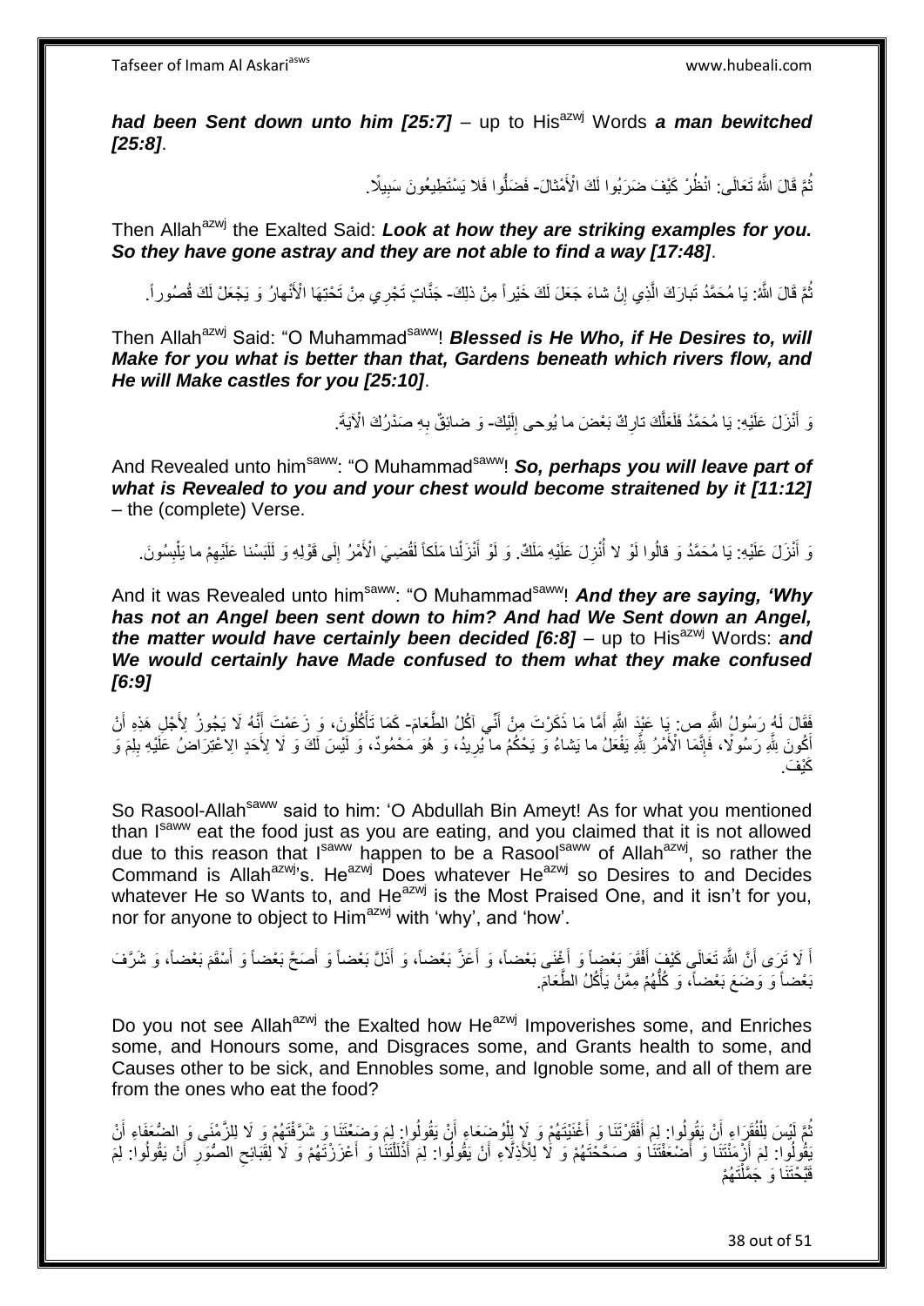***had been Sent down unto him [25:7]*** – up to His[azwj] Words ***a man bewitched [25:8]***.

ثُمَّ قَالَ اللَّهُ تَعَالَى: انْظُرْ كَيْفَ ضَرَبُوا لَكَ الْأَمْثالَ- فَضَلُّوا فَلا يَسْتَطِيعُونَ سَبِيلًا.

Then Allah[azwj] the Exalted Said: ***Look at how they are striking examples for you. So they have gone astray and they are not able to find a way [17:48]***.

ثُمَّ قَالَ اللَّهُ: يَا مُحَمَّدُ تَبارَكَ الَّذِي إِنْ شاءَ جَعَلَ لَكَ خَيْراً مِنْ ذلِكَ- جَنَّاتٍ تَجْرِي مِنْ تَحْتِهَا الْأَنْهارُ وَ يَجْعَلْ لَكَ قُصُوراً.

Then Allah[azwj] Said: "O Muhammad[saww]! ***Blessed is He Who, if He Desires to, will Make for you what is better than that, Gardens beneath which rivers flow, and He will Make castles for you [25:10]***.

وَ أَنْزَلَ عَلَيْهِ: يَا مُحَمَّدُ فَلَعَلَّكَ تارِكٌ بَعْضَ ما يُوحى إِلَيْكَ- وَ ضائِقٌ بِهِ صَدْرُكَ الْآيَةَ.

And Revealed unto him[saww]: "O Muhammad[saww]! ***So, perhaps you will leave part of what is Revealed to you and your chest would become straitened by it [11:12]*** – the (complete) Verse.

وَ أَنْزَلَ عَلَيْهِ: يَا مُحَمَّدُ وَ قالُوا لَوْ لا أُنْزِلَ عَلَيْهِ مَلَكٌ. وَ لَوْ أَنْزَلْنا مَلَكاً لَقُضِيَ الْأَمْرُ إِلَى قَوْلِهِ وَ لَلَبَسْنا عَلَيْهِمْ ما يَلْبِسُونَ.

And it was Revealed unto him[saww]: "O Muhammad[saww]! ***And they are saying, 'Why has not an Angel been sent down to him? And had We Sent down an Angel, the matter would have certainly been decided [6:8]*** – up to His[azwj] Words: ***and We would certainly have Made confused to them what they make confused [6:9]***

فَقَالَ لَهُ رَسُولُ اللَّهِ ص: يَا عَبْدَ اللَّهِ أَمَّا مَا ذَكَرْتَ مِنْ أَنِّي آكُلُ الطَّعَامَ- كَمَا تَأْكُلُونَ، وَ زَعَمْتَ أَنَّهُ لَا يَجُوزُ لِأَجْلِ هَذِهِ أَنْ أَكُونَ لِلَّهِ رَسُولًا، فَإِنَّمَا الْأَمْرُ لِلَّهِ يَفْعَلُ ما يَشاءُ وَ يَحْكُمُ ما يُرِيدُ، وَ هُوَ مَحْمُودٌ، وَ لَيْسَ لَكَ وَ لَا لِأَحَدٍ الِاعْتِرَاضُ عَلَيْهِ بِلِمَ وَ كَيْفَ.

So Rasool-Allah[saww] said to him: 'O Abdullah Bin Ameyt! As for what you mentioned than I[saww] eat the food just as you are eating, and you claimed that it is not allowed due to this reason that I[saww] happen to be a Rasool[saww] of Allah[azwj], so rather the Command is Allah[azwj]'s. He[azwj] Does whatever He[azwj] so Desires to and Decides whatever He so Wants to, and He[azwj] is the Most Praised One, and it isn't for you, nor for anyone to object to Him[azwj] with 'why', and 'how'.

أَ لَا تَرَى أَنَّ اللَّهَ تَعَالَى كَيْفَ أَفْقَرَ بَعْضاً وَ أَغْنَى بَعْضاً، وَ أَعَزَّ بَعْضاً، وَ أَذَلَّ بَعْضاً وَ أَصَحَّ بَعْضاً وَ أَسْقَمَ بَعْضاً، وَ شَرَّفَ بَعْضاً وَ وَضَعَ بَعْضاً، وَ كُلُّهُمْ مِمَّنْ يَأْكُلُ الطَّعَامَ.

Do you not see Allah[azwj] the Exalted how He[azwj] Impoverishes some, and Enriches some, and Honours some, and Disgraces some, and Grants health to some, and Causes other to be sick, and Ennobles some, and Ignoble some, and all of them are from the ones who eat the food?

ثُمَّ لَيْسَ لِلْفُقَرَاءِ أَنْ يَقُولُوا: لِمَ أَفْقَرْتَنَا وَ أَغْنَيْتَهُمْ وَ لَا لِلْوُضَعَاءِ أَنْ يَقُولُوا: لِمَ وَضَعْتَنَا وَ شَرَّفْتَهُمْ وَ لَا لِلزَّمْنَى وَ الضُّعَفَاءِ أَنْ يَقُولُوا: لِمَ أَزْمَنْتَنَا وَ أَضْعَفْتَنَا وَ صَحَّحْتَهُمْ وَ لَا لِلْأَذِلَّاءِ أَنْ يَقُولُوا: لِمَ أَذْلَلْتَنَا وَ أَعْزَزْتَهُمْ وَ لَا لِقِبَاحِ الصُّوَرِ أَنْ يَقُولُوا: لِمَ قَبَّحْتَنَا وَ جَمَّلْتَهُمْ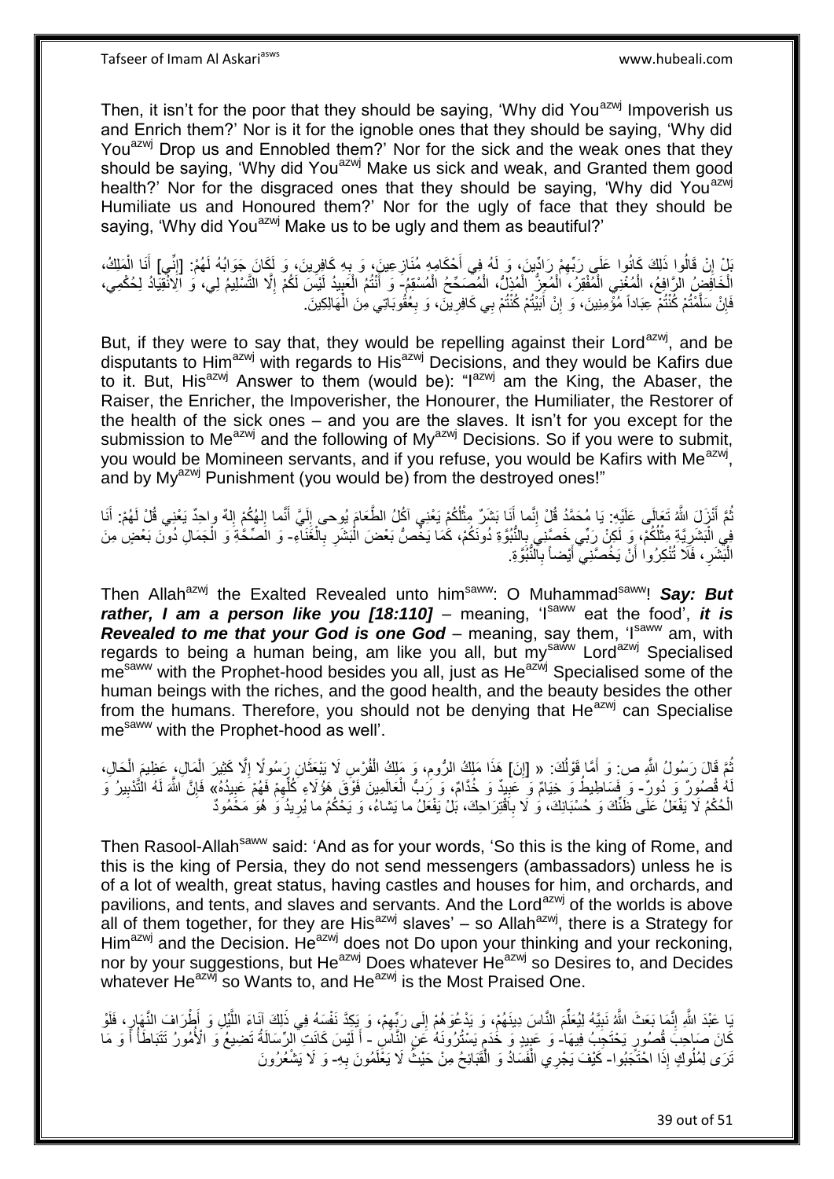Then, it isn't for the poor that they should be saying, 'Why did You[azwj] Impoverish us and Enrich them?' Nor is it for the ignoble ones that they should be saying, 'Why did You[azwj] Drop us and Ennobled them?' Nor for the sick and the weak ones that they should be saying, 'Why did You[azwj] Make us sick and weak, and Granted them good health?' Nor for the disgraced ones that they should be saying, 'Why did You[azwj] Humiliate us and Honoured them?' Nor for the ugly of face that they should be saying, 'Why did You[azwj] Make us to be ugly and them as beautiful?'

بَلْ إِنْ قَالُوا ذَلِكَ كَانُوا عَلَى رَبِّهِمْ رَادِّينَ، وَ لَهُ فِي أَحْكَامِهِ مُنَازِعِينَ، وَ بِهِ كَافِرِينَ، وَ لَكَانَ جَوَابُهُ لَهُمْ: [إِنِّي] أَنَا الْمَلِكُ، الْخَافِضُ الرَّافِعُ، الْمُغْنِي الْمُفْقِرُ، الْمُعِزُّ الْمُذِلُّ، الْمُصَحِّحُ الْمُسْقِمُ- وَ أَنْتُمُ الْعَبِيدُ لَيْسَ لَكُمْ إِلَّا التَّسْلِيمُ لِي، وَ الِانْقِيَادُ لِحُكْمِي، فَإِنْ سَلَّمْتُمْ كُنْتُمْ عِبَاداً مُؤْمِنِينَ، وَ إِنْ أَبَيْتُمْ كُنْتُمْ بِي كَافِرِينَ، وَ بِعُقُوبَاتِي مِنَ الْهَالِكِينَ.

But, if they were to say that, they would be repelling against their Lord[azwj], and be disputants to Him[azwj] with regards to His[azwj] Decisions, and they would be Kafirs due to it. But, His[azwj] Answer to them (would be): "I[azwj] am the King, the Abaser, the Raiser, the Enricher, the Impoverisher, the Honourer, the Humiliater, the Restorer of the health of the sick ones – and you are the slaves. It isn't for you except for the submission to Me[azwj] and the following of My[azwj] Decisions. So if you were to submit, you would be Momineen servants, and if you refuse, you would be Kafirs with Me[azwj], and by My[azwj] Punishment (you would be) from the destroyed ones!"

ثُمَّ أَنْزَلَ اللَّهُ تَعَالَى عَلَيْهِ: يَا مُحَمَّدُ قُلْ إِنَّما أَنَا بَشَرٌ مِثْلُكُمْ يَعْنِي آكُلُ الطَّعَامَ يُوحى إِلَيَّ أَنَّما إِلهُكُمْ إِلهٌ واحِدٌ يَعْنِي قُلْ لَهُمْ: أَنَا فِي الْبَشَرِيَّةِ مِثْلُكُمْ، وَ لَكِنْ رَبِّي خَصَّنِي بِالنُّبُوَّةِ دُونَكُمْ، كَمَا يَخُصُّ بَعْضَ الْبَشَرِ بِالْغِنَاءِ- وَ الصِّحَّةِ وَ الْجَمَالِ دُونَ بَعْضٍ مِنَ الْبَشَرِ، فَلَا تُنْكِرُوا أَنْ يَخُصَّنِي أَيْضاً بِالنُّبُوَّةِ.

Then Allah[azwj] the Exalted Revealed unto him[saww]: O Muhammad[saww]! ***Say: But rather, I am a person like you [18:110]*** – meaning, 'I[saww] eat the food', ***it is Revealed to me that your God is one God*** – meaning, say them, 'I[saww] am, with regards to being a human being, am like you all, but my[saww] Lord[azwj] Specialised me[saww] with the Prophet-hood besides you all, just as He[azwj] Specialised some of the human beings with the riches, and the good health, and the beauty besides the other from the humans. Therefore, you should not be denying that He[azwj] can Specialise me[saww] with the Prophet-hood as well'.

ثُمَّ قَالَ رَسُولُ اللَّهِ ص: وَ أَمَّا قَوْلُكَ: « [إِنَ] هَذَا مَلِكُ الرُّومِ، وَ مَلِكُ الْفُرْسِ لَا يَبْعَثَانِ رَسُولًا إِلَّا كَثِيرَ الْمَالِ، عَظِيمَ الْحَالِ، لَهُ قُصُورٌ وَ دُورٌ- وَ فَسَاطِيطُ وَ خِيَامٌ وَ عَبِيدٌ وَ خُدَّامٌ، وَ رَبُّ الْعَالَمِينَ فَوْقَ هَؤُلَاءِ كُلِّهِمْ فَهُمْ عَبِيدُهُ» فَإِنَّ اللَّهَ لَهُ التَّدْبِيرُ وَ الْحُكْمُ لَا يَفْعَلُ عَلَى ظَنِّكَ وَ حُسْبَانِكَ، وَ لَا بِاقْتِرَاحِكَ، بَلْ يَفْعَلُ ما يَشاءُ، وَ يَحْكُمُ ما يُرِيدُ وَ هُوَ مَحْمُودٌ

Then Rasool-Allah[saww] said: 'And as for your words, 'So this is the king of Rome, and this is the king of Persia, they do not send messengers (ambassadors) unless he is of a lot of wealth, great status, having castles and houses for him, and orchards, and pavilions, and tents, and slaves and servants. And the Lord[azwj] of the worlds is above all of them together, for they are His[azwj] slaves' – so Allah[azwj], there is a Strategy for Him[azwj] and the Decision. He[azwj] does not Do upon your thinking and your reckoning, nor by your suggestions, but He[azwj] Does whatever He[azwj] so Desires to, and Decides whatever He[azwj] so Wants to, and He[azwj] is the Most Praised One.

يَا عَبْدَ اللَّهِ إِنَّمَا بَعَثَ اللَّهُ نَبِيَّهُ لِيُعَلِّمَ النَّاسَ دِينَهُمْ، وَ يَدْعُوَهُمْ إِلَى رَبِّهِمْ، وَ يَكِدَّ نَفْسَهُ فِي ذَلِكَ آنَاءَ اللَّيْلِ وَ أَطْرَافَ النَّهَارِ، فَلَوْ كَانَ صَاحِبَ قُصُورٍ يَحْتَجِبُ فِيهَا- وَ عَبِيدٍ وَ خَدَمٍ يَسْتُرُونَهُ عَنِ النَّاسِ- أَ لَيْسَ كَانَتِ الرِّسَالَةُ تَضِيعُ وَ الْأُمُورُ تَتَبَاطَأُ أَ وَ مَا تَرَى لِمُلُوكٍ إِذَا احْتَجَبُوا- كَيْفَ يَجْرِي الْفَسَادُ وَ الْقَبَائِحُ مِنْ حَيْثُ لَا يَعْلَمُونَ بِهِ- وَ لَا يَشْعُرُونَ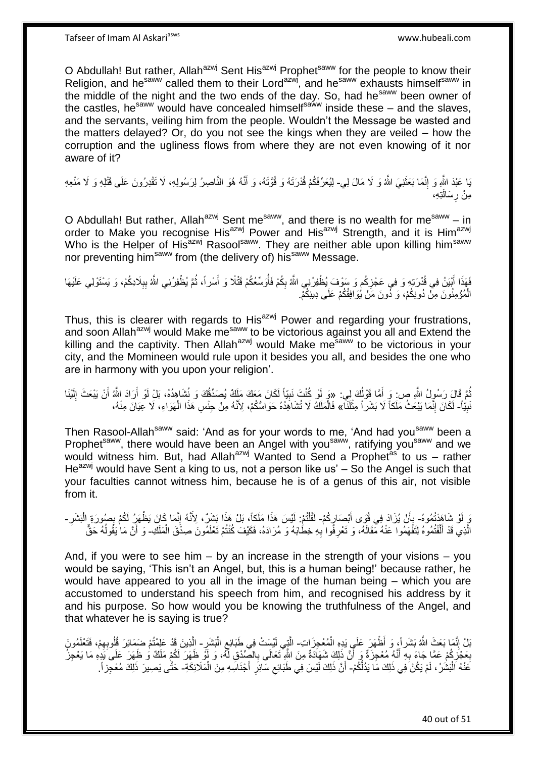O Abdullah! But rather, Allah[azwj] Sent His[azwj] Prophet[saww] for the people to know their Religion, and he[saww] called them to their Lord[azwj], and he[saww] exhausts himself[saww] in the middle of the night and the two ends of the day. So, had he[saww] been owner of the castles, he[saww] would have concealed himself[saww] inside these – and the slaves, and the servants, veiling him from the people. Wouldn't the Message be wasted and the matters delayed? Or, do you not see the kings when they are veiled – how the corruption and the ugliness flows from where they are not even knowing of it nor aware of it?

يَا عَبْدَ اللَّهِ وَ إِنَّمَا بَعَثَنِيَ اللَّهُ وَ لَا مَالَ لِي- لِيُعَرِّفَكُمْ قُدْرَتَهُ وَ قُوَّتَهُ، وَ أَنَّهُ هُوَ النَّاصِرُ لِرَسُولِهِ، لَا تَقْدِرُونَ عَلَى قَتْلِهِ وَ لَا مَنْعِهِ مِنْ رِسَالَتِهِ،

O Abdullah! But rather, Allah[azwj] Sent me[saww], and there is no wealth for me[saww] – in order to Make you recognise His[azwj] Power and His[azwj] Strength, and it is Him[azwj] Who is the Helper of His[azwj] Rasool[saww]. They are neither able upon killing him[saww] nor preventing him[saww] from (the delivery of) his[saww] Message.

فَهَذَا أَبْيَنُ فِي قُدْرَتِهِ وَ فِي عَجْزِكُم وَ سَوْفَ يُظْفِرُنِي اللَّهُ بِكُمْ فَأُوسِعُكُمْ قَتْلًا وَ أَسْراً، ثُمَّ يُظْفِرُنِي اللَّهُ بِبِلَادِكُمْ، وَ يَسْتَوْلِي عَلَيْهَا الْمُؤْمِنُونَ مِنْ دُونِكُمْ، وَ دُونَ مَنْ يُوَافِقُكُمْ عَلَى دِينِكُمْ.

Thus, this is clearer with regards to His[azwj] Power and regarding your frustrations, and soon Allah[azwj] would Make me[saww] to be victorious against you all and Extend the killing and the captivity. Then Allah[azwj] would Make me[saww] to be victorious in your city, and the Momineen would rule upon it besides you all, and besides the one who are in harmony with you upon your religion'.

ثُمَّ قَالَ رَسُولُ اللَّهِ ص: وَ أَمَّا قَوْلُكَ لِي: «وَ لَوْ كُنْتَ نَبِيّاً لَكَانَ مَعَكَ مَلَكٌ يُصَدِّقُكَ وَ نُشَاهِدُهُ، بَلْ لَوْ أَرَادَ اللَّهُ أَنْ يَبْعَثَ إِلَيْنَا نَبِيّاً- لَكَانَ إِنَّمَا يَبْعَثُ مَلَكاً لَا بَشَراً مِثْلَنَا» فَالْمَلَكُ لَا تُشَاهِدُهُ حَوَاسُّكُمْ، لِأَنَّهُ مِنْ جِنْسِ هَذَا الْهَوَاءِ، لَا عِيَانَ مِنْهُ،

Then Rasool-Allah[saww] said: 'And as for your words to me, 'And had you[saww] been a Prophet[saww], there would have been an Angel with you[saww], ratifying you[saww] and we would witness him. But, had Allah[azwj] Wanted to Send a Prophet[as] to us – rather He[azwj] would have Sent a king to us, not a person like us' – So the Angel is such that your faculties cannot witness him, because he is of a genus of this air, not visible from it.

وَ لَوْ شَاهَدْتُمُوهُ- بِأَنْ يُزَادَ فِي قُوَى أَبْصَارِكُمْ- لَقُلْتُمْ: لَيْسَ هَذَا مَلَكاً، بَلْ هَذَا بَشَرٌ، لِأَنَّهُ إِنَّمَا كَانَ يَظْهَرُ لَكُمْ بِصُورَةِ الْبَشَرِ- الَّذِي قَدْ أَلِفْتُمُوهُ لِتَفْهَمُوا عَنْهُ مَقَالَهُ، وَ تَعْرِفُوا بِهِ خِطَابَهُ وَ مُرَادَهُ، فَكَيْفَ كُنْتُمْ تَعْلَمُونَ صِدْقَ الْمَلَكِ- وَ أَنَّ مَا يَقُولُهُ حَقٌّ

And, if you were to see him – by an increase in the strength of your visions – you would be saying, 'This isn't an Angel, but, this is a human being!' because rather, he would have appeared to you all in the image of the human being – which you are accustomed to understand his speech from him, and recognised his address by it and his purpose. So how would you be knowing the truthfulness of the Angel, and that whatever he is saying is true?

بَلْ إِنَّمَا بَعَثَ اللَّهُ بَشَراً، وَ أَظْهَرَ عَلَى يَدِهِ الْمُعْجِزَاتِ- الَّتِي لَيْسَتْ فِي طَبَائِعِ الْبَشَرِ- الَّذِينَ قَدْ عَلِمْتُمْ ضَمَائِرَ قُلُوبِهِمْ، فَتَعْلَمُونَ بِعَجْزِكُمْ عَمَّا جَاءَ بِهِ أَنَّهُ مُعْجِزَةٌ وَ أَنَّ ذَلِكَ شَهَادَةٌ مِنَ اللَّهِ تَعَالَى بِالصِّدْقِ لَهُ، وَ لَوْ ظَهَرَ لَكُمْ مَلَكٌ وَ ظَهَرَ عَلَى يَدِهِ مَا يَعْجِزُ عَنْهُ الْبَشَرُ، لَمْ يَكُنْ فِي ذَلِكَ مَا يَدُلُّكُمْ- أَنَّ ذَلِكَ لَيْسَ فِي طَبَائِعِ سَائِرِ أَجْنَاسِهِ مِنَ الْمَلَائِكَةِ- حَتَّى يَصِيرَ ذَلِكَ مُعْجِزاً.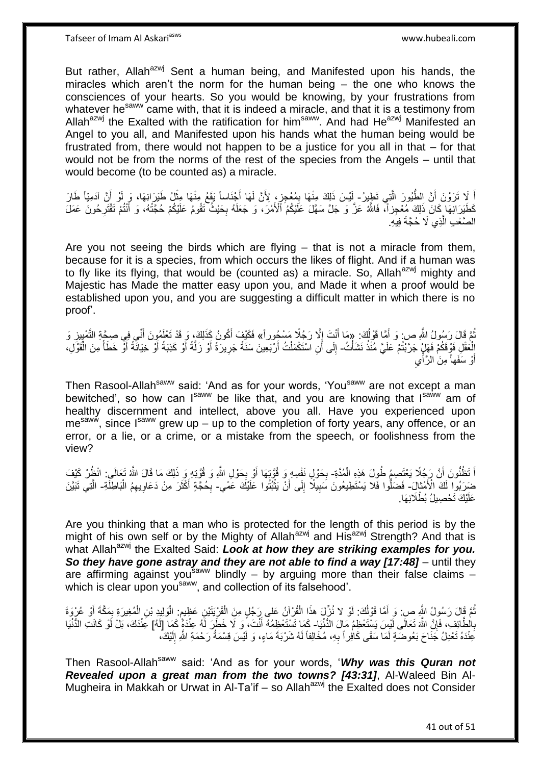But rather, Allah[azwj] Sent a human being, and Manifested upon his hands, the miracles which aren't the norm for the human being – the one who knows the consciences of your hearts. So you would be knowing, by your frustrations from whatever he[saww] came with, that it is indeed a miracle, and that it is a testimony from Allah[azwj] the Exalted with the ratification for him[saww]. And had He[azwj] Manifested an Angel to you all, and Manifested upon his hands what the human being would be frustrated from, there would not happen to be a justice for you all in that – for that would not be from the norms of the rest of the species from the Angels – until that would become (to be counted as) a miracle.

أَ لَا تَرَوْنَ أَنَّ الطُّيُورَ الَّتِي تَطِيرُ- لَيْسَ ذَلِكَ مِنْهَا بِمُعْجِزٍ، لِأَنَّ لَهَا أَجْنَاساً يَقَعُ مِنْهَا مِثْلُ طَيَرَانِهَا، وَ لَوْ أَنَّ آدَمِيّاً طَارَ كَطَيَرَانِهَا كَانَ ذَلِكَ مُعْجِزاً، فَاللَّهُ عَزَّ وَ جَلَّ سَهَّلَ عَلَيْكُمُ الْأَمْرَ، وَ جَعَلَهُ بِحَيْثُ تَقُومُ عَلَيْكُمْ حُجَّتُهُ، وَ أَنْتُمْ تَقْتَرِحُونَ عَمَلَ الصَّعْبِ الَّذِي لَا حُجَّةَ فِيهِ.

Are you not seeing the birds which are flying – that is not a miracle from them, because for it is a species, from which occurs the likes of flight. And if a human was to fly like its flying, that would be (counted as) a miracle. So, Allah[azwj] mighty and Majestic has Made the matter easy upon you, and Made it when a proof would be established upon you, and you are suggesting a difficult matter in which there is no proof'.

ثُمَّ قَالَ رَسُولُ اللَّهِ ص: وَ أَمَّا قَوْلُكَ: «مَا أَنْتَ إِلَّا رَجُلًا مَسْحُوراً» فَكَيْفَ أَكُونُ كَذَلِكَ، وَ قَدْ تَعْلَمُونَ أَنِّي فِي صِحَّةِ التَّمْيِيزِ وَ الْعَقْلِ فَوْقَكُمْ فَهَلْ جَرَّبْتُمْ عَلَيَّ مُنْذُ نَشَأْتُ- إِلَى أَنِ اسْتَكْمَلْتُ أَرْبَعِينَ سَنَةً جَرِيرَةً أَوْ زَلَّةً أَوْ كَذِبَةً أَوْ خِيَانَةً أَوْ خَطَأً مِنَ الْقَوْلِ، أَوْ سَفَهاً مِنَ الرَّأْيِ

Then Rasool-Allah[saww] said: 'And as for your words, 'You[saww] are not except a man bewitched', so how can I[saww] be like that, and you are knowing that I[saww] am of healthy discernment and intellect, above you all. Have you experienced upon me[saww], since I[saww] grew up – up to the completion of forty years, any offence, or an error, or a lie, or a crime, or a mistake from the speech, or foolishness from the view?

أَ تَظُنُّونَ أَنَّ رَجُلًا يَعْتَصِمُ طُولَ هَذِهِ الْمُدَّةِ- بِحَوْلِ نَفْسِهِ وَ قُوَّتِهَا أَوْ بِحَوْلِ اللَّهِ وَ قُوَّتِهِ وَ ذَلِكَ مَا قَالَ اللَّهُ تَعَالَى: انْظُرْ كَيْفَ ضَرَبُوا لَكَ الْأَمْثالَ- فَضَلُّوا فَلا يَسْتَطِيعُونَ سَبِيلًا إِلَى أَنْ يُثْبِتُوا عَلَيْكَ عَمًى- بِحُجَّةٍ أَكْثَرَ مِنْ دَعَاوِيهِمُ الْبَاطِلَةِ- الَّتِي تَبَيَّنَ عَلَيْكَ تَحْصِيلُ بُطْلَانِهَا.

Are you thinking that a man who is protected for the length of this period is by the might of his own self or by the Mighty of Allah[azwj] and His[azwj] Strength? And that is what Allah[azwj] the Exalted Said: ***Look at how they are striking examples for you. So they have gone astray and they are not able to find a way [17:48]*** – until they are affirming against you[saww] blindly – by arguing more than their false claims – which is clear upon you[saww], and collection of its falsehood'.

ثُمَّ قَالَ رَسُولُ اللَّهِ ص: وَ أَمَّا قَوْلُكَ: لَوْ لا نُزِّلَ هذَا الْقُرْآنُ عَلى رَجُلٍ مِنَ الْقَرْيَتَيْنِ عَظِيمٍ: الْوَلِيدِ بْنِ الْمُغِيرَةِ بِمَكَّةَ أَوْ عُرْوَةَ بِالطَّائِفِ، فَإِنَّ اللَّهَ تَعَالَى لَيْسَ يَسْتَعْظِمُ مَالَ الدُّنْيَا- كَمَا تَسْتَعْظِمُهُ أَنْتَ، وَ لَا خَطَرَ لَهُ عِنْدَهُ كَمَا [لَهُ] عِنْدَكَ، بَلْ لَوْ كَانَتِ الدُّنْيَا عِنْدَهُ تَعْدِلُ جَنَاحَ بَعُوضَةٍ لَمَا سَقَى كَافِراً بِهِ، مُخَالِفاً لَهُ شَرْبَةَ مَاءٍ، وَ لَيْسَ قِسْمَةُ رَحْمَةِ اللَّهِ إِلَيْكَ،

Then Rasool-Allah[saww] said: 'And as for your words, '***Why was this Quran not Revealed upon a great man from the two towns? [43:31]***, Al-Waleed Bin Al-Mugheira in Makkah or Urwat in Al-Ta'if – so Allah[azwj] the Exalted does not Consider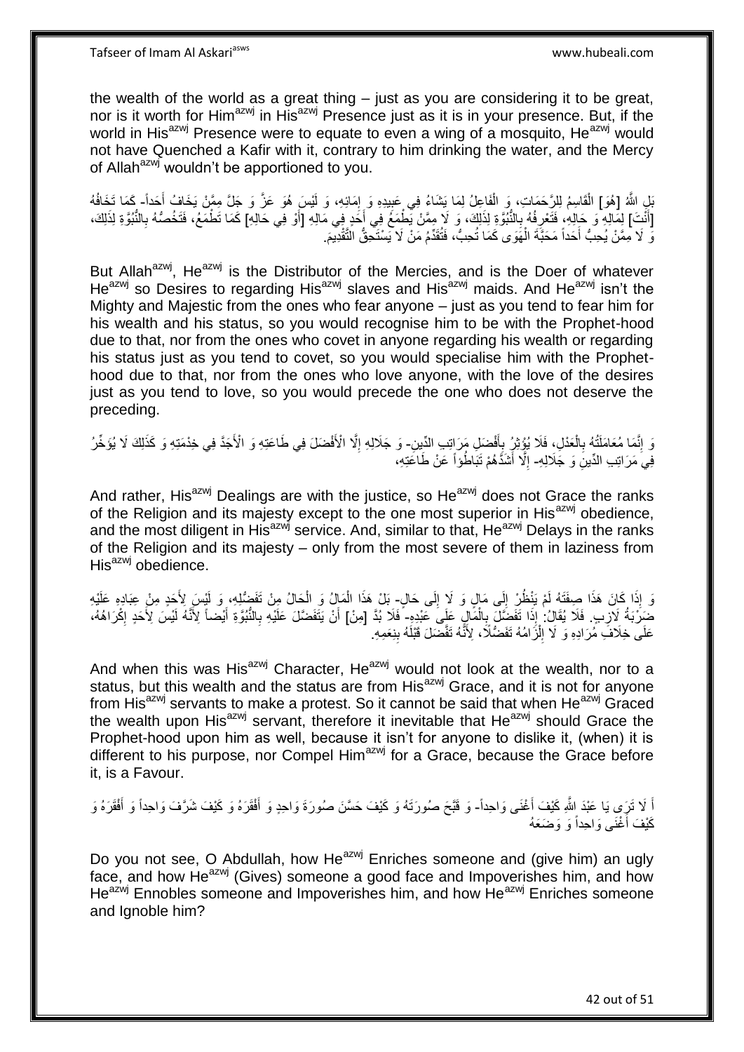the wealth of the world as a great thing – just as you are considering it to be great, nor is it worth for Him[azwj] in His[azwj] Presence just as it is in your presence. But, if the world in His[azwj] Presence were to equate to even a wing of a mosquito, He[azwj] would not have Quenched a Kafir with it, contrary to him drinking the water, and the Mercy of Allah[azwj] wouldn't be apportioned to you.

بَلِ اللَّهُ [هُوَ] الْقَاسِمُ لِلرَّحَمَاتِ، وَ الْفَاعِلُ لِمَا يَشَاءُ فِي عَبِيدِهِ وَ إِمَائِهِ، وَ لَيْسَ هُوَ عَزَّ وَ جَلَّ مِمَّنْ يَخَافُ أَحَداً- كَمَا تَخَافُهُ [أَنْتَ] لِمَالِهِ وَ حَالِهِ، فَتَعْرِفُهُ بِالنُّبُوَّةِ لِذَلِكَ، وَ لَا مِمَّنْ يَطْمَعُ فِي أَحَدٍ فِي مَالِهِ [أَوْ فِي حَالِهِ] كَمَا تَطْمَعُ، فَتَخُصُّهُ بِالنُّبُوَّةِ لِذَلِكَ، وَ لَا مِمَّنْ يُحِبُّ أَحَداً مَحَبَّةَ الْهَوَى كَمَا تُحِبُّ، فَتُقَدِّمُ مَنْ لَا يَسْتَحِقُّ التَّقْدِيمَ.

But Allah[azwj], He[azwj] is the Distributor of the Mercies, and is the Doer of whatever He[azwj] so Desires to regarding His[azwj] slaves and His[azwj] maids. And He[azwj] isn't the Mighty and Majestic from the ones who fear anyone – just as you tend to fear him for his wealth and his status, so you would recognise him to be with the Prophet-hood due to that, nor from the ones who covet in anyone regarding his wealth or regarding his status just as you tend to covet, so you would specialise him with the Prophet-hood due to that, nor from the ones who love anyone, with the love of the desires just as you tend to love, so you would precede the one who does not deserve the preceding.

وَ إِنَّمَا مُعَامَلَتُهُ بِالْعَدْلِ، فَلَا يُؤْثِرُ بِأَفْضَلِ مَرَاتِبِ الدِّينِ- وَ جَلَالِهِ إِلَّا الْأَفْضَلَ فِي طَاعَتِهِ وَ الْأَجَدَّ فِي خِدْمَتِهِ وَ كَذَلِكَ لَا يُؤَخِّرُ فِي مَرَاتِبِ الدِّينِ وَ جَلَالِهِ- إِلَّا أَشَدَّهُمْ تَبَاطُؤاً عَنْ طَاعَتِهِ،

And rather, His[azwj] Dealings are with the justice, so He[azwj] does not Grace the ranks of the Religion and its majesty except to the one most superior in His[azwj] obedience, and the most diligent in His[azwj] service. And, similar to that, He[azwj] Delays in the ranks of the Religion and its majesty – only from the most severe of them in laziness from His[azwj] obedience.

وَ إِذَا كَانَ هَذَا صِفَتَهُ لَمْ يَنْظُرْ إِلَى مَالٍ وَ لَا إِلَى حَالٍ- بَلْ هَذَا الْمَالُ وَ الْحَالُ مِنْ تَفَضُّلِهِ، وَ لَيْسَ لِأَحَدٍ مِنْ عِبَادِهِ عَلَيْهِ ضَرْبَةُ لَازِبٍ. فَلَا يُقَالُ: إِذَا تَفَضَّلَ بِالْمَالِ عَلَى عَبْدِهِ- فَلَا بُدَّ [مِنْ] أَنْ يَتَفَضَّلَ عَلَيْهِ بِالنُّبُوَّةِ أَيْضاً لِأَنَّهُ لَيْسَ لِأَحَدٍ إِكْرَاهُهُ، عَلَى خِلَافِ مُرَادِهِ وَ لَا إِلْزَامُهُ تَفَضُّلًا، لِأَنَّهُ تَفَضَّلَ قَبْلَهُ بِنِعَمِهِ.

And when this was His[azwj] Character, He[azwj] would not look at the wealth, nor to a status, but this wealth and the status are from His[azwj] Grace, and it is not for anyone from His[azwj] servants to make a protest. So it cannot be said that when He[azwj] Graced the wealth upon His[azwj] servant, therefore it inevitable that He[azwj] should Grace the Prophet-hood upon him as well, because it isn't for anyone to dislike it, (when) it is different to his purpose, nor Compel Him[azwj] for a Grace, because the Grace before it, is a Favour.

أَ لَا تَرَى يَا عَبْدَ اللَّهِ كَيْفَ أَغْنَى وَاحِداً- وَ قَبَّحَ صُورَتَهُ وَ كَيْفَ حَسَّنَ صُورَةَ وَاحِدٍ وَ أَفْقَرَهُ وَ كَيْفَ شَرَّفَ وَاحِداً وَ أَفْقَرَهُ وَ كَيْفَ أَغْنَى وَاحِداً وَ وَضَعَهُ

Do you not see, O Abdullah, how He[azwj] Enriches someone and (give him) an ugly face, and how He[azwj] (Gives) someone a good face and Impoverishes him, and how He[azwj] Ennobles someone and Impoverishes him, and how He[azwj] Enriches someone and Ignoble him?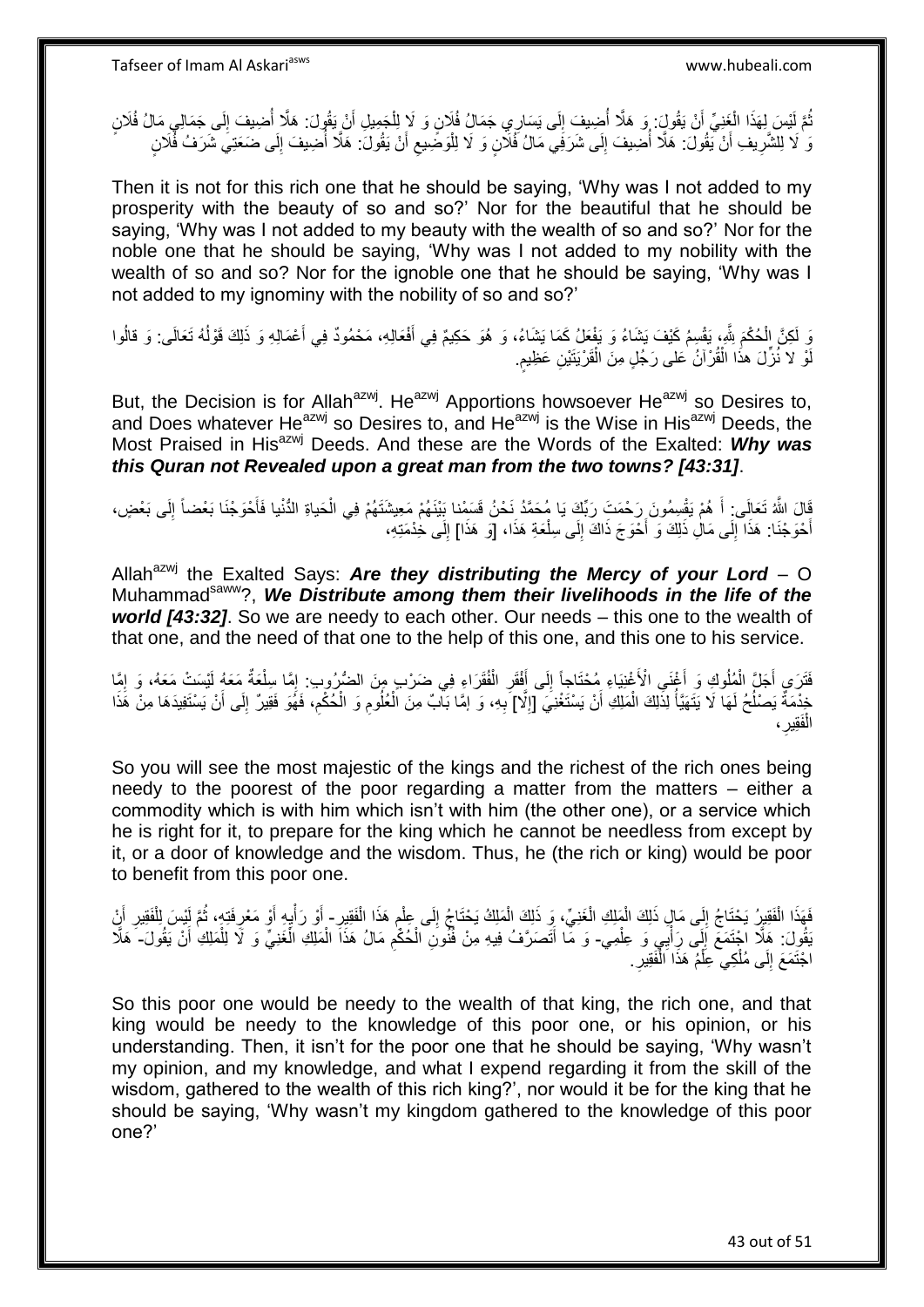ثُمَّ لَيْسَ لِهَذَا الْغَنِيِّ أَنْ يَقُولَ: وَ هَلَّا أُضِيفَ إِلَى يَسَارِي جَمَالُ فُلَانٍ وَ لَا لِلْجَمِيلِ أَنْ يَقُولَ: هَلَّا أُضِيفَ إِلَى جَمَالِي مَالُ فُلَانٍ وَ لَا لِلشَّرِيفِ أَنْ يَقُولَ: هَلَّا أُضِيفَ إِلَى شَرَفِي مَالُ فُلَانٍ وَ لَا لِلْوَضِيعِ أَنْ يَقُولَ: هَلَّا أُضِيفَ إِلَى ضَعَتِي شَرَفُ فُلَانٍ

Then it is not for this rich one that he should be saying, 'Why was I not added to my prosperity with the beauty of so and so?' Nor for the beautiful that he should be saying, 'Why was I not added to my beauty with the wealth of so and so?' Nor for the noble one that he should be saying, 'Why was I not added to my nobility with the wealth of so and so? Nor for the ignoble one that he should be saying, 'Why was I not added to my ignominy with the nobility of so and so?'

وَ لَكِنَّ الْحُكْمَ لِلَّهِ، يَقْسِمُ كَيْفَ يَشَاءُ وَ يَفْعَلُ كَمَا يَشَاءُ، وَ هُوَ حَكِيمٌ فِي أَفْعَالِهِ، مَحْمُودٌ فِي أَعْمَالِهِ، وَ ذَلِكَ قَوْلُهُ تَعَالَى: وَ قالُوا لَوْ لا نُزِّلَ هذَا الْقُرْآنُ عَلى رَجُلٍ مِنَ الْقَرْيَتَيْنِ عَظِيمٍ.

But, the Decision is for Allah[azwj]. He[azwj] Apportions howsoever He[azwj] so Desires to, and Does whatever He[azwj] so Desires to, and He[azwj] is the Wise in His[azwj] Deeds, the Most Praised in His[azwj] Deeds. And these are the Words of the Exalted: ***Why was this Quran not Revealed upon a great man from the two towns? [43:31]***.

قَالَ اللَّهُ تَعَالَى: أَ هُمْ يَقْسِمُونَ رَحْمَتَ رَبِّكَ يَا مُحَمَّدُ نَحْنُ قَسَمْنا بَيْنَهُمْ مَعِيشَتَهُمْ فِي الْحَياةِ الدُّنْيا فَأَحْوَجْنَا بَعْضاً إِلَى بَعْضٍ، أَحْوَجْنَا: هَذَا إِلَى مَالِ ذَلِكَ وَ أَحْوَجَ ذَاكَ إِلَى سِلْعَةِ هَذَا، [وَ هَذَا] إِلَى خِدْمَتِهِ،

Allah[azwj] the Exalted Says: ***Are they distributing the Mercy of your Lord*** – O Muhammad[saww]?, ***We Distribute among them their livelihoods in the life of the world [43:32]***. So we are needy to each other. Our needs – this one to the wealth of that one, and the need of that one to the help of this one, and this one to his service.

فَتَرَى أَجَلَّ الْمُلُوكِ وَ أَغْنَى الْأَغْنِيَاءِ مُحْتَاجاً إِلَى أَفْقَرِ الْفُقَرَاءِ فِي ضَرْبٍ مِنَ الضُّرُوبِ: إِمَّا سِلْعَةٌ مَعَهُ لَيْسَتْ مَعَهُ، وَ إِمَّا خِدْمَةٌ يَصْلُحُ لَهَا لَا يَتَهَيَّأُ لِذَلِكَ الْمَلِكِ أَنْ يَسْتَغْنِيَ [إِلَّا] بِهِ، وَ إِمَّا بَابٌ مِنَ الْعُلُومِ وَ الْحُكْمِ، فَهُوَ فَقِيرٌ إِلَى أَنْ يَسْتَفِيدَهَا مِنْ هَذَا الْفَقِيرِ

So you will see the most majestic of the kings and the richest of the rich ones being needy to the poorest of the poor regarding a matter from the matters – either a commodity which is with him which isn't with him (the other one), or a service which he is right for it, to prepare for the king which he cannot be needless from except by it, or a door of knowledge and the wisdom. Thus, he (the rich or king) would be poor to benefit from this poor one.

فَهَذَا الْفَقِيرُ يَحْتَاجُ إِلَى مَالِ ذَلِكَ الْمَلِكِ الْغَنِيِّ، وَ ذَلِكَ الْمَلِكُ يَحْتَاجُ إِلَى عِلْمِ هَذَا الْفَقِيرِ- أَوْ رَأْيِهِ أَوْ مَعْرِفَتِهِ، ثُمَّ لَيْسَ لِلْفَقِيرِ أَنْ يَقُولَ: هَلَّا اجْتَمَعَ إِلَى رَأْيِي وَ عِلْمِي- وَ مَا أَتَصَرَّفُ فِيهِ مِنْ فُنُونِ الْحُكْمِ مَالُ هَذَا الْمَلِكِ الْغَنِيِّ وَ لَا لِلْمَلِكِ أَنْ يَقُولَ- هَلَّا اجْتَمَعَ إِلَى مُلْكِي عِلْمُ هَذَا الْفَقِيرِ.

So this poor one would be needy to the wealth of that king, the rich one, and that king would be needy to the knowledge of this poor one, or his opinion, or his understanding. Then, it isn't for the poor one that he should be saying, 'Why wasn't my opinion, and my knowledge, and what I expend regarding it from the skill of the wisdom, gathered to the wealth of this rich king?', nor would it be for the king that he should be saying, 'Why wasn't my kingdom gathered to the knowledge of this poor one?'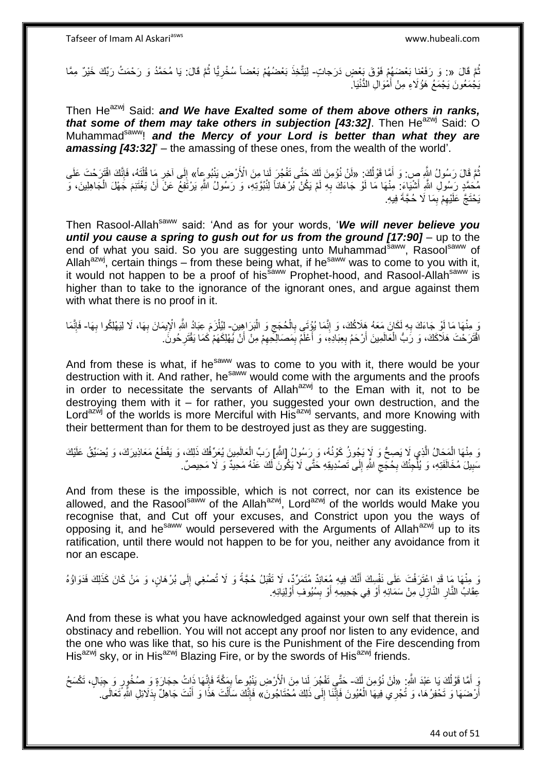ثُمَّ قَالَ «: وَ رَفَعْنا بَعْضَهُمْ فَوْقَ بَعْضٍ دَرَجاتٍ- لِيَتَّخِذَ بَعْضُهُمْ بَعْضاً سُخْرِيًّا ثُمَّ قَالَ: يَا مُحَمَّدُ وَ رَحْمَتُ رَبِّكَ خَيْرٌ مِمَّا يَجْمَعُونَ يَجْمَعُ هَؤُلَاءِ مِنْ أَمْوَالِ الدُّنْيَا.

Then He^azwj Said: ***and We have Exalted some of them above others in ranks, that some of them may take others in subjection [43:32]***. Then He^azwj Said: O Muhammad^saww! ***and the Mercy of your Lord is better than what they are amassing [43:32]***' – the amassing of these ones, from the wealth of the world'.

ثُمَّ قَالَ رَسُولُ اللَّهِ ص: وَ أَمَّا قَوْلُكَ: «لَنْ نُؤْمِنَ لَكَ حَتَّى تَفْجُرَ لَنا مِنَ الْأَرْضِ يَنْبُوعاً» إِلَى آخِرِ مَا قُلْتَهُ، فَإِنَّكَ اقْتَرَحْتَ عَلَى مُحَمَّدٍ رَسُولِ اللَّهِ أَشْيَاءَ: مِنْهَا مَا لَوْ جَاءَكَ بِهِ لَمْ يَكُنْ بُرْهَاناً لِنُبُوَّتِهِ، وَ رَسُولُ اللَّهِ يَرْتَفِعُ عَنْ أَنْ يَغْتَنِمَ جَهْلَ الْجَاهِلِينَ، وَ يَحْتَجَّ عَلَيْهِمْ بِمَا لَا حُجَّةَ فِيهِ.

Then Rasool-Allah^saww said: 'And as for your words, '***We will never believe you until you cause a spring to gush out for us from the ground [17:90]*** – up to the end of what you said. So you are suggesting unto Muhammad^saww, Rasool^saww of Allah^azwj, certain things – from these being what, if he^saww was to come to you with it, it would not happen to be a proof of his^saww Prophet-hood, and Rasool-Allah^saww is higher than to take to the ignorance of the ignorant ones, and argue against them with what there is no proof in it.

وَ مِنْهَا مَا لَوْ جَاءَكَ بِهِ لَكَانَ مَعَهُ هَلَاكُكَ، وَ إِنَّمَا يُؤْتَى بِالْحُجَجِ وَ الْبَرَاهِينِ- لِيُلْزَمَ عِبَادُ اللَّهِ الْإِيمَانَ بِهَا، لَا لِيَهْلِكُوا بِهَا- فَإِنَّمَا اقْتَرَحْتَ هَلَاكَكَ، وَ رَبُّ الْعَالَمِينَ أَرْحَمُ بِعِبَادِهِ، وَ أَعْلَمُ بِمَصَالِحِهِمْ مِنْ أَنْ يُهْلِكَهُمْ كَمَا يَقْتَرِحُونَ.

And from these is what, if he^saww was to come to you with it, there would be your destruction with it. And rather, he^saww would come with the arguments and the proofs in order to necessitate the servants of Allah^azwj to the Eman with it, not to be destroying them with it – for rather, you suggested your own destruction, and the Lord^azwj of the worlds is more Merciful with His^azwj servants, and more Knowing with their betterment than for them to be destroyed just as they are suggesting.

وَ مِنْهَا الْمُحَالُ الَّذِي لَا يَصِحُّ وَ لَا يَجُوزُ كَوْنُهُ، وَ رَسُولُ [اللَّهِ] رَبِّ الْعَالَمِينَ يُعَرِّفُكَ ذَلِكَ، وَ يَقْطَعُ مَعَاذِيرَكَ، وَ يُضَيِّقُ عَلَيْكَ سَبِيلَ مُخَالَفَتِهِ، وَ يُلْجِئُكَ بِحُجَجِ اللَّهِ إِلَى تَصْدِيقِهِ حَتَّى لَا يَكُونَ لَكَ عَنْهُ مَحِيدٌ وَ لَا مَحِيصٌ.

And from these is the impossible, which is not correct, nor can its existence be allowed, and the Rasool^saww of the Allah^azwj, Lord^azwj of the worlds would Make you recognise that, and Cut off your excuses, and Constrict upon you the ways of opposing it, and he^saww would persevered with the Arguments of Allah^azwj up to its ratification, until there would not happen to be for you, neither any avoidance from it nor an escape.

وَ مِنْهَا مَا قَدِ اعْتَرَفْتَ عَلَى نَفْسِكَ أَنَّكَ فِيهِ مُعَانِدٌ مُتَمَرِّدٌ، لَا تَقْبَلُ حُجَّةً وَ لَا تُصْغِي إِلَى بُرْهَانٍ، وَ مَنْ كَانَ كَذَلِكَ فَدَوَاؤُهُ عِقَابُ النَّارِ النَّازِلِ مِنْ سَمَائِهِ أَوْ فِي جَحِيمِهِ أَوْ بِسُيُوفِ أَوْلِيَائِهِ.

And from these is what you have acknowledged against your own self that therein is obstinacy and rebellion. You will not accept any proof nor listen to any evidence, and the one who was like that, so his cure is the Punishment of the Fire descending from His^azwj sky, or in His^azwj Blazing Fire, or by the swords of His^azwj friends.

وَ أَمَّا قَوْلُكَ يَا عَبْدَ اللَّهِ: «لَنْ نُؤْمِنَ لَكَ- حَتَّى تَفْجُرَ لَنا مِنَ الْأَرْضِ يَنْبُوعاً بِمَكَّةَ فَإِنَّهَا ذَاتُ حِجَارَةٍ وَ صُخُورٍ وَ جِبَالٍ، تَكْسَحُ أَرْضَهَا وَ تَحْفِرُهَا، وَ تُجْرِي فِيهَا الْعُيُونَ فَإِنَّنَا إِلَى ذَلِكَ مُحْتَاجُونَ» فَإِنَّكَ سَأَلْتَ هَذَا وَ أَنْتَ جَاهِلٌ بِدَلَائِلِ اللَّهِ تَعَالَى.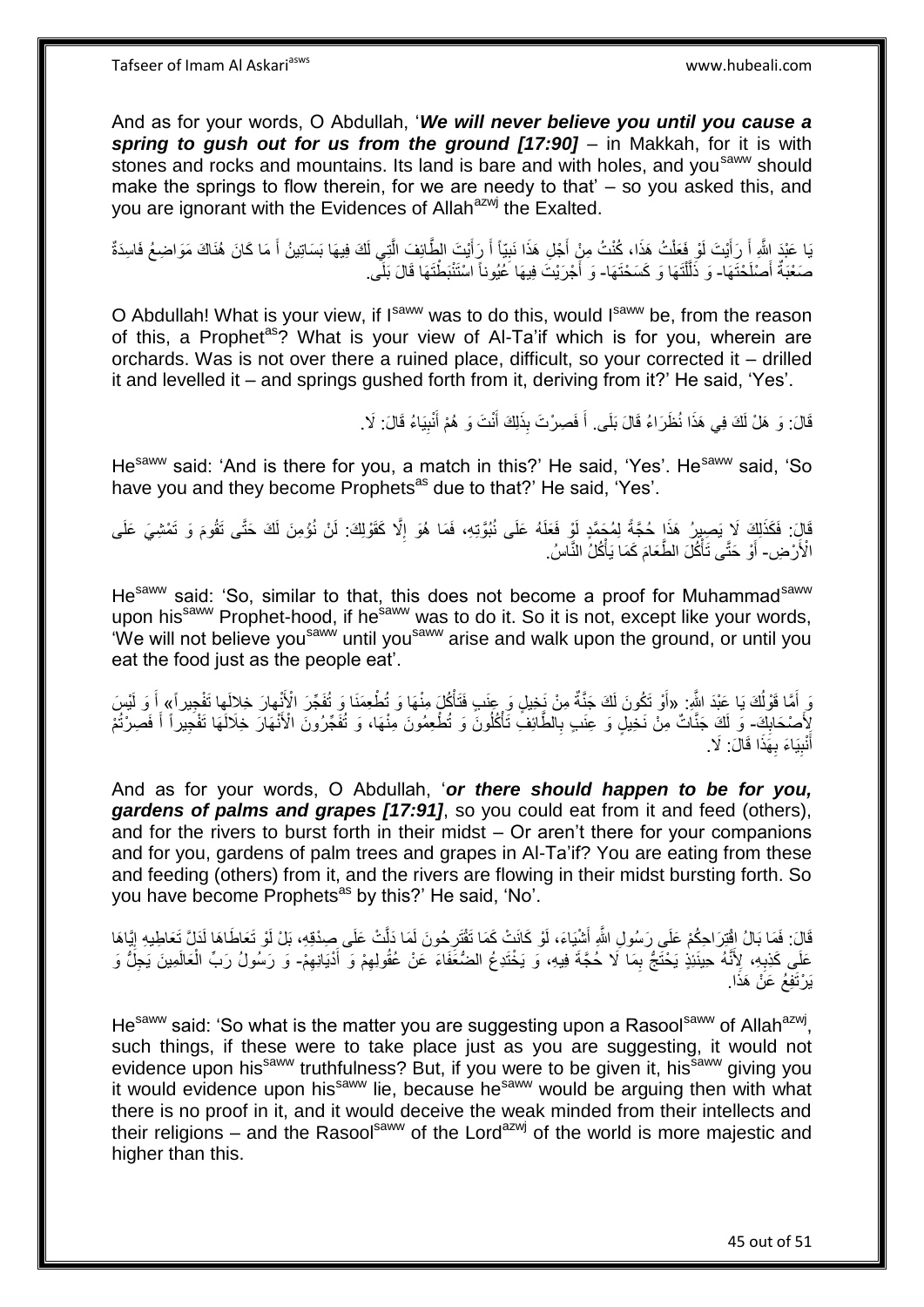And as for your words, O Abdullah, '***We will never believe you until you cause a spring to gush out for us from the ground [17:90]*** – in Makkah, for it is with stones and rocks and mountains. Its land is bare and with holes, and you[saww] should make the springs to flow therein, for we are needy to that' – so you asked this, and you are ignorant with the Evidences of Allah[azwj] the Exalted.

يَا عَبْدَ اللَّهِ أَ رَأَيْتَ لَوْ فَعَلْتُ هَذَا، كُنْتُ مِنْ أَجْلِ هَذَا نَبِيّاً أَ رَأَيْتَ الطَّائِفَ الَّتِي لَكَ فِيهَا بَسَاتِينُ أَ مَا كَانَ هُنَاكَ مَوَاضِعُ فَاسِدَةٌ صَعْبَةٌ أَصْلَحْتَهَا- وَ ذَلَّلْتَهَا وَ كَسَحْتَهَا- وَ أَجْرَيْتَ فِيهَا عُيُوناً اسْتَنْبَطْتَهَا قَالَ بَلَى.

O Abdullah! What is your view, if I[saww] was to do this, would I[saww] be, from the reason of this, a Prophet[as]? What is your view of Al-Ta'if which is for you, wherein are orchards. Was is not over there a ruined place, difficult, so your corrected it – drilled it and levelled it – and springs gushed forth from it, deriving from it?' He said, 'Yes'.

قَالَ: وَ هَلْ لَكَ فِي هَذَا نُظَرَاءُ قَالَ بَلَى. أَ فَصِرْتَ بِذَلِكَ أَنْتَ وَ هُمْ أَنْبِيَاءُ قَالَ: لَا.

He[saww] said: 'And is there for you, a match in this?' He said, 'Yes'. He[saww] said, 'So have you and they become Prophets[as] due to that?' He said, 'Yes'.

قَالَ: فَكَذَلِكَ لَا يَصِيرُ هَذَا حُجَّةً لِمُحَمَّدٍ لَوْ فَعَلَهُ عَلَى نُبُوَّتِهِ، فَمَا هُوَ إِلَّا كَقَوْلِكَ: لَنْ نُؤْمِنَ لَكَ حَتَّى تَقُومَ وَ تَمْشِيَ عَلَى الْأَرْضِ- أَوْ حَتَّى تَأْكُلَ الطَّعَامَ كَمَا يَأْكُلُ النَّاسُ.

He[saww] said: 'So, similar to that, this does not become a proof for Muhammad[saww] upon his[saww] Prophet-hood, if he[saww] was to do it. So it is not, except like your words, 'We will not believe you[saww] until you[saww] arise and walk upon the ground, or until you eat the food just as the people eat'.

وَ أَمَّا قَوْلُكَ يَا عَبْدَ اللَّهِ: «أَوْ تَكُونَ لَكَ جَنَّةٌ مِنْ نَخِيلٍ وَ عِنَبٍ فَتَأْكُلَ مِنْهَا وَ تُطْعِمَنَا وَ تُفَجِّرَ الْأَنْهارَ خِلالَها تَفْجِيراً» أَ وَ لَيْسَ لِأَصْحَابِكَ- وَ لَكَ جَنَّاتٌ مِنْ نَخِيلٍ وَ عِنَبٍ بِالطَّائِفِ تَأْكُلُونَ وَ تُطْعِمُونَ مِنْهَا، وَ تُفَجِّرُونَ الْأَنْهَارَ خِلَالَهَا تَفْجِيراً أَ فَصِرْتُمْ أَنْبِيَاءَ بِهَذَا قَالَ: لَا.

And as for your words, O Abdullah, '***or there should happen to be for you, gardens of palms and grapes [17:91]***, so you could eat from it and feed (others), and for the rivers to burst forth in their midst – Or aren't there for your companions and for you, gardens of palm trees and grapes in Al-Ta'if? You are eating from these and feeding (others) from it, and the rivers are flowing in their midst bursting forth. So you have become Prophets[as] by this?' He said, 'No'.

قَالَ: فَمَا بَالُ اقْتِرَاحِكُمْ عَلَى رَسُولِ اللَّهِ أَشْيَاءَ، لَوْ كَانَتْ كَمَا تَقْتَرِحُونَ لَمَا دَلَّتْ عَلَى صِدْقِهِ، بَلْ لَوْ تَعَاطَاهَا لَدَلَّ تَعَاطِيهِ إِيَّاهَا عَلَى كَذِبِهِ، لِأَنَّهُ حِينَئِذٍ يَحْتَجُّ بِمَا لَا حُجَّةَ فِيهِ، وَ يَخْتَدِعُ الضُّعَفَاءَ عَنْ عُقُولِهِمْ وَ أَدْيَانِهِمْ- وَ رَسُولُ رَبِّ الْعَالَمِينَ يَجِلُّ وَ يَرْتَفِعُ عَنْ هَذَا.

He[saww] said: 'So what is the matter you are suggesting upon a Rasool[saww] of Allah[azwj], such things, if these were to take place just as you are suggesting, it would not evidence upon his[saww] truthfulness? But, if you were to be given it, his[saww] giving you it would evidence upon his[saww] lie, because he[saww] would be arguing then with what there is no proof in it, and it would deceive the weak minded from their intellects and their religions – and the Rasool[saww] of the Lord[azwj] of the world is more majestic and higher than this.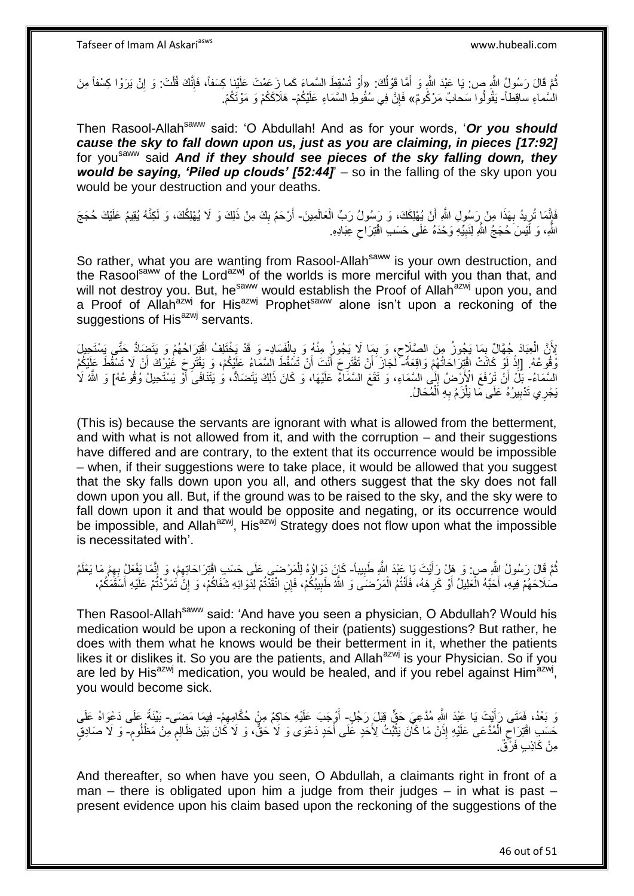ثُمَّ قَالَ رَسُولُ اللَّهِ ص: يَا عَبْدَ اللَّهِ وَ أَمَّا قَوْلُكَ: «أَوْ تُسْقِطَ السَّماءَ كَما زَعَمْتَ عَلَيْنا كِسَفاً، فَإِنَّكَ قُلْتَ: وَ إِنْ يَرَوْا كِسْفاً مِنَ السَّماءِ ساقِطاً- يَقُولُوا سَحابٌ مَرْكُومٌ» فَإِنَّ فِي سُقُوطِ السَّمَاءِ عَلَيْكُمْ- هَلَاكَكُمْ وَ مَوْتَكُمْ.

Then Rasool-Allah[saww] said: 'O Abdullah! And as for your words, '***Or you should cause the sky to fall down upon us, just as you are claiming, in pieces [17:92]*** for you[saww] said ***And if they should see pieces of the sky falling down, they would be saying, 'Piled up clouds' [52:44]***' – so in the falling of the sky upon you would be your destruction and your deaths.

فَإِنَّمَا تُرِيدُ بِهَذَا مِنْ رَسُولِ اللَّهِ أَنْ يُهْلِكَكَ، وَ رَسُولُ رَبِّ الْعَالَمِينَ- أَرْحَمُ بِكَ مِنْ ذَلِكَ وَ لَا يُهْلِكُكَ، وَ لَكِنَّهُ يُقِيمُ عَلَيْكَ حُجَجَ اللَّهِ، وَ لَيْسَ حُجَجُ اللَّهِ لِنَبِيِّهِ وَحْدَهُ عَلَى حَسَبِ اقْتِرَاحِ عِبَادِهِ.

So rather, what you are wanting from Rasool-Allah[saww] is your own destruction, and the Rasool[saww] of the Lord[azwj] of the worlds is more merciful with you than that, and will not destroy you. But, he[saww] would establish the Proof of Allah[azwj] upon you, and a Proof of Allah[azwj] for His[azwj] Prophet[saww] alone isn't upon a reckoning of the suggestions of His[azwj] servants.

لِأَنَّ الْعِبَادَ جُهَّالٌ بِمَا يَجُوزُ مِنَ الصَّلَاحِ، وَ بِمَا لَا يَجُوزُ مِنْهُ وَ بِالْفَسَادِ- وَ قَدْ يَخْتَلِفُ اقْتِرَاحُهُمْ وَ يَتَضَادُّ حَتَّى يَسْتَحِيلَ وُقُوعُهُ. [إِذْ لَوْ كَانَتْ اقْتِرَاحَاتُهُمْ وَاقِعَةً- لَجَازَ أَنْ تَقْتَرِحَ أَنْتَ أَنْ تَسْقُطَ السَّمَاءُ عَلَيْكُمْ، وَ يَقْتَرِحَ غَيْرُكَ أَنْ لَا تَسْقُطَ عَلَيْكُمُ السَّمَاءُ- بَلْ أَنْ تَرْفَعَ الْأَرْضُ إِلَى السَّمَاءِ، وَ تَقَعَ السَّمَاءُ عَلَيْهَا، وَ كَانَ ذَلِكَ يَتَضَادُّ، وَ يَتَنَافَى أَوْ يَسْتَحِيلُ وُقُوعُهُ] وَ اللَّهُ لَا يَجْرِي تَدْبِيرُهُ عَلَى مَا يَلْزَمُ بِهِ الْمُحَالُ.

(This is) because the servants are ignorant with what is allowed from the betterment, and with what is not allowed from it, and with the corruption – and their suggestions have differed and are contrary, to the extent that its occurrence would be impossible – when, if their suggestions were to take place, it would be allowed that you suggest that the sky falls down upon you all, and others suggest that the sky does not fall down upon you all. But, if the ground was to be raised to the sky, and the sky were to fall down upon it and that would be opposite and negating, or its occurrence would be impossible, and Allah[azwj], His[azwj] Strategy does not flow upon what the impossible is necessitated with'.

ثُمَّ قَالَ رَسُولُ اللَّهِ ص: وَ هَلْ رَأَيْتَ يَا عَبْدَ اللَّهِ طَبِيباً- كَانَ دَوَاؤُهُ لِلْمَرْضَى عَلَى حَسَبِ اقْتِرَاحَاتِهِمْ، وَ إِنَّمَا يَفْعَلُ بِهِمْ مَا يَعْلَمُ صَلَاحَهُمْ فِيهِ، أَحَبَّهُ الْعَلِيلُ أَوْ كَرِهَهُ، فَأَنْتُمُ الْمَرْضَى وَ اللَّهُ طَبِيبُكُمْ، فَإِنِ انْقَدْتُمْ لِدَوَائِهِ شَفَاكُمْ، وَ إِنْ تَمَرَّدْتُمْ عَلَيْهِ أَسْقَمَكُمْ،

Then Rasool-Allah[saww] said: 'And have you seen a physician, O Abdullah? Would his medication would be upon a reckoning of their (patients) suggestions? But rather, he does with them what he knows would be their betterment in it, whether the patients likes it or dislikes it. So you are the patients, and Allah[azwj] is your Physician. So if you are led by His[azwj] medication, you would be healed, and if you rebel against Him[azwj], you would become sick.

وَ بَعْدُ، فَمَتَى رَأَيْتَ يَا عَبْدَ اللَّهِ مُدَّعِيَ حَقٍّ قِبَلَ رَجُلٍ- أَوْجَبَ عَلَيْهِ حَاكِمٌ مِنْ حُكَّامِهِمْ- فِيمَا مَضَى- بَيِّنَةً عَلَى دَعْوَاهُ عَلَى حَسَبِ اقْتِرَاحِ الْمُدَّعَى عَلَيْهِ إِذَنْ مَا كَانَ يَثْبُتُ لِأَحَدٍ عَلَى أَحَدٍ دَعْوَى وَ لَا حَقٌّ، وَ لَا كَانَ بَيْنَ ظَالِمٍ مِنْ مَظْلُومٍ- وَ لَا صَادِقٍ مِنْ كَاذِبٍ فَرْقٌ.

And thereafter, so when have you seen, O Abdullah, a claimants right in front of a man – there is obligated upon him a judge from their judges – in what is past – present evidence upon his claim based upon the reckoning of the suggestions of the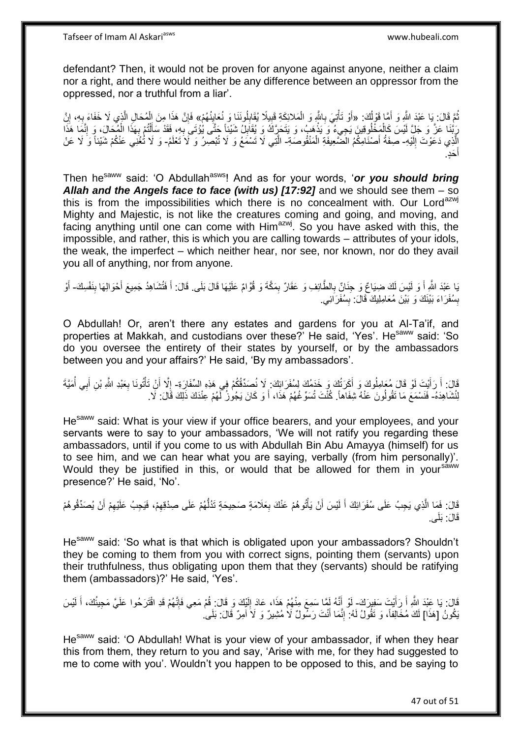defendant? Then, it would not be proven for anyone against anyone, neither a claim nor a right, and there would neither be any difference between an oppressor from the oppressed, nor a truthful from a liar'.

ثُمَّ قَالَ: يَا عَبْدَ اللَّهِ وَ أَمَّا قَوْلُكَ: «أَوْ تَأْتِيَ بِاللَّهِ وَ الْمَلائِكَةِ قَبِيلًا يُقَابِلُونَنَا وَ نُعَايِنُهُمْ» فَإِنَّ هَذَا مِنَ الْمُحَالِ الَّذِي لَا خَفَاءَ بِهِ، إِنَّ رَبَّنَا عَزَّ وَ جَلَّ لَيْسَ كَالْمَخْلُوقِينَ يَجِيءُ وَ يَذْهَبُ، وَ يَتَحَرَّكُ وَ يُقَابِلُ شَيْئاً حَتَّى يُؤْتَى بِهِ، فَقَدْ سَأَلْتُمْ بِهَذَا الْمُحَالَ، وَ إِنَّمَا هَذَا الَّذِي دَعَوْتَ إِلَيْهِ- صِفَةُ أَصْنَامِكُمُ الضَّعِيفَةِ الْمَنْقُوصَةِ- الَّتِي لَا تَسْمَعُ وَ لَا تُبْصِرُ وَ لَا تَعْلَمُ- وَ لَا تُغْنِي عَنْكُمْ شَيْئاً وَ لَا عَنْ أَحَدٍ.

Then he[saww] said: 'O Abdullah[asws]! And as for your words, '***or you should bring Allah and the Angels face to face (with us) [17:92]*** and we should see them – so this is from the impossibilities which there is no concealment with. Our Lord[azwj] Mighty and Majestic, is not like the creatures coming and going, and moving, and facing anything until one can come with Him[azwj]. So you have asked with this, the impossible, and rather, this is which you are calling towards – attributes of your idols, the weak, the imperfect – which neither hear, nor see, nor known, nor do they avail you all of anything, nor from anyone.

يَا عَبْدَ اللَّهِ أَ وَ لَيْسَ لَكَ ضِيَاعٌ وَ جِنَانٌ بِالطَّائِفِ وَ عَقَارٌ بِمَكَّةَ وَ قُوَّامٌ عَلَيْهَا قَالَ بَلَى. قَالَ: أَ فَتُشَاهِدُ جَمِيعَ أَحْوَالِهَا بِنَفْسِكَ- أَوْ بِسُفَرَاءَ بَيْنَكَ وَ بَيْنَ مُعَامِلِيكَ قَالَ: بِسُفَرَائِي.

O Abdullah! Or, aren't there any estates and gardens for you at Al-Ta'if, and properties at Makkah, and custodians over these?' He said, 'Yes'. He[saww] said: 'So do you oversee the entirety of their states by yourself, or by the ambassadors between you and your affairs?' He said, 'By my ambassadors'.

قَالَ: أَ رَأَيْتَ لَوْ قَالَ مُعَامِلُوكَ وَ أَكَرَتُكَ وَ خَدَمُكَ لِسُفَرَائِكَ: لَا نُصَدِّقُكُمْ فِي هَذِهِ السِّفَارَةِ- إِلَّا أَنْ تَأْتُونَا بِعَبْدِ اللَّهِ بْنِ أَبِي أُمَيَّةَ لِنُشَاهِدَهُ- فَنَسْمَعَ مَا تَقُولُونَ عَنْهُ شِفَاهاً. كُنْتَ تُسَوِّغُهُمْ هَذَا، أَ وَ كَانَ يَجُوزُ لَهُمْ عِنْدَكَ ذَلِكَ قَالَ: لَا.

He[saww] said: What is your view if your office bearers, and your employees, and your servants were to say to your ambassadors, 'We will not ratify you regarding these ambassadors, until if you come to us with Abdullah Bin Abu Amayya (himself) for us to see him, and we can hear what you are saying, verbally (from him personally)'. Would they be justified in this, or would that be allowed for them in your[saww] presence?' He said, 'No'.

قَالَ: فَمَا الَّذِي يَجِبُ عَلَى سُفَرَائِكَ أَ لَيْسَ أَنْ يَأْتُوهُمْ عَنْكَ بِعَلَامَةٍ صَحِيحَةٍ تَدُلُّهُمْ عَلَى صِدْقِهِمْ، فَيَجِبُ عَلَيْهِمْ أَنْ يُصَدِّقُوهُمْ قَالَ: بَلَى.

He[saww] said: 'So what is that which is obligated upon your ambassadors? Shouldn't they be coming to them from you with correct signs, pointing them (servants) upon their truthfulness, thus obligating upon them that they (servants) should be ratifying them (ambassadors)?' He said, 'Yes'.

قَالَ: يَا عَبْدَ اللَّهِ أَ رَأَيْتَ سَفِيرَكَ- لَوْ أَنَّهُ لَمَّا سَمِعَ مِنْهُمْ هَذَا، عَادَ إِلَيْكَ وَ قَالَ: قُمْ مَعِي فَإِنَّهُمْ قَدِ اقْتَرَحُوا عَلَيَّ مَجِيئَكَ، أَ لَيْسَ يَكُونُ [هَذَا] لَكَ مُخَالِفاً، وَ تَقُولُ لَهُ: إِنَّمَا أَنْتَ رَسُولٌ لَا مُشِيرٌ وَ لَا آمِرٌ قَالَ: بَلَى.

He[saww] said: 'O Abdullah! What is your view of your ambassador, if when they hear this from them, they return to you and say, 'Arise with me, for they had suggested to me to come with you'. Wouldn't you happen to be opposed to this, and be saying to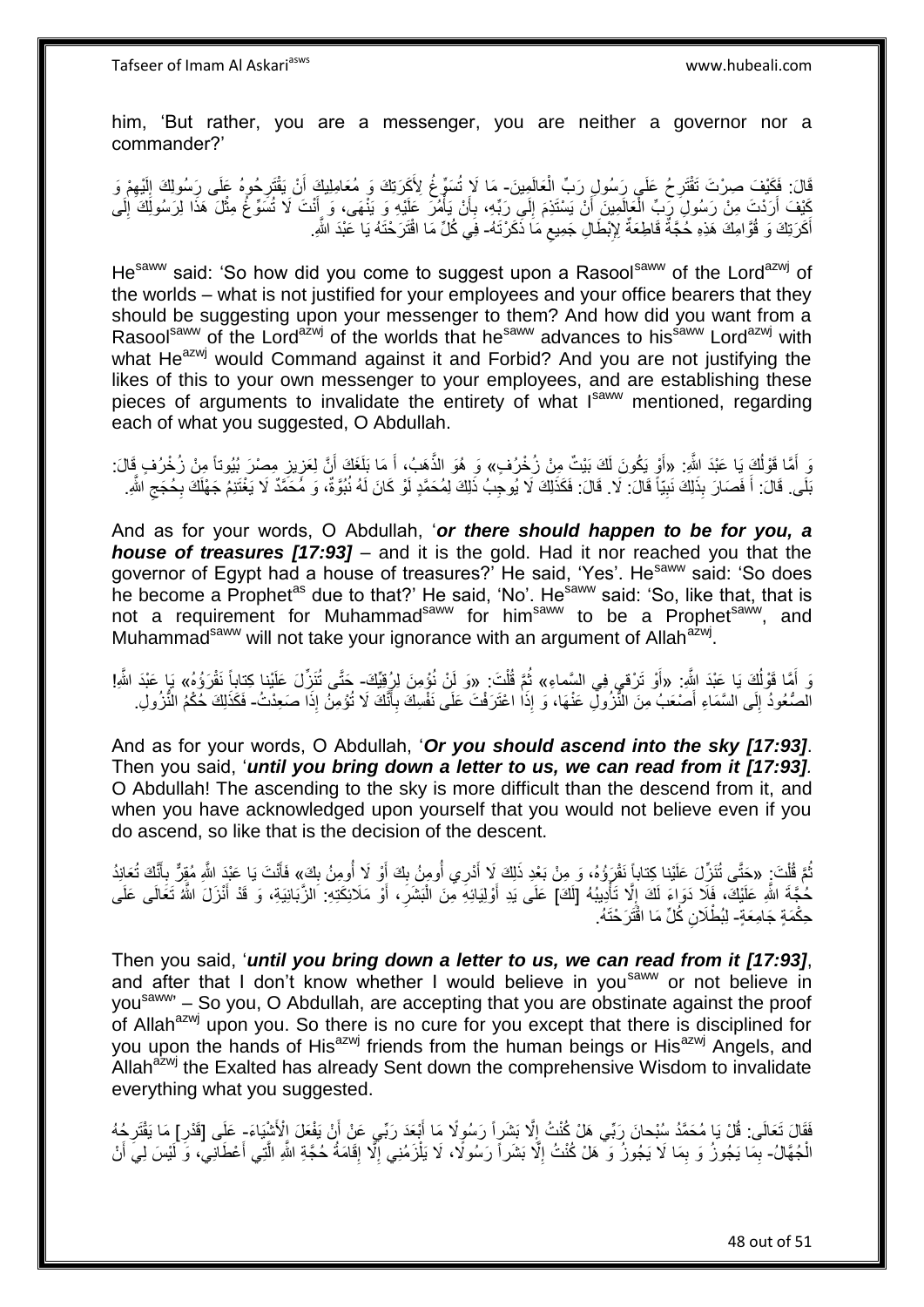him, 'But rather, you are a messenger, you are neither a governor nor a commander?'

قَالَ: فَكَيْفَ صِرْتَ تَقْتَرِحُ عَلَى رَسُولِ رَبِّ الْعَالَمِينَ- مَا لَا تُسَوِّغُ لِأَكَرَتِكَ وَ مُعَامِلِيكَ أَنْ يَقْتَرِحُوهُ عَلَى رَسُولِكَ إِلَيْهِمْ وَ كَيْفَ أَرَدْتَ مِنْ رَسُولِ رَبِّ الْعَالَمِينَ أَنْ يَسْتَذِمَ إِلَى رَبِّهِ، بِأَنْ يَأْمُرَ عَلَيْهِ وَ يَنْهَى، وَ أَنْتَ لَا تُسَوِّغُ مِثْلَ هَذَا لِرَسُولِكَ إِلَى أَكَرَتِكَ وَ قُوَّامِكَ هَذِهِ حُجَّةٌ قَاطِعَةٌ لِإِبْطَالِ جَمِيعِ مَا ذَكَرْتَهُ- فِي كُلِّ مَا اقْتَرَحْتَهُ يَا عَبْدَ اللَّهِ.

He[saww] said: 'So how did you come to suggest upon a Rasool[saww] of the Lord[azwj] of the worlds – what is not justified for your employees and your office bearers that they should be suggesting upon your messenger to them? And how did you want from a Rasool[saww] of the Lord[azwj] of the worlds that he[saww] advances to his[saww] Lord[azwj] with what He[azwj] would Command against it and Forbid? And you are not justifying the likes of this to your own messenger to your employees, and are establishing these pieces of arguments to invalidate the entirety of what I[saww] mentioned, regarding each of what you suggested, O Abdullah.

وَ أَمَّا قَوْلُكَ يَا عَبْدَ اللَّهِ: «أَوْ يَكُونَ لَكَ بَيْتٌ مِنْ زُخْرُفٍ» وَ هُوَ الذَّهَبُ، أَ مَا بَلَغَكَ أَنَّ لِعَزِيزِ مِصْرَ بُيُوتاً مِنْ زُخْرُفٍ قَالَ: بَلَى. قَالَ: أَ فَصَارَ بِذَلِكَ نَبِيّاً قَالَ: لَا. قَالَ: فَكَذَلِكَ لَا يُوجِبُ ذَلِكَ لِمُحَمَّدٍ لَوْ كَانَ لَهُ نُبُوَّةً، وَ مُحَمَّدٌ لَا يَغْتَنِمُ جَهْلَكَ بِحُجَجِ اللَّهِ.

And as for your words, O Abdullah, '*or there should happen to be for you, a house of treasures [17:93]* – and it is the gold. Had it nor reached you that the governor of Egypt had a house of treasures?' He said, 'Yes'. He[saww] said: 'So does he become a Prophet[as] due to that?' He said, 'No'. He[saww] said: 'So, like that, that is not a requirement for Muhammad[saww] for him[saww] to be a Prophet[saww], and Muhammad[saww] will not take your ignorance with an argument of Allah[azwj].

وَ أَمَّا قَوْلُكَ يَا عَبْدَ اللَّهِ: «أَوْ تَرْقى فِي السَّماءِ» ثُمَّ قُلْتَ: «وَ لَنْ نُؤْمِنَ لِرُقِيِّكَ- حَتَّى تُنَزِّلَ عَلَيْنا كِتاباً نَقْرَؤُهُ» يَا عَبْدَ اللَّهِ! الصُّعُودُ إِلَى السَّمَاءِ أَصْعَبُ مِنَ النُّزُولِ عَنْهَا، وَ إِذَا اعْتَرَفْتَ عَلَى نَفْسِكَ بِأَنَّكَ لَا تُؤْمِنُ إِذَا صَعِدْتُ- فَكَذَلِكَ حُكْمُ النُّزُولِ.

And as for your words, O Abdullah, '*Or you should ascend into the sky [17:93]*. Then you said, '*until you bring down a letter to us, we can read from it [17:93]*. O Abdullah! The ascending to the sky is more difficult than the descend from it, and when you have acknowledged upon yourself that you would not believe even if you do ascend, so like that is the decision of the descent.

ثُمَّ قُلْتَ: «حَتَّى تُنَزِّلَ عَلَيْنا كِتاباً نَقْرَؤُهُ» وَ مِنْ بَعْدِ ذَلِكَ لَا أَدْرِي أُومِنُ بِكَ أَوْ لَا أُومِنُ بِكَ» فَأَنْتَ يَا عَبْدَ اللَّهِ مُقِرٌّ بِأَنَّكَ تُعَانِدُ حُجَّةَ اللَّهِ عَلَيْكَ، فَلَا دَوَاءَ لَكَ إِلَّا تَأْدِيبُهُ [لَكَ] عَلَى يَدِ أَوْلِيَائِهِ مِنَ الْبَشَرِ، أَوْ مَلَائِكَتِهِ: الزَّبَانِيَةِ، وَ قَدْ أَنْزَلَ اللَّهُ تَعَالَى عَلَى حِكْمَةٍ جَامِعَةٍ- لِبُطْلَانِ كُلِّ مَا اقْتَرَحْتَهُ.

Then you said, '*until you bring down a letter to us, we can read from it [17:93]*, and after that I don't know whether I would believe in you[saww] or not believe in you[saww]' – So you, O Abdullah, are accepting that you are obstinate against the proof of Allah[azwj] upon you. So there is no cure for you except that there is disciplined for you upon the hands of His[azwj] friends from the human beings or His[azwj] Angels, and Allah[azwj] the Exalted has already Sent down the comprehensive Wisdom to invalidate everything what you suggested.

فَقَالَ تَعَالَى: قُلْ يَا مُحَمَّدُ سُبْحانَ رَبِّي هَلْ كُنْتُ إِلَّا بَشَراً رَسُولًا مَا أَبْعَدَ رَبِّي عَنْ أَنْ يَفْعَلَ الْأَشْيَاءَ- عَلَى [قَدْرِ] مَا يَقْتَرِحُهُ الْجُهَّالُ- بِمَا يَجُوزُ وَ بِمَا لَا يَجُوزُ وَ هَلْ كُنْتُ إِلَّا بَشَراً رَسُولًا، لَا يَلْزَمُنِي إِلَّا إِقَامَةُ حُجَّةِ اللَّهِ الَّتِي أَعْطَانِي، وَ لَيْسَ لِي أَنْ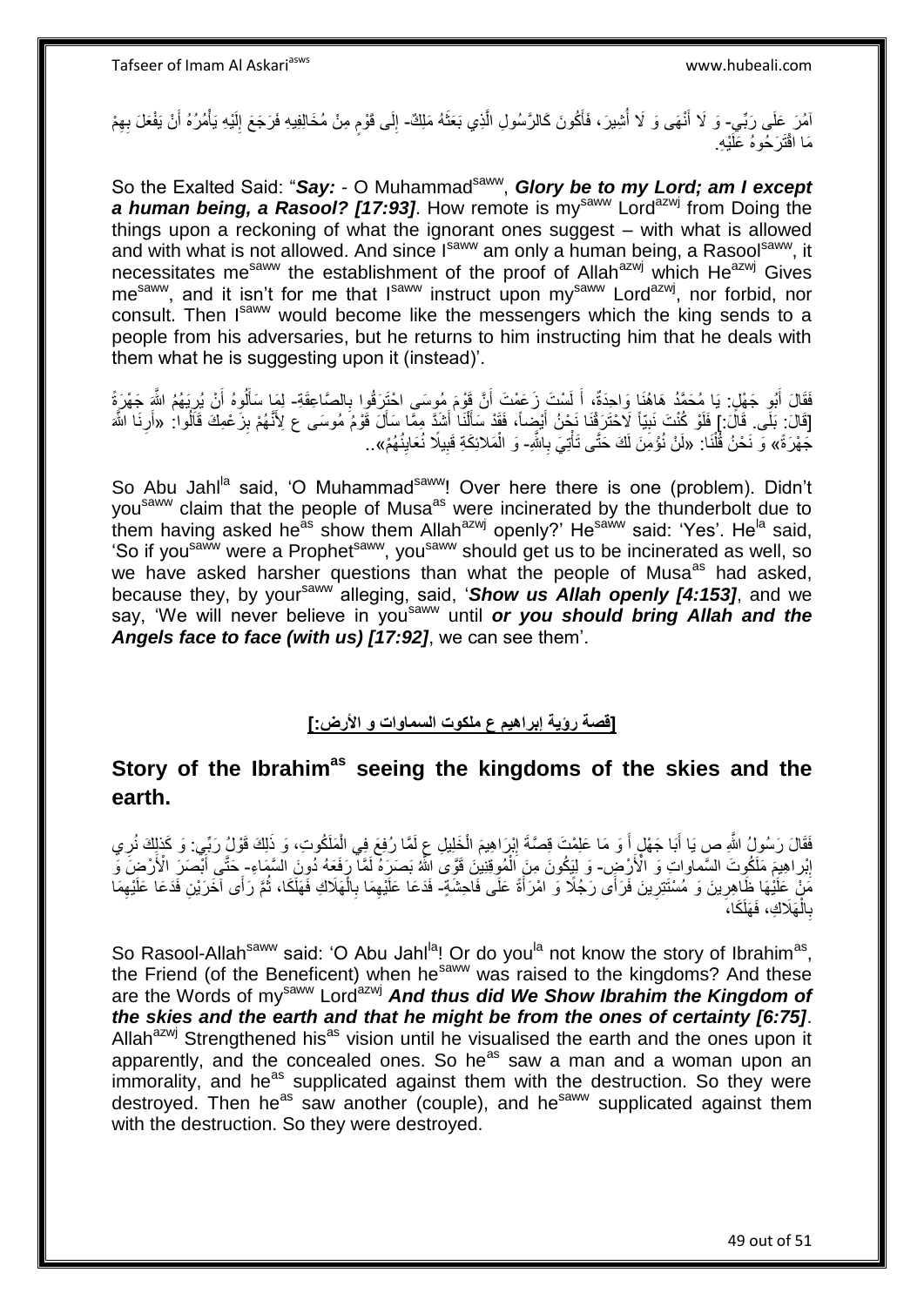آمُرَ عَلَى رَبِّي- وَ لَا أَنْهَى وَ لَا أُشِيرَ، فَأَكُونَ كَالرَّسُولِ الَّذِي بَعَثَهُ مَلِكٌ- إِلَى قَوْمٍ مِنْ مُخَالِفِيهِ فَرَجَعَ إِلَيْهِ يَأْمُرُهُ أَنْ يَفْعَلَ بِهِمْ مَا اقْتَرَحُوهُ عَلَيْهِ.

So the Exalted Said: "***Say:*** - O Muhammad[saww], ***Glory be to my Lord; am I except a human being, a Rasool? [17:93]***. How remote is my[saww] Lord[azwj] from Doing the things upon a reckoning of what the ignorant ones suggest – with what is allowed and with what is not allowed. And since I[saww] am only a human being, a Rasool[saww], it necessitates me[saww] the establishment of the proof of Allah[azwj] which He[azwj] Gives me[saww], and it isn't for me that I[saww] instruct upon my[saww] Lord[azwj], nor forbid, nor consult. Then I[saww] would become like the messengers which the king sends to a people from his adversaries, but he returns to him instructing him that he deals with them what he is suggesting upon it (instead)'.

فَقَالَ أَبُو جَهْلٍ: يَا مُحَمَّدُ هَاهُنَا وَاحِدَةٌ، أَ لَسْتَ زَعَمْتَ أَنَّ قَوْمَ مُوسَى احْتَرَقُوا بِالصَّاعِقَةِ- لِمَا سَأَلُوهُ أَنْ يُرِيَهُمُ اللَّهَ جَهْرَةً [قَالَ: بَلَى. قَالَ:] فَلَوْ كُنْتَ نَبِيّاً لَاحْتَرَقْنَا نَحْنُ أَيْضاً، فَقَدْ سَأَلْنَا أَشَدَّ مِمَّا سَأَلَ قَوْمُ مُوسَى ع لِأَنَّهُمْ بِزَعْمِكَ قَالُوا: «أَرِنَا اللَّهَ جَهْرَةً» وَ نَحْنُ قُلْنَا: «لَنْ نُؤْمِنَ لَكَ حَتَّى تَأْتِيَ بِاللَّهِ- وَ الْمَلَائِكَةِ قَبِيلًا نُعَايِنُهُمْ»..

So Abu Jahl[la] said, 'O Muhammad[saww]! Over here there is one (problem). Didn't you[saww] claim that the people of Musa[as] were incinerated by the thunderbolt due to them having asked he[as] show them Allah[azwj] openly?' He[saww] said: 'Yes'. He[la] said, 'So if you[saww] were a Prophet[saww], you[saww] should get us to be incinerated as well, so we have asked harsher questions than what the people of Musa[as] had asked, because they, by your[saww] alleging, said, '***Show us Allah openly [4:153]***, and we say, 'We will never believe in you[saww] until ***or you should bring Allah and the Angels face to face (with us) [17:92]***, we can see them'.

## [قصة رؤية إبراهيم ع ملكوت السماوات و الأرض:]

## Story of the Ibrahim[as] seeing the kingdoms of the skies and the earth.

فَقَالَ رَسُولُ اللَّهِ ص يَا أَبَا جَهْلٍ أَ وَ مَا عَلِمْتَ قِصَّةَ إِبْرَاهِيمَ الْخَلِيلِ ع لَمَّا رُفِعَ فِي الْمَلَكُوتِ، وَ ذَلِكَ قَوْلُ رَبِّي: وَ كَذلِكَ نُرِي إِبْراهِيمَ مَلَكُوتَ السَّماواتِ وَ الْأَرْضِ- وَ لِيَكُونَ مِنَ الْمُوقِنِينَ قَوَّى اللَّهُ بَصَرَهُ لَمَّا رَفَعَهُ دُونَ السَّمَاءِ- حَتَّى أَبْصَرَ الْأَرْضَ وَ مَنْ عَلَيْهَا ظَاهِرِينَ وَ مُسْتَتِرِينَ فَرَأَى رَجُلًا وَ امْرَأَةً عَلَى فَاحِشَةٍ- فَدَعَا عَلَيْهِمَا بِالْهَلَاكِ فَهَلَكَا، ثُمَّ رَأَى آخَرَيْنِ فَدَعَا عَلَيْهِمَا بِالْهَلَاكِ، فَهَلَكَا،

So Rasool-Allah[saww] said: 'O Abu Jahl[la]! Or do you[la] not know the story of Ibrahim[as], the Friend (of the Beneficent) when he[saww] was raised to the kingdoms? And these are the Words of my[saww] Lord[azwj] ***And thus did We Show Ibrahim the Kingdom of the skies and the earth and that he might be from the ones of certainty [6:75]***. Allah[azwj] Strengthened his[as] vision until he visualised the earth and the ones upon it apparently, and the concealed ones. So he[as] saw a man and a woman upon an immorality, and he[as] supplicated against them with the destruction. So they were destroyed. Then he[as] saw another (couple), and he[saww] supplicated against them with the destruction. So they were destroyed.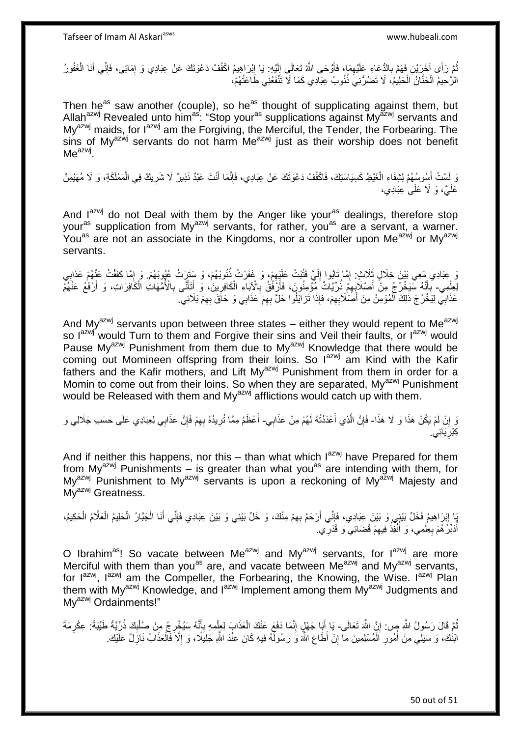ثُمَّ رَأَى آخَرَيْنِ فَهَمَّ بِالدُّعَاءِ عَلَيْهِمَا، فَأَوْحَى اللَّهُ تَعَالَى إِلَيْهِ: يَا إِبْرَاهِيمُ اكْفُفْ دَعْوَتَكَ عَنْ عِبَادِي وَ إِمَائِي، فَإِنِّي أَنَا الْغَفُورُ الرَّحِيمُ الْحَنَّانُ الْحَلِيمُ، لَا تَضُرُّنِي ذُنُوبُ عِبَادِي كَمَا لَا تَنْفَعُنِي طَاعَتُهُمْ،

Then he^as saw another (couple), so he^as thought of supplicating against them, but Allah^azwj Revealed unto him^as: "Stop your^as supplications against My^azwj servants and My^azwj maids, for I^azwj am the Forgiving, the Merciful, the Tender, the Forbearing. The sins of My^azwj servants do not harm Me^azwj just as their worship does not benefit Me^azwj.

وَ لَسْتُ أَسُوسُهُمْ لِشِفَاءِ الْغَيْظِ كَسِيَاسَتِكَ، فَاكْفُفْ دَعْوَتَكَ عَنْ عِبَادِي، فَإِنَّمَا أَنْتَ عَبْدٌ نَذِيرٌ لَا شَرِيكٌ فِي الْمَمْلَكَةِ، وَ لَا مُهَيْمِنٌ عَلَيَّ، وَ لَا عَلَى عِبَادِي،

And I^azwj do not Deal with them by the Anger like your^as dealings, therefore stop your^as supplication from My^azwj servants, for rather, you^as are a servant, a warner. You^as are not an associate in the Kingdoms, nor a controller upon Me^azwj or My^azwj servants.

وَ عِبَادِي مَعِي بَيْنَ خِلَالٍ ثَلَاثٍ: إِمَّا تَابُوا إِلَيَّ فَتُبْتُ عَلَيْهِمْ، وَ غَفَرْتُ ذُنُوبَهُمْ، وَ سَتَرْتُ عُيُوبَهُمْ. وَ إِمَّا كَفَفْتُ عَنْهُمْ عَذَابِي لِعِلْمِي- بِأَنَّهُ سَيَخْرُجُ مِنْ أَصْلَابِهِمْ ذُرِّيَّاتٌ مُؤْمِنُونَ، فَأَرْفُقُ بِالْآبَاءِ الْكَافِرِينَ، وَ أَتَأَنَّى بِالْأُمَّهَاتِ الْكَافِرَاتِ، وَ أَرْفَعُ عَنْهُمْ عَذَابِي لِيَخْرُجَ ذَلِكَ الْمُؤْمِنُ مِنْ أَصْلَابِهِمْ، فَإِذَا تَزَايَلُوا حَلَّ بِهِمْ عَذَابِي وَ حَاقَ بِهِمْ بَلَائِي.

And My^azwj servants upon between three states – either they would repent to Me^azwj so I^azwj would Turn to them and Forgive their sins and Veil their faults, or I^azwj would Pause My^azwj Punishment from them due to My^azwj Knowledge that there would be coming out Momineen offspring from their loins. So I^azwj am Kind with the Kafir fathers and the Kafir mothers, and Lift My^azwj Punishment from them in order for a Momin to come out from their loins. So when they are separated, My^azwj Punishment would be Released with them and My^azwj afflictions would catch up with them.

وَ إِنْ لَمْ يَكُنْ هَذَا وَ لَا هَذَا- فَإِنَّ الَّذِي أَعْدَدْتُهُ لَهُمْ مِنْ عَذَابِي- أَعْظَمُ مِمَّا تُرِيدُهُ بِهِمْ فَإِنَّ عَذَابِي لِعِبَادِي عَلَى حَسَبِ جَلَالِي وَ كِبْرِيَائِي.

And if neither this happens, nor this – than what which I^azwj have Prepared for them from My^azwj Punishments – is greater than what you^as are intending with them, for My^azwj Punishment to My^azwj servants is upon a reckoning of My^azwj Majesty and My^azwj Greatness.

يَا إِبْرَاهِيمُ فَخَلِّ بَيْنِي وَ بَيْنَ عِبَادِي، فَإِنِّي أَرْحَمُ بِهِمْ مِنْكَ، وَ خَلِّ بَيْنِي وَ بَيْنَ عِبَادِي فَإِنِّي أَنَا الْجَبَّارُ الْحَلِيمُ الْعَلَّامُ الْحَكِيمُ، أُدَبِّرُهُمْ بِعِلْمِي، وَ أُنْفِذُ فِيهِمْ قَضَائِي وَ قَدَرِي.

O Ibrahim^as! So vacate between Me^azwj and My^azwj servants, for I^azwj are more Merciful with them than you^as are, and vacate between Me^azwj and My^azwj servants, for I^azwj, I^azwj am the Compeller, the Forbearing, the Knowing, the Wise. I^azwj Plan them with My^azwj Knowledge, and I^azwj Implement among them My^azwj Judgments and My^azwj Ordainments!"

ثُمَّ قَالَ رَسُولُ اللَّهِ ص: إِنَّ اللَّهَ تَعَالَى- يَا أَبَا جَهْلٍ إِنَّمَا دَفَعَ عَنْكَ الْعَذَابَ لِعِلْمِهِ بِأَنَّهُ سَيُخْرِجُ مِنْ صُلْبِكَ ذُرِّيَّةً طَيِّبَةً: عِكْرِمَةَ ابْنَكَ، وَ سَيَلِي مِنْ أُمُورِ الْمُسْلِمِينَ مَا إِنْ أَطَاعَ اللَّهَ وَ رَسُولَهُ فِيهِ كَانَ عِنْدَ اللَّهِ جَلِيلًا، وَ إِلَّا فَالْعَذَابُ نَازِلٌ عَلَيْكَ.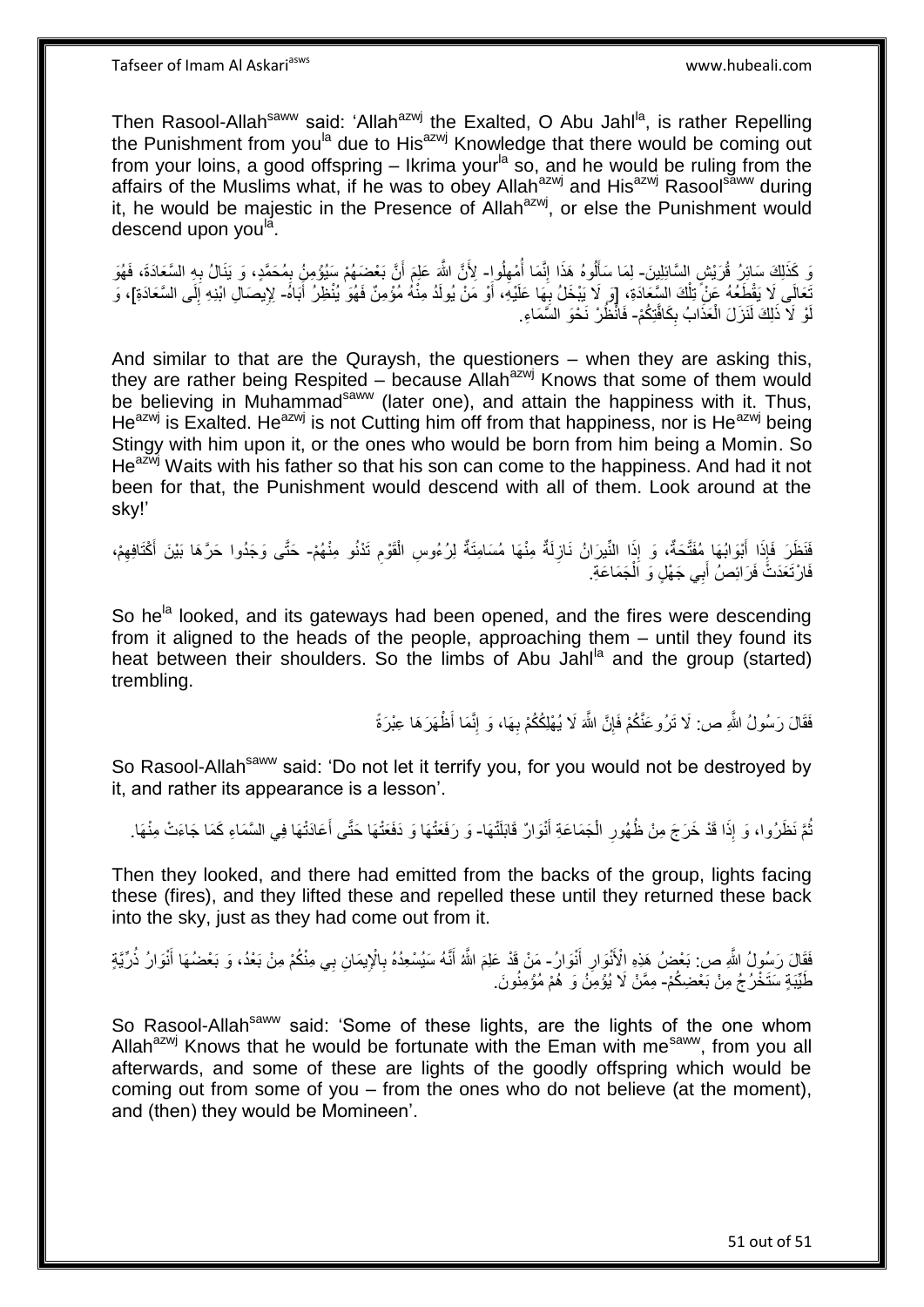Then Rasool-Allah[saww] said: 'Allah[azwj] the Exalted, O Abu Jahl[la], is rather Repelling the Punishment from you[la] due to His[azwj] Knowledge that there would be coming out from your loins, a good offspring – Ikrima your[la] so, and he would be ruling from the affairs of the Muslims what, if he was to obey Allah[azwj] and His[azwj] Rasool[saww] during it, he would be majestic in the Presence of Allah[azwj], or else the Punishment would descend upon you[la].

وَ كَذَلِكَ سَائِرُ قُرَيْشٍ السَّائِلِينَ- لِمَا سَأَلُوهُ هَذَا إِنَّمَا أُمْهِلُوا- لِأَنَّ اللَّهَ عَلِمَ أَنَّ بَعْضَهُمْ سَيُؤْمِنُ بِمُحَمَّدٍ، وَ يَنَالُ بِهِ السَّعَادَةَ، فَهُوَ تَعَالَى لَا يَقْطَعُهُ عَنْ تِلْكَ السَّعَادَةِ، [وَ لَا يَبْخَلُ بِهَا عَلَيْهِ، أَوْ مَنْ يُولَدُ مِنْهُ مُؤْمِنٌ فَهُوَ يُنْظِرُ أَبَاهُ- لِإِيصَالِ ابْنِهِ إِلَى السَّعَادَةِ]، وَ لَوْ لَا ذَلِكَ لَنَزَلَ الْعَذَابُ بِكَافَّتِكُمْ- فَانْظُرْ نَحْوَ السَّمَاءِ.

And similar to that are the Quraysh, the questioners – when they are asking this, they are rather being Respited – because Allah[azwj] Knows that some of them would be believing in Muhammad[saww] (later one), and attain the happiness with it. Thus, He[azwj] is Exalted. He[azwj] is not Cutting him off from that happiness, nor is He[azwj] being Stingy with him upon it, or the ones who would be born from him being a Momin. So He[azwj] Waits with his father so that his son can come to the happiness. And had it not been for that, the Punishment would descend with all of them. Look around at the sky!'

فَنَظَرَ فَإِذَا أَبْوَابُهَا مُفَتَّحَةٌ، وَ إِذَا النِّيرَانُ نَازِلَةٌ مِنْهَا مُسَامِتَةٌ لِرُءُوسِ الْقَوْمِ تَدْنُو مِنْهُمْ- حَتَّى وَجَدُوا حَرَّهَا بَيْنَ أَكْتَافِهِمْ، فَارْتَعَدَتْ فَرَائِصُ أَبِي جَهْلٍ وَ الْجَمَاعَةِ.

So he[la] looked, and its gateways had been opened, and the fires were descending from it aligned to the heads of the people, approaching them – until they found its heat between their shoulders. So the limbs of Abu Jahl[la] and the group (started) trembling.

فَقَالَ رَسُولُ اللَّهِ ص: لَا تَرُوعَنَّكُمْ فَإِنَّ اللَّهَ لَا يُهْلِكُكُمْ بِهَا، وَ إِنَّمَا أَظْهَرَهَا عِبْرَةً

So Rasool-Allah[saww] said: 'Do not let it terrify you, for you would not be destroyed by it, and rather its appearance is a lesson'.

ثُمَّ نَظَرُوا، وَ إِذَا قَدْ خَرَجَ مِنْ ظُهُورِ الْجَمَاعَةِ أَنْوَارٌ قَابَلَتْهَا- وَ رَفَعَتْهَا وَ دَفَعَتْهَا حَتَّى أَعَادَتْهَا فِي السَّمَاءِ كَمَا جَاءَتْ مِنْهَا.

Then they looked, and there had emitted from the backs of the group, lights facing these (fires), and they lifted these and repelled these until they returned these back into the sky, just as they had come out from it.

فَقَالَ رَسُولُ اللَّهِ ص: بَعْضُ هَذِهِ الْأَنْوَارِ أَنْوَارُ- مَنْ قَدْ عَلِمَ اللَّهُ أَنَّهُ سَيُسْعِدُهُ بِالْإِيمَانِ بِي مِنْكُمْ مِنْ بَعْدُ، وَ بَعْضُهَا أَنْوَارُ ذُرِّيَّةٍ طَيِّبَةٍ سَتَخْرُجُ مِنْ بَعْضِكُمْ- مِمَّنْ لَا يُؤْمِنُ وَ هُمْ مُؤْمِنُونَ.

So Rasool-Allah[saww] said: 'Some of these lights, are the lights of the one whom Allah[azwj] Knows that he would be fortunate with the Eman with me[saww], from you all afterwards, and some of these are lights of the goodly offspring which would be coming out from some of you – from the ones who do not believe (at the moment), and (then) they would be Momineen'.